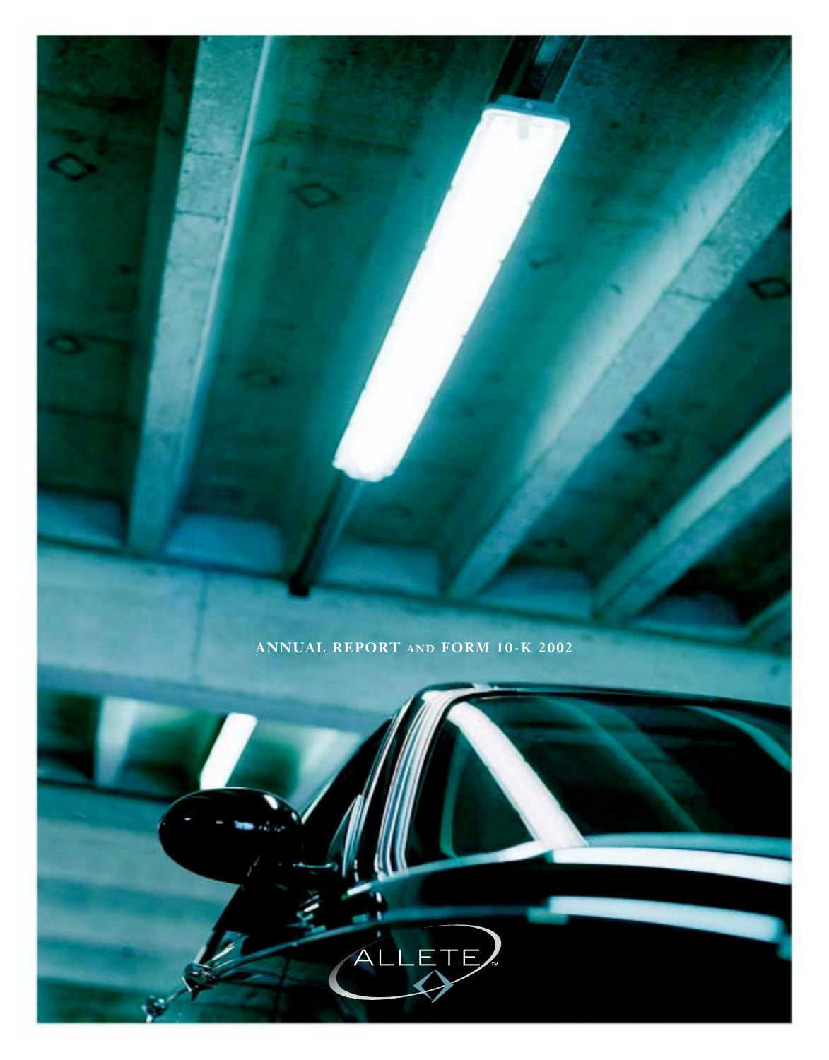# ANNUAL REPORT AND FORM 10-K 2002

ALLETE™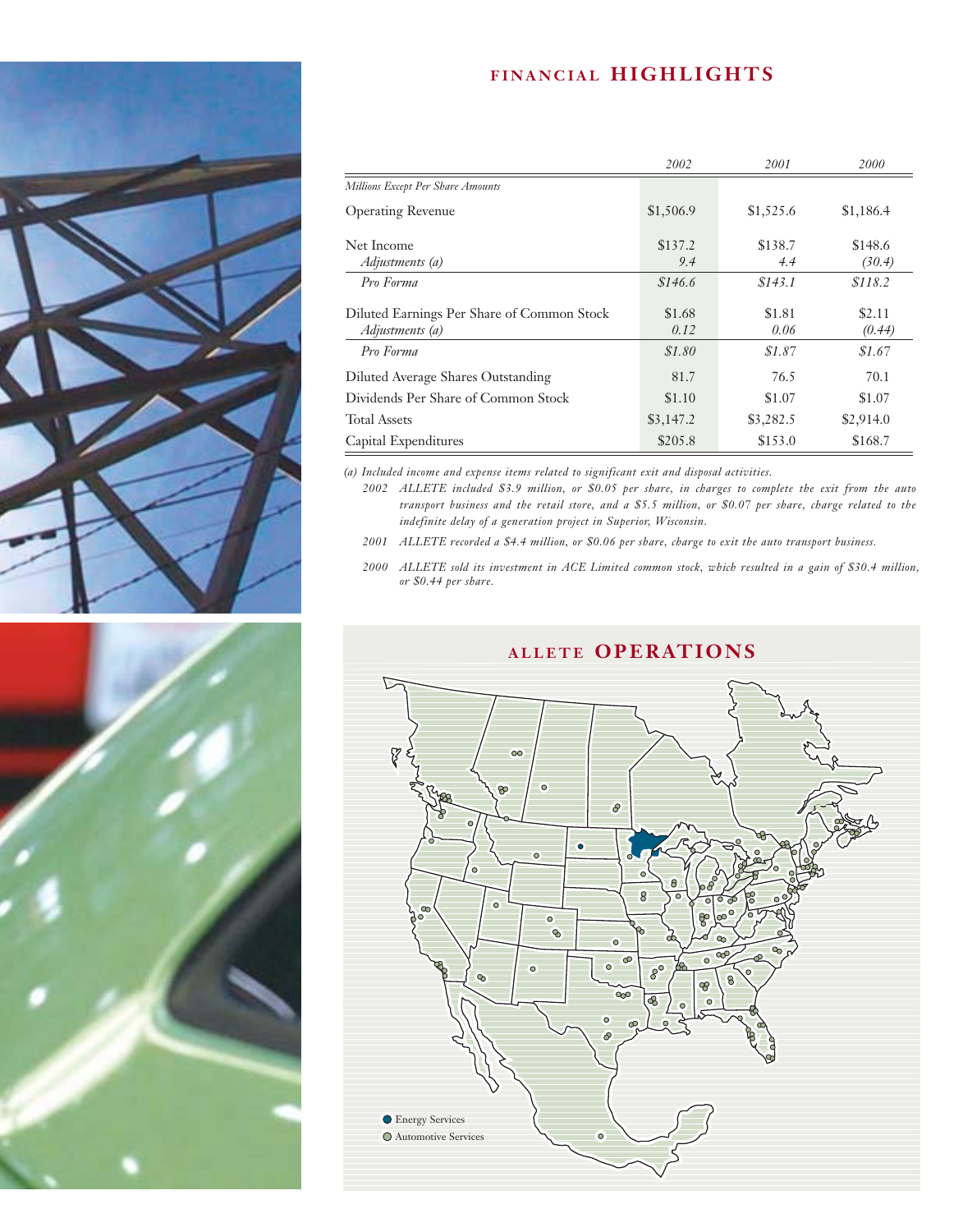# FINANCIAL HIGHLIGHTS

| | *2002* | *2001* | *2000* |
|---|---|---|---|
| *Millions Except Per Share Amounts* | | | |
| Operating Revenue | $1,506.9 | $1,525.6 | $1,186.4 |
| Net Income | $137.2 | $138.7 | $148.6 |
| *Adjustments (a)* | *9.4* | *4.4* | *(30.4)* |
| *Pro Forma* | *$146.6* | *$143.1* | *$118.2* |
| Diluted Earnings Per Share of Common Stock | $1.68 | $1.81 | $2.11 |
| *Adjustments (a)* | *0.12* | *0.06* | *(0.44)* |
| *Pro Forma* | *$1.80* | *$1.87* | *$1.67* |
| Diluted Average Shares Outstanding | 81.7 | 76.5 | 70.1 |
| Dividends Per Share of Common Stock | $1.10 | $1.07 | $1.07 |
| Total Assets | $3,147.2 | $3,282.5 | $2,914.0 |
| Capital Expenditures | $205.8 | $153.0 | $168.7 |

*(a) Included income and expense items related to significant exit and disposal activities.*

*2002 ALLETE included $3.9 million, or $0.05 per share, in charges to complete the exit from the auto transport business and the retail store, and a $5.5 million, or $0.07 per share, charge related to the indefinite delay of a generation project in Superior, Wisconsin.*

*2001 ALLETE recorded a $4.4 million, or $0.06 per share, charge to exit the auto transport business.*

*2000 ALLETE sold its investment in ACE Limited common stock, which resulted in a gain of $30.4 million, or $0.44 per share.*

## ALLETE OPERATIONS

- Energy Services
- Automotive Services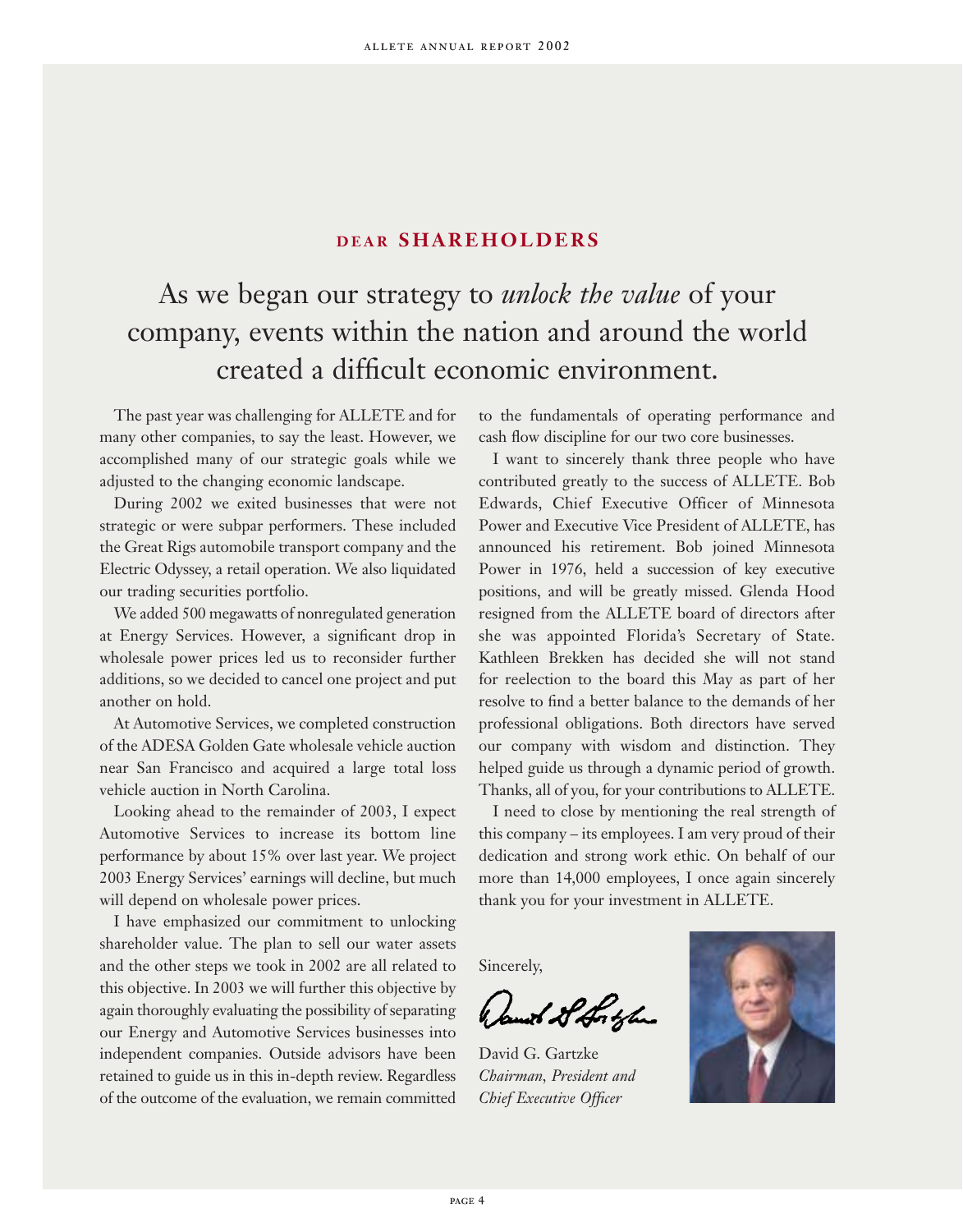## DEAR SHAREHOLDERS

### As we began our strategy to *unlock the value* of your company, events within the nation and around the world created a difficult economic environment.

The past year was challenging for ALLETE and for many other companies, to say the least. However, we accomplished many of our strategic goals while we adjusted to the changing economic landscape.

During 2002 we exited businesses that were not strategic or were subpar performers. These included the Great Rigs automobile transport company and the Electric Odyssey, a retail operation. We also liquidated our trading securities portfolio.

We added 500 megawatts of nonregulated generation at Energy Services. However, a significant drop in wholesale power prices led us to reconsider further additions, so we decided to cancel one project and put another on hold.

At Automotive Services, we completed construction of the ADESA Golden Gate wholesale vehicle auction near San Francisco and acquired a large total loss vehicle auction in North Carolina.

Looking ahead to the remainder of 2003, I expect Automotive Services to increase its bottom line performance by about 15% over last year. We project 2003 Energy Services' earnings will decline, but much will depend on wholesale power prices.

I have emphasized our commitment to unlocking shareholder value. The plan to sell our water assets and the other steps we took in 2002 are all related to this objective. In 2003 we will further this objective by again thoroughly evaluating the possibility of separating our Energy and Automotive Services businesses into independent companies. Outside advisors have been retained to guide us in this in-depth review. Regardless of the outcome of the evaluation, we remain committed to the fundamentals of operating performance and cash flow discipline for our two core businesses.

I want to sincerely thank three people who have contributed greatly to the success of ALLETE. Bob Edwards, Chief Executive Officer of Minnesota Power and Executive Vice President of ALLETE, has announced his retirement. Bob joined Minnesota Power in 1976, held a succession of key executive positions, and will be greatly missed. Glenda Hood resigned from the ALLETE board of directors after she was appointed Florida's Secretary of State. Kathleen Brekken has decided she will not stand for reelection to the board this May as part of her resolve to find a better balance to the demands of her professional obligations. Both directors have served our company with wisdom and distinction. They helped guide us through a dynamic period of growth. Thanks, all of you, for your contributions to ALLETE.

I need to close by mentioning the real strength of this company – its employees. I am very proud of their dedication and strong work ethic. On behalf of our more than 14,000 employees, I once again sincerely thank you for your investment in ALLETE.

Sincerely,

David G. Gartzke
*Chairman, President and Chief Executive Officer*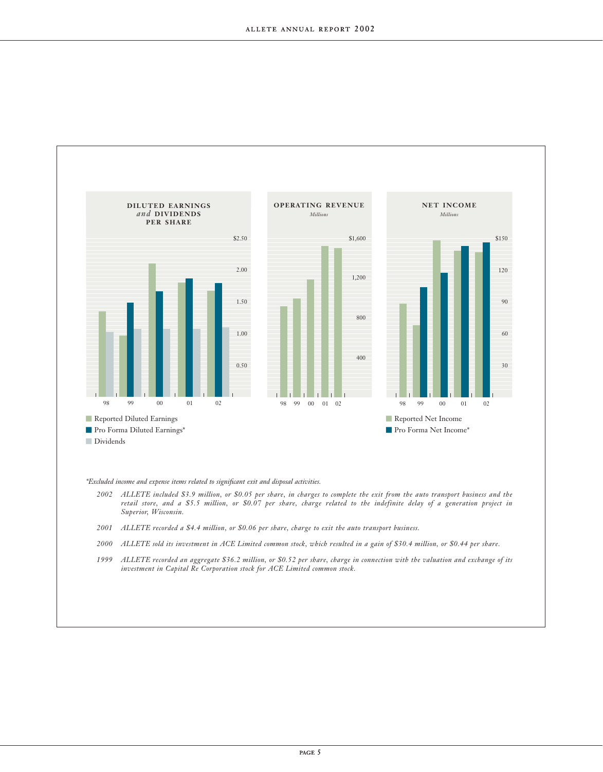## DILUTED EARNINGS *and* DIVIDENDS PER SHARE

$2.50
2.00
1.50
1.00
0.50

98 99 00 01 02

- Reported Diluted Earnings
- Pro Forma Diluted Earnings*
- Dividends

## OPERATING REVENUE

*Millions*

$1,600
1,200
800
400

98 99 00 01 02

## NET INCOME

*Millions*

$150
120
90
60
30

98 99 00 01 02

- Reported Net Income
- Pro Forma Net Income*

*\*Excluded income and expense items related to significant exit and disposal activities.*

*2002 ALLETE included $3.9 million, or $0.05 per share, in charges to complete the exit from the auto transport business and the retail store, and a $5.5 million, or $0.07 per share, charge related to the indefinite delay of a generation project in Superior, Wisconsin.*

*2001 ALLETE recorded a $4.4 million, or $0.06 per share, charge to exit the auto transport business.*

*2000 ALLETE sold its investment in ACE Limited common stock, which resulted in a gain of $30.4 million, or $0.44 per share.*

*1999 ALLETE recorded an aggregate $36.2 million, or $0.52 per share, charge in connection with the valuation and exchange of its investment in Capital Re Corporation stock for ACE Limited common stock.*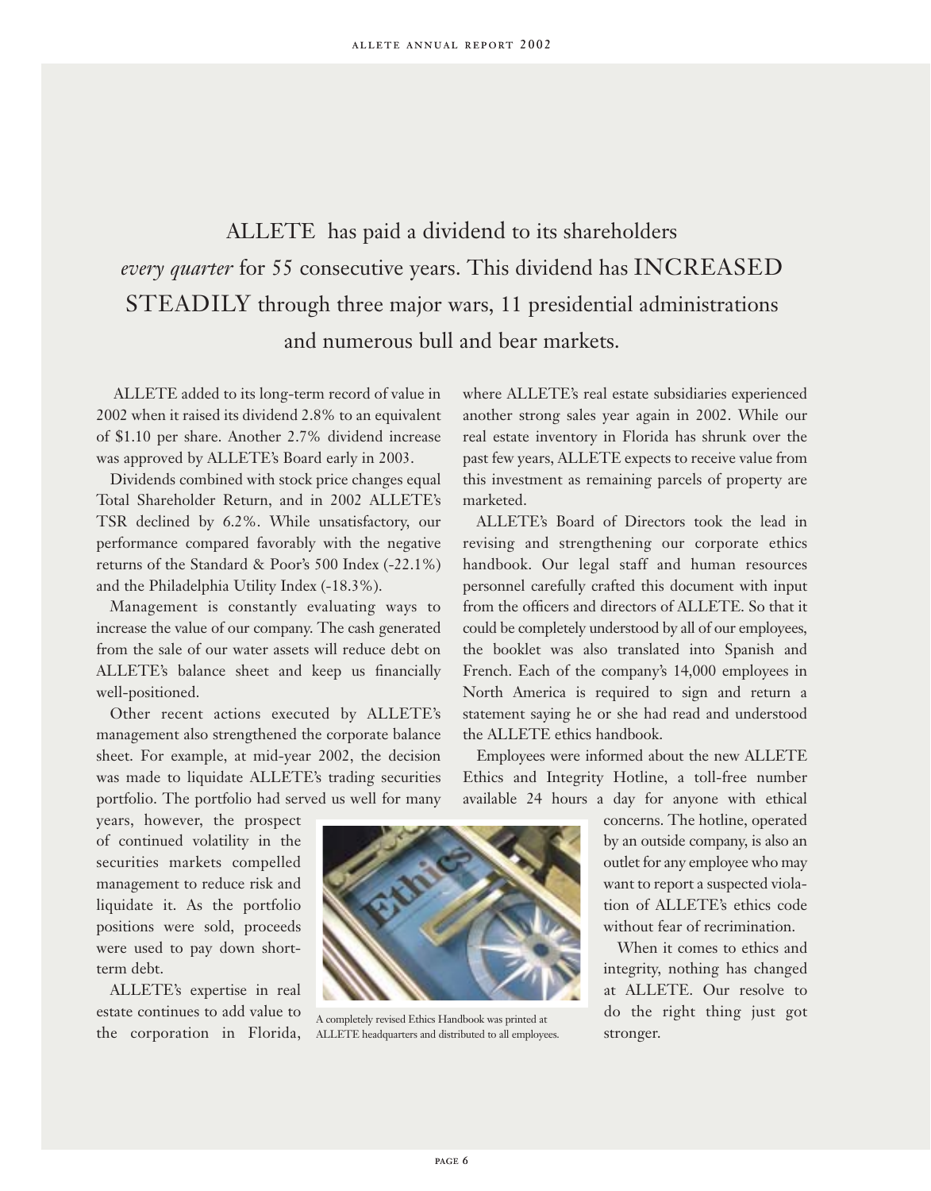ALLETE has paid a dividend to its shareholders *every quarter* for 55 consecutive years. This dividend has INCREASED STEADILY through three major wars, 11 presidential administrations and numerous bull and bear markets.

ALLETE added to its long-term record of value in 2002 when it raised its dividend 2.8% to an equivalent of $1.10 per share. Another 2.7% dividend increase was approved by ALLETE's Board early in 2003.

Dividends combined with stock price changes equal Total Shareholder Return, and in 2002 ALLETE's TSR declined by 6.2%. While unsatisfactory, our performance compared favorably with the negative returns of the Standard & Poor's 500 Index (-22.1%) and the Philadelphia Utility Index (-18.3%).

Management is constantly evaluating ways to increase the value of our company. The cash generated from the sale of our water assets will reduce debt on ALLETE's balance sheet and keep us financially well-positioned.

Other recent actions executed by ALLETE's management also strengthened the corporate balance sheet. For example, at mid-year 2002, the decision was made to liquidate ALLETE's trading securities portfolio. The portfolio had served us well for many years, however, the prospect of continued volatility in the securities markets compelled management to reduce risk and liquidate it. As the portfolio positions were sold, proceeds were used to pay down short-term debt.

ALLETE's expertise in real estate continues to add value to the corporation in Florida, where ALLETE's real estate subsidiaries experienced another strong sales year again in 2002. While our real estate inventory in Florida has shrunk over the past few years, ALLETE expects to receive value from this investment as remaining parcels of property are marketed.

ALLETE's Board of Directors took the lead in revising and strengthening our corporate ethics handbook. Our legal staff and human resources personnel carefully crafted this document with input from the officers and directors of ALLETE. So that it could be completely understood by all of our employees, the booklet was also translated into Spanish and French. Each of the company's 14,000 employees in North America is required to sign and return a statement saying he or she had read and understood the ALLETE ethics handbook.

Employees were informed about the new ALLETE Ethics and Integrity Hotline, a toll-free number available 24 hours a day for anyone with ethical concerns. The hotline, operated by an outside company, is also an outlet for any employee who may want to report a suspected violation of ALLETE's ethics code without fear of recrimination.

When it comes to ethics and integrity, nothing has changed at ALLETE. Our resolve to do the right thing just got stronger.

A completely revised Ethics Handbook was printed at ALLETE headquarters and distributed to all employees.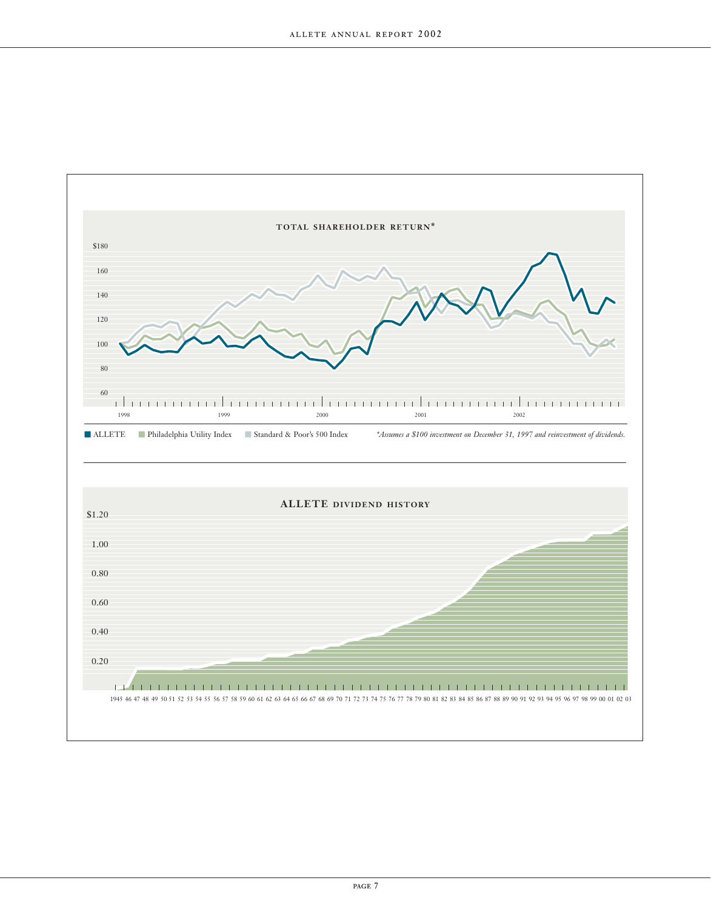## TOTAL SHAREHOLDER RETURN*

$180

160

140

120

100

80

60

1998 1999 2000 2001 2002

ALLETE | Philadelphia Utility Index | Standard & Poor's 500 Index

*\*Assumes a $100 investment on December 31, 1997 and reinvestment of dividends.*

## ALLETE DIVIDEND HISTORY

$1.20

1.00

0.80

0.60

0.40

0.20

1945 46 47 48 49 50 51 52 53 54 55 56 57 58 59 60 61 62 63 64 65 66 67 68 69 70 71 72 73 74 75 76 77 78 79 80 81 82 83 84 85 86 87 88 89 90 91 92 93 94 95 96 97 98 99 00 01 02 03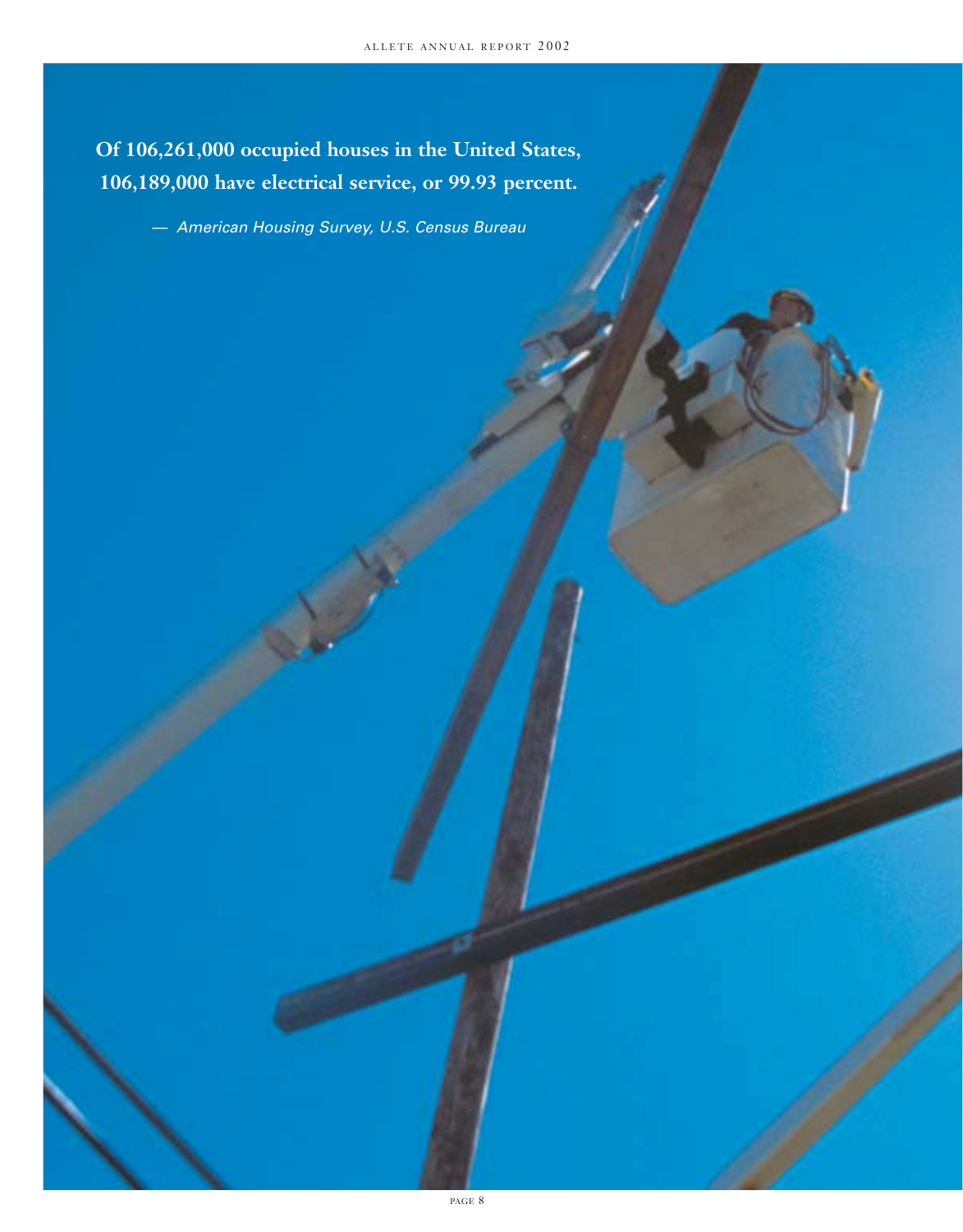**Of 106,261,000 occupied houses in the United States, 106,189,000 have electrical service, or 99.93 percent.**

— *American Housing Survey, U.S. Census Bureau*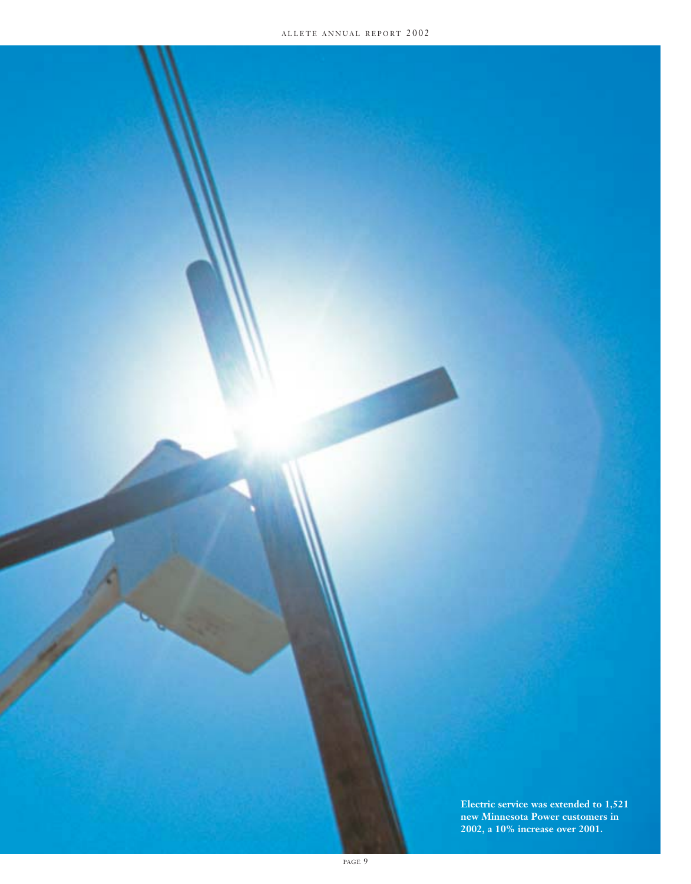**Electric service was extended to 1,521 new Minnesota Power customers in 2002, a 10% increase over 2001.**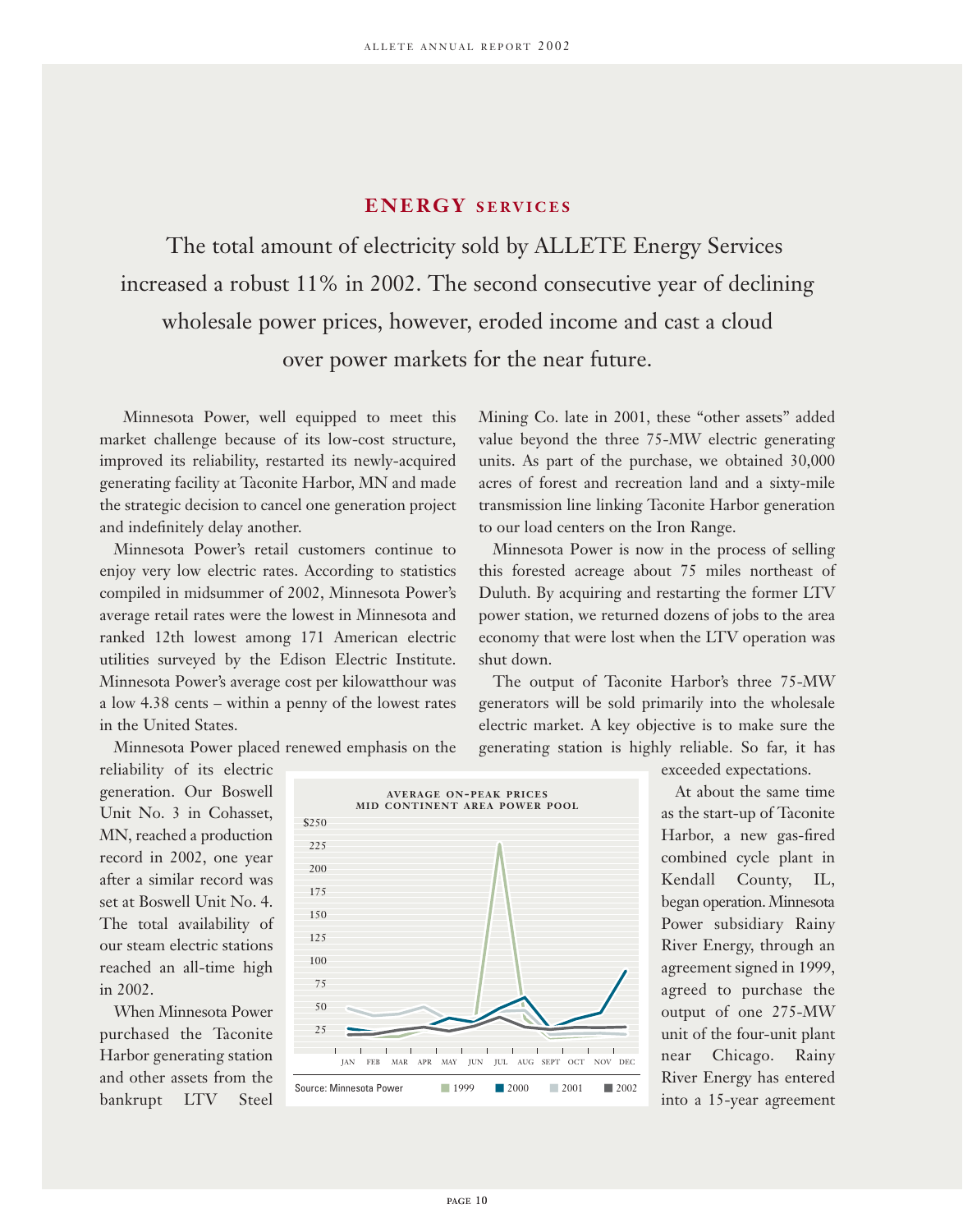## ENERGY SERVICES

The total amount of electricity sold by ALLETE Energy Services increased a robust 11% in 2002. The second consecutive year of declining wholesale power prices, however, eroded income and cast a cloud over power markets for the near future.

Minnesota Power, well equipped to meet this market challenge because of its low-cost structure, improved its reliability, restarted its newly-acquired generating facility at Taconite Harbor, MN and made the strategic decision to cancel one generation project and indefinitely delay another.

Minnesota Power's retail customers continue to enjoy very low electric rates. According to statistics compiled in midsummer of 2002, Minnesota Power's average retail rates were the lowest in Minnesota and ranked 12th lowest among 171 American electric utilities surveyed by the Edison Electric Institute. Minnesota Power's average cost per kilowatthour was a low 4.38 cents – within a penny of the lowest rates in the United States.

Minnesota Power placed renewed emphasis on the reliability of its electric generation. Our Boswell Unit No. 3 in Cohasset, MN, reached a production record in 2002, one year after a similar record was set at Boswell Unit No. 4. The total availability of our steam electric stations reached an all-time high in 2002.

When Minnesota Power purchased the Taconite Harbor generating station and other assets from the bankrupt LTV Steel Mining Co. late in 2001, these "other assets" added value beyond the three 75-MW electric generating units. As part of the purchase, we obtained 30,000 acres of forest and recreation land and a sixty-mile transmission line linking Taconite Harbor generation to our load centers on the Iron Range.

Minnesota Power is now in the process of selling this forested acreage about 75 miles northeast of Duluth. By acquiring and restarting the former LTV power station, we returned dozens of jobs to the area economy that were lost when the LTV operation was shut down.

The output of Taconite Harbor's three 75-MW generators will be sold primarily into the wholesale electric market. A key objective is to make sure the generating station is highly reliable. So far, it has exceeded expectations.

**AVERAGE ON-PEAK PRICES**
**MID CONTINENT AREA POWER POOL**

(Chart: $0–$250 by month, JAN–DEC; series 1999, 2000, 2001, 2002)

Source: Minnesota Power

At about the same time as the start-up of Taconite Harbor, a new gas-fired combined cycle plant in Kendall County, IL, began operation. Minnesota Power subsidiary Rainy River Energy, through an agreement signed in 1999, agreed to purchase the output of one 275-MW unit of the four-unit plant near Chicago. Rainy River Energy has entered into a 15-year agreement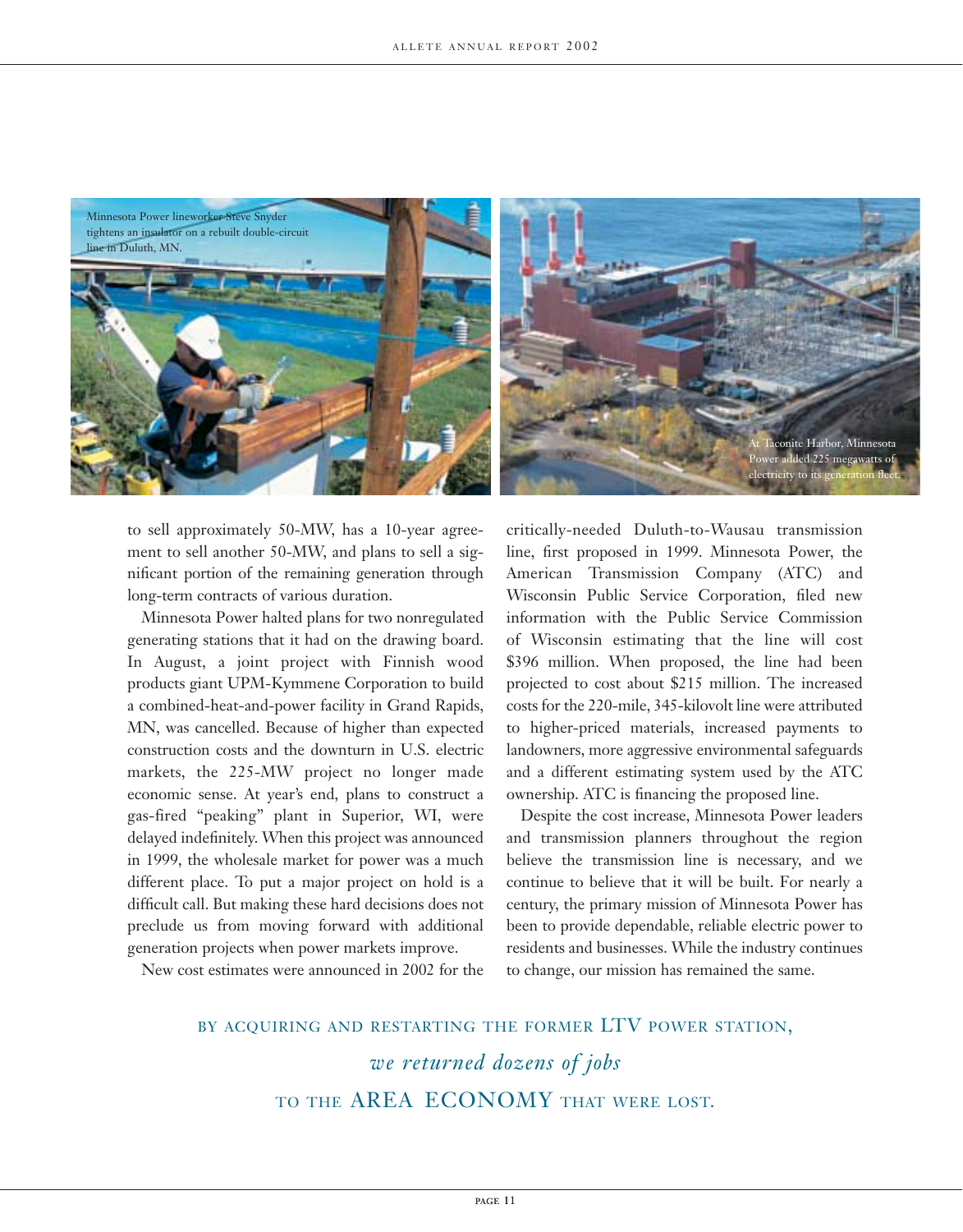Minnesota Power lineworker Steve Snyder tightens an insulator on a rebuilt double-circuit line in Duluth, MN.

At Taconite Harbor, Minnesota Power added 225 megawatts of electricity to its generation fleet.

to sell approximately 50-MW, has a 10-year agreement to sell another 50-MW, and plans to sell a significant portion of the remaining generation through long-term contracts of various duration.

Minnesota Power halted plans for two nonregulated generating stations that it had on the drawing board. In August, a joint project with Finnish wood products giant UPM-Kymmene Corporation to build a combined-heat-and-power facility in Grand Rapids, MN, was cancelled. Because of higher than expected construction costs and the downturn in U.S. electric markets, the 225-MW project no longer made economic sense. At year's end, plans to construct a gas-fired "peaking" plant in Superior, WI, were delayed indefinitely. When this project was announced in 1999, the wholesale market for power was a much different place. To put a major project on hold is a difficult call. But making these hard decisions does not preclude us from moving forward with additional generation projects when power markets improve.

New cost estimates were announced in 2002 for the critically-needed Duluth-to-Wausau transmission line, first proposed in 1999. Minnesota Power, the American Transmission Company (ATC) and Wisconsin Public Service Corporation, filed new information with the Public Service Commission of Wisconsin estimating that the line will cost \$396 million. When proposed, the line had been projected to cost about \$215 million. The increased costs for the 220-mile, 345-kilovolt line were attributed to higher-priced materials, increased payments to landowners, more aggressive environmental safeguards and a different estimating system used by the ATC ownership. ATC is financing the proposed line.

Despite the cost increase, Minnesota Power leaders and transmission planners throughout the region believe the transmission line is necessary, and we continue to believe that it will be built. For nearly a century, the primary mission of Minnesota Power has been to provide dependable, reliable electric power to residents and businesses. While the industry continues to change, our mission has remained the same.

BY ACQUIRING AND RESTARTING THE FORMER LTV POWER STATION, *we returned dozens of jobs* TO THE AREA ECONOMY THAT WERE LOST.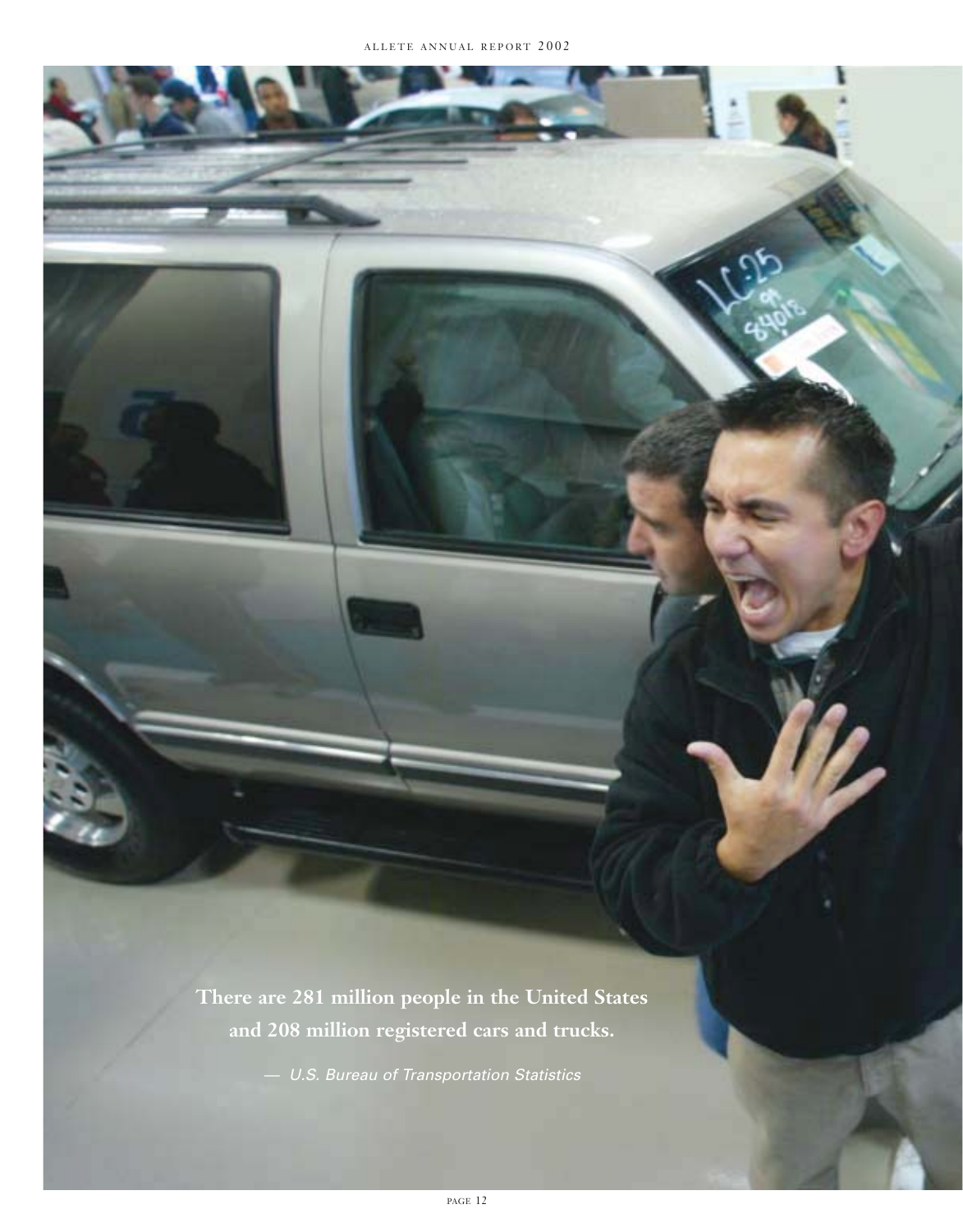**There are 281 million people in the United States and 208 million registered cars and trucks.**

*— U.S. Bureau of Transportation Statistics*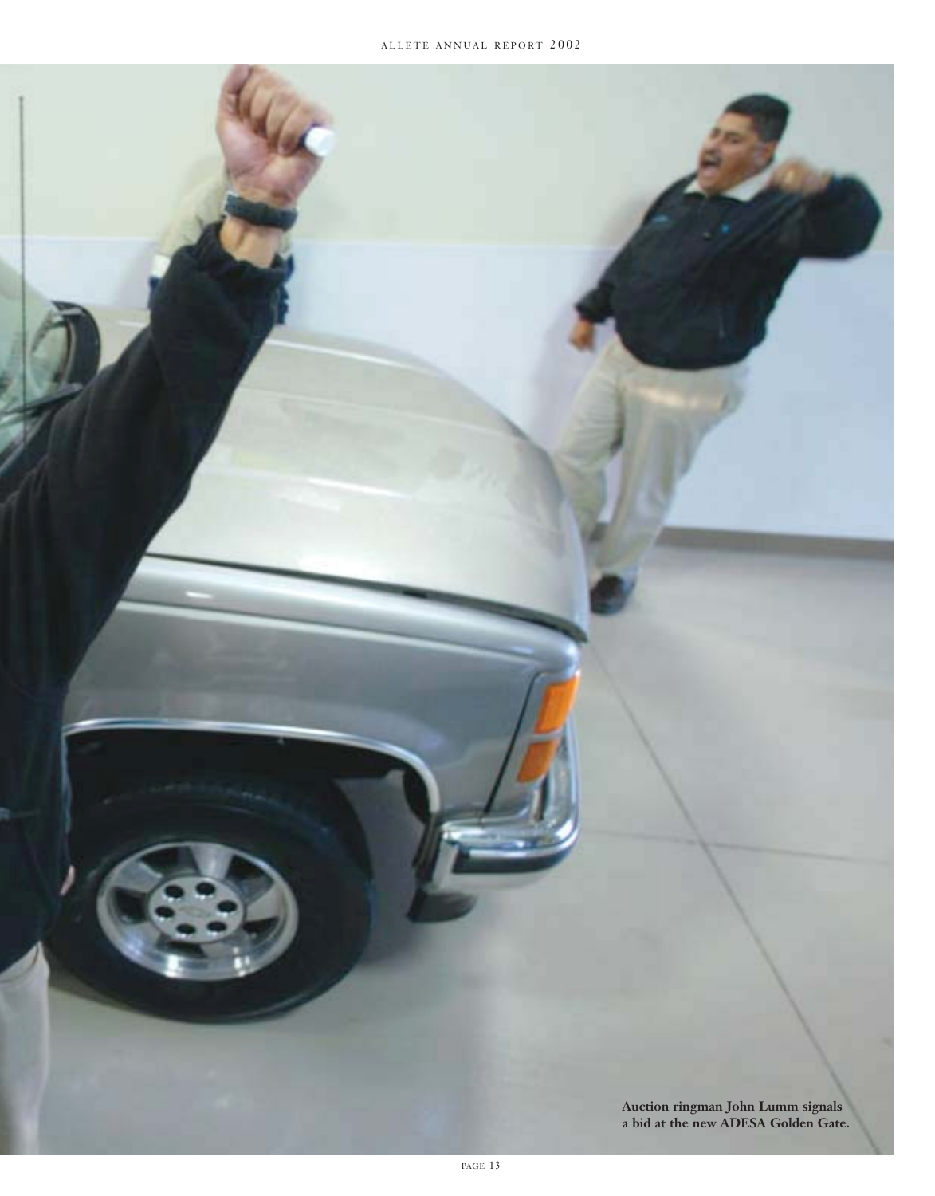**Auction ringman John Lumm signals a bid at the new ADESA Golden Gate.**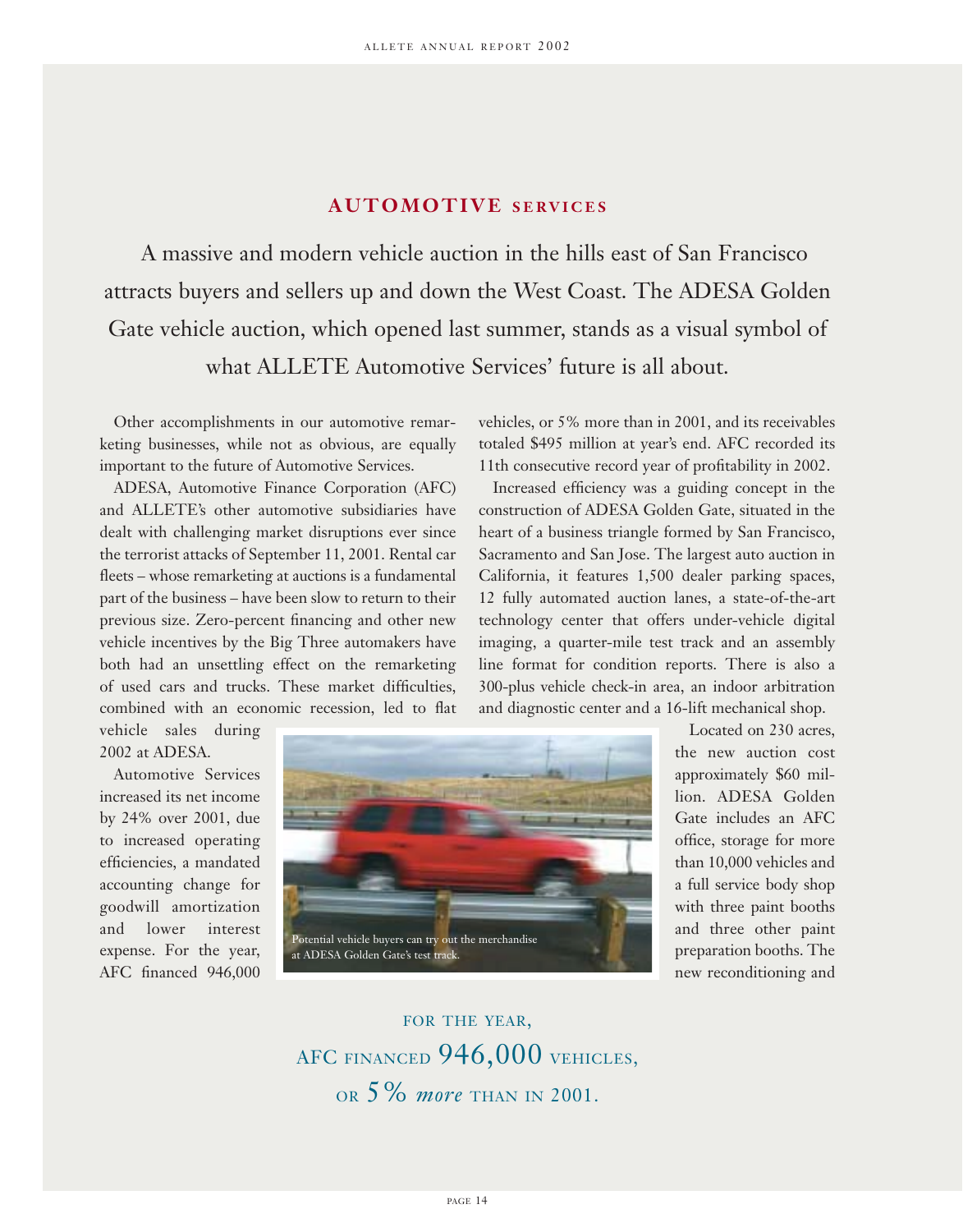## AUTOMOTIVE SERVICES

A massive and modern vehicle auction in the hills east of San Francisco attracts buyers and sellers up and down the West Coast. The ADESA Golden Gate vehicle auction, which opened last summer, stands as a visual symbol of what ALLETE Automotive Services' future is all about.

Other accomplishments in our automotive remarketing businesses, while not as obvious, are equally important to the future of Automotive Services.

ADESA, Automotive Finance Corporation (AFC) and ALLETE's other automotive subsidiaries have dealt with challenging market disruptions ever since the terrorist attacks of September 11, 2001. Rental car fleets – whose remarketing at auctions is a fundamental part of the business – have been slow to return to their previous size. Zero-percent financing and other new vehicle incentives by the Big Three automakers have both had an unsettling effect on the remarketing of used cars and trucks. These market difficulties, combined with an economic recession, led to flat vehicle sales during 2002 at ADESA.

Automotive Services increased its net income by 24% over 2001, due to increased operating efficiencies, a mandated accounting change for goodwill amortization and lower interest expense. For the year, AFC financed 946,000 vehicles, or 5% more than in 2001, and its receivables totaled $495 million at year's end. AFC recorded its 11th consecutive record year of profitability in 2002.

Increased efficiency was a guiding concept in the construction of ADESA Golden Gate, situated in the heart of a business triangle formed by San Francisco, Sacramento and San Jose. The largest auto auction in California, it features 1,500 dealer parking spaces, 12 fully automated auction lanes, a state-of-the-art technology center that offers under-vehicle digital imaging, a quarter-mile test track and an assembly line format for condition reports. There is also a 300-plus vehicle check-in area, an indoor arbitration and diagnostic center and a 16-lift mechanical shop.

Located on 230 acres, the new auction cost approximately $60 million. ADESA Golden Gate includes an AFC office, storage for more than 10,000 vehicles and a full service body shop with three paint booths and three other paint preparation booths. The new reconditioning and

Potential vehicle buyers can try out the merchandise at ADESA Golden Gate's test track.

FOR THE YEAR,
AFC FINANCED 946,000 VEHICLES,
OR 5% *more* THAN IN 2001.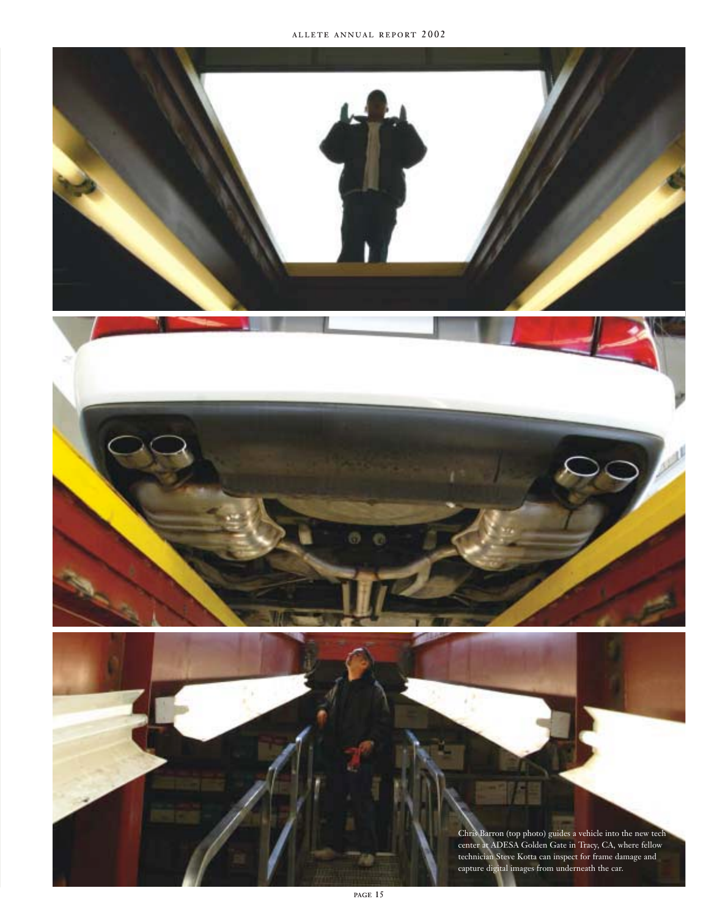Chris Barron (top photo) guides a vehicle into the new tech center at ADESA Golden Gate in Tracy, CA, where fellow technician Steve Kotta can inspect for frame damage and capture digital images from underneath the car.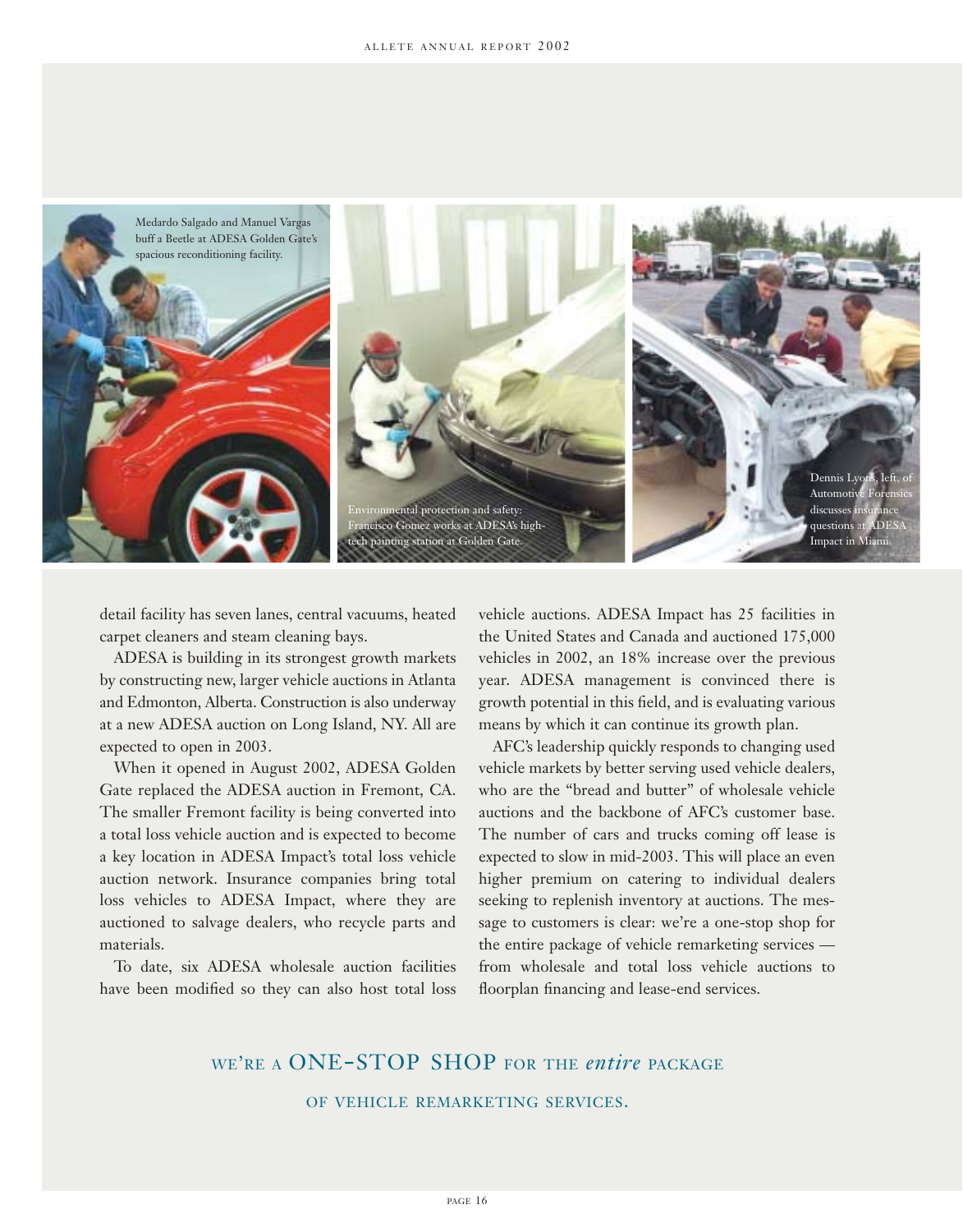Medardo Salgado and Manuel Vargas buff a Beetle at ADESA Golden Gate's spacious reconditioning facility.

Environmental protection and safety: Francisco Gomez works at ADESA's high-tech painting station at Golden Gate.

Dennis Lyons, left, of Automotive Forensics discusses insurance questions at ADESA Impact in Miami.

detail facility has seven lanes, central vacuums, heated carpet cleaners and steam cleaning bays.

ADESA is building in its strongest growth markets by constructing new, larger vehicle auctions in Atlanta and Edmonton, Alberta. Construction is also underway at a new ADESA auction on Long Island, NY. All are expected to open in 2003.

When it opened in August 2002, ADESA Golden Gate replaced the ADESA auction in Fremont, CA. The smaller Fremont facility is being converted into a total loss vehicle auction and is expected to become a key location in ADESA Impact's total loss vehicle auction network. Insurance companies bring total loss vehicles to ADESA Impact, where they are auctioned to salvage dealers, who recycle parts and materials.

To date, six ADESA wholesale auction facilities have been modified so they can also host total loss vehicle auctions. ADESA Impact has 25 facilities in the United States and Canada and auctioned 175,000 vehicles in 2002, an 18% increase over the previous year. ADESA management is convinced there is growth potential in this field, and is evaluating various means by which it can continue its growth plan.

AFC's leadership quickly responds to changing used vehicle markets by better serving used vehicle dealers, who are the "bread and butter" of wholesale vehicle auctions and the backbone of AFC's customer base. The number of cars and trucks coming off lease is expected to slow in mid-2003. This will place an even higher premium on catering to individual dealers seeking to replenish inventory at auctions. The message to customers is clear: we're a one-stop shop for the entire package of vehicle remarketing services — from wholesale and total loss vehicle auctions to floorplan financing and lease-end services.

WE'RE A ONE-STOP SHOP FOR THE *entire* PACKAGE OF VEHICLE REMARKETING SERVICES.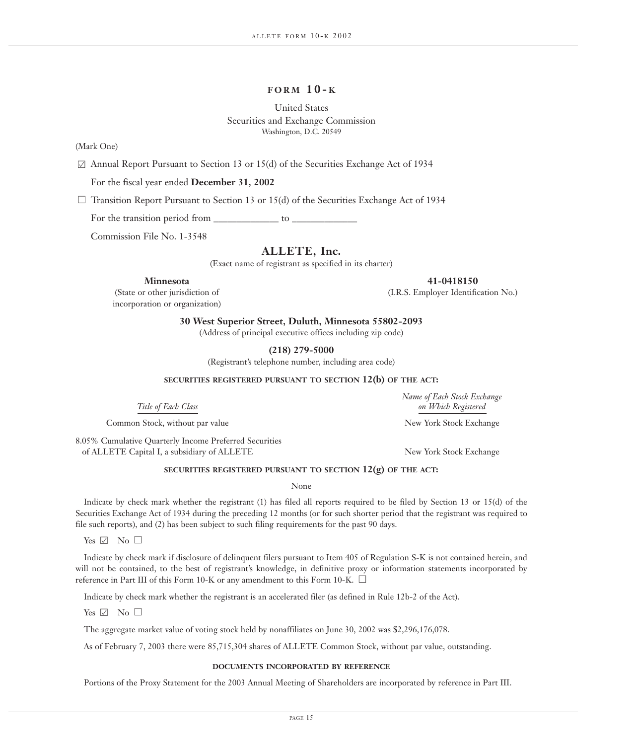# FORM 10-K

United States
Securities and Exchange Commission
Washington, D.C. 20549

(Mark One)

☑ Annual Report Pursuant to Section 13 or 15(d) of the Securities Exchange Act of 1934

For the fiscal year ended **December 31, 2002**

☐ Transition Report Pursuant to Section 13 or 15(d) of the Securities Exchange Act of 1934

For the transition period from _____________ to _____________

Commission File No. 1-3548

## ALLETE, Inc.

(Exact name of registrant as specified in its charter)

| | |
|---|---|
| **Minnesota** | **41-0418150** |
| (State or other jurisdiction of incorporation or organization) | (I.R.S. Employer Identification No.) |

**30 West Superior Street, Duluth, Minnesota 55802-2093**
(Address of principal executive offices including zip code)

**(218) 279-5000**
(Registrant's telephone number, including area code)

**SECURITIES REGISTERED PURSUANT TO SECTION 12(b) OF THE ACT:**

| *Title of Each Class* | *Name of Each Stock Exchange on Which Registered* |
|---|---|
| Common Stock, without par value | New York Stock Exchange |
| 8.05% Cumulative Quarterly Income Preferred Securities of ALLETE Capital I, a subsidiary of ALLETE | New York Stock Exchange |

**SECURITIES REGISTERED PURSUANT TO SECTION 12(g) OF THE ACT:**

None

Indicate by check mark whether the registrant (1) has filed all reports required to be filed by Section 13 or 15(d) of the Securities Exchange Act of 1934 during the preceding 12 months (or for such shorter period that the registrant was required to file such reports), and (2) has been subject to such filing requirements for the past 90 days.

Yes ☑ No ☐

Indicate by check mark if disclosure of delinquent filers pursuant to Item 405 of Regulation S-K is not contained herein, and will not be contained, to the best of registrant's knowledge, in definitive proxy or information statements incorporated by reference in Part III of this Form 10-K or any amendment to this Form 10-K. ☐

Indicate by check mark whether the registrant is an accelerated filer (as defined in Rule 12b-2 of the Act).

Yes ☑ No ☐

The aggregate market value of voting stock held by nonaffiliates on June 30, 2002 was $2,296,176,078.

As of February 7, 2003 there were 85,715,304 shares of ALLETE Common Stock, without par value, outstanding.

**DOCUMENTS INCORPORATED BY REFERENCE**

Portions of the Proxy Statement for the 2003 Annual Meeting of Shareholders are incorporated by reference in Part III.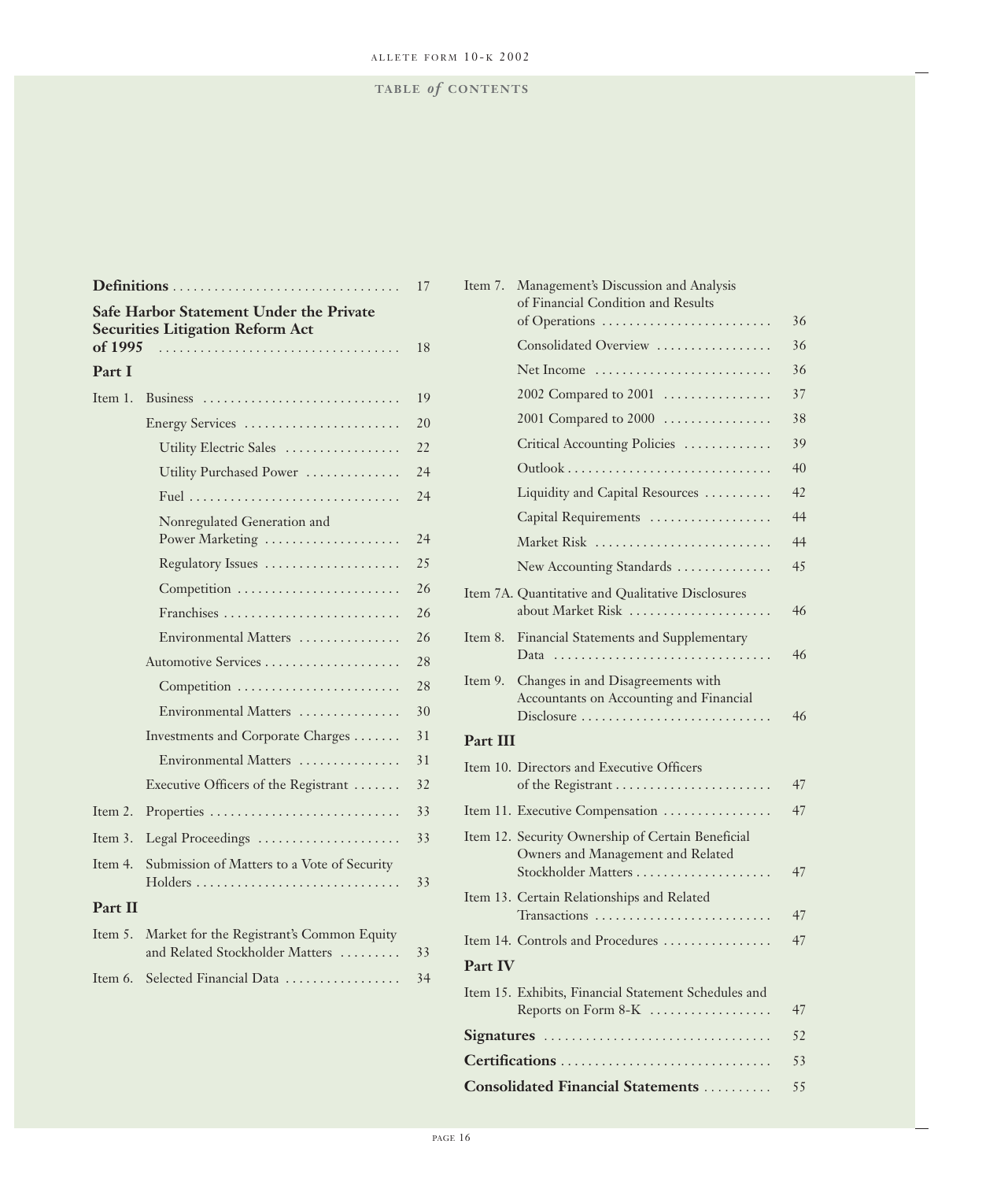# TABLE *of* CONTENTS

| | | |
|---|---|---|
| **Definitions** | | 17 |
| **Safe Harbor Statement Under the Private Securities Litigation Reform Act of 1995** | | 18 |
| **Part I** | | |
| Item 1. | Business | 19 |
| | Energy Services | 20 |
| | Utility Electric Sales | 22 |
| | Utility Purchased Power | 24 |
| | Fuel | 24 |
| | Nonregulated Generation and Power Marketing | 24 |
| | Regulatory Issues | 25 |
| | Competition | 26 |
| | Franchises | 26 |
| | Environmental Matters | 26 |
| | Automotive Services | 28 |
| | Competition | 28 |
| | Environmental Matters | 30 |
| | Investments and Corporate Charges | 31 |
| | Environmental Matters | 31 |
| | Executive Officers of the Registrant | 32 |
| Item 2. | Properties | 33 |
| Item 3. | Legal Proceedings | 33 |
| Item 4. | Submission of Matters to a Vote of Security Holders | 33 |
| **Part II** | | |
| Item 5. | Market for the Registrant's Common Equity and Related Stockholder Matters | 33 |
| Item 6. | Selected Financial Data | 34 |
| Item 7. | Management's Discussion and Analysis of Financial Condition and Results of Operations | 36 |
| | Consolidated Overview | 36 |
| | Net Income | 36 |
| | 2002 Compared to 2001 | 37 |
| | 2001 Compared to 2000 | 38 |
| | Critical Accounting Policies | 39 |
| | Outlook | 40 |
| | Liquidity and Capital Resources | 42 |
| | Capital Requirements | 44 |
| | Market Risk | 44 |
| | New Accounting Standards | 45 |
| Item 7A. | Quantitative and Qualitative Disclosures about Market Risk | 46 |
| Item 8. | Financial Statements and Supplementary Data | 46 |
| Item 9. | Changes in and Disagreements with Accountants on Accounting and Financial Disclosure | 46 |
| **Part III** | | |
| Item 10. | Directors and Executive Officers of the Registrant | 47 |
| Item 11. | Executive Compensation | 47 |
| Item 12. | Security Ownership of Certain Beneficial Owners and Management and Related Stockholder Matters | 47 |
| Item 13. | Certain Relationships and Related Transactions | 47 |
| Item 14. | Controls and Procedures | 47 |
| **Part IV** | | |
| Item 15. | Exhibits, Financial Statement Schedules and Reports on Form 8-K | 47 |
| **Signatures** | | 52 |
| **Certifications** | | 53 |
| **Consolidated Financial Statements** | | 55 |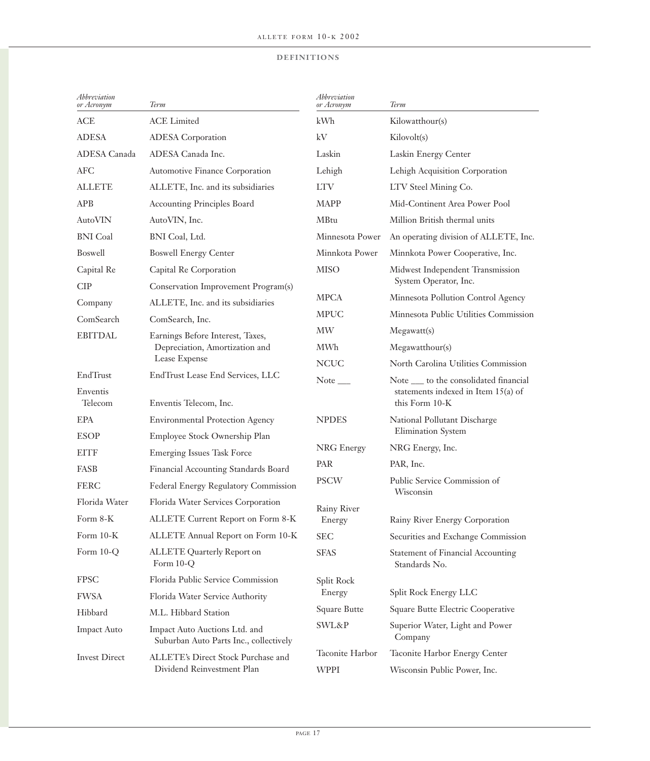## DEFINITIONS

| *Abbreviation or Acronym* | *Term* |
|---|---|
| ACE | ACE Limited |
| ADESA | ADESA Corporation |
| ADESA Canada | ADESA Canada Inc. |
| AFC | Automotive Finance Corporation |
| ALLETE | ALLETE, Inc. and its subsidiaries |
| APB | Accounting Principles Board |
| AutoVIN | AutoVIN, Inc. |
| BNI Coal | BNI Coal, Ltd. |
| Boswell | Boswell Energy Center |
| Capital Re | Capital Re Corporation |
| CIP | Conservation Improvement Program(s) |
| Company | ALLETE, Inc. and its subsidiaries |
| ComSearch | ComSearch, Inc. |
| EBITDAL | Earnings Before Interest, Taxes, Depreciation, Amortization and Lease Expense |
| EndTrust | EndTrust Lease End Services, LLC |
| Enventis Telecom | Enventis Telecom, Inc. |
| EPA | Environmental Protection Agency |
| ESOP | Employee Stock Ownership Plan |
| EITF | Emerging Issues Task Force |
| FASB | Financial Accounting Standards Board |
| FERC | Federal Energy Regulatory Commission |
| Florida Water | Florida Water Services Corporation |
| Form 8-K | ALLETE Current Report on Form 8-K |
| Form 10-K | ALLETE Annual Report on Form 10-K |
| Form 10-Q | ALLETE Quarterly Report on Form 10-Q |
| FPSC | Florida Public Service Commission |
| FWSA | Florida Water Service Authority |
| Hibbard | M.L. Hibbard Station |
| Impact Auto | Impact Auto Auctions Ltd. and Suburban Auto Parts Inc., collectively |
| Invest Direct | ALLETE's Direct Stock Purchase and Dividend Reinvestment Plan |
| kWh | Kilowatthour(s) |
| kV | Kilovolt(s) |
| Laskin | Laskin Energy Center |
| Lehigh | Lehigh Acquisition Corporation |
| LTV | LTV Steel Mining Co. |
| MAPP | Mid-Continent Area Power Pool |
| MBtu | Million British thermal units |
| Minnesota Power | An operating division of ALLETE, Inc. |
| Minnkota Power | Minnkota Power Cooperative, Inc. |
| MISO | Midwest Independent Transmission System Operator, Inc. |
| MPCA | Minnesota Pollution Control Agency |
| MPUC | Minnesota Public Utilities Commission |
| MW | Megawatt(s) |
| MWh | Megawatthour(s) |
| NCUC | North Carolina Utilities Commission |
| Note ___ | Note ___ to the consolidated financial statements indexed in Item 15(a) of this Form 10-K |
| NPDES | National Pollutant Discharge Elimination System |
| NRG Energy | NRG Energy, Inc. |
| PAR | PAR, Inc. |
| PSCW | Public Service Commission of Wisconsin |
| Rainy River Energy | Rainy River Energy Corporation |
| SEC | Securities and Exchange Commission |
| SFAS | Statement of Financial Accounting Standards No. |
| Split Rock Energy | Split Rock Energy LLC |
| Square Butte | Square Butte Electric Cooperative |
| SWL&P | Superior Water, Light and Power Company |
| Taconite Harbor | Taconite Harbor Energy Center |
| WPPI | Wisconsin Public Power, Inc. |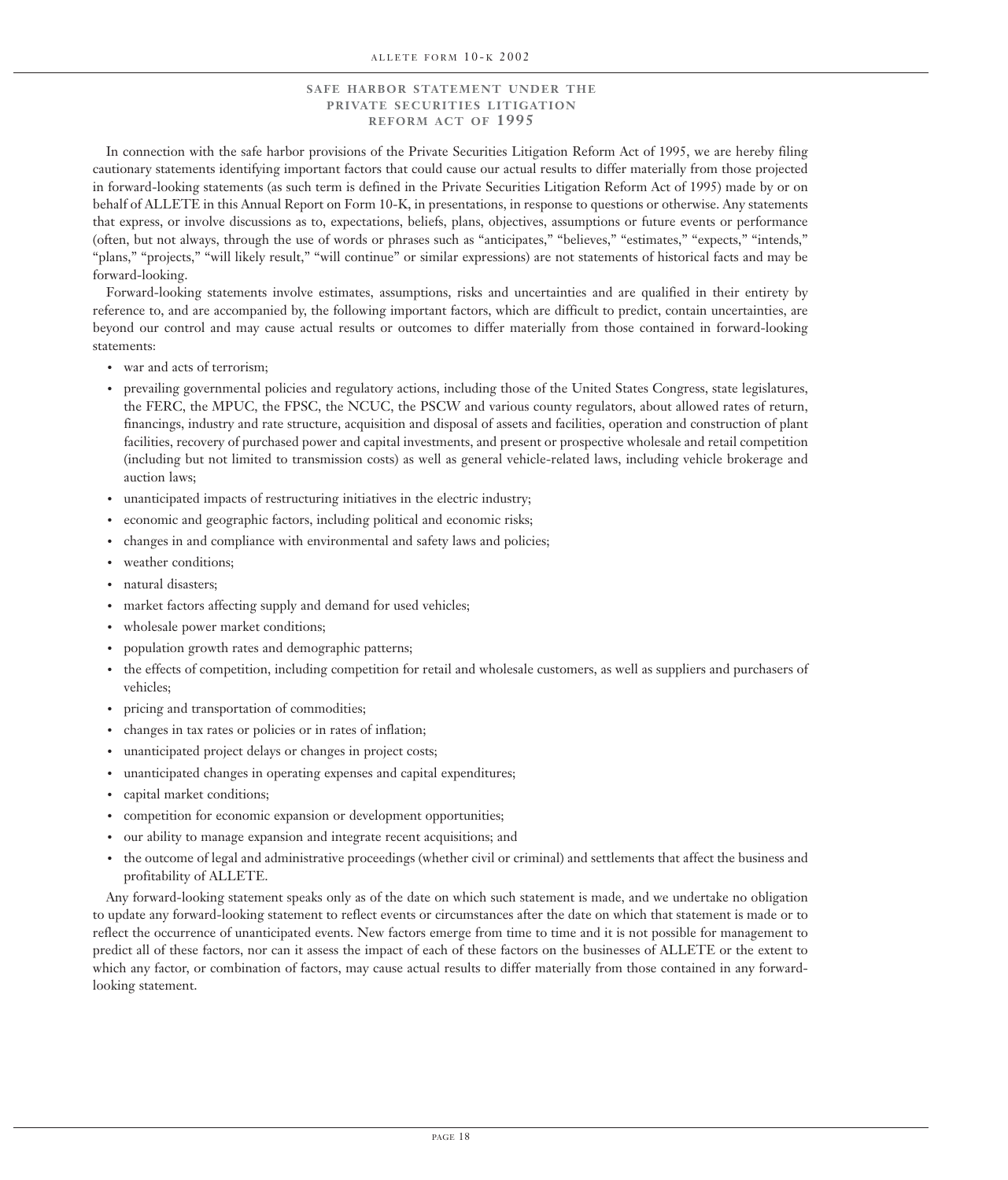## SAFE HARBOR STATEMENT UNDER THE PRIVATE SECURITIES LITIGATION REFORM ACT OF 1995

In connection with the safe harbor provisions of the Private Securities Litigation Reform Act of 1995, we are hereby filing cautionary statements identifying important factors that could cause our actual results to differ materially from those projected in forward-looking statements (as such term is defined in the Private Securities Litigation Reform Act of 1995) made by or on behalf of ALLETE in this Annual Report on Form 10-K, in presentations, in response to questions or otherwise. Any statements that express, or involve discussions as to, expectations, beliefs, plans, objectives, assumptions or future events or performance (often, but not always, through the use of words or phrases such as "anticipates," "believes," "estimates," "expects," "intends," "plans," "projects," "will likely result," "will continue" or similar expressions) are not statements of historical facts and may be forward-looking.

Forward-looking statements involve estimates, assumptions, risks and uncertainties and are qualified in their entirety by reference to, and are accompanied by, the following important factors, which are difficult to predict, contain uncertainties, are beyond our control and may cause actual results or outcomes to differ materially from those contained in forward-looking statements:

- war and acts of terrorism;
- prevailing governmental policies and regulatory actions, including those of the United States Congress, state legislatures, the FERC, the MPUC, the FPSC, the NCUC, the PSCW and various county regulators, about allowed rates of return, financings, industry and rate structure, acquisition and disposal of assets and facilities, operation and construction of plant facilities, recovery of purchased power and capital investments, and present or prospective wholesale and retail competition (including but not limited to transmission costs) as well as general vehicle-related laws, including vehicle brokerage and auction laws;
- unanticipated impacts of restructuring initiatives in the electric industry;
- economic and geographic factors, including political and economic risks;
- changes in and compliance with environmental and safety laws and policies;
- weather conditions;
- natural disasters;
- market factors affecting supply and demand for used vehicles;
- wholesale power market conditions;
- population growth rates and demographic patterns;
- the effects of competition, including competition for retail and wholesale customers, as well as suppliers and purchasers of vehicles;
- pricing and transportation of commodities;
- changes in tax rates or policies or in rates of inflation;
- unanticipated project delays or changes in project costs;
- unanticipated changes in operating expenses and capital expenditures;
- capital market conditions;
- competition for economic expansion or development opportunities;
- our ability to manage expansion and integrate recent acquisitions; and
- the outcome of legal and administrative proceedings (whether civil or criminal) and settlements that affect the business and profitability of ALLETE.

Any forward-looking statement speaks only as of the date on which such statement is made, and we undertake no obligation to update any forward-looking statement to reflect events or circumstances after the date on which that statement is made or to reflect the occurrence of unanticipated events. New factors emerge from time to time and it is not possible for management to predict all of these factors, nor can it assess the impact of each of these factors on the businesses of ALLETE or the extent to which any factor, or combination of factors, may cause actual results to differ materially from those contained in any forward-looking statement.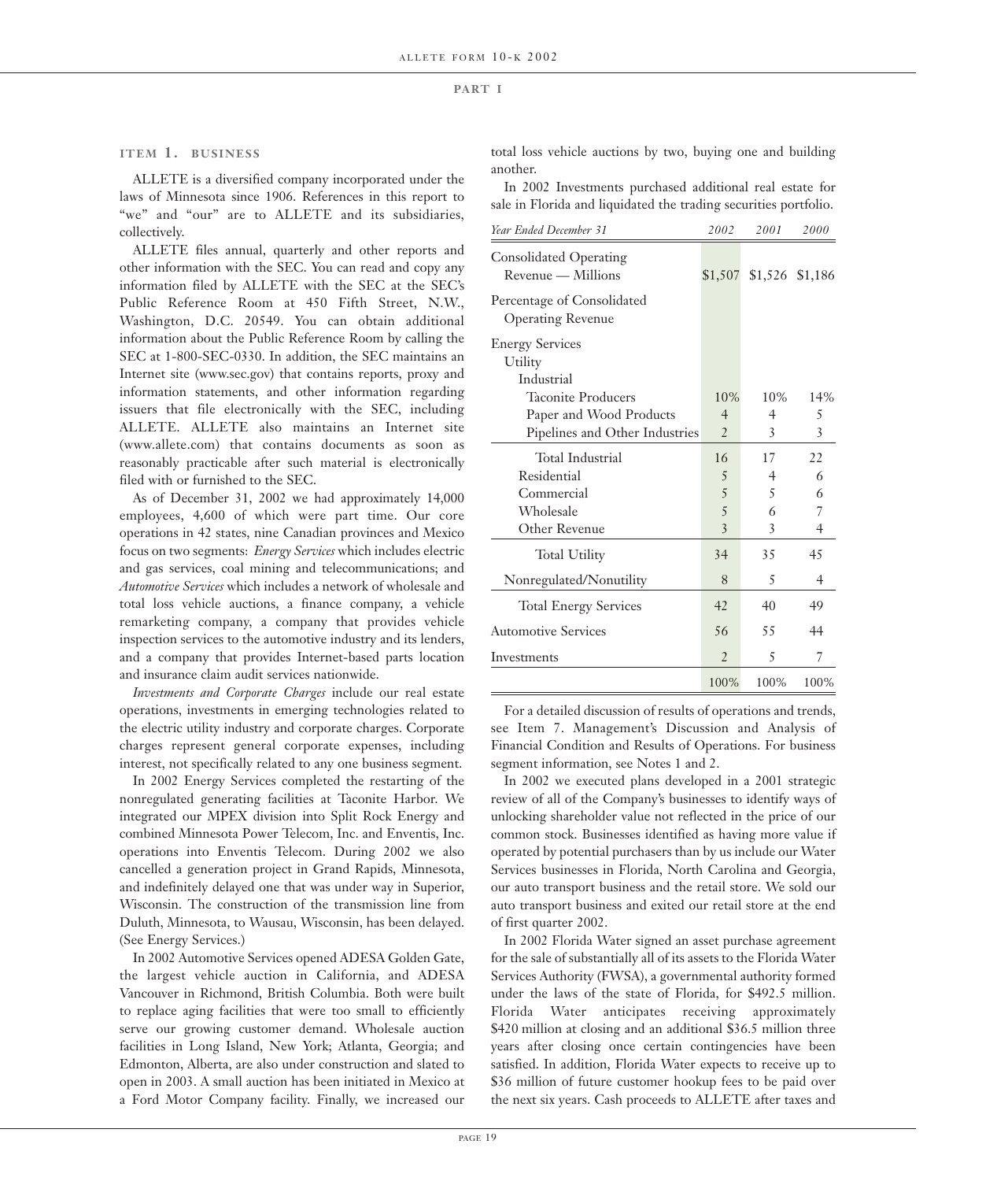# PART I

## ITEM 1. BUSINESS

ALLETE is a diversified company incorporated under the laws of Minnesota since 1906. References in this report to "we" and "our" are to ALLETE and its subsidiaries, collectively.

ALLETE files annual, quarterly and other reports and other information with the SEC. You can read and copy any information filed by ALLETE with the SEC at the SEC's Public Reference Room at 450 Fifth Street, N.W., Washington, D.C. 20549. You can obtain additional information about the Public Reference Room by calling the SEC at 1-800-SEC-0330. In addition, the SEC maintains an Internet site (www.sec.gov) that contains reports, proxy and information statements, and other information regarding issuers that file electronically with the SEC, including ALLETE. ALLETE also maintains an Internet site (www.allete.com) that contains documents as soon as reasonably practicable after such material is electronically filed with or furnished to the SEC.

As of December 31, 2002 we had approximately 14,000 employees, 4,600 of which were part time. Our core operations in 42 states, nine Canadian provinces and Mexico focus on two segments: *Energy Services* which includes electric and gas services, coal mining and telecommunications; and *Automotive Services* which includes a network of wholesale and total loss vehicle auctions, a finance company, a vehicle remarketing company, a company that provides vehicle inspection services to the automotive industry and its lenders, and a company that provides Internet-based parts location and insurance claim audit services nationwide.

*Investments and Corporate Charges* include our real estate operations, investments in emerging technologies related to the electric utility industry and corporate charges. Corporate charges represent general corporate expenses, including interest, not specifically related to any one business segment.

In 2002 Energy Services completed the restarting of the nonregulated generating facilities at Taconite Harbor. We integrated our MPEX division into Split Rock Energy and combined Minnesota Power Telecom, Inc. and Enventis, Inc. operations into Enventis Telecom. During 2002 we also cancelled a generation project in Grand Rapids, Minnesota, and indefinitely delayed one that was under way in Superior, Wisconsin. The construction of the transmission line from Duluth, Minnesota, to Wausau, Wisconsin, has been delayed. (See Energy Services.)

In 2002 Automotive Services opened ADESA Golden Gate, the largest vehicle auction in California, and ADESA Vancouver in Richmond, British Columbia. Both were built to replace aging facilities that were too small to efficiently serve our growing customer demand. Wholesale auction facilities in Long Island, New York; Atlanta, Georgia; and Edmonton, Alberta, are also under construction and slated to open in 2003. A small auction has been initiated in Mexico at a Ford Motor Company facility. Finally, we increased our total loss vehicle auctions by two, buying one and building another.

In 2002 Investments purchased additional real estate for sale in Florida and liquidated the trading securities portfolio.

| *Year Ended December 31* | *2002* | *2001* | *2000* |
|---|---|---|---|
| Consolidated Operating Revenue — Millions | $1,507 | $1,526 | $1,186 |
| Percentage of Consolidated Operating Revenue | | | |
| Energy Services | | | |
| Utility | | | |
| Industrial | | | |
| Taconite Producers | 10% | 10% | 14% |
| Paper and Wood Products | 4 | 4 | 5 |
| Pipelines and Other Industries | 2 | 3 | 3 |
| Total Industrial | 16 | 17 | 22 |
| Residential | 5 | 4 | 6 |
| Commercial | 5 | 5 | 6 |
| Wholesale | 5 | 6 | 7 |
| Other Revenue | 3 | 3 | 4 |
| Total Utility | 34 | 35 | 45 |
| Nonregulated/Nonutility | 8 | 5 | 4 |
| Total Energy Services | 42 | 40 | 49 |
| Automotive Services | 56 | 55 | 44 |
| Investments | 2 | 5 | 7 |
| | 100% | 100% | 100% |

For a detailed discussion of results of operations and trends, see Item 7. Management's Discussion and Analysis of Financial Condition and Results of Operations. For business segment information, see Notes 1 and 2.

In 2002 we executed plans developed in a 2001 strategic review of all of the Company's businesses to identify ways of unlocking shareholder value not reflected in the price of our common stock. Businesses identified as having more value if operated by potential purchasers than by us include our Water Services businesses in Florida, North Carolina and Georgia, our auto transport business and the retail store. We sold our auto transport business and exited our retail store at the end of first quarter 2002.

In 2002 Florida Water signed an asset purchase agreement for the sale of substantially all of its assets to the Florida Water Services Authority (FWSA), a governmental authority formed under the laws of the state of Florida, for $492.5 million. Florida Water anticipates receiving approximately $420 million at closing and an additional $36.5 million three years after closing once certain contingencies have been satisfied. In addition, Florida Water expects to receive up to $36 million of future customer hookup fees to be paid over the next six years. Cash proceeds to ALLETE after taxes and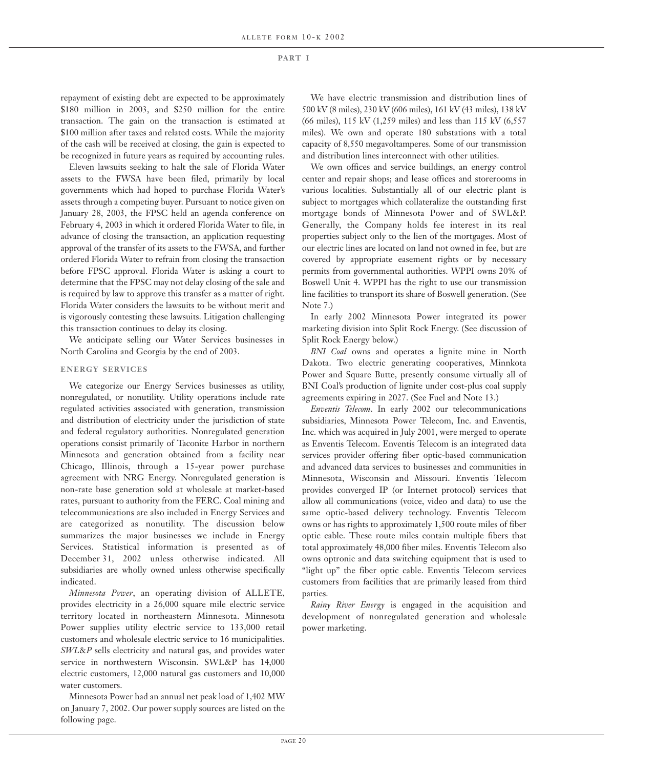repayment of existing debt are expected to be approximately $180 million in 2003, and $250 million for the entire transaction. The gain on the transaction is estimated at $100 million after taxes and related costs. While the majority of the cash will be received at closing, the gain is expected to be recognized in future years as required by accounting rules.

Eleven lawsuits seeking to halt the sale of Florida Water assets to the FWSA have been filed, primarily by local governments which had hoped to purchase Florida Water's assets through a competing buyer. Pursuant to notice given on January 28, 2003, the FPSC held an agenda conference on February 4, 2003 in which it ordered Florida Water to file, in advance of closing the transaction, an application requesting approval of the transfer of its assets to the FWSA, and further ordered Florida Water to refrain from closing the transaction before FPSC approval. Florida Water is asking a court to determine that the FPSC may not delay closing of the sale and is required by law to approve this transfer as a matter of right. Florida Water considers the lawsuits to be without merit and is vigorously contesting these lawsuits. Litigation challenging this transaction continues to delay its closing.

We anticipate selling our Water Services businesses in North Carolina and Georgia by the end of 2003.

## ENERGY SERVICES

We categorize our Energy Services businesses as utility, nonregulated, or nonutility. Utility operations include rate regulated activities associated with generation, transmission and distribution of electricity under the jurisdiction of state and federal regulatory authorities. Nonregulated generation operations consist primarily of Taconite Harbor in northern Minnesota and generation obtained from a facility near Chicago, Illinois, through a 15-year power purchase agreement with NRG Energy. Nonregulated generation is non-rate base generation sold at wholesale at market-based rates, pursuant to authority from the FERC. Coal mining and telecommunications are also included in Energy Services and are categorized as nonutility. The discussion below summarizes the major businesses we include in Energy Services. Statistical information is presented as of December 31, 2002 unless otherwise indicated. All subsidiaries are wholly owned unless otherwise specifically indicated.

*Minnesota Power*, an operating division of ALLETE, provides electricity in a 26,000 square mile electric service territory located in northeastern Minnesota. Minnesota Power supplies utility electric service to 133,000 retail customers and wholesale electric service to 16 municipalities. *SWL&P* sells electricity and natural gas, and provides water service in northwestern Wisconsin. SWL&P has 14,000 electric customers, 12,000 natural gas customers and 10,000 water customers.

Minnesota Power had an annual net peak load of 1,402 MW on January 7, 2002. Our power supply sources are listed on the following page.

We have electric transmission and distribution lines of 500 kV (8 miles), 230 kV (606 miles), 161 kV (43 miles), 138 kV (66 miles), 115 kV (1,259 miles) and less than 115 kV (6,557 miles). We own and operate 180 substations with a total capacity of 8,550 megavoltamperes. Some of our transmission and distribution lines interconnect with other utilities.

We own offices and service buildings, an energy control center and repair shops; and lease offices and storerooms in various localities. Substantially all of our electric plant is subject to mortgages which collateralize the outstanding first mortgage bonds of Minnesota Power and of SWL&P. Generally, the Company holds fee interest in its real properties subject only to the lien of the mortgages. Most of our electric lines are located on land not owned in fee, but are covered by appropriate easement rights or by necessary permits from governmental authorities. WPPI owns 20% of Boswell Unit 4. WPPI has the right to use our transmission line facilities to transport its share of Boswell generation. (See Note 7.)

In early 2002 Minnesota Power integrated its power marketing division into Split Rock Energy. (See discussion of Split Rock Energy below.)

*BNI Coal* owns and operates a lignite mine in North Dakota. Two electric generating cooperatives, Minnkota Power and Square Butte, presently consume virtually all of BNI Coal's production of lignite under cost-plus coal supply agreements expiring in 2027. (See Fuel and Note 13.)

*Enventis Telecom*. In early 2002 our telecommunications subsidiaries, Minnesota Power Telecom, Inc. and Enventis, Inc. which was acquired in July 2001, were merged to operate as Enventis Telecom. Enventis Telecom is an integrated data services provider offering fiber optic-based communication and advanced data services to businesses and communities in Minnesota, Wisconsin and Missouri. Enventis Telecom provides converged IP (or Internet protocol) services that allow all communications (voice, video and data) to use the same optic-based delivery technology. Enventis Telecom owns or has rights to approximately 1,500 route miles of fiber optic cable. These route miles contain multiple fibers that total approximately 48,000 fiber miles. Enventis Telecom also owns optronic and data switching equipment that is used to "light up" the fiber optic cable. Enventis Telecom services customers from facilities that are primarily leased from third parties.

*Rainy River Energy* is engaged in the acquisition and development of nonregulated generation and wholesale power marketing.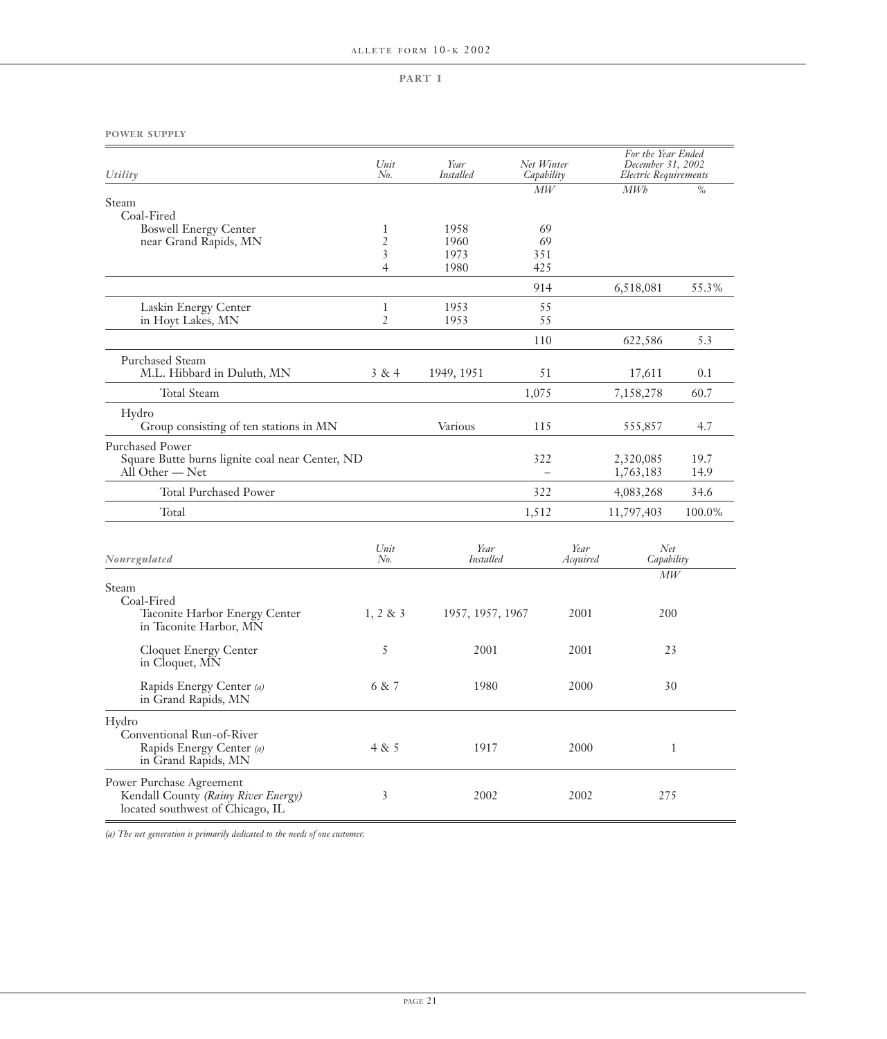## POWER SUPPLY

| Utility | Unit No. | Year Installed | Net Winter Capability | For the Year Ended December 31, 2002 Electric Requirements | |
|---|---|---|---|---|---|
| | | | MW | MWh | % |
| Steam | | | | | |
| Coal-Fired | | | | | |
| Boswell Energy Center | 1 | 1958 | 69 | | |
| near Grand Rapids, MN | 2 | 1960 | 69 | | |
| | 3 | 1973 | 351 | | |
| | 4 | 1980 | 425 | | |
| | | | 914 | 6,518,081 | 55.3% |
| Laskin Energy Center | 1 | 1953 | 55 | | |
| in Hoyt Lakes, MN | 2 | 1953 | 55 | | |
| | | | 110 | 622,586 | 5.3 |
| Purchased Steam | | | | | |
| M.L. Hibbard in Duluth, MN | 3 & 4 | 1949, 1951 | 51 | 17,611 | 0.1 |
| Total Steam | | | 1,075 | 7,158,278 | 60.7 |
| Hydro | | | | | |
| Group consisting of ten stations in MN | | Various | 115 | 555,857 | 4.7 |
| Purchased Power | | | | | |
| Square Butte burns lignite coal near Center, ND | | | 322 | 2,320,085 | 19.7 |
| All Other — Net | | | – | 1,763,183 | 14.9 |
| Total Purchased Power | | | 322 | 4,083,268 | 34.6 |
| Total | | | 1,512 | 11,797,403 | 100.0% |

| Nonregulated | Unit No. | Year Installed | Year Acquired | Net Capability |
|---|---|---|---|---|
| | | | | MW |
| Steam | | | | |
| Coal-Fired | | | | |
| Taconite Harbor Energy Center in Taconite Harbor, MN | 1, 2 & 3 | 1957, 1957, 1967 | 2001 | 200 |
| Cloquet Energy Center in Cloquet, MN | 5 | 2001 | 2001 | 23 |
| Rapids Energy Center *(a)* in Grand Rapids, MN | 6 & 7 | 1980 | 2000 | 30 |
| Hydro | | | | |
| Conventional Run-of-River | | | | |
| Rapids Energy Center *(a)* in Grand Rapids, MN | 4 & 5 | 1917 | 2000 | 1 |
| Power Purchase Agreement | | | | |
| Kendall County *(Rainy River Energy)* located southwest of Chicago, IL | 3 | 2002 | 2002 | 275 |

*(a) The net generation is primarily dedicated to the needs of one customer.*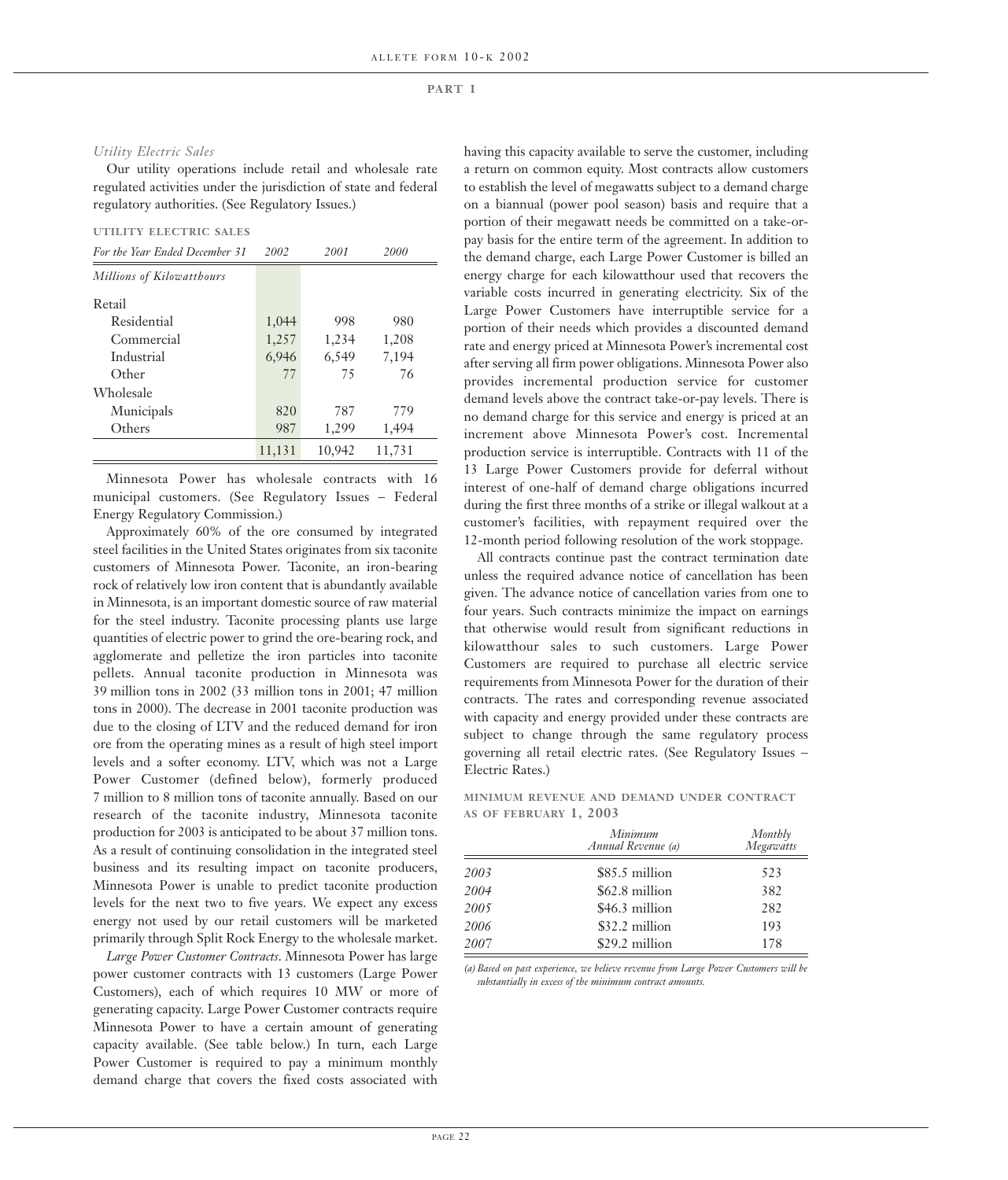*Utility Electric Sales*

Our utility operations include retail and wholesale rate regulated activities under the jurisdiction of state and federal regulatory authorities. (See Regulatory Issues.)

**UTILITY ELECTRIC SALES**

| *For the Year Ended December 31* | *2002* | *2001* | *2000* |
|---|---|---|---|
| *Millions of Kilowatthours* | | | |
| Retail | | | |
| Residential | 1,044 | 998 | 980 |
| Commercial | 1,257 | 1,234 | 1,208 |
| Industrial | 6,946 | 6,549 | 7,194 |
| Other | 77 | 75 | 76 |
| Wholesale | | | |
| Municipals | 820 | 787 | 779 |
| Others | 987 | 1,299 | 1,494 |
| | 11,131 | 10,942 | 11,731 |

Minnesota Power has wholesale contracts with 16 municipal customers. (See Regulatory Issues – Federal Energy Regulatory Commission.)

Approximately 60% of the ore consumed by integrated steel facilities in the United States originates from six taconite customers of Minnesota Power. Taconite, an iron-bearing rock of relatively low iron content that is abundantly available in Minnesota, is an important domestic source of raw material for the steel industry. Taconite processing plants use large quantities of electric power to grind the ore-bearing rock, and agglomerate and pelletize the iron particles into taconite pellets. Annual taconite production in Minnesota was 39 million tons in 2002 (33 million tons in 2001; 47 million tons in 2000). The decrease in 2001 taconite production was due to the closing of LTV and the reduced demand for iron ore from the operating mines as a result of high steel import levels and a softer economy. LTV, which was not a Large Power Customer (defined below), formerly produced 7 million to 8 million tons of taconite annually. Based on our research of the taconite industry, Minnesota taconite production for 2003 is anticipated to be about 37 million tons. As a result of continuing consolidation in the integrated steel business and its resulting impact on taconite producers, Minnesota Power is unable to predict taconite production levels for the next two to five years. We expect any excess energy not used by our retail customers will be marketed primarily through Split Rock Energy to the wholesale market.

*Large Power Customer Contracts.* Minnesota Power has large power customer contracts with 13 customers (Large Power Customers), each of which requires 10 MW or more of generating capacity. Large Power Customer contracts require Minnesota Power to have a certain amount of generating capacity available. (See table below.) In turn, each Large Power Customer is required to pay a minimum monthly demand charge that covers the fixed costs associated with having this capacity available to serve the customer, including a return on common equity. Most contracts allow customers to establish the level of megawatts subject to a demand charge on a biannual (power pool season) basis and require that a portion of their megawatt needs be committed on a take-or-pay basis for the entire term of the agreement. In addition to the demand charge, each Large Power Customer is billed an energy charge for each kilowatthour used that recovers the variable costs incurred in generating electricity. Six of the Large Power Customers have interruptible service for a portion of their needs which provides a discounted demand rate and energy priced at Minnesota Power's incremental cost after serving all firm power obligations. Minnesota Power also provides incremental production service for customer demand levels above the contract take-or-pay levels. There is no demand charge for this service and energy is priced at an increment above Minnesota Power's cost. Incremental production service is interruptible. Contracts with 11 of the 13 Large Power Customers provide for deferral without interest of one-half of demand charge obligations incurred during the first three months of a strike or illegal walkout at a customer's facilities, with repayment required over the 12-month period following resolution of the work stoppage.

All contracts continue past the contract termination date unless the required advance notice of cancellation has been given. The advance notice of cancellation varies from one to four years. Such contracts minimize the impact on earnings that otherwise would result from significant reductions in kilowatthour sales to such customers. Large Power Customers are required to purchase all electric service requirements from Minnesota Power for the duration of their contracts. The rates and corresponding revenue associated with capacity and energy provided under these contracts are subject to change through the same regulatory process governing all retail electric rates. (See Regulatory Issues – Electric Rates.)

**MINIMUM REVENUE AND DEMAND UNDER CONTRACT AS OF FEBRUARY 1, 2003**

| | *Minimum Annual Revenue (a)* | *Monthly Megawatts* |
|---|---|---|
| *2003* | $85.5 million | 523 |
| *2004* | $62.8 million | 382 |
| *2005* | $46.3 million | 282 |
| *2006* | $32.2 million | 193 |
| *2007* | $29.2 million | 178 |

*(a) Based on past experience, we believe revenue from Large Power Customers will be substantially in excess of the minimum contract amounts.*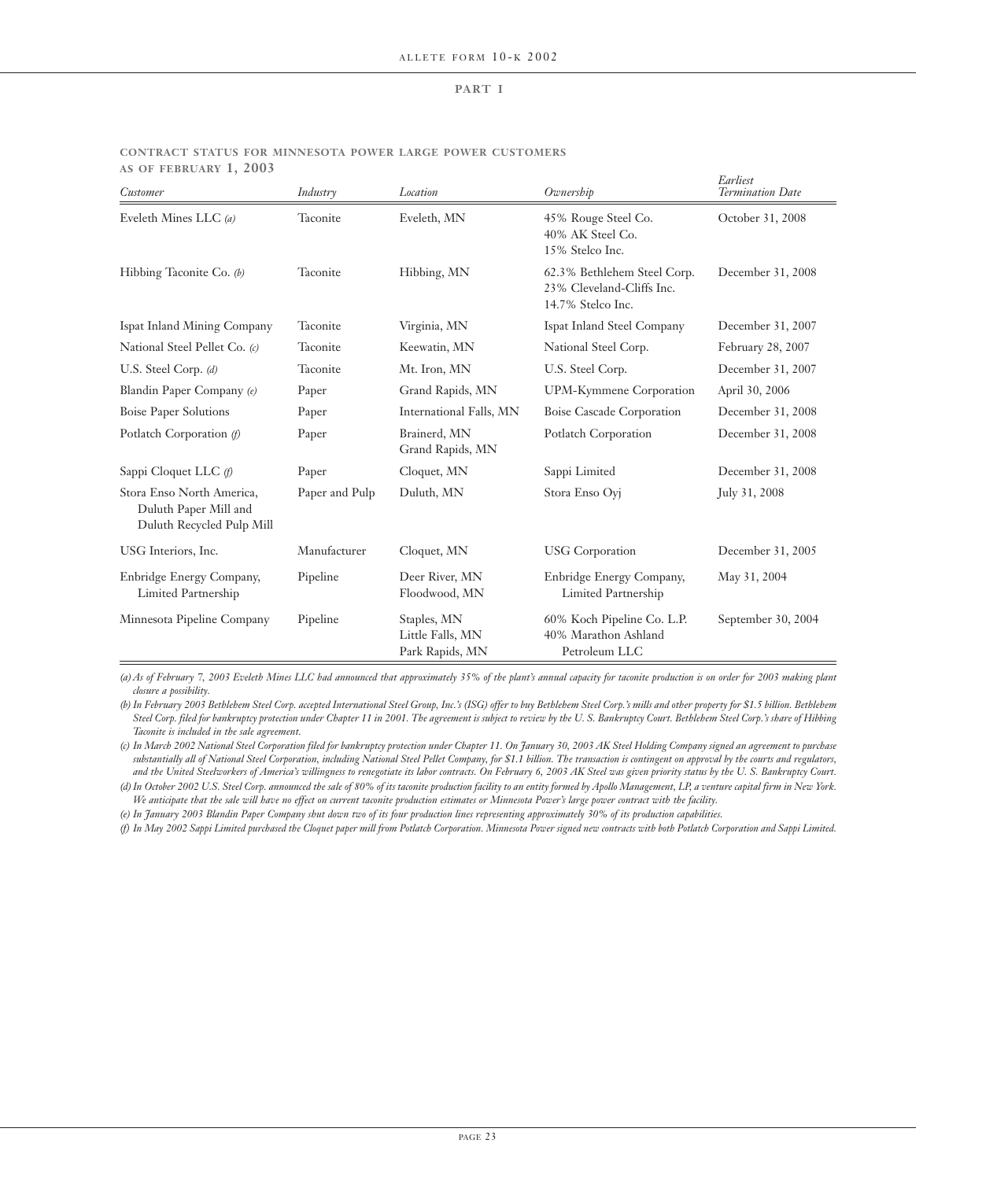## CONTRACT STATUS FOR MINNESOTA POWER LARGE POWER CUSTOMERS AS OF FEBRUARY 1, 2003

| *Customer* | *Industry* | *Location* | *Ownership* | *Earliest Termination Date* |
|---|---|---|---|---|
| Eveleth Mines LLC *(a)* | Taconite | Eveleth, MN | 45% Rouge Steel Co.<br>40% AK Steel Co.<br>15% Stelco Inc. | October 31, 2008 |
| Hibbing Taconite Co. *(b)* | Taconite | Hibbing, MN | 62.3% Bethlehem Steel Corp.<br>23% Cleveland-Cliffs Inc.<br>14.7% Stelco Inc. | December 31, 2008 |
| Ispat Inland Mining Company | Taconite | Virginia, MN | Ispat Inland Steel Company | December 31, 2007 |
| National Steel Pellet Co. *(c)* | Taconite | Keewatin, MN | National Steel Corp. | February 28, 2007 |
| U.S. Steel Corp. *(d)* | Taconite | Mt. Iron, MN | U.S. Steel Corp. | December 31, 2007 |
| Blandin Paper Company *(e)* | Paper | Grand Rapids, MN | UPM-Kymmene Corporation | April 30, 2006 |
| Boise Paper Solutions | Paper | International Falls, MN | Boise Cascade Corporation | December 31, 2008 |
| Potlatch Corporation *(f)* | Paper | Brainerd, MN<br>Grand Rapids, MN | Potlatch Corporation | December 31, 2008 |
| Sappi Cloquet LLC *(f)* | Paper | Cloquet, MN | Sappi Limited | December 31, 2008 |
| Stora Enso North America, Duluth Paper Mill and Duluth Recycled Pulp Mill | Paper and Pulp | Duluth, MN | Stora Enso Oyj | July 31, 2008 |
| USG Interiors, Inc. | Manufacturer | Cloquet, MN | USG Corporation | December 31, 2005 |
| Enbridge Energy Company, Limited Partnership | Pipeline | Deer River, MN<br>Floodwood, MN | Enbridge Energy Company, Limited Partnership | May 31, 2004 |
| Minnesota Pipeline Company | Pipeline | Staples, MN<br>Little Falls, MN<br>Park Rapids, MN | 60% Koch Pipeline Co. L.P.<br>40% Marathon Ashland Petroleum LLC | September 30, 2004 |

*(a) As of February 7, 2003 Eveleth Mines LLC had announced that approximately 35% of the plant's annual capacity for taconite production is on order for 2003 making plant closure a possibility.*

*(b) In February 2003 Bethlehem Steel Corp. accepted International Steel Group, Inc.'s (ISG) offer to buy Bethlehem Steel Corp.'s mills and other property for $1.5 billion. Bethlehem Steel Corp. filed for bankruptcy protection under Chapter 11 in 2001. The agreement is subject to review by the U. S. Bankruptcy Court. Bethlehem Steel Corp.'s share of Hibbing Taconite is included in the sale agreement.*

*(c) In March 2002 National Steel Corporation filed for bankruptcy protection under Chapter 11. On January 30, 2003 AK Steel Holding Company signed an agreement to purchase substantially all of National Steel Corporation, including National Steel Pellet Company, for $1.1 billion. The transaction is contingent on approval by the courts and regulators, and the United Steelworkers of America's willingness to renegotiate its labor contracts. On February 6, 2003 AK Steel was given priority status by the U. S. Bankruptcy Court.*

*(d) In October 2002 U.S. Steel Corp. announced the sale of 80% of its taconite production facility to an entity formed by Apollo Management, LP, a venture capital firm in New York. We anticipate that the sale will have no effect on current taconite production estimates or Minnesota Power's large power contract with the facility.*

*(e) In January 2003 Blandin Paper Company shut down two of its four production lines representing approximately 30% of its production capabilities.*

*(f) In May 2002 Sappi Limited purchased the Cloquet paper mill from Potlatch Corporation. Minnesota Power signed new contracts with both Potlatch Corporation and Sappi Limited.*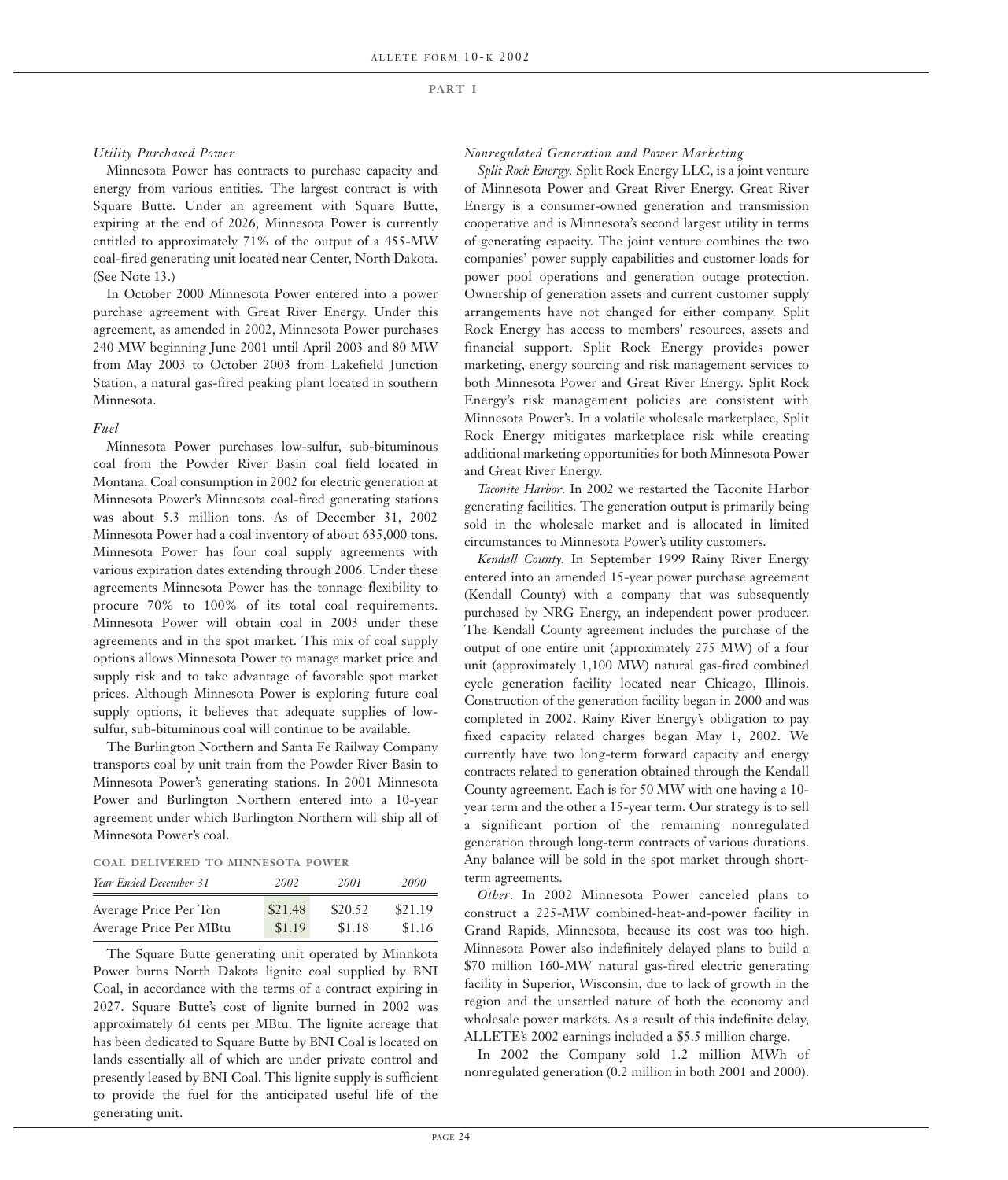## PART I

*Utility Purchased Power*

Minnesota Power has contracts to purchase capacity and energy from various entities. The largest contract is with Square Butte. Under an agreement with Square Butte, expiring at the end of 2026, Minnesota Power is currently entitled to approximately 71% of the output of a 455-MW coal-fired generating unit located near Center, North Dakota. (See Note 13.)

In October 2000 Minnesota Power entered into a power purchase agreement with Great River Energy. Under this agreement, as amended in 2002, Minnesota Power purchases 240 MW beginning June 2001 until April 2003 and 80 MW from May 2003 to October 2003 from Lakefield Junction Station, a natural gas-fired peaking plant located in southern Minnesota.

*Fuel*

Minnesota Power purchases low-sulfur, sub-bituminous coal from the Powder River Basin coal field located in Montana. Coal consumption in 2002 for electric generation at Minnesota Power's Minnesota coal-fired generating stations was about 5.3 million tons. As of December 31, 2002 Minnesota Power had a coal inventory of about 635,000 tons. Minnesota Power has four coal supply agreements with various expiration dates extending through 2006. Under these agreements Minnesota Power has the tonnage flexibility to procure 70% to 100% of its total coal requirements. Minnesota Power will obtain coal in 2003 under these agreements and in the spot market. This mix of coal supply options allows Minnesota Power to manage market price and supply risk and to take advantage of favorable spot market prices. Although Minnesota Power is exploring future coal supply options, it believes that adequate supplies of low-sulfur, sub-bituminous coal will continue to be available.

The Burlington Northern and Santa Fe Railway Company transports coal by unit train from the Powder River Basin to Minnesota Power's generating stations. In 2001 Minnesota Power and Burlington Northern entered into a 10-year agreement under which Burlington Northern will ship all of Minnesota Power's coal.

**COAL DELIVERED TO MINNESOTA POWER**

| *Year Ended December 31* | *2002* | *2001* | *2000* |
|---|---|---|---|
| Average Price Per Ton | $21.48 | $20.52 | $21.19 |
| Average Price Per MBtu | $1.19 | $1.18 | $1.16 |

The Square Butte generating unit operated by Minnkota Power burns North Dakota lignite coal supplied by BNI Coal, in accordance with the terms of a contract expiring in 2027. Square Butte's cost of lignite burned in 2002 was approximately 61 cents per MBtu. The lignite acreage that has been dedicated to Square Butte by BNI Coal is located on lands essentially all of which are under private control and presently leased by BNI Coal. This lignite supply is sufficient to provide the fuel for the anticipated useful life of the generating unit.

*Nonregulated Generation and Power Marketing*

*Split Rock Energy.* Split Rock Energy LLC, is a joint venture of Minnesota Power and Great River Energy. Great River Energy is a consumer-owned generation and transmission cooperative and is Minnesota's second largest utility in terms of generating capacity. The joint venture combines the two companies' power supply capabilities and customer loads for power pool operations and generation outage protection. Ownership of generation assets and current customer supply arrangements have not changed for either company. Split Rock Energy has access to members' resources, assets and financial support. Split Rock Energy provides power marketing, energy sourcing and risk management services to both Minnesota Power and Great River Energy. Split Rock Energy's risk management policies are consistent with Minnesota Power's. In a volatile wholesale marketplace, Split Rock Energy mitigates marketplace risk while creating additional marketing opportunities for both Minnesota Power and Great River Energy.

*Taconite Harbor.* In 2002 we restarted the Taconite Harbor generating facilities. The generation output is primarily being sold in the wholesale market and is allocated in limited circumstances to Minnesota Power's utility customers.

*Kendall County.* In September 1999 Rainy River Energy entered into an amended 15-year power purchase agreement (Kendall County) with a company that was subsequently purchased by NRG Energy, an independent power producer. The Kendall County agreement includes the purchase of the output of one entire unit (approximately 275 MW) of a four unit (approximately 1,100 MW) natural gas-fired combined cycle generation facility located near Chicago, Illinois. Construction of the generation facility began in 2000 and was completed in 2002. Rainy River Energy's obligation to pay fixed capacity related charges began May 1, 2002. We currently have two long-term forward capacity and energy contracts related to generation obtained through the Kendall County agreement. Each is for 50 MW with one having a 10-year term and the other a 15-year term. Our strategy is to sell a significant portion of the remaining nonregulated generation through long-term contracts of various durations. Any balance will be sold in the spot market through short-term agreements.

*Other.* In 2002 Minnesota Power canceled plans to construct a 225-MW combined-heat-and-power facility in Grand Rapids, Minnesota, because its cost was too high. Minnesota Power also indefinitely delayed plans to build a $70 million 160-MW natural gas-fired electric generating facility in Superior, Wisconsin, due to lack of growth in the region and the unsettled nature of both the economy and wholesale power markets. As a result of this indefinite delay, ALLETE's 2002 earnings included a $5.5 million charge.

In 2002 the Company sold 1.2 million MWh of nonregulated generation (0.2 million in both 2001 and 2000).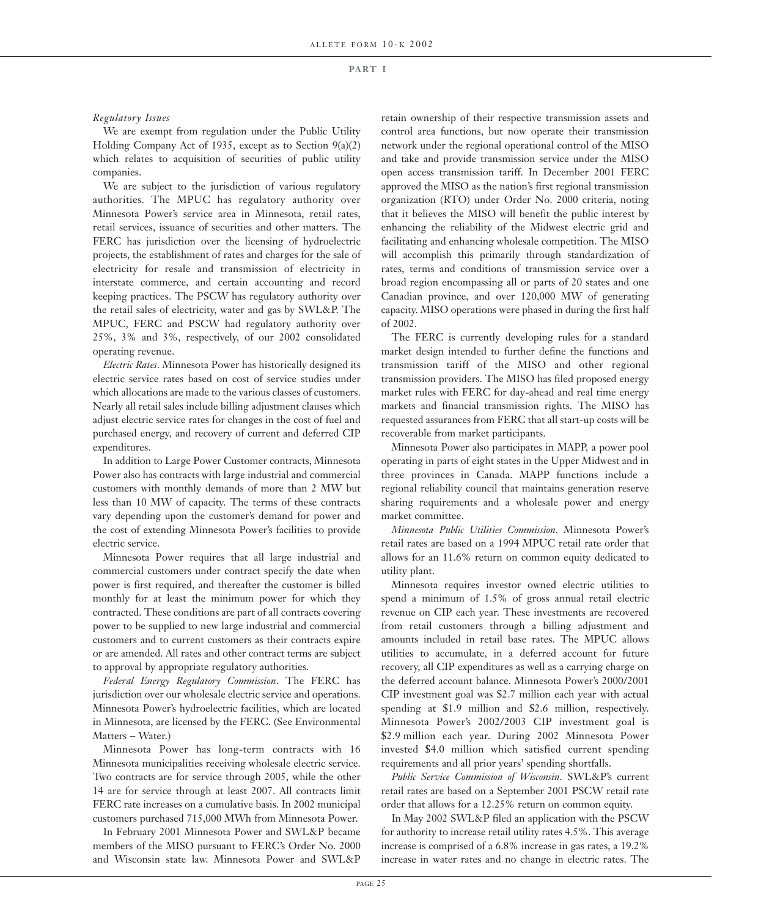*Regulatory Issues*

We are exempt from regulation under the Public Utility Holding Company Act of 1935, except as to Section 9(a)(2) which relates to acquisition of securities of public utility companies.

We are subject to the jurisdiction of various regulatory authorities. The MPUC has regulatory authority over Minnesota Power's service area in Minnesota, retail rates, retail services, issuance of securities and other matters. The FERC has jurisdiction over the licensing of hydroelectric projects, the establishment of rates and charges for the sale of electricity for resale and transmission of electricity in interstate commerce, and certain accounting and record keeping practices. The PSCW has regulatory authority over the retail sales of electricity, water and gas by SWL&P. The MPUC, FERC and PSCW had regulatory authority over 25%, 3% and 3%, respectively, of our 2002 consolidated operating revenue.

*Electric Rates*. Minnesota Power has historically designed its electric service rates based on cost of service studies under which allocations are made to the various classes of customers. Nearly all retail sales include billing adjustment clauses which adjust electric service rates for changes in the cost of fuel and purchased energy, and recovery of current and deferred CIP expenditures.

In addition to Large Power Customer contracts, Minnesota Power also has contracts with large industrial and commercial customers with monthly demands of more than 2 MW but less than 10 MW of capacity. The terms of these contracts vary depending upon the customer's demand for power and the cost of extending Minnesota Power's facilities to provide electric service.

Minnesota Power requires that all large industrial and commercial customers under contract specify the date when power is first required, and thereafter the customer is billed monthly for at least the minimum power for which they contracted. These conditions are part of all contracts covering power to be supplied to new large industrial and commercial customers and to current customers as their contracts expire or are amended. All rates and other contract terms are subject to approval by appropriate regulatory authorities.

*Federal Energy Regulatory Commission*. The FERC has jurisdiction over our wholesale electric service and operations. Minnesota Power's hydroelectric facilities, which are located in Minnesota, are licensed by the FERC. (See Environmental Matters – Water.)

Minnesota Power has long-term contracts with 16 Minnesota municipalities receiving wholesale electric service. Two contracts are for service through 2005, while the other 14 are for service through at least 2007. All contracts limit FERC rate increases on a cumulative basis. In 2002 municipal customers purchased 715,000 MWh from Minnesota Power.

In February 2001 Minnesota Power and SWL&P became members of the MISO pursuant to FERC's Order No. 2000 and Wisconsin state law. Minnesota Power and SWL&P retain ownership of their respective transmission assets and control area functions, but now operate their transmission network under the regional operational control of the MISO and take and provide transmission service under the MISO open access transmission tariff. In December 2001 FERC approved the MISO as the nation's first regional transmission organization (RTO) under Order No. 2000 criteria, noting that it believes the MISO will benefit the public interest by enhancing the reliability of the Midwest electric grid and facilitating and enhancing wholesale competition. The MISO will accomplish this primarily through standardization of rates, terms and conditions of transmission service over a broad region encompassing all or parts of 20 states and one Canadian province, and over 120,000 MW of generating capacity. MISO operations were phased in during the first half of 2002.

The FERC is currently developing rules for a standard market design intended to further define the functions and transmission tariff of the MISO and other regional transmission providers. The MISO has filed proposed energy market rules with FERC for day-ahead and real time energy markets and financial transmission rights. The MISO has requested assurances from FERC that all start-up costs will be recoverable from market participants.

Minnesota Power also participates in MAPP, a power pool operating in parts of eight states in the Upper Midwest and in three provinces in Canada. MAPP functions include a regional reliability council that maintains generation reserve sharing requirements and a wholesale power and energy market committee.

*Minnesota Public Utilities Commission*. Minnesota Power's retail rates are based on a 1994 MPUC retail rate order that allows for an 11.6% return on common equity dedicated to utility plant.

Minnesota requires investor owned electric utilities to spend a minimum of 1.5% of gross annual retail electric revenue on CIP each year. These investments are recovered from retail customers through a billing adjustment and amounts included in retail base rates. The MPUC allows utilities to accumulate, in a deferred account for future recovery, all CIP expenditures as well as a carrying charge on the deferred account balance. Minnesota Power's 2000/2001 CIP investment goal was $2.7 million each year with actual spending at $1.9 million and $2.6 million, respectively. Minnesota Power's 2002/2003 CIP investment goal is $2.9 million each year. During 2002 Minnesota Power invested $4.0 million which satisfied current spending requirements and all prior years' spending shortfalls.

*Public Service Commission of Wisconsin*. SWL&P's current retail rates are based on a September 2001 PSCW retail rate order that allows for a 12.25% return on common equity.

In May 2002 SWL&P filed an application with the PSCW for authority to increase retail utility rates 4.5%. This average increase is comprised of a 6.8% increase in gas rates, a 19.2% increase in water rates and no change in electric rates. The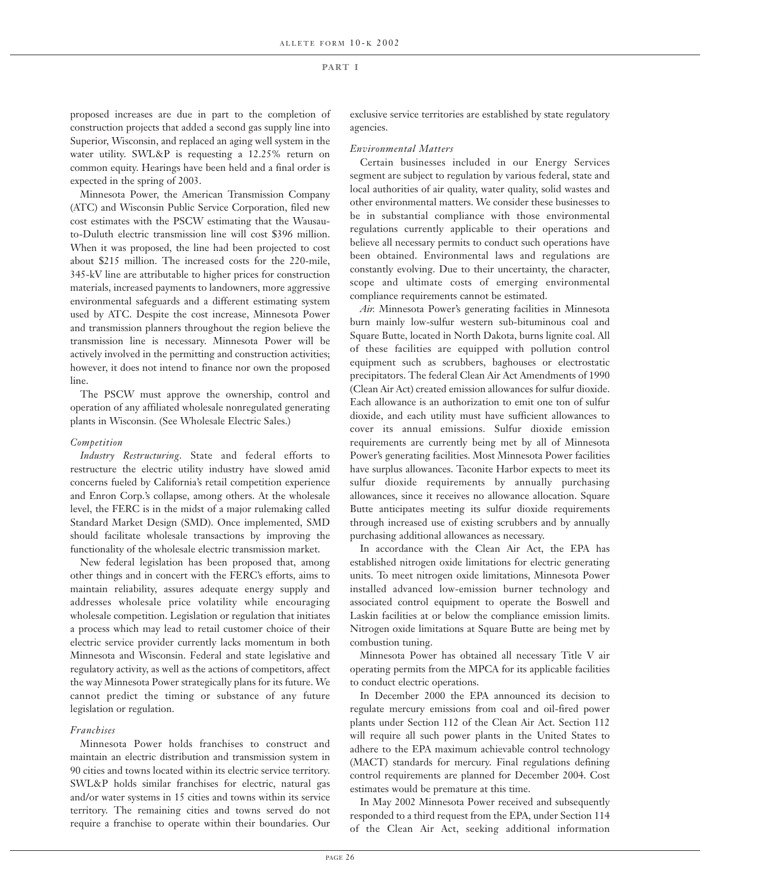proposed increases are due in part to the completion of construction projects that added a second gas supply line into Superior, Wisconsin, and replaced an aging well system in the water utility. SWL&P is requesting a 12.25% return on common equity. Hearings have been held and a final order is expected in the spring of 2003.

Minnesota Power, the American Transmission Company (ATC) and Wisconsin Public Service Corporation, filed new cost estimates with the PSCW estimating that the Wausau-to-Duluth electric transmission line will cost $396 million. When it was proposed, the line had been projected to cost about $215 million. The increased costs for the 220-mile, 345-kV line are attributable to higher prices for construction materials, increased payments to landowners, more aggressive environmental safeguards and a different estimating system used by ATC. Despite the cost increase, Minnesota Power and transmission planners throughout the region believe the transmission line is necessary. Minnesota Power will be actively involved in the permitting and construction activities; however, it does not intend to finance nor own the proposed line.

The PSCW must approve the ownership, control and operation of any affiliated wholesale nonregulated generating plants in Wisconsin. (See Wholesale Electric Sales.)

*Competition*

*Industry Restructuring.* State and federal efforts to restructure the electric utility industry have slowed amid concerns fueled by California's retail competition experience and Enron Corp.'s collapse, among others. At the wholesale level, the FERC is in the midst of a major rulemaking called Standard Market Design (SMD). Once implemented, SMD should facilitate wholesale transactions by improving the functionality of the wholesale electric transmission market.

New federal legislation has been proposed that, among other things and in concert with the FERC's efforts, aims to maintain reliability, assures adequate energy supply and addresses wholesale price volatility while encouraging wholesale competition. Legislation or regulation that initiates a process which may lead to retail customer choice of their electric service provider currently lacks momentum in both Minnesota and Wisconsin. Federal and state legislative and regulatory activity, as well as the actions of competitors, affect the way Minnesota Power strategically plans for its future. We cannot predict the timing or substance of any future legislation or regulation.

*Franchises*

Minnesota Power holds franchises to construct and maintain an electric distribution and transmission system in 90 cities and towns located within its electric service territory. SWL&P holds similar franchises for electric, natural gas and/or water systems in 15 cities and towns within its service territory. The remaining cities and towns served do not require a franchise to operate within their boundaries. Our exclusive service territories are established by state regulatory agencies.

*Environmental Matters*

Certain businesses included in our Energy Services segment are subject to regulation by various federal, state and local authorities of air quality, water quality, solid wastes and other environmental matters. We consider these businesses to be in substantial compliance with those environmental regulations currently applicable to their operations and believe all necessary permits to conduct such operations have been obtained. Environmental laws and regulations are constantly evolving. Due to their uncertainty, the character, scope and ultimate costs of emerging environmental compliance requirements cannot be estimated.

*Air.* Minnesota Power's generating facilities in Minnesota burn mainly low-sulfur western sub-bituminous coal and Square Butte, located in North Dakota, burns lignite coal. All of these facilities are equipped with pollution control equipment such as scrubbers, baghouses or electrostatic precipitators. The federal Clean Air Act Amendments of 1990 (Clean Air Act) created emission allowances for sulfur dioxide. Each allowance is an authorization to emit one ton of sulfur dioxide, and each utility must have sufficient allowances to cover its annual emissions. Sulfur dioxide emission requirements are currently being met by all of Minnesota Power's generating facilities. Most Minnesota Power facilities have surplus allowances. Taconite Harbor expects to meet its sulfur dioxide requirements by annually purchasing allowances, since it receives no allowance allocation. Square Butte anticipates meeting its sulfur dioxide requirements through increased use of existing scrubbers and by annually purchasing additional allowances as necessary.

In accordance with the Clean Air Act, the EPA has established nitrogen oxide limitations for electric generating units. To meet nitrogen oxide limitations, Minnesota Power installed advanced low-emission burner technology and associated control equipment to operate the Boswell and Laskin facilities at or below the compliance emission limits. Nitrogen oxide limitations at Square Butte are being met by combustion tuning.

Minnesota Power has obtained all necessary Title V air operating permits from the MPCA for its applicable facilities to conduct electric operations.

In December 2000 the EPA announced its decision to regulate mercury emissions from coal and oil-fired power plants under Section 112 of the Clean Air Act. Section 112 will require all such power plants in the United States to adhere to the EPA maximum achievable control technology (MACT) standards for mercury. Final regulations defining control requirements are planned for December 2004. Cost estimates would be premature at this time.

In May 2002 Minnesota Power received and subsequently responded to a third request from the EPA, under Section 114 of the Clean Air Act, seeking additional information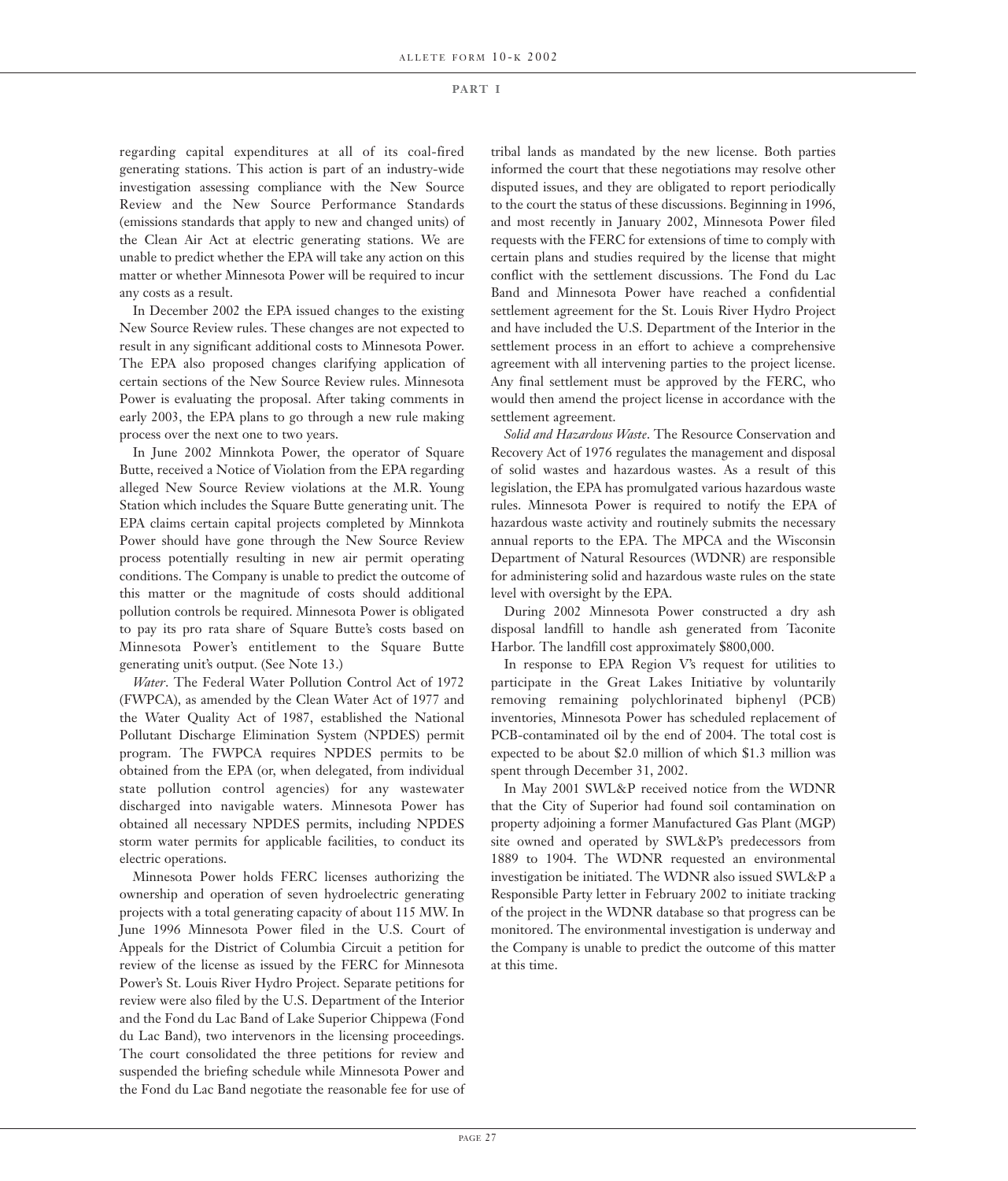regarding capital expenditures at all of its coal-fired generating stations. This action is part of an industry-wide investigation assessing compliance with the New Source Review and the New Source Performance Standards (emissions standards that apply to new and changed units) of the Clean Air Act at electric generating stations. We are unable to predict whether the EPA will take any action on this matter or whether Minnesota Power will be required to incur any costs as a result.

In December 2002 the EPA issued changes to the existing New Source Review rules. These changes are not expected to result in any significant additional costs to Minnesota Power. The EPA also proposed changes clarifying application of certain sections of the New Source Review rules. Minnesota Power is evaluating the proposal. After taking comments in early 2003, the EPA plans to go through a new rule making process over the next one to two years.

In June 2002 Minnkota Power, the operator of Square Butte, received a Notice of Violation from the EPA regarding alleged New Source Review violations at the M.R. Young Station which includes the Square Butte generating unit. The EPA claims certain capital projects completed by Minnkota Power should have gone through the New Source Review process potentially resulting in new air permit operating conditions. The Company is unable to predict the outcome of this matter or the magnitude of costs should additional pollution controls be required. Minnesota Power is obligated to pay its pro rata share of Square Butte's costs based on Minnesota Power's entitlement to the Square Butte generating unit's output. (See Note 13.)

*Water*. The Federal Water Pollution Control Act of 1972 (FWPCA), as amended by the Clean Water Act of 1977 and the Water Quality Act of 1987, established the National Pollutant Discharge Elimination System (NPDES) permit program. The FWPCA requires NPDES permits to be obtained from the EPA (or, when delegated, from individual state pollution control agencies) for any wastewater discharged into navigable waters. Minnesota Power has obtained all necessary NPDES permits, including NPDES storm water permits for applicable facilities, to conduct its electric operations.

Minnesota Power holds FERC licenses authorizing the ownership and operation of seven hydroelectric generating projects with a total generating capacity of about 115 MW. In June 1996 Minnesota Power filed in the U.S. Court of Appeals for the District of Columbia Circuit a petition for review of the license as issued by the FERC for Minnesota Power's St. Louis River Hydro Project. Separate petitions for review were also filed by the U.S. Department of the Interior and the Fond du Lac Band of Lake Superior Chippewa (Fond du Lac Band), two intervenors in the licensing proceedings. The court consolidated the three petitions for review and suspended the briefing schedule while Minnesota Power and the Fond du Lac Band negotiate the reasonable fee for use of tribal lands as mandated by the new license. Both parties informed the court that these negotiations may resolve other disputed issues, and they are obligated to report periodically to the court the status of these discussions. Beginning in 1996, and most recently in January 2002, Minnesota Power filed requests with the FERC for extensions of time to comply with certain plans and studies required by the license that might conflict with the settlement discussions. The Fond du Lac Band and Minnesota Power have reached a confidential settlement agreement for the St. Louis River Hydro Project and have included the U.S. Department of the Interior in the settlement process in an effort to achieve a comprehensive agreement with all intervening parties to the project license. Any final settlement must be approved by the FERC, who would then amend the project license in accordance with the settlement agreement.

*Solid and Hazardous Waste*. The Resource Conservation and Recovery Act of 1976 regulates the management and disposal of solid wastes and hazardous wastes. As a result of this legislation, the EPA has promulgated various hazardous waste rules. Minnesota Power is required to notify the EPA of hazardous waste activity and routinely submits the necessary annual reports to the EPA. The MPCA and the Wisconsin Department of Natural Resources (WDNR) are responsible for administering solid and hazardous waste rules on the state level with oversight by the EPA.

During 2002 Minnesota Power constructed a dry ash disposal landfill to handle ash generated from Taconite Harbor. The landfill cost approximately $800,000.

In response to EPA Region V's request for utilities to participate in the Great Lakes Initiative by voluntarily removing remaining polychlorinated biphenyl (PCB) inventories, Minnesota Power has scheduled replacement of PCB-contaminated oil by the end of 2004. The total cost is expected to be about $2.0 million of which $1.3 million was spent through December 31, 2002.

In May 2001 SWL&P received notice from the WDNR that the City of Superior had found soil contamination on property adjoining a former Manufactured Gas Plant (MGP) site owned and operated by SWL&P's predecessors from 1889 to 1904. The WDNR requested an environmental investigation be initiated. The WDNR also issued SWL&P a Responsible Party letter in February 2002 to initiate tracking of the project in the WDNR database so that progress can be monitored. The environmental investigation is underway and the Company is unable to predict the outcome of this matter at this time.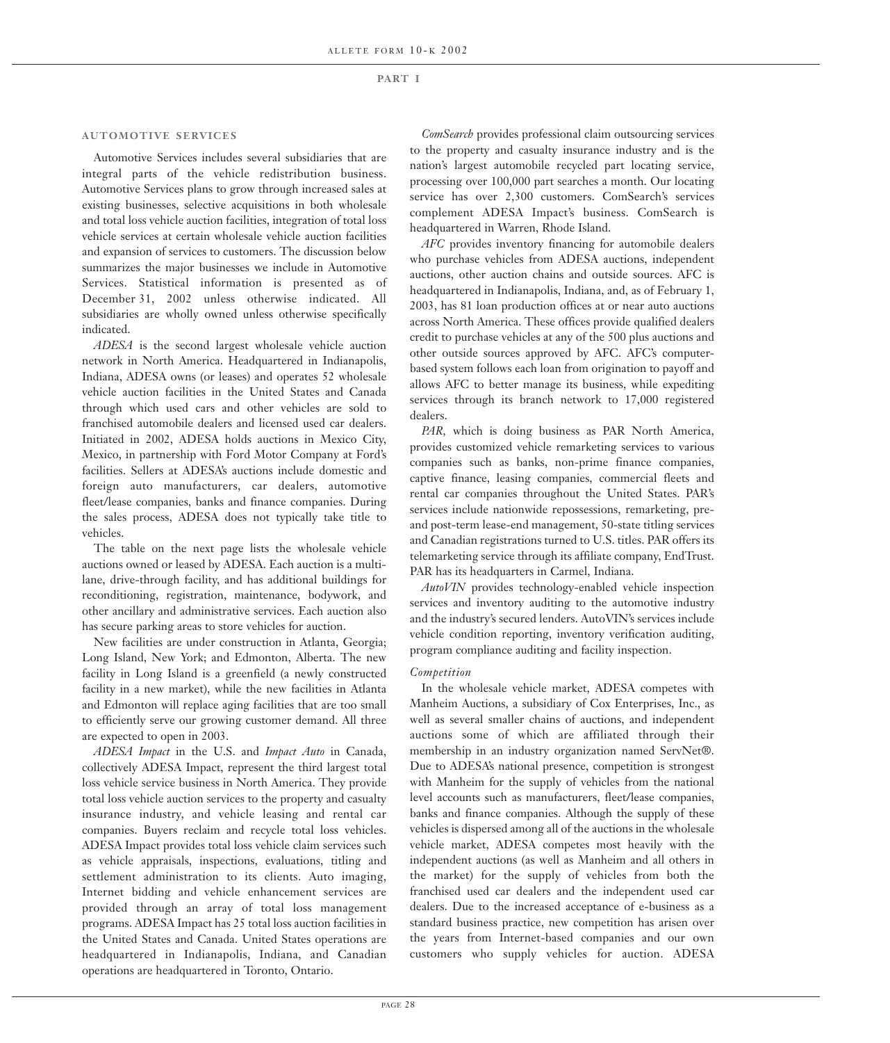## AUTOMOTIVE SERVICES

Automotive Services includes several subsidiaries that are integral parts of the vehicle redistribution business. Automotive Services plans to grow through increased sales at existing businesses, selective acquisitions in both wholesale and total loss vehicle auction facilities, integration of total loss vehicle services at certain wholesale vehicle auction facilities and expansion of services to customers. The discussion below summarizes the major businesses we include in Automotive Services. Statistical information is presented as of December 31, 2002 unless otherwise indicated. All subsidiaries are wholly owned unless otherwise specifically indicated.

*ADESA* is the second largest wholesale vehicle auction network in North America. Headquartered in Indianapolis, Indiana, ADESA owns (or leases) and operates 52 wholesale vehicle auction facilities in the United States and Canada through which used cars and other vehicles are sold to franchised automobile dealers and licensed used car dealers. Initiated in 2002, ADESA holds auctions in Mexico City, Mexico, in partnership with Ford Motor Company at Ford's facilities. Sellers at ADESA's auctions include domestic and foreign auto manufacturers, car dealers, automotive fleet/lease companies, banks and finance companies. During the sales process, ADESA does not typically take title to vehicles.

The table on the next page lists the wholesale vehicle auctions owned or leased by ADESA. Each auction is a multi-lane, drive-through facility, and has additional buildings for reconditioning, registration, maintenance, bodywork, and other ancillary and administrative services. Each auction also has secure parking areas to store vehicles for auction.

New facilities are under construction in Atlanta, Georgia; Long Island, New York; and Edmonton, Alberta. The new facility in Long Island is a greenfield (a newly constructed facility in a new market), while the new facilities in Atlanta and Edmonton will replace aging facilities that are too small to efficiently serve our growing customer demand. All three are expected to open in 2003.

*ADESA Impact* in the U.S. and *Impact Auto* in Canada, collectively ADESA Impact, represent the third largest total loss vehicle service business in North America. They provide total loss vehicle auction services to the property and casualty insurance industry, and vehicle leasing and rental car companies. Buyers reclaim and recycle total loss vehicles. ADESA Impact provides total loss vehicle claim services such as vehicle appraisals, inspections, evaluations, titling and settlement administration to its clients. Auto imaging, Internet bidding and vehicle enhancement services are provided through an array of total loss management programs. ADESA Impact has 25 total loss auction facilities in the United States and Canada. United States operations are headquartered in Indianapolis, Indiana, and Canadian operations are headquartered in Toronto, Ontario.

*ComSearch* provides professional claim outsourcing services to the property and casualty insurance industry and is the nation's largest automobile recycled part locating service, processing over 100,000 part searches a month. Our locating service has over 2,300 customers. ComSearch's services complement ADESA Impact's business. ComSearch is headquartered in Warren, Rhode Island.

*AFC* provides inventory financing for automobile dealers who purchase vehicles from ADESA auctions, independent auctions, other auction chains and outside sources. AFC is headquartered in Indianapolis, Indiana, and, as of February 1, 2003, has 81 loan production offices at or near auto auctions across North America. These offices provide qualified dealers credit to purchase vehicles at any of the 500 plus auctions and other outside sources approved by AFC. AFC's computer-based system follows each loan from origination to payoff and allows AFC to better manage its business, while expediting services through its branch network to 17,000 registered dealers.

*PAR*, which is doing business as PAR North America, provides customized vehicle remarketing services to various companies such as banks, non-prime finance companies, captive finance, leasing companies, commercial fleets and rental car companies throughout the United States. PAR's services include nationwide repossessions, remarketing, pre- and post-term lease-end management, 50-state titling services and Canadian registrations turned to U.S. titles. PAR offers its telemarketing service through its affiliate company, EndTrust. PAR has its headquarters in Carmel, Indiana.

*AutoVIN* provides technology-enabled vehicle inspection services and inventory auditing to the automotive industry and the industry's secured lenders. AutoVIN's services include vehicle condition reporting, inventory verification auditing, program compliance auditing and facility inspection.

### *Competition*

In the wholesale vehicle market, ADESA competes with Manheim Auctions, a subsidiary of Cox Enterprises, Inc., as well as several smaller chains of auctions, and independent auctions some of which are affiliated through their membership in an industry organization named ServNet®. Due to ADESA's national presence, competition is strongest with Manheim for the supply of vehicles from the national level accounts such as manufacturers, fleet/lease companies, banks and finance companies. Although the supply of these vehicles is dispersed among all of the auctions in the wholesale vehicle market, ADESA competes most heavily with the independent auctions (as well as Manheim and all others in the market) for the supply of vehicles from both the franchised used car dealers and the independent used car dealers. Due to the increased acceptance of e-business as a standard business practice, new competition has arisen over the years from Internet-based companies and our own customers who supply vehicles for auction. ADESA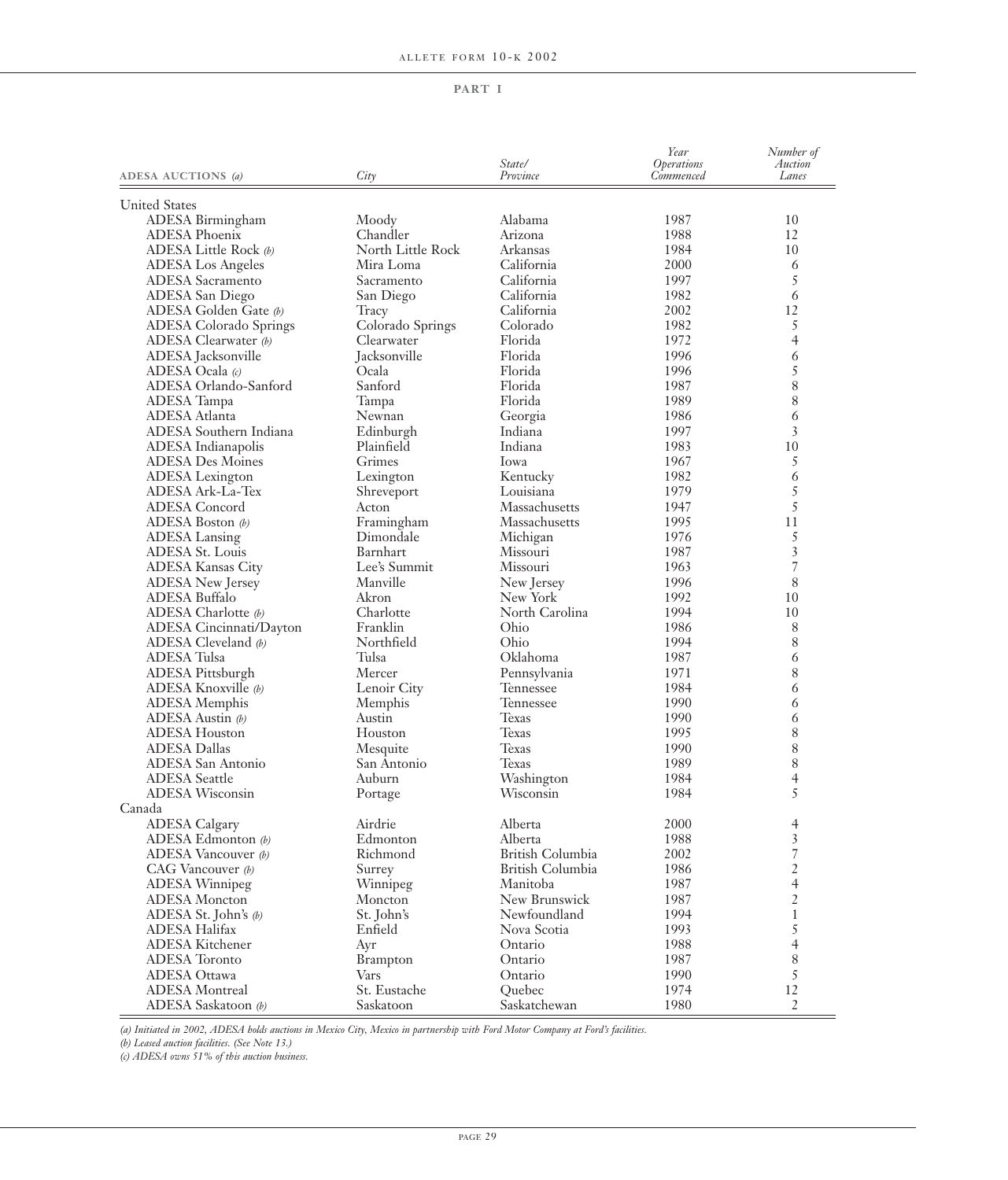**PART I**

| ADESA AUCTIONS *(a)* | *City* | *State/ Province* | *Year Operations Commenced* | *Number of Auction Lanes* |
|---|---|---|---|---|
| United States | | | | |
| ADESA Birmingham | Moody | Alabama | 1987 | 10 |
| ADESA Phoenix | Chandler | Arizona | 1988 | 12 |
| ADESA Little Rock *(b)* | North Little Rock | Arkansas | 1984 | 10 |
| ADESA Los Angeles | Mira Loma | California | 2000 | 6 |
| ADESA Sacramento | Sacramento | California | 1997 | 5 |
| ADESA San Diego | San Diego | California | 1982 | 6 |
| ADESA Golden Gate *(b)* | Tracy | California | 2002 | 12 |
| ADESA Colorado Springs | Colorado Springs | Colorado | 1982 | 5 |
| ADESA Clearwater *(b)* | Clearwater | Florida | 1972 | 4 |
| ADESA Jacksonville | Jacksonville | Florida | 1996 | 6 |
| ADESA Ocala *(c)* | Ocala | Florida | 1996 | 5 |
| ADESA Orlando-Sanford | Sanford | Florida | 1987 | 8 |
| ADESA Tampa | Tampa | Florida | 1989 | 8 |
| ADESA Atlanta | Newnan | Georgia | 1986 | 6 |
| ADESA Southern Indiana | Edinburgh | Indiana | 1997 | 3 |
| ADESA Indianapolis | Plainfield | Indiana | 1983 | 10 |
| ADESA Des Moines | Grimes | Iowa | 1967 | 5 |
| ADESA Lexington | Lexington | Kentucky | 1982 | 6 |
| ADESA Ark-La-Tex | Shreveport | Louisiana | 1979 | 5 |
| ADESA Concord | Acton | Massachusetts | 1947 | 5 |
| ADESA Boston *(b)* | Framingham | Massachusetts | 1995 | 11 |
| ADESA Lansing | Dimondale | Michigan | 1976 | 5 |
| ADESA St. Louis | Barnhart | Missouri | 1987 | 3 |
| ADESA Kansas City | Lee's Summit | Missouri | 1963 | 7 |
| ADESA New Jersey | Manville | New Jersey | 1996 | 8 |
| ADESA Buffalo | Akron | New York | 1992 | 10 |
| ADESA Charlotte *(b)* | Charlotte | North Carolina | 1994 | 10 |
| ADESA Cincinnati/Dayton | Franklin | Ohio | 1986 | 8 |
| ADESA Cleveland *(b)* | Northfield | Ohio | 1994 | 8 |
| ADESA Tulsa | Tulsa | Oklahoma | 1987 | 6 |
| ADESA Pittsburgh | Mercer | Pennsylvania | 1971 | 8 |
| ADESA Knoxville *(b)* | Lenoir City | Tennessee | 1984 | 6 |
| ADESA Memphis | Memphis | Tennessee | 1990 | 6 |
| ADESA Austin *(b)* | Austin | Texas | 1990 | 6 |
| ADESA Houston | Houston | Texas | 1995 | 8 |
| ADESA Dallas | Mesquite | Texas | 1990 | 8 |
| ADESA San Antonio | San Antonio | Texas | 1989 | 8 |
| ADESA Seattle | Auburn | Washington | 1984 | 4 |
| ADESA Wisconsin | Portage | Wisconsin | 1984 | 5 |
| Canada | | | | |
| ADESA Calgary | Airdrie | Alberta | 2000 | 4 |
| ADESA Edmonton *(b)* | Edmonton | Alberta | 1988 | 3 |
| ADESA Vancouver *(b)* | Richmond | British Columbia | 2002 | 7 |
| CAG Vancouver *(b)* | Surrey | British Columbia | 1986 | 2 |
| ADESA Winnipeg | Winnipeg | Manitoba | 1987 | 4 |
| ADESA Moncton | Moncton | New Brunswick | 1987 | 2 |
| ADESA St. John's *(b)* | St. John's | Newfoundland | 1994 | 1 |
| ADESA Halifax | Enfield | Nova Scotia | 1993 | 5 |
| ADESA Kitchener | Ayr | Ontario | 1988 | 4 |
| ADESA Toronto | Brampton | Ontario | 1987 | 8 |
| ADESA Ottawa | Vars | Ontario | 1990 | 5 |
| ADESA Montreal | St. Eustache | Quebec | 1974 | 12 |
| ADESA Saskatoon *(b)* | Saskatoon | Saskatchewan | 1980 | 2 |

*(a) Initiated in 2002, ADESA holds auctions in Mexico City, Mexico in partnership with Ford Motor Company at Ford's facilities.*

*(b) Leased auction facilities. (See Note 13.)*

*(c) ADESA owns 51% of this auction business.*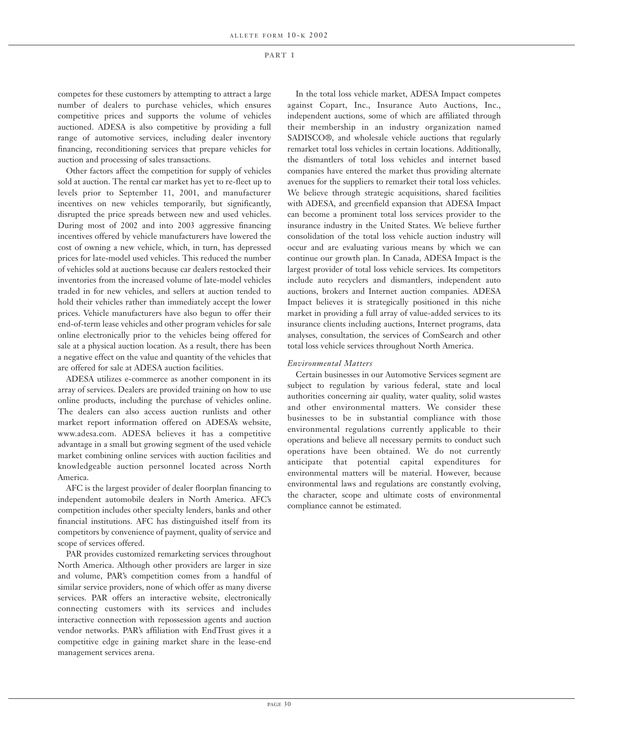competes for these customers by attempting to attract a large number of dealers to purchase vehicles, which ensures competitive prices and supports the volume of vehicles auctioned. ADESA is also competitive by providing a full range of automotive services, including dealer inventory financing, reconditioning services that prepare vehicles for auction and processing of sales transactions.

Other factors affect the competition for supply of vehicles sold at auction. The rental car market has yet to re-fleet up to levels prior to September 11, 2001, and manufacturer incentives on new vehicles temporarily, but significantly, disrupted the price spreads between new and used vehicles. During most of 2002 and into 2003 aggressive financing incentives offered by vehicle manufacturers have lowered the cost of owning a new vehicle, which, in turn, has depressed prices for late-model used vehicles. This reduced the number of vehicles sold at auctions because car dealers restocked their inventories from the increased volume of late-model vehicles traded in for new vehicles, and sellers at auction tended to hold their vehicles rather than immediately accept the lower prices. Vehicle manufacturers have also begun to offer their end-of-term lease vehicles and other program vehicles for sale online electronically prior to the vehicles being offered for sale at a physical auction location. As a result, there has been a negative effect on the value and quantity of the vehicles that are offered for sale at ADESA auction facilities.

ADESA utilizes e-commerce as another component in its array of services. Dealers are provided training on how to use online products, including the purchase of vehicles online. The dealers can also access auction runlists and other market report information offered on ADESA's website, www.adesa.com. ADESA believes it has a competitive advantage in a small but growing segment of the used vehicle market combining online services with auction facilities and knowledgeable auction personnel located across North America.

AFC is the largest provider of dealer floorplan financing to independent automobile dealers in North America. AFC's competition includes other specialty lenders, banks and other financial institutions. AFC has distinguished itself from its competitors by convenience of payment, quality of service and scope of services offered.

PAR provides customized remarketing services throughout North America. Although other providers are larger in size and volume, PAR's competition comes from a handful of similar service providers, none of which offer as many diverse services. PAR offers an interactive website, electronically connecting customers with its services and includes interactive connection with repossession agents and auction vendor networks. PAR's affiliation with EndTrust gives it a competitive edge in gaining market share in the lease-end management services arena.

In the total loss vehicle market, ADESA Impact competes against Copart, Inc., Insurance Auto Auctions, Inc., independent auctions, some of which are affiliated through their membership in an industry organization named SADISCO®, and wholesale vehicle auctions that regularly remarket total loss vehicles in certain locations. Additionally, the dismantlers of total loss vehicles and internet based companies have entered the market thus providing alternate avenues for the suppliers to remarket their total loss vehicles. We believe through strategic acquisitions, shared facilities with ADESA, and greenfield expansion that ADESA Impact can become a prominent total loss services provider to the insurance industry in the United States. We believe further consolidation of the total loss vehicle auction industry will occur and are evaluating various means by which we can continue our growth plan. In Canada, ADESA Impact is the largest provider of total loss vehicle services. Its competitors include auto recyclers and dismantlers, independent auto auctions, brokers and Internet auction companies. ADESA Impact believes it is strategically positioned in this niche market in providing a full array of value-added services to its insurance clients including auctions, Internet programs, data analyses, consultation, the services of ComSearch and other total loss vehicle services throughout North America.

*Environmental Matters*

Certain businesses in our Automotive Services segment are subject to regulation by various federal, state and local authorities concerning air quality, water quality, solid wastes and other environmental matters. We consider these businesses to be in substantial compliance with those environmental regulations currently applicable to their operations and believe all necessary permits to conduct such operations have been obtained. We do not currently anticipate that potential capital expenditures for environmental matters will be material. However, because environmental laws and regulations are constantly evolving, the character, scope and ultimate costs of environmental compliance cannot be estimated.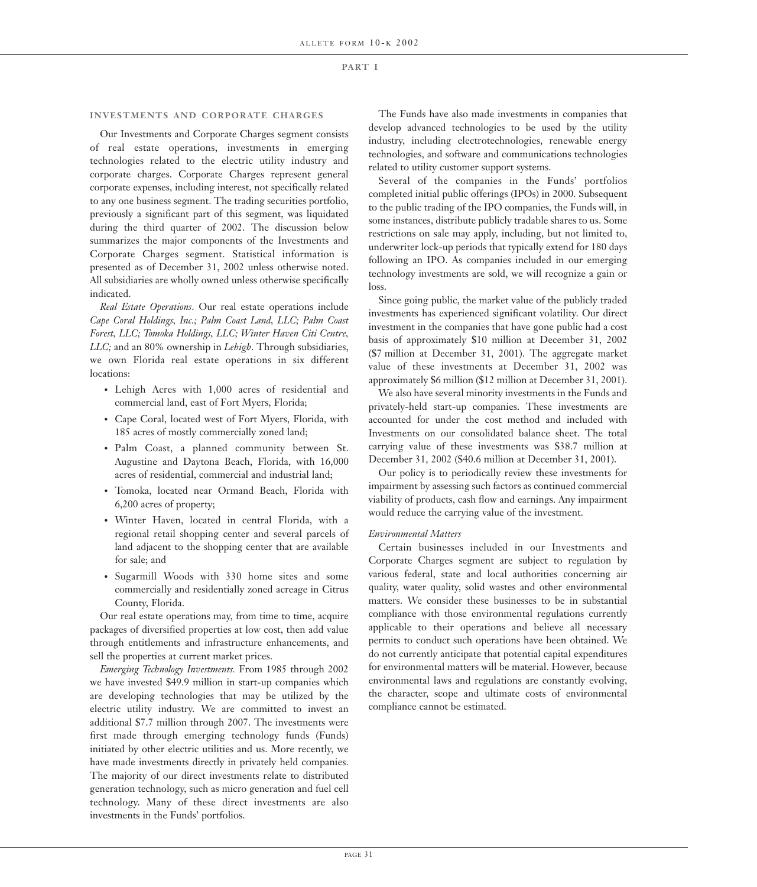**PART I**

### INVESTMENTS AND CORPORATE CHARGES

Our Investments and Corporate Charges segment consists of real estate operations, investments in emerging technologies related to the electric utility industry and corporate charges. Corporate Charges represent general corporate expenses, including interest, not specifically related to any one business segment. The trading securities portfolio, previously a significant part of this segment, was liquidated during the third quarter of 2002. The discussion below summarizes the major components of the Investments and Corporate Charges segment. Statistical information is presented as of December 31, 2002 unless otherwise noted. All subsidiaries are wholly owned unless otherwise specifically indicated.

*Real Estate Operations*. Our real estate operations include *Cape Coral Holdings, Inc.; Palm Coast Land, LLC; Palm Coast Forest, LLC; Tomoka Holdings, LLC; Winter Haven Citi Centre, LLC;* and an 80% ownership in *Lehigh*. Through subsidiaries, we own Florida real estate operations in six different locations:

- Lehigh Acres with 1,000 acres of residential and commercial land, east of Fort Myers, Florida;
- Cape Coral, located west of Fort Myers, Florida, with 185 acres of mostly commercially zoned land;
- Palm Coast, a planned community between St. Augustine and Daytona Beach, Florida, with 16,000 acres of residential, commercial and industrial land;
- Tomoka, located near Ormand Beach, Florida with 6,200 acres of property;
- Winter Haven, located in central Florida, with a regional retail shopping center and several parcels of land adjacent to the shopping center that are available for sale; and
- Sugarmill Woods with 330 home sites and some commercially and residentially zoned acreage in Citrus County, Florida.

Our real estate operations may, from time to time, acquire packages of diversified properties at low cost, then add value through entitlements and infrastructure enhancements, and sell the properties at current market prices.

*Emerging Technology Investments.* From 1985 through 2002 we have invested $49.9 million in start-up companies which are developing technologies that may be utilized by the electric utility industry. We are committed to invest an additional $7.7 million through 2007. The investments were first made through emerging technology funds (Funds) initiated by other electric utilities and us. More recently, we have made investments directly in privately held companies. The majority of our direct investments relate to distributed generation technology, such as micro generation and fuel cell technology. Many of these direct investments are also investments in the Funds' portfolios.

The Funds have also made investments in companies that develop advanced technologies to be used by the utility industry, including electrotechnologies, renewable energy technologies, and software and communications technologies related to utility customer support systems.

Several of the companies in the Funds' portfolios completed initial public offerings (IPOs) in 2000. Subsequent to the public trading of the IPO companies, the Funds will, in some instances, distribute publicly tradable shares to us. Some restrictions on sale may apply, including, but not limited to, underwriter lock-up periods that typically extend for 180 days following an IPO. As companies included in our emerging technology investments are sold, we will recognize a gain or loss.

Since going public, the market value of the publicly traded investments has experienced significant volatility. Our direct investment in the companies that have gone public had a cost basis of approximately $10 million at December 31, 2002 ($7 million at December 31, 2001). The aggregate market value of these investments at December 31, 2002 was approximately $6 million ($12 million at December 31, 2001).

We also have several minority investments in the Funds and privately-held start-up companies. These investments are accounted for under the cost method and included with Investments on our consolidated balance sheet. The total carrying value of these investments was $38.7 million at December 31, 2002 ($40.6 million at December 31, 2001).

Our policy is to periodically review these investments for impairment by assessing such factors as continued commercial viability of products, cash flow and earnings. Any impairment would reduce the carrying value of the investment.

*Environmental Matters*

Certain businesses included in our Investments and Corporate Charges segment are subject to regulation by various federal, state and local authorities concerning air quality, water quality, solid wastes and other environmental matters. We consider these businesses to be in substantial compliance with those environmental regulations currently applicable to their operations and believe all necessary permits to conduct such operations have been obtained. We do not currently anticipate that potential capital expenditures for environmental matters will be material. However, because environmental laws and regulations are constantly evolving, the character, scope and ultimate costs of environmental compliance cannot be estimated.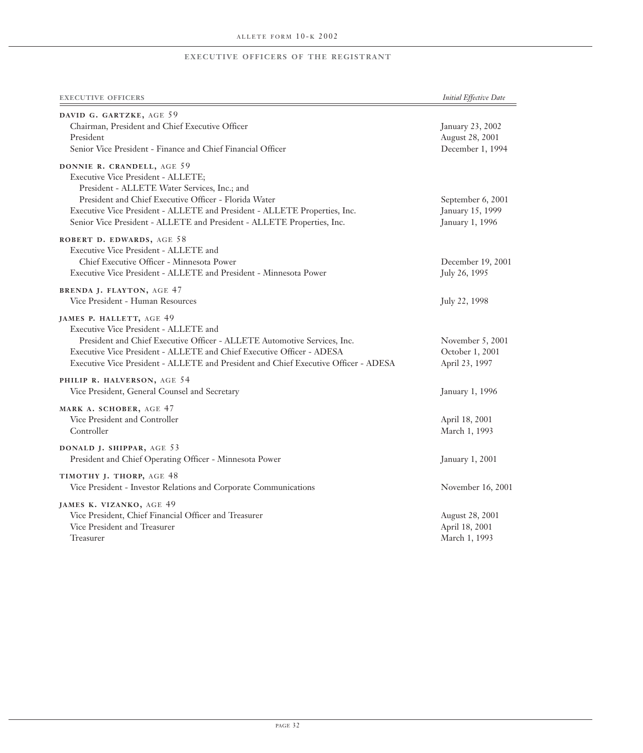## EXECUTIVE OFFICERS OF THE REGISTRANT

| EXECUTIVE OFFICERS | *Initial Effective Date* |
|---|---|
| **DAVID G. GARTZKE, AGE 59** | |
| Chairman, President and Chief Executive Officer | January 23, 2002 |
| President | August 28, 2001 |
| Senior Vice President - Finance and Chief Financial Officer | December 1, 1994 |
| **DONNIE R. CRANDELL, AGE 59** | |
| Executive Vice President - ALLETE; President - ALLETE Water Services, Inc.; and President and Chief Executive Officer - Florida Water | September 6, 2001 |
| Executive Vice President - ALLETE and President - ALLETE Properties, Inc. | January 15, 1999 |
| Senior Vice President - ALLETE and President - ALLETE Properties, Inc. | January 1, 1996 |
| **ROBERT D. EDWARDS, AGE 58** | |
| Executive Vice President - ALLETE and Chief Executive Officer - Minnesota Power | December 19, 2001 |
| Executive Vice President - ALLETE and President - Minnesota Power | July 26, 1995 |
| **BRENDA J. FLAYTON, AGE 47** | |
| Vice President - Human Resources | July 22, 1998 |
| **JAMES P. HALLETT, AGE 49** | |
| Executive Vice President - ALLETE and President and Chief Executive Officer - ALLETE Automotive Services, Inc. | November 5, 2001 |
| Executive Vice President - ALLETE and Chief Executive Officer - ADESA | October 1, 2001 |
| Executive Vice President - ALLETE and President and Chief Executive Officer - ADESA | April 23, 1997 |
| **PHILIP R. HALVERSON, AGE 54** | |
| Vice President, General Counsel and Secretary | January 1, 1996 |
| **MARK A. SCHOBER, AGE 47** | |
| Vice President and Controller | April 18, 2001 |
| Controller | March 1, 1993 |
| **DONALD J. SHIPPAR, AGE 53** | |
| President and Chief Operating Officer - Minnesota Power | January 1, 2001 |
| **TIMOTHY J. THORP, AGE 48** | |
| Vice President - Investor Relations and Corporate Communications | November 16, 2001 |
| **JAMES K. VIZANKO, AGE 49** | |
| Vice President, Chief Financial Officer and Treasurer | August 28, 2001 |
| Vice President and Treasurer | April 18, 2001 |
| Treasurer | March 1, 1993 |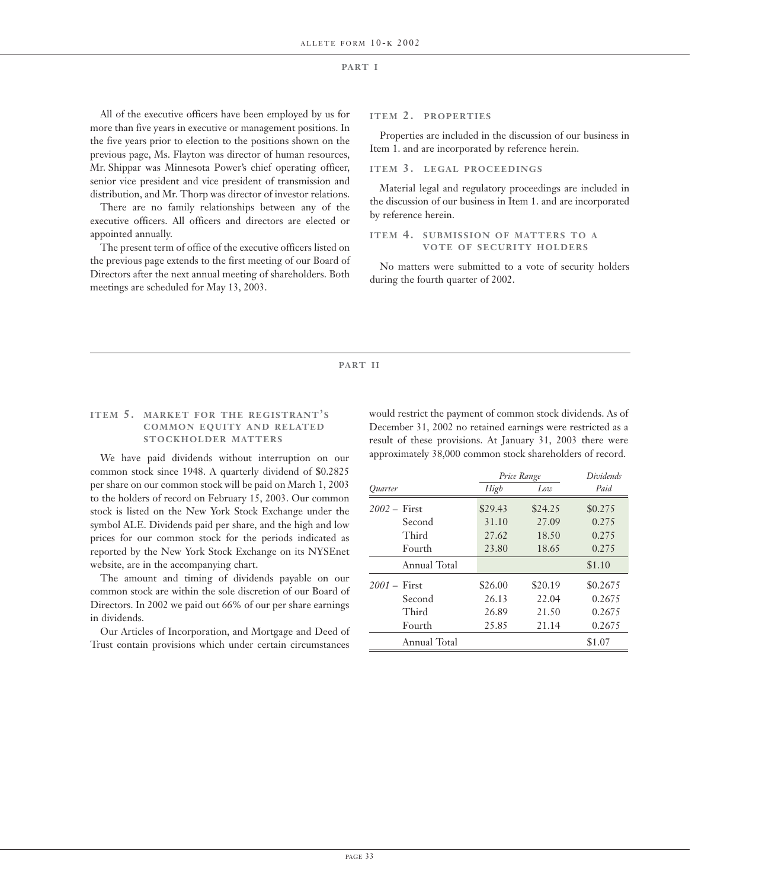## PART I

All of the executive officers have been employed by us for more than five years in executive or management positions. In the five years prior to election to the positions shown on the previous page, Ms. Flayton was director of human resources, Mr. Shippar was Minnesota Power's chief operating officer, senior vice president and vice president of transmission and distribution, and Mr. Thorp was director of investor relations.

There are no family relationships between any of the executive officers. All officers and directors are elected or appointed annually.

The present term of office of the executive officers listed on the previous page extends to the first meeting of our Board of Directors after the next annual meeting of shareholders. Both meetings are scheduled for May 13, 2003.

### ITEM 2. PROPERTIES

Properties are included in the discussion of our business in Item 1. and are incorporated by reference herein.

### ITEM 3. LEGAL PROCEEDINGS

Material legal and regulatory proceedings are included in the discussion of our business in Item 1. and are incorporated by reference herein.

### ITEM 4. SUBMISSION OF MATTERS TO A VOTE OF SECURITY HOLDERS

No matters were submitted to a vote of security holders during the fourth quarter of 2002.

## PART II

### ITEM 5. MARKET FOR THE REGISTRANT'S COMMON EQUITY AND RELATED STOCKHOLDER MATTERS

We have paid dividends without interruption on our common stock since 1948. A quarterly dividend of $0.2825 per share on our common stock will be paid on March 1, 2003 to the holders of record on February 15, 2003. Our common stock is listed on the New York Stock Exchange under the symbol ALE. Dividends paid per share, and the high and low prices for our common stock for the periods indicated as reported by the New York Stock Exchange on its NYSEnet website, are in the accompanying chart.

The amount and timing of dividends payable on our common stock are within the sole discretion of our Board of Directors. In 2002 we paid out 66% of our per share earnings in dividends.

Our Articles of Incorporation, and Mortgage and Deed of Trust contain provisions which under certain circumstances would restrict the payment of common stock dividends. As of December 31, 2002 no retained earnings were restricted as a result of these provisions. At January 31, 2003 there were approximately 38,000 common stock shareholders of record.

| | | *Price Range* | | *Dividends* |
|---|---|---|---|---|
| *Quarter* | | *High* | *Low* | *Paid* |
| *2002* – | First | $29.43 | $24.25 | $0.275 |
| | Second | 31.10 | 27.09 | 0.275 |
| | Third | 27.62 | 18.50 | 0.275 |
| | Fourth | 23.80 | 18.65 | 0.275 |
| | Annual Total | | | $1.10 |
| *2001* – | First | $26.00 | $20.19 | $0.2675 |
| | Second | 26.13 | 22.04 | 0.2675 |
| | Third | 26.89 | 21.50 | 0.2675 |
| | Fourth | 25.85 | 21.14 | 0.2675 |
| | Annual Total | | | $1.07 |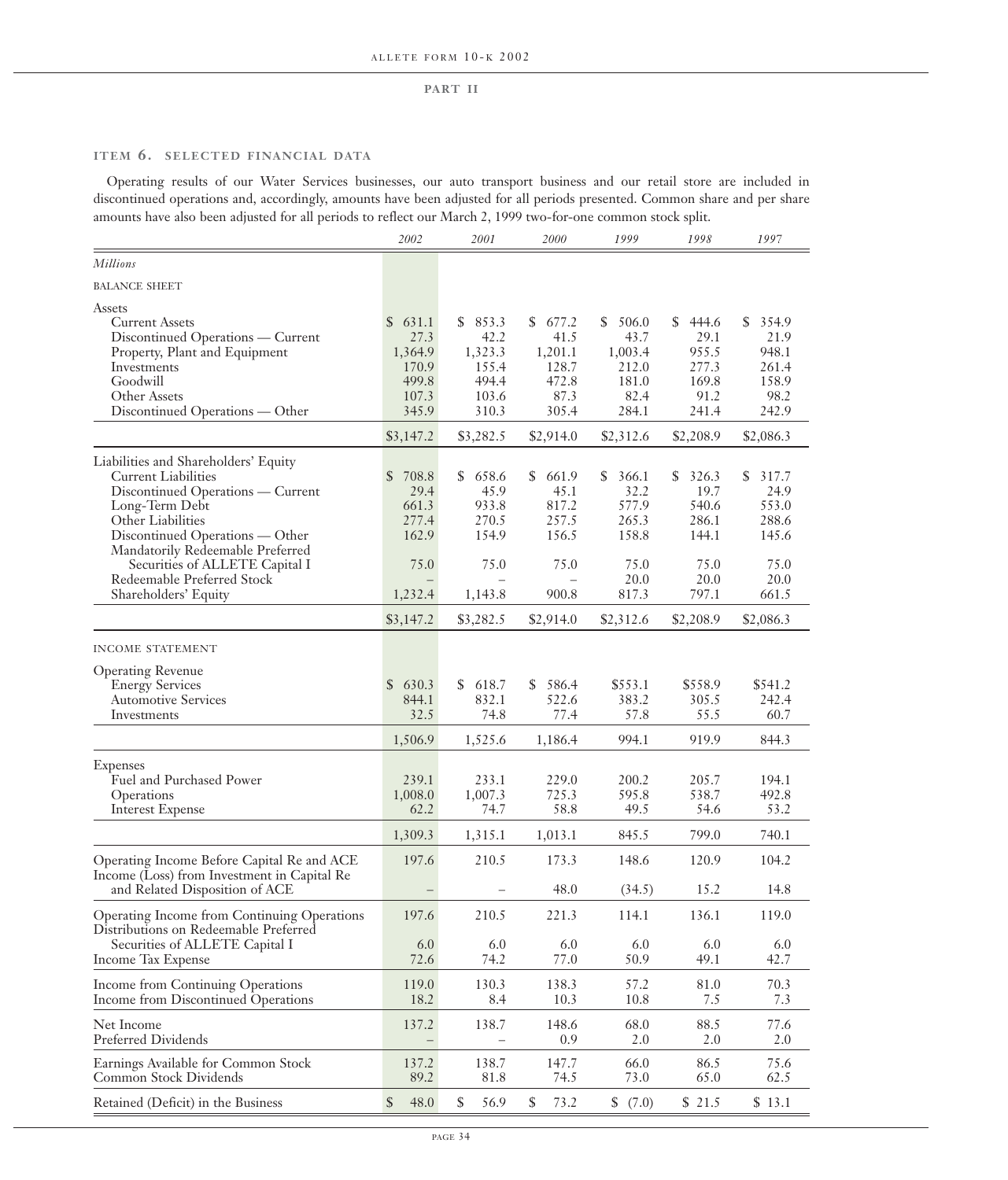## PART II

### ITEM 6. SELECTED FINANCIAL DATA

Operating results of our Water Services businesses, our auto transport business and our retail store are included in discontinued operations and, accordingly, amounts have been adjusted for all periods presented. Common share and per share amounts have also been adjusted for all periods to reflect our March 2, 1999 two-for-one common stock split.

| | 2002 | 2001 | 2000 | 1999 | 1998 | 1997 |
|---|---|---|---|---|---|---|
| *Millions* | | | | | | |
| BALANCE SHEET | | | | | | |
| Assets | | | | | | |
| Current Assets | $ 631.1 | $ 853.3 | $ 677.2 | $ 506.0 | $ 444.6 | $ 354.9 |
| Discontinued Operations — Current | 27.3 | 42.2 | 41.5 | 43.7 | 29.1 | 21.9 |
| Property, Plant and Equipment | 1,364.9 | 1,323.3 | 1,201.1 | 1,003.4 | 955.5 | 948.1 |
| Investments | 170.9 | 155.4 | 128.7 | 212.0 | 277.3 | 261.4 |
| Goodwill | 499.8 | 494.4 | 472.8 | 181.0 | 169.8 | 158.9 |
| Other Assets | 107.3 | 103.6 | 87.3 | 82.4 | 91.2 | 98.2 |
| Discontinued Operations — Other | 345.9 | 310.3 | 305.4 | 284.1 | 241.4 | 242.9 |
| | $3,147.2 | $3,282.5 | $2,914.0 | $2,312.6 | $2,208.9 | $2,086.3 |
| Liabilities and Shareholders' Equity | | | | | | |
| Current Liabilities | $ 708.8 | $ 658.6 | $ 661.9 | $ 366.1 | $ 326.3 | $ 317.7 |
| Discontinued Operations — Current | 29.4 | 45.9 | 45.1 | 32.2 | 19.7 | 24.9 |
| Long-Term Debt | 661.3 | 933.8 | 817.2 | 577.9 | 540.6 | 553.0 |
| Other Liabilities | 277.4 | 270.5 | 257.5 | 265.3 | 286.1 | 288.6 |
| Discontinued Operations — Other | 162.9 | 154.9 | 156.5 | 158.8 | 144.1 | 145.6 |
| Mandatorily Redeemable Preferred Securities of ALLETE Capital I | 75.0 | 75.0 | 75.0 | 75.0 | 75.0 | 75.0 |
| Redeemable Preferred Stock | – | – | – | 20.0 | 20.0 | 20.0 |
| Shareholders' Equity | 1,232.4 | 1,143.8 | 900.8 | 817.3 | 797.1 | 661.5 |
| | $3,147.2 | $3,282.5 | $2,914.0 | $2,312.6 | $2,208.9 | $2,086.3 |
| INCOME STATEMENT | | | | | | |
| Operating Revenue | | | | | | |
| Energy Services | $ 630.3 | $ 618.7 | $ 586.4 | $553.1 | $558.9 | $541.2 |
| Automotive Services | 844.1 | 832.1 | 522.6 | 383.2 | 305.5 | 242.4 |
| Investments | 32.5 | 74.8 | 77.4 | 57.8 | 55.5 | 60.7 |
| | 1,506.9 | 1,525.6 | 1,186.4 | 994.1 | 919.9 | 844.3 |
| Expenses | | | | | | |
| Fuel and Purchased Power | 239.1 | 233.1 | 229.0 | 200.2 | 205.7 | 194.1 |
| Operations | 1,008.0 | 1,007.3 | 725.3 | 595.8 | 538.7 | 492.8 |
| Interest Expense | 62.2 | 74.7 | 58.8 | 49.5 | 54.6 | 53.2 |
| | 1,309.3 | 1,315.1 | 1,013.1 | 845.5 | 799.0 | 740.1 |
| Operating Income Before Capital Re and ACE | 197.6 | 210.5 | 173.3 | 148.6 | 120.9 | 104.2 |
| Income (Loss) from Investment in Capital Re and Related Disposition of ACE | – | – | 48.0 | (34.5) | 15.2 | 14.8 |
| Operating Income from Continuing Operations | 197.6 | 210.5 | 221.3 | 114.1 | 136.1 | 119.0 |
| Distributions on Redeemable Preferred Securities of ALLETE Capital I | 6.0 | 6.0 | 6.0 | 6.0 | 6.0 | 6.0 |
| Income Tax Expense | 72.6 | 74.2 | 77.0 | 50.9 | 49.1 | 42.7 |
| Income from Continuing Operations | 119.0 | 130.3 | 138.3 | 57.2 | 81.0 | 70.3 |
| Income from Discontinued Operations | 18.2 | 8.4 | 10.3 | 10.8 | 7.5 | 7.3 |
| Net Income | 137.2 | 138.7 | 148.6 | 68.0 | 88.5 | 77.6 |
| Preferred Dividends | – | – | 0.9 | 2.0 | 2.0 | 2.0 |
| Earnings Available for Common Stock | 137.2 | 138.7 | 147.7 | 66.0 | 86.5 | 75.6 |
| Common Stock Dividends | 89.2 | 81.8 | 74.5 | 73.0 | 65.0 | 62.5 |
| Retained (Deficit) in the Business | $ 48.0 | $ 56.9 | $ 73.2 | $ (7.0) | $ 21.5 | $ 13.1 |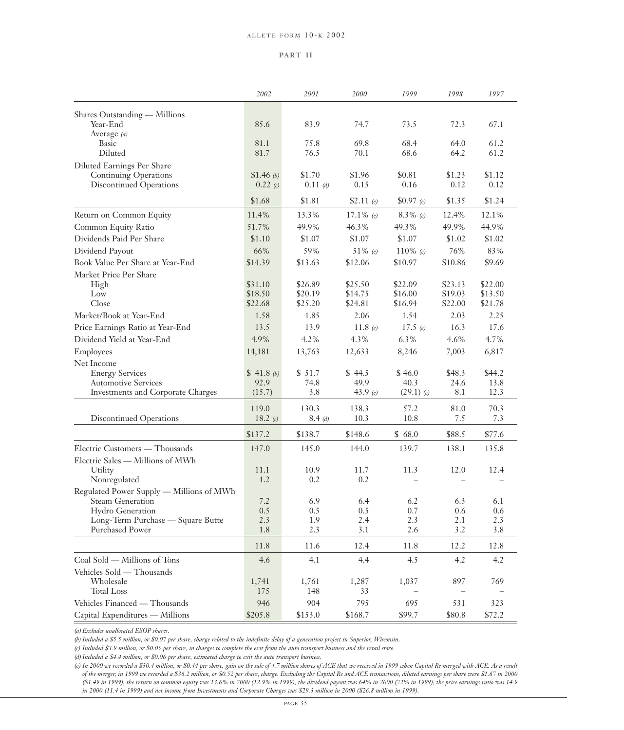**PART II**

| | 2002 | 2001 | 2000 | 1999 | 1998 | 1997 |
|---|---|---|---|---|---|---|
| Shares Outstanding — Millions | | | | | | |
| Year-End | 85.6 | 83.9 | 74.7 | 73.5 | 72.3 | 67.1 |
| Average *(a)* | | | | | | |
| Basic | 81.1 | 75.8 | 69.8 | 68.4 | 64.0 | 61.2 |
| Diluted | 81.7 | 76.5 | 70.1 | 68.6 | 64.2 | 61.2 |
| Diluted Earnings Per Share | | | | | | |
| Continuing Operations | $1.46 *(b)* | $1.70 | $1.96 | $0.81 | $1.23 | $1.12 |
| Discontinued Operations | 0.22 *(c)* | 0.11 *(d)* | 0.15 | 0.16 | 0.12 | 0.12 |
| | $1.68 | $1.81 | $2.11 *(e)* | $0.97 *(e)* | $1.35 | $1.24 |
| Return on Common Equity | 11.4% | 13.3% | 17.1% *(e)* | 8.3% *(e)* | 12.4% | 12.1% |
| Common Equity Ratio | 51.7% | 49.9% | 46.3% | 49.3% | 49.9% | 44.9% |
| Dividends Paid Per Share | $1.10 | $1.07 | $1.07 | $1.07 | $1.02 | $1.02 |
| Dividend Payout | 66% | 59% | 51% *(e)* | 110% *(e)* | 76% | 83% |
| Book Value Per Share at Year-End | $14.39 | $13.63 | $12.06 | $10.97 | $10.86 | $9.69 |
| Market Price Per Share | | | | | | |
| High | $31.10 | $26.89 | $25.50 | $22.09 | $23.13 | $22.00 |
| Low | $18.50 | $20.19 | $14.75 | $16.00 | $19.03 | $13.50 |
| Close | $22.68 | $25.20 | $24.81 | $16.94 | $22.00 | $21.78 |
| Market/Book at Year-End | 1.58 | 1.85 | 2.06 | 1.54 | 2.03 | 2.25 |
| Price Earnings Ratio at Year-End | 13.5 | 13.9 | 11.8 *(e)* | 17.5 *(e)* | 16.3 | 17.6 |
| Dividend Yield at Year-End | 4.9% | 4.2% | 4.3% | 6.3% | 4.6% | 4.7% |
| Employees | 14,181 | 13,763 | 12,633 | 8,246 | 7,003 | 6,817 |
| Net Income | | | | | | |
| Energy Services | $ 41.8 *(b)* | $ 51.7 | $ 44.5 | $ 46.0 | $48.3 | $44.2 |
| Automotive Services | 92.9 | 74.8 | 49.9 | 40.3 | 24.6 | 13.8 |
| Investments and Corporate Charges | (15.7) | 3.8 | 43.9 *(e)* | (29.1) *(e)* | 8.1 | 12.3 |
| | 119.0 | 130.3 | 138.3 | 57.2 | 81.0 | 70.3 |
| Discontinued Operations | 18.2 *(c)* | 8.4 *(d)* | 10.3 | 10.8 | 7.5 | 7.3 |
| | $137.2 | $138.7 | $148.6 | $ 68.0 | $88.5 | $77.6 |
| Electric Customers — Thousands | 147.0 | 145.0 | 144.0 | 139.7 | 138.1 | 135.8 |
| Electric Sales — Millions of MWh | | | | | | |
| Utility | 11.1 | 10.9 | 11.7 | 11.3 | 12.0 | 12.4 |
| Nonregulated | 1.2 | 0.2 | 0.2 | – | – | – |
| Regulated Power Supply — Millions of MWh | | | | | | |
| Steam Generation | 7.2 | 6.9 | 6.4 | 6.2 | 6.3 | 6.1 |
| Hydro Generation | 0.5 | 0.5 | 0.5 | 0.7 | 0.6 | 0.6 |
| Long-Term Purchase — Square Butte | 2.3 | 1.9 | 2.4 | 2.3 | 2.1 | 2.3 |
| Purchased Power | 1.8 | 2.3 | 3.1 | 2.6 | 3.2 | 3.8 |
| | 11.8 | 11.6 | 12.4 | 11.8 | 12.2 | 12.8 |
| Coal Sold — Millions of Tons | 4.6 | 4.1 | 4.4 | 4.5 | 4.2 | 4.2 |
| Vehicles Sold — Thousands | | | | | | |
| Wholesale | 1,741 | 1,761 | 1,287 | 1,037 | 897 | 769 |
| Total Loss | 175 | 148 | 33 | – | – | – |
| Vehicles Financed — Thousands | 946 | 904 | 795 | 695 | 531 | 323 |
| Capital Expenditures — Millions | $205.8 | $153.0 | $168.7 | $99.7 | $80.8 | $72.2 |

*(a) Excludes unallocated ESOP shares.*

*(b) Included a $5.5 million, or $0.07 per share, charge related to the indefinite delay of a generation project in Superior, Wisconsin.*

*(c) Included $3.9 million, or $0.05 per share, in charges to complete the exit from the auto transport business and the retail store.*

*(d) Included a $4.4 million, or $0.06 per share, estimated charge to exit the auto transport business.*

*(e) In 2000 we recorded a $30.4 million, or $0.44 per share, gain on the sale of 4.7 million shares of ACE that we received in 1999 when Capital Re merged with ACE. As a result of the merger, in 1999 we recorded a $36.2 million, or $0.52 per share, charge. Excluding the Capital Re and ACE transactions, diluted earnings per share were $1.67 in 2000 ($1.49 in 1999), the return on common equity was 13.6% in 2000 (12.9% in 1999), the dividend payout was 64% in 2000 (72% in 1999), the price earnings ratio was 14.9 in 2000 (11.4 in 1999) and net income from Investments and Corporate Charges was $29.3 million in 2000 ($26.8 million in 1999).*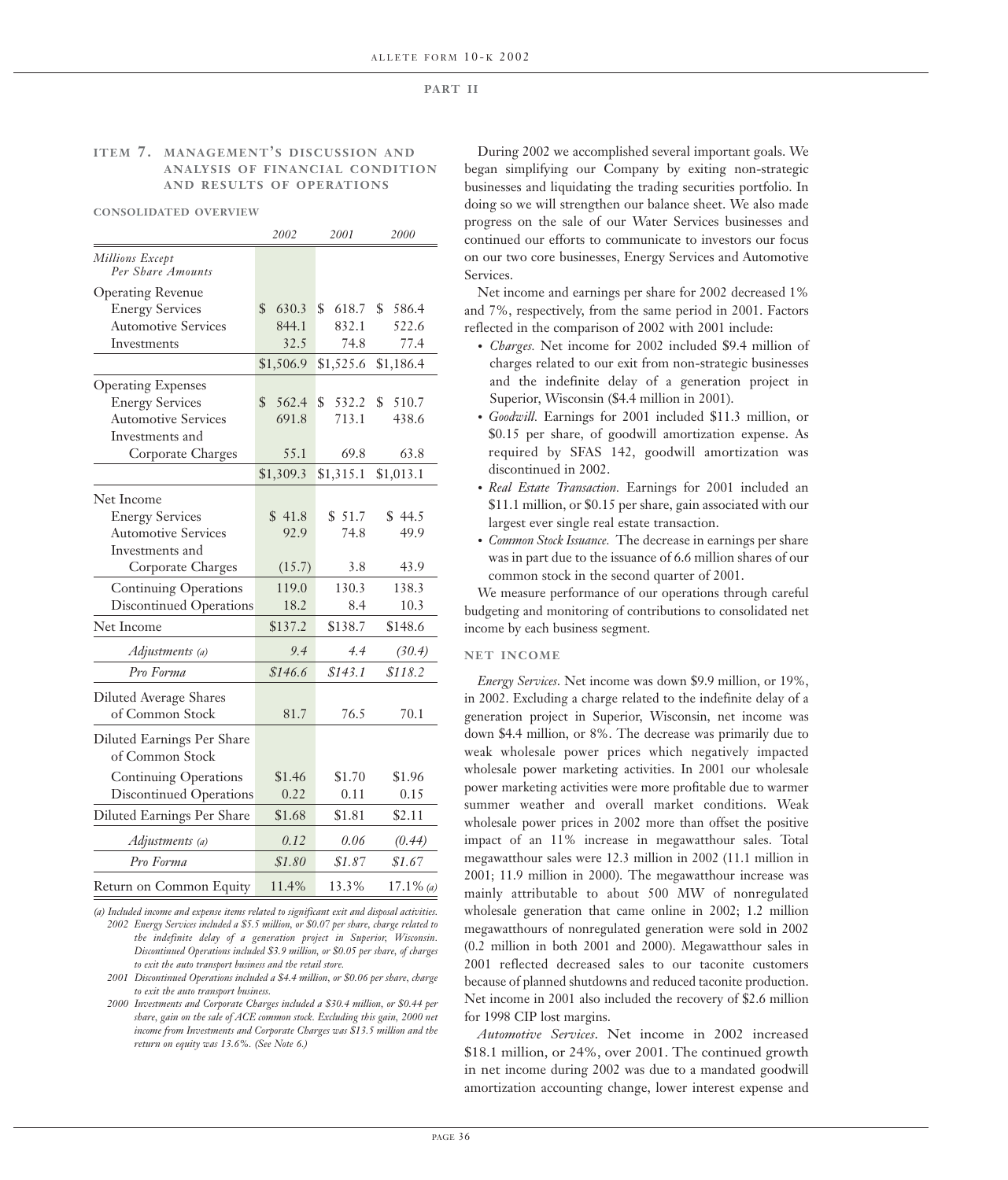## ITEM 7. MANAGEMENT'S DISCUSSION AND ANALYSIS OF FINANCIAL CONDITION AND RESULTS OF OPERATIONS

### CONSOLIDATED OVERVIEW

| *Millions Except Per Share Amounts* | *2002* | *2001* | *2000* |
|---|---|---|---|
| **Operating Revenue** | | | |
| Energy Services | $ 630.3 | $ 618.7 | $ 586.4 |
| Automotive Services | 844.1 | 832.1 | 522.6 |
| Investments | 32.5 | 74.8 | 77.4 |
| | $1,506.9 | $1,525.6 | $1,186.4 |
| **Operating Expenses** | | | |
| Energy Services | $ 562.4 | $ 532.2 | $ 510.7 |
| Automotive Services | 691.8 | 713.1 | 438.6 |
| Investments and Corporate Charges | 55.1 | 69.8 | 63.8 |
| | $1,309.3 | $1,315.1 | $1,013.1 |
| **Net Income** | | | |
| Energy Services | $ 41.8 | $ 51.7 | $ 44.5 |
| Automotive Services | 92.9 | 74.8 | 49.9 |
| Investments and Corporate Charges | (15.7) | 3.8 | 43.9 |
| Continuing Operations | 119.0 | 130.3 | 138.3 |
| Discontinued Operations | 18.2 | 8.4 | 10.3 |
| Net Income | $137.2 | $138.7 | $148.6 |
| *Adjustments (a)* | *9.4* | *4.4* | *(30.4)* |
| *Pro Forma* | *$146.6* | *$143.1* | *$118.2* |
| Diluted Average Shares of Common Stock | 81.7 | 76.5 | 70.1 |
| **Diluted Earnings Per Share of Common Stock** | | | |
| Continuing Operations | $1.46 | $1.70 | $1.96 |
| Discontinued Operations | 0.22 | 0.11 | 0.15 |
| Diluted Earnings Per Share | $1.68 | $1.81 | $2.11 |
| *Adjustments (a)* | *0.12* | *0.06* | *(0.44)* |
| *Pro Forma* | *$1.80* | *$1.87* | *$1.67* |
| Return on Common Equity | 11.4% | 13.3% | 17.1% *(a)* |

*(a) Included income and expense items related to significant exit and disposal activities.*
*2002 Energy Services included a $5.5 million, or $0.07 per share, charge related to the indefinite delay of a generation project in Superior, Wisconsin. Discontinued Operations included $3.9 million, or $0.05 per share, of charges to exit the auto transport business and the retail store.*
*2001 Discontinued Operations included a $4.4 million, or $0.06 per share, charge to exit the auto transport business.*
*2000 Investments and Corporate Charges included a $30.4 million, or $0.44 per share, gain on the sale of ACE common stock. Excluding this gain, 2000 net income from Investments and Corporate Charges was $13.5 million and the return on equity was 13.6%. (See Note 6.)*

During 2002 we accomplished several important goals. We began simplifying our Company by exiting non-strategic businesses and liquidating the trading securities portfolio. In doing so we will strengthen our balance sheet. We also made progress on the sale of our Water Services businesses and continued our efforts to communicate to investors our focus on our two core businesses, Energy Services and Automotive Services.

Net income and earnings per share for 2002 decreased 1% and 7%, respectively, from the same period in 2001. Factors reflected in the comparison of 2002 with 2001 include:

- *Charges.* Net income for 2002 included $9.4 million of charges related to our exit from non-strategic businesses and the indefinite delay of a generation project in Superior, Wisconsin ($4.4 million in 2001).
- *Goodwill.* Earnings for 2001 included $11.3 million, or $0.15 per share, of goodwill amortization expense. As required by SFAS 142, goodwill amortization was discontinued in 2002.
- *Real Estate Transaction.* Earnings for 2001 included an $11.1 million, or $0.15 per share, gain associated with our largest ever single real estate transaction.
- *Common Stock Issuance.* The decrease in earnings per share was in part due to the issuance of 6.6 million shares of our common stock in the second quarter of 2001.

We measure performance of our operations through careful budgeting and monitoring of contributions to consolidated net income by each business segment.

### NET INCOME

*Energy Services.* Net income was down $9.9 million, or 19%, in 2002. Excluding a charge related to the indefinite delay of a generation project in Superior, Wisconsin, net income was down $4.4 million, or 8%. The decrease was primarily due to weak wholesale power prices which negatively impacted wholesale power marketing activities. In 2001 our wholesale power marketing activities were more profitable due to warmer summer weather and overall market conditions. Weak wholesale power prices in 2002 more than offset the positive impact of an 11% increase in megawatthour sales. Total megawatthour sales were 12.3 million in 2002 (11.1 million in 2001; 11.9 million in 2000). The megawatthour increase was mainly attributable to about 500 MW of nonregulated wholesale generation that came online in 2002; 1.2 million megawatthours of nonregulated generation were sold in 2002 (0.2 million in both 2001 and 2000). Megawatthour sales in 2001 reflected decreased sales to our taconite customers because of planned shutdowns and reduced taconite production. Net income in 2001 also included the recovery of $2.6 million for 1998 CIP lost margins.

*Automotive Services.* Net income in 2002 increased $18.1 million, or 24%, over 2001. The continued growth in net income during 2002 was due to a mandated goodwill amortization accounting change, lower interest expense and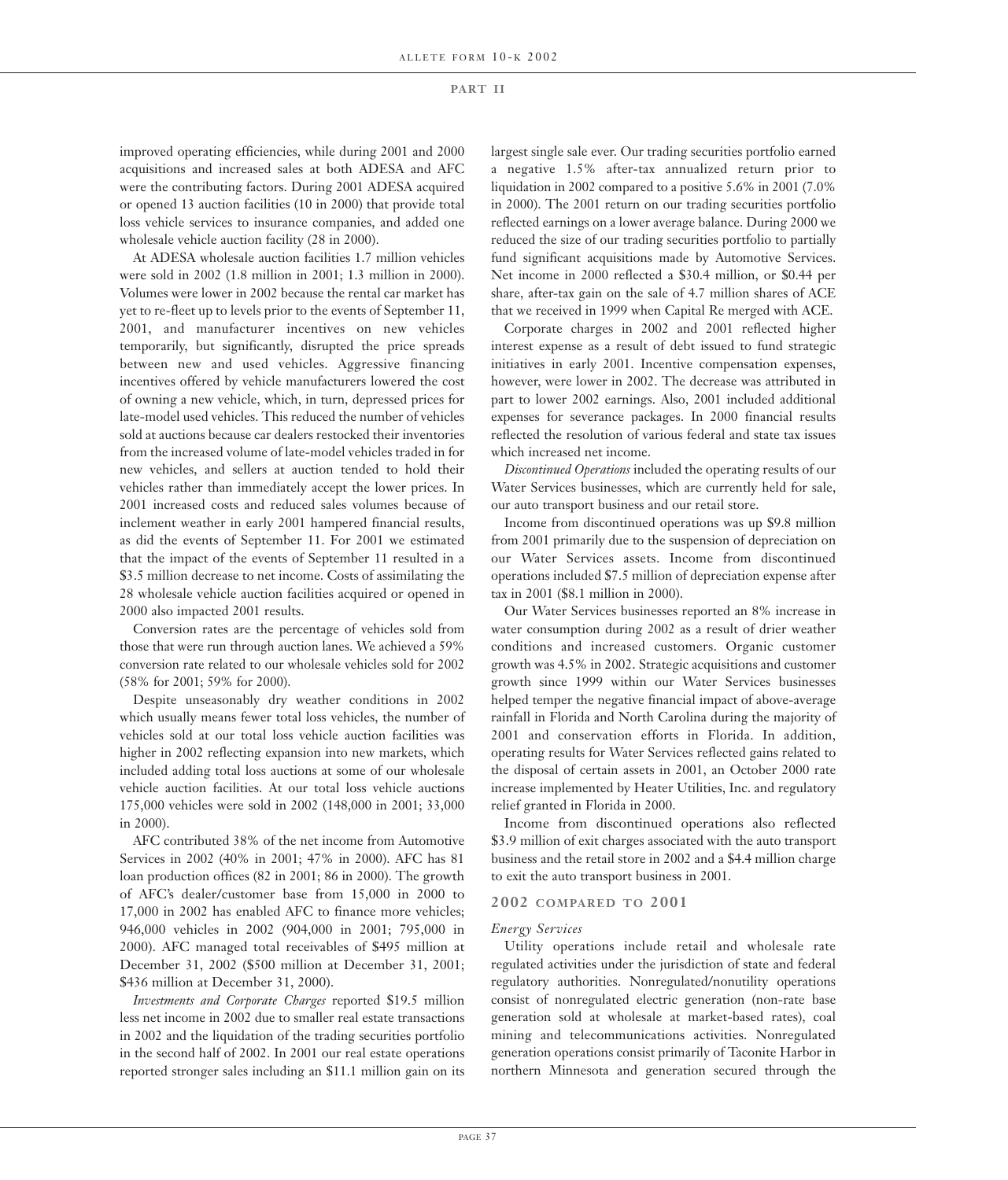improved operating efficiencies, while during 2001 and 2000 acquisitions and increased sales at both ADESA and AFC were the contributing factors. During 2001 ADESA acquired or opened 13 auction facilities (10 in 2000) that provide total loss vehicle services to insurance companies, and added one wholesale vehicle auction facility (28 in 2000).

At ADESA wholesale auction facilities 1.7 million vehicles were sold in 2002 (1.8 million in 2001; 1.3 million in 2000). Volumes were lower in 2002 because the rental car market has yet to re-fleet up to levels prior to the events of September 11, 2001, and manufacturer incentives on new vehicles temporarily, but significantly, disrupted the price spreads between new and used vehicles. Aggressive financing incentives offered by vehicle manufacturers lowered the cost of owning a new vehicle, which, in turn, depressed prices for late-model used vehicles. This reduced the number of vehicles sold at auctions because car dealers restocked their inventories from the increased volume of late-model vehicles traded in for new vehicles, and sellers at auction tended to hold their vehicles rather than immediately accept the lower prices. In 2001 increased costs and reduced sales volumes because of inclement weather in early 2001 hampered financial results, as did the events of September 11. For 2001 we estimated that the impact of the events of September 11 resulted in a $3.5 million decrease to net income. Costs of assimilating the 28 wholesale vehicle auction facilities acquired or opened in 2000 also impacted 2001 results.

Conversion rates are the percentage of vehicles sold from those that were run through auction lanes. We achieved a 59% conversion rate related to our wholesale vehicles sold for 2002 (58% for 2001; 59% for 2000).

Despite unseasonably dry weather conditions in 2002 which usually means fewer total loss vehicles, the number of vehicles sold at our total loss vehicle auction facilities was higher in 2002 reflecting expansion into new markets, which included adding total loss auctions at some of our wholesale vehicle auction facilities. At our total loss vehicle auctions 175,000 vehicles were sold in 2002 (148,000 in 2001; 33,000 in 2000).

AFC contributed 38% of the net income from Automotive Services in 2002 (40% in 2001; 47% in 2000). AFC has 81 loan production offices (82 in 2001; 86 in 2000). The growth of AFC's dealer/customer base from 15,000 in 2000 to 17,000 in 2002 has enabled AFC to finance more vehicles; 946,000 vehicles in 2002 (904,000 in 2001; 795,000 in 2000). AFC managed total receivables of $495 million at December 31, 2002 ($500 million at December 31, 2001; $436 million at December 31, 2000).

*Investments and Corporate Charges* reported $19.5 million less net income in 2002 due to smaller real estate transactions in 2002 and the liquidation of the trading securities portfolio in the second half of 2002. In 2001 our real estate operations reported stronger sales including an $11.1 million gain on its largest single sale ever. Our trading securities portfolio earned a negative 1.5% after-tax annualized return prior to liquidation in 2002 compared to a positive 5.6% in 2001 (7.0% in 2000). The 2001 return on our trading securities portfolio reflected earnings on a lower average balance. During 2000 we reduced the size of our trading securities portfolio to partially fund significant acquisitions made by Automotive Services. Net income in 2000 reflected a $30.4 million, or $0.44 per share, after-tax gain on the sale of 4.7 million shares of ACE that we received in 1999 when Capital Re merged with ACE.

Corporate charges in 2002 and 2001 reflected higher interest expense as a result of debt issued to fund strategic initiatives in early 2001. Incentive compensation expenses, however, were lower in 2002. The decrease was attributed in part to lower 2002 earnings. Also, 2001 included additional expenses for severance packages. In 2000 financial results reflected the resolution of various federal and state tax issues which increased net income.

*Discontinued Operations* included the operating results of our Water Services businesses, which are currently held for sale, our auto transport business and our retail store.

Income from discontinued operations was up $9.8 million from 2001 primarily due to the suspension of depreciation on our Water Services assets. Income from discontinued operations included $7.5 million of depreciation expense after tax in 2001 ($8.1 million in 2000).

Our Water Services businesses reported an 8% increase in water consumption during 2002 as a result of drier weather conditions and increased customers. Organic customer growth was 4.5% in 2002. Strategic acquisitions and customer growth since 1999 within our Water Services businesses helped temper the negative financial impact of above-average rainfall in Florida and North Carolina during the majority of 2001 and conservation efforts in Florida. In addition, operating results for Water Services reflected gains related to the disposal of certain assets in 2001, an October 2000 rate increase implemented by Heater Utilities, Inc. and regulatory relief granted in Florida in 2000.

Income from discontinued operations also reflected $3.9 million of exit charges associated with the auto transport business and the retail store in 2002 and a $4.4 million charge to exit the auto transport business in 2001.

## 2002 COMPARED TO 2001

*Energy Services*

Utility operations include retail and wholesale rate regulated activities under the jurisdiction of state and federal regulatory authorities. Nonregulated/nonutility operations consist of nonregulated electric generation (non-rate base generation sold at wholesale at market-based rates), coal mining and telecommunications activities. Nonregulated generation operations consist primarily of Taconite Harbor in northern Minnesota and generation secured through the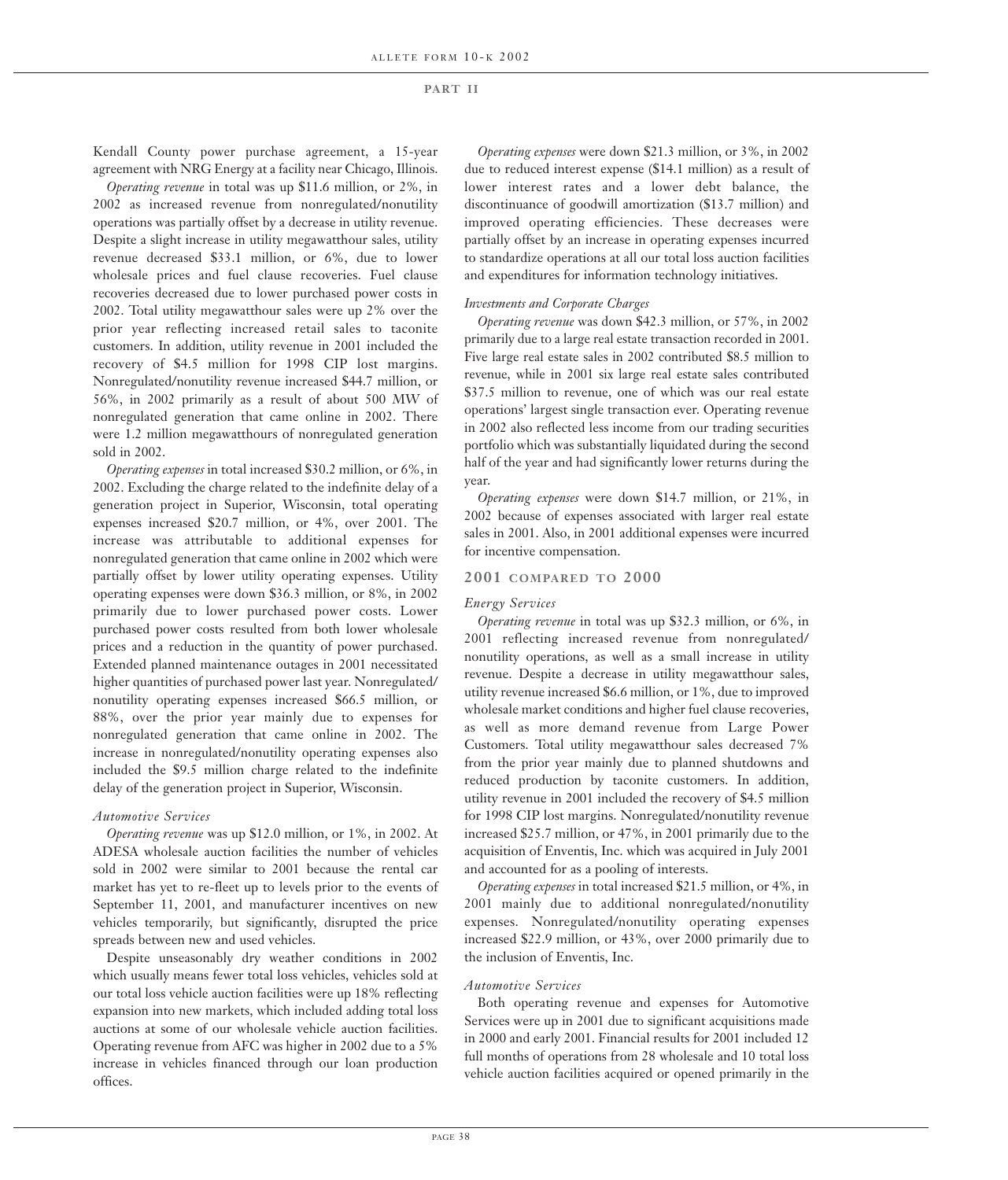Kendall County power purchase agreement, a 15-year agreement with NRG Energy at a facility near Chicago, Illinois.

*Operating revenue* in total was up $11.6 million, or 2%, in 2002 as increased revenue from nonregulated/nonutility operations was partially offset by a decrease in utility revenue. Despite a slight increase in utility megawatthour sales, utility revenue decreased $33.1 million, or 6%, due to lower wholesale prices and fuel clause recoveries. Fuel clause recoveries decreased due to lower purchased power costs in 2002. Total utility megawatthour sales were up 2% over the prior year reflecting increased retail sales to taconite customers. In addition, utility revenue in 2001 included the recovery of $4.5 million for 1998 CIP lost margins. Nonregulated/nonutility revenue increased $44.7 million, or 56%, in 2002 primarily as a result of about 500 MW of nonregulated generation that came online in 2002. There were 1.2 million megawatthours of nonregulated generation sold in 2002.

*Operating expenses* in total increased $30.2 million, or 6%, in 2002. Excluding the charge related to the indefinite delay of a generation project in Superior, Wisconsin, total operating expenses increased $20.7 million, or 4%, over 2001. The increase was attributable to additional expenses for nonregulated generation that came online in 2002 which were partially offset by lower utility operating expenses. Utility operating expenses were down $36.3 million, or 8%, in 2002 primarily due to lower purchased power costs. Lower purchased power costs resulted from both lower wholesale prices and a reduction in the quantity of power purchased. Extended planned maintenance outages in 2001 necessitated higher quantities of purchased power last year. Nonregulated/nonutility operating expenses increased $66.5 million, or 88%, over the prior year mainly due to expenses for nonregulated generation that came online in 2002. The increase in nonregulated/nonutility operating expenses also included the $9.5 million charge related to the indefinite delay of the generation project in Superior, Wisconsin.

*Automotive Services*

*Operating revenue* was up $12.0 million, or 1%, in 2002. At ADESA wholesale auction facilities the number of vehicles sold in 2002 were similar to 2001 because the rental car market has yet to re-fleet up to levels prior to the events of September 11, 2001, and manufacturer incentives on new vehicles temporarily, but significantly, disrupted the price spreads between new and used vehicles.

Despite unseasonably dry weather conditions in 2002 which usually means fewer total loss vehicles, vehicles sold at our total loss vehicle auction facilities were up 18% reflecting expansion into new markets, which included adding total loss auctions at some of our wholesale vehicle auction facilities. Operating revenue from AFC was higher in 2002 due to a 5% increase in vehicles financed through our loan production offices.

*Operating expenses* were down $21.3 million, or 3%, in 2002 due to reduced interest expense ($14.1 million) as a result of lower interest rates and a lower debt balance, the discontinuance of goodwill amortization ($13.7 million) and improved operating efficiencies. These decreases were partially offset by an increase in operating expenses incurred to standardize operations at all our total loss auction facilities and expenditures for information technology initiatives.

*Investments and Corporate Charges*

*Operating revenue* was down $42.3 million, or 57%, in 2002 primarily due to a large real estate transaction recorded in 2001. Five large real estate sales in 2002 contributed $8.5 million to revenue, while in 2001 six large real estate sales contributed $37.5 million to revenue, one of which was our real estate operations' largest single transaction ever. Operating revenue in 2002 also reflected less income from our trading securities portfolio which was substantially liquidated during the second half of the year and had significantly lower returns during the year.

*Operating expenses* were down $14.7 million, or 21%, in 2002 because of expenses associated with larger real estate sales in 2001. Also, in 2001 additional expenses were incurred for incentive compensation.

## 2001 COMPARED TO 2000

*Energy Services*

*Operating revenue* in total was up $32.3 million, or 6%, in 2001 reflecting increased revenue from nonregulated/nonutility operations, as well as a small increase in utility revenue. Despite a decrease in utility megawatthour sales, utility revenue increased $6.6 million, or 1%, due to improved wholesale market conditions and higher fuel clause recoveries, as well as more demand revenue from Large Power Customers. Total utility megawatthour sales decreased 7% from the prior year mainly due to planned shutdowns and reduced production by taconite customers. In addition, utility revenue in 2001 included the recovery of $4.5 million for 1998 CIP lost margins. Nonregulated/nonutility revenue increased $25.7 million, or 47%, in 2001 primarily due to the acquisition of Enventis, Inc. which was acquired in July 2001 and accounted for as a pooling of interests.

*Operating expenses* in total increased $21.5 million, or 4%, in 2001 mainly due to additional nonregulated/nonutility expenses. Nonregulated/nonutility operating expenses increased $22.9 million, or 43%, over 2000 primarily due to the inclusion of Enventis, Inc.

*Automotive Services*

Both operating revenue and expenses for Automotive Services were up in 2001 due to significant acquisitions made in 2000 and early 2001. Financial results for 2001 included 12 full months of operations from 28 wholesale and 10 total loss vehicle auction facilities acquired or opened primarily in the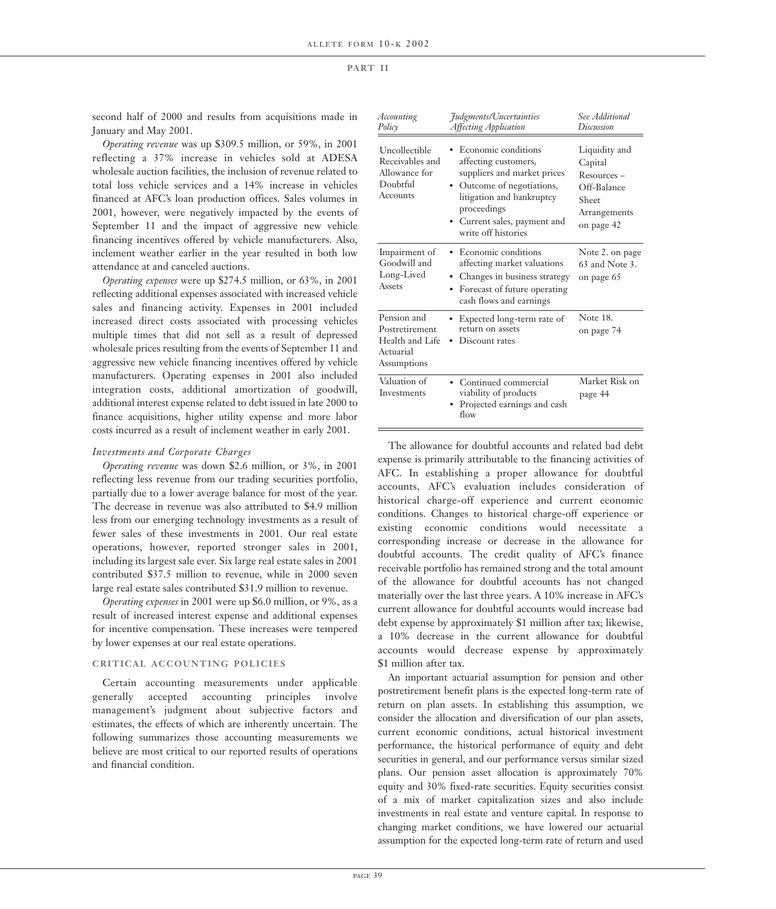second half of 2000 and results from acquisitions made in January and May 2001.

*Operating revenue* was up $309.5 million, or 59%, in 2001 reflecting a 37% increase in vehicles sold at ADESA wholesale auction facilities, the inclusion of revenue related to total loss vehicle services and a 14% increase in vehicles financed at AFC's loan production offices. Sales volumes in 2001, however, were negatively impacted by the events of September 11 and the impact of aggressive new vehicle financing incentives offered by vehicle manufacturers. Also, inclement weather earlier in the year resulted in both low attendance at and canceled auctions.

*Operating expenses* were up $274.5 million, or 63%, in 2001 reflecting additional expenses associated with increased vehicle sales and financing activity. Expenses in 2001 included increased direct costs associated with processing vehicles multiple times that did not sell as a result of depressed wholesale prices resulting from the events of September 11 and aggressive new vehicle financing incentives offered by vehicle manufacturers. Operating expenses in 2001 also included integration costs, additional amortization of goodwill, additional interest expense related to debt issued in late 2000 to finance acquisitions, higher utility expense and more labor costs incurred as a result of inclement weather in early 2001.

*Investments and Corporate Charges*

*Operating revenue* was down $2.6 million, or 3%, in 2001 reflecting less revenue from our trading securities portfolio, partially due to a lower average balance for most of the year. The decrease in revenue was also attributed to $4.9 million less from our emerging technology investments as a result of fewer sales of these investments in 2001. Our real estate operations, however, reported stronger sales in 2001, including its largest sale ever. Six large real estate sales in 2001 contributed $37.5 million to revenue, while in 2000 seven large real estate sales contributed $31.9 million to revenue.

*Operating expenses* in 2001 were up $6.0 million, or 9%, as a result of increased interest expense and additional expenses for incentive compensation. These increases were tempered by lower expenses at our real estate operations.

## CRITICAL ACCOUNTING POLICIES

Certain accounting measurements under applicable generally accepted accounting principles involve management's judgment about subjective factors and estimates, the effects of which are inherently uncertain. The following summarizes those accounting measurements we believe are most critical to our reported results of operations and financial condition.

| *Accounting Policy* | *Judgments/Uncertainties Affecting Application* | *See Additional Discussion* |
|---|---|---|
| Uncollectible Receivables and Allowance for Doubtful Accounts | • Economic conditions affecting customers, suppliers and market prices<br>• Outcome of negotiations, litigation and bankruptcy proceedings<br>• Current sales, payment and write off histories | Liquidity and Capital Resources – Off-Balance Sheet Arrangements on page 42 |
| Impairment of Goodwill and Long-Lived Assets | • Economic conditions affecting market valuations<br>• Changes in business strategy<br>• Forecast of future operating cash flows and earnings | Note 2. on page 63 and Note 3. on page 65 |
| Pension and Postretirement Health and Life Actuarial Assumptions | • Expected long-term rate of return on assets<br>• Discount rates | Note 18. on page 74 |
| Valuation of Investments | • Continued commercial viability of products<br>• Projected earnings and cash flow | Market Risk on page 44 |

The allowance for doubtful accounts and related bad debt expense is primarily attributable to the financing activities of AFC. In establishing a proper allowance for doubtful accounts, AFC's evaluation includes consideration of historical charge-off experience and current economic conditions. Changes to historical charge-off experience or existing economic conditions would necessitate a corresponding increase or decrease in the allowance for doubtful accounts. The credit quality of AFC's finance receivable portfolio has remained strong and the total amount of the allowance for doubtful accounts has not changed materially over the last three years. A 10% increase in AFC's current allowance for doubtful accounts would increase bad debt expense by approximately $1 million after tax; likewise, a 10% decrease in the current allowance for doubtful accounts would decrease expense by approximately $1 million after tax.

An important actuarial assumption for pension and other postretirement benefit plans is the expected long-term rate of return on plan assets. In establishing this assumption, we consider the allocation and diversification of our plan assets, current economic conditions, actual historical investment performance, the historical performance of equity and debt securities in general, and our performance versus similar sized plans. Our pension asset allocation is approximately 70% equity and 30% fixed-rate securities. Equity securities consist of a mix of market capitalization sizes and also include investments in real estate and venture capital. In response to changing market conditions, we have lowered our actuarial assumption for the expected long-term rate of return and used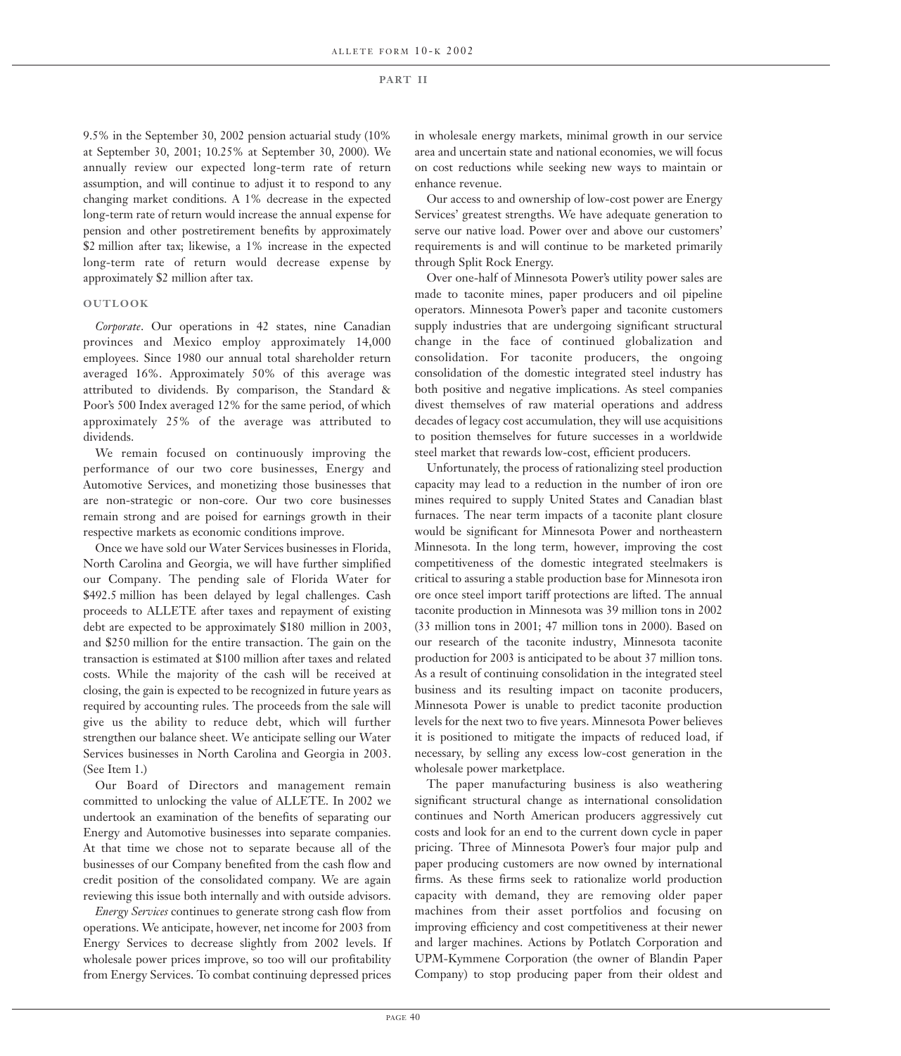9.5% in the September 30, 2002 pension actuarial study (10% at September 30, 2001; 10.25% at September 30, 2000). We annually review our expected long-term rate of return assumption, and will continue to adjust it to respond to any changing market conditions. A 1% decrease in the expected long-term rate of return would increase the annual expense for pension and other postretirement benefits by approximately $2 million after tax; likewise, a 1% increase in the expected long-term rate of return would decrease expense by approximately $2 million after tax.

## OUTLOOK

*Corporate*. Our operations in 42 states, nine Canadian provinces and Mexico employ approximately 14,000 employees. Since 1980 our annual total shareholder return averaged 16%. Approximately 50% of this average was attributed to dividends. By comparison, the Standard & Poor's 500 Index averaged 12% for the same period, of which approximately 25% of the average was attributed to dividends.

We remain focused on continuously improving the performance of our two core businesses, Energy and Automotive Services, and monetizing those businesses that are non-strategic or non-core. Our two core businesses remain strong and are poised for earnings growth in their respective markets as economic conditions improve.

Once we have sold our Water Services businesses in Florida, North Carolina and Georgia, we will have further simplified our Company. The pending sale of Florida Water for $492.5 million has been delayed by legal challenges. Cash proceeds to ALLETE after taxes and repayment of existing debt are expected to be approximately $180 million in 2003, and $250 million for the entire transaction. The gain on the transaction is estimated at $100 million after taxes and related costs. While the majority of the cash will be received at closing, the gain is expected to be recognized in future years as required by accounting rules. The proceeds from the sale will give us the ability to reduce debt, which will further strengthen our balance sheet. We anticipate selling our Water Services businesses in North Carolina and Georgia in 2003. (See Item 1.)

Our Board of Directors and management remain committed to unlocking the value of ALLETE. In 2002 we undertook an examination of the benefits of separating our Energy and Automotive businesses into separate companies. At that time we chose not to separate because all of the businesses of our Company benefited from the cash flow and credit position of the consolidated company. We are again reviewing this issue both internally and with outside advisors.

*Energy Services* continues to generate strong cash flow from operations. We anticipate, however, net income for 2003 from Energy Services to decrease slightly from 2002 levels. If wholesale power prices improve, so too will our profitability from Energy Services. To combat continuing depressed prices in wholesale energy markets, minimal growth in our service area and uncertain state and national economies, we will focus on cost reductions while seeking new ways to maintain or enhance revenue.

Our access to and ownership of low-cost power are Energy Services' greatest strengths. We have adequate generation to serve our native load. Power over and above our customers' requirements is and will continue to be marketed primarily through Split Rock Energy.

Over one-half of Minnesota Power's utility power sales are made to taconite mines, paper producers and oil pipeline operators. Minnesota Power's paper and taconite customers supply industries that are undergoing significant structural change in the face of continued globalization and consolidation. For taconite producers, the ongoing consolidation of the domestic integrated steel industry has both positive and negative implications. As steel companies divest themselves of raw material operations and address decades of legacy cost accumulation, they will use acquisitions to position themselves for future successes in a worldwide steel market that rewards low-cost, efficient producers.

Unfortunately, the process of rationalizing steel production capacity may lead to a reduction in the number of iron ore mines required to supply United States and Canadian blast furnaces. The near term impacts of a taconite plant closure would be significant for Minnesota Power and northeastern Minnesota. In the long term, however, improving the cost competitiveness of the domestic integrated steelmakers is critical to assuring a stable production base for Minnesota iron ore once steel import tariff protections are lifted. The annual taconite production in Minnesota was 39 million tons in 2002 (33 million tons in 2001; 47 million tons in 2000). Based on our research of the taconite industry, Minnesota taconite production for 2003 is anticipated to be about 37 million tons. As a result of continuing consolidation in the integrated steel business and its resulting impact on taconite producers, Minnesota Power is unable to predict taconite production levels for the next two to five years. Minnesota Power believes it is positioned to mitigate the impacts of reduced load, if necessary, by selling any excess low-cost generation in the wholesale power marketplace.

The paper manufacturing business is also weathering significant structural change as international consolidation continues and North American producers aggressively cut costs and look for an end to the current down cycle in paper pricing. Three of Minnesota Power's four major pulp and paper producing customers are now owned by international firms. As these firms seek to rationalize world production capacity with demand, they are removing older paper machines from their asset portfolios and focusing on improving efficiency and cost competitiveness at their newer and larger machines. Actions by Potlatch Corporation and UPM-Kymmene Corporation (the owner of Blandin Paper Company) to stop producing paper from their oldest and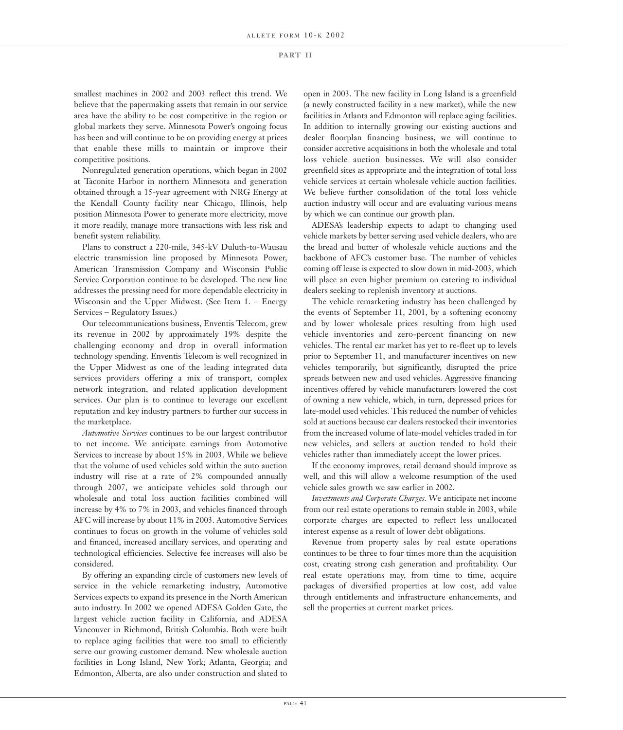smallest machines in 2002 and 2003 reflect this trend. We believe that the papermaking assets that remain in our service area have the ability to be cost competitive in the region or global markets they serve. Minnesota Power's ongoing focus has been and will continue to be on providing energy at prices that enable these mills to maintain or improve their competitive positions.

Nonregulated generation operations, which began in 2002 at Taconite Harbor in northern Minnesota and generation obtained through a 15-year agreement with NRG Energy at the Kendall County facility near Chicago, Illinois, help position Minnesota Power to generate more electricity, move it more readily, manage more transactions with less risk and benefit system reliability.

Plans to construct a 220-mile, 345-kV Duluth-to-Wausau electric transmission line proposed by Minnesota Power, American Transmission Company and Wisconsin Public Service Corporation continue to be developed. The new line addresses the pressing need for more dependable electricity in Wisconsin and the Upper Midwest. (See Item 1. – Energy Services – Regulatory Issues.)

Our telecommunications business, Enventis Telecom, grew its revenue in 2002 by approximately 19% despite the challenging economy and drop in overall information technology spending. Enventis Telecom is well recognized in the Upper Midwest as one of the leading integrated data services providers offering a mix of transport, complex network integration, and related application development services. Our plan is to continue to leverage our excellent reputation and key industry partners to further our success in the marketplace.

*Automotive Services* continues to be our largest contributor to net income. We anticipate earnings from Automotive Services to increase by about 15% in 2003. While we believe that the volume of used vehicles sold within the auto auction industry will rise at a rate of 2% compounded annually through 2007, we anticipate vehicles sold through our wholesale and total loss auction facilities combined will increase by 4% to 7% in 2003, and vehicles financed through AFC will increase by about 11% in 2003. Automotive Services continues to focus on growth in the volume of vehicles sold and financed, increased ancillary services, and operating and technological efficiencies. Selective fee increases will also be considered.

By offering an expanding circle of customers new levels of service in the vehicle remarketing industry, Automotive Services expects to expand its presence in the North American auto industry. In 2002 we opened ADESA Golden Gate, the largest vehicle auction facility in California, and ADESA Vancouver in Richmond, British Columbia. Both were built to replace aging facilities that were too small to efficiently serve our growing customer demand. New wholesale auction facilities in Long Island, New York; Atlanta, Georgia; and Edmonton, Alberta, are also under construction and slated to open in 2003. The new facility in Long Island is a greenfield (a newly constructed facility in a new market), while the new facilities in Atlanta and Edmonton will replace aging facilities. In addition to internally growing our existing auctions and dealer floorplan financing business, we will continue to consider accretive acquisitions in both the wholesale and total loss vehicle auction businesses. We will also consider greenfield sites as appropriate and the integration of total loss vehicle services at certain wholesale vehicle auction facilities. We believe further consolidation of the total loss vehicle auction industry will occur and are evaluating various means by which we can continue our growth plan.

ADESA's leadership expects to adapt to changing used vehicle markets by better serving used vehicle dealers, who are the bread and butter of wholesale vehicle auctions and the backbone of AFC's customer base. The number of vehicles coming off lease is expected to slow down in mid-2003, which will place an even higher premium on catering to individual dealers seeking to replenish inventory at auctions.

The vehicle remarketing industry has been challenged by the events of September 11, 2001, by a softening economy and by lower wholesale prices resulting from high used vehicle inventories and zero-percent financing on new vehicles. The rental car market has yet to re-fleet up to levels prior to September 11, and manufacturer incentives on new vehicles temporarily, but significantly, disrupted the price spreads between new and used vehicles. Aggressive financing incentives offered by vehicle manufacturers lowered the cost of owning a new vehicle, which, in turn, depressed prices for late-model used vehicles. This reduced the number of vehicles sold at auctions because car dealers restocked their inventories from the increased volume of late-model vehicles traded in for new vehicles, and sellers at auction tended to hold their vehicles rather than immediately accept the lower prices.

If the economy improves, retail demand should improve as well, and this will allow a welcome resumption of the used vehicle sales growth we saw earlier in 2002.

*Investments and Corporate Charges*. We anticipate net income from our real estate operations to remain stable in 2003, while corporate charges are expected to reflect less unallocated interest expense as a result of lower debt obligations.

Revenue from property sales by real estate operations continues to be three to four times more than the acquisition cost, creating strong cash generation and profitability. Our real estate operations may, from time to time, acquire packages of diversified properties at low cost, add value through entitlements and infrastructure enhancements, and sell the properties at current market prices.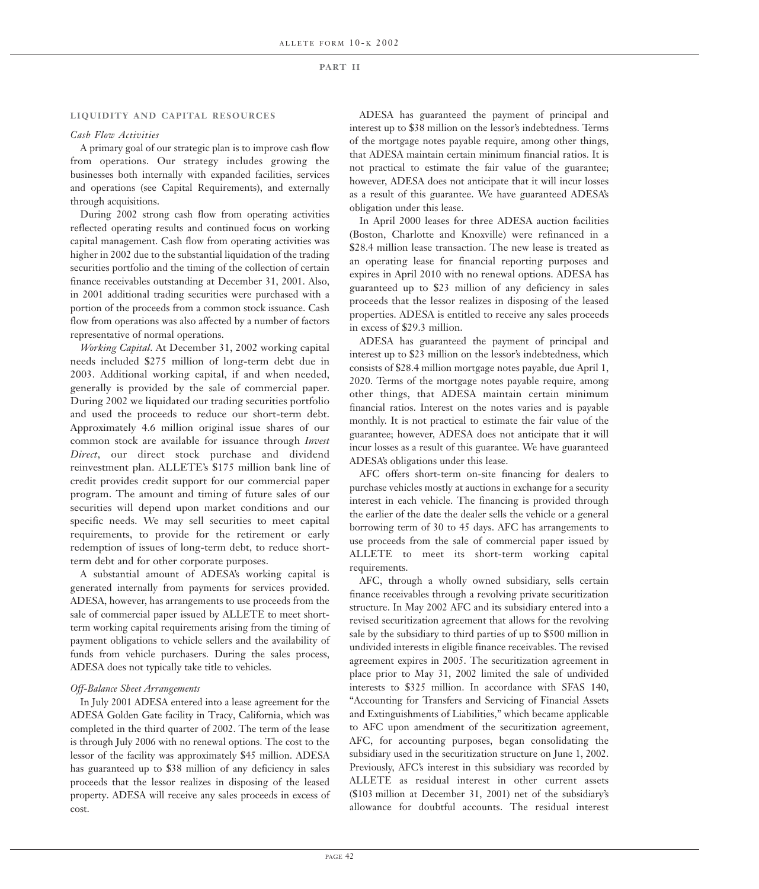## LIQUIDITY AND CAPITAL RESOURCES

*Cash Flow Activities*

A primary goal of our strategic plan is to improve cash flow from operations. Our strategy includes growing the businesses both internally with expanded facilities, services and operations (see Capital Requirements), and externally through acquisitions.

During 2002 strong cash flow from operating activities reflected operating results and continued focus on working capital management. Cash flow from operating activities was higher in 2002 due to the substantial liquidation of the trading securities portfolio and the timing of the collection of certain finance receivables outstanding at December 31, 2001. Also, in 2001 additional trading securities were purchased with a portion of the proceeds from a common stock issuance. Cash flow from operations was also affected by a number of factors representative of normal operations.

*Working Capital*. At December 31, 2002 working capital needs included $275 million of long-term debt due in 2003. Additional working capital, if and when needed, generally is provided by the sale of commercial paper. During 2002 we liquidated our trading securities portfolio and used the proceeds to reduce our short-term debt. Approximately 4.6 million original issue shares of our common stock are available for issuance through *Invest Direct*, our direct stock purchase and dividend reinvestment plan. ALLETE's $175 million bank line of credit provides credit support for our commercial paper program. The amount and timing of future sales of our securities will depend upon market conditions and our specific needs. We may sell securities to meet capital requirements, to provide for the retirement or early redemption of issues of long-term debt, to reduce short-term debt and for other corporate purposes.

A substantial amount of ADESA's working capital is generated internally from payments for services provided. ADESA, however, has arrangements to use proceeds from the sale of commercial paper issued by ALLETE to meet short-term working capital requirements arising from the timing of payment obligations to vehicle sellers and the availability of funds from vehicle purchasers. During the sales process, ADESA does not typically take title to vehicles.

*Off-Balance Sheet Arrangements*

In July 2001 ADESA entered into a lease agreement for the ADESA Golden Gate facility in Tracy, California, which was completed in the third quarter of 2002. The term of the lease is through July 2006 with no renewal options. The cost to the lessor of the facility was approximately $45 million. ADESA has guaranteed up to $38 million of any deficiency in sales proceeds that the lessor realizes in disposing of the leased property. ADESA will receive any sales proceeds in excess of cost.

ADESA has guaranteed the payment of principal and interest up to $38 million on the lessor's indebtedness. Terms of the mortgage notes payable require, among other things, that ADESA maintain certain minimum financial ratios. It is not practical to estimate the fair value of the guarantee; however, ADESA does not anticipate that it will incur losses as a result of this guarantee. We have guaranteed ADESA's obligation under this lease.

In April 2000 leases for three ADESA auction facilities (Boston, Charlotte and Knoxville) were refinanced in a $28.4 million lease transaction. The new lease is treated as an operating lease for financial reporting purposes and expires in April 2010 with no renewal options. ADESA has guaranteed up to $23 million of any deficiency in sales proceeds that the lessor realizes in disposing of the leased properties. ADESA is entitled to receive any sales proceeds in excess of $29.3 million.

ADESA has guaranteed the payment of principal and interest up to $23 million on the lessor's indebtedness, which consists of $28.4 million mortgage notes payable, due April 1, 2020. Terms of the mortgage notes payable require, among other things, that ADESA maintain certain minimum financial ratios. Interest on the notes varies and is payable monthly. It is not practical to estimate the fair value of the guarantee; however, ADESA does not anticipate that it will incur losses as a result of this guarantee. We have guaranteed ADESA's obligations under this lease.

AFC offers short-term on-site financing for dealers to purchase vehicles mostly at auctions in exchange for a security interest in each vehicle. The financing is provided through the earlier of the date the dealer sells the vehicle or a general borrowing term of 30 to 45 days. AFC has arrangements to use proceeds from the sale of commercial paper issued by ALLETE to meet its short-term working capital requirements.

AFC, through a wholly owned subsidiary, sells certain finance receivables through a revolving private securitization structure. In May 2002 AFC and its subsidiary entered into a revised securitization agreement that allows for the revolving sale by the subsidiary to third parties of up to $500 million in undivided interests in eligible finance receivables. The revised agreement expires in 2005. The securitization agreement in place prior to May 31, 2002 limited the sale of undivided interests to $325 million. In accordance with SFAS 140, "Accounting for Transfers and Servicing of Financial Assets and Extinguishments of Liabilities," which became applicable to AFC upon amendment of the securitization agreement, AFC, for accounting purposes, began consolidating the subsidiary used in the securitization structure on June 1, 2002. Previously, AFC's interest in this subsidiary was recorded by ALLETE as residual interest in other current assets ($103 million at December 31, 2001) net of the subsidiary's allowance for doubtful accounts. The residual interest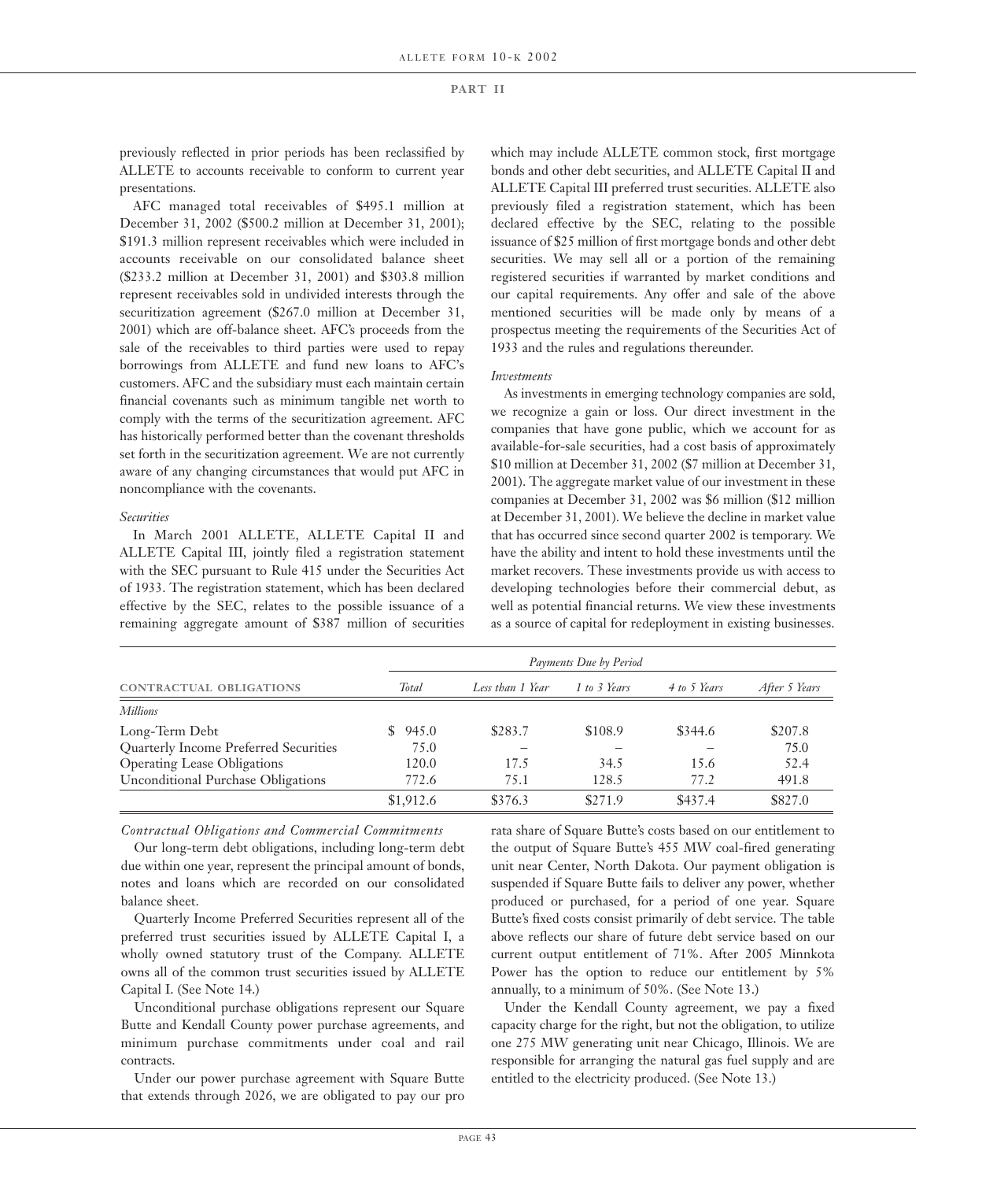previously reflected in prior periods has been reclassified by ALLETE to accounts receivable to conform to current year presentations.

AFC managed total receivables of $495.1 million at December 31, 2002 ($500.2 million at December 31, 2001); $191.3 million represent receivables which were included in accounts receivable on our consolidated balance sheet ($233.2 million at December 31, 2001) and $303.8 million represent receivables sold in undivided interests through the securitization agreement ($267.0 million at December 31, 2001) which are off-balance sheet. AFC's proceeds from the sale of the receivables to third parties were used to repay borrowings from ALLETE and fund new loans to AFC's customers. AFC and the subsidiary must each maintain certain financial covenants such as minimum tangible net worth to comply with the terms of the securitization agreement. AFC has historically performed better than the covenant thresholds set forth in the securitization agreement. We are not currently aware of any changing circumstances that would put AFC in noncompliance with the covenants.

*Securities*

In March 2001 ALLETE, ALLETE Capital II and ALLETE Capital III, jointly filed a registration statement with the SEC pursuant to Rule 415 under the Securities Act of 1933. The registration statement, which has been declared effective by the SEC, relates to the possible issuance of a remaining aggregate amount of $387 million of securities which may include ALLETE common stock, first mortgage bonds and other debt securities, and ALLETE Capital II and ALLETE Capital III preferred trust securities. ALLETE also previously filed a registration statement, which has been declared effective by the SEC, relating to the possible issuance of $25 million of first mortgage bonds and other debt securities. We may sell all or a portion of the remaining registered securities if warranted by market conditions and our capital requirements. Any offer and sale of the above mentioned securities will be made only by means of a prospectus meeting the requirements of the Securities Act of 1933 and the rules and regulations thereunder.

*Investments*

As investments in emerging technology companies are sold, we recognize a gain or loss. Our direct investment in the companies that have gone public, which we account for as available-for-sale securities, had a cost basis of approximately $10 million at December 31, 2002 ($7 million at December 31, 2001). The aggregate market value of our investment in these companies at December 31, 2002 was $6 million ($12 million at December 31, 2001). We believe the decline in market value that has occurred since second quarter 2002 is temporary. We have the ability and intent to hold these investments until the market recovers. These investments provide us with access to developing technologies before their commercial debut, as well as potential financial returns. We view these investments as a source of capital for redeployment in existing businesses.

| | *Payments Due by Period* | | | | |
|---|---|---|---|---|---|
| CONTRACTUAL OBLIGATIONS | *Total* | *Less than 1 Year* | *1 to 3 Years* | *4 to 5 Years* | *After 5 Years* |
| *Millions* | | | | | |
| Long-Term Debt | $ 945.0 | $283.7 | $108.9 | $344.6 | $207.8 |
| Quarterly Income Preferred Securities | 75.0 | – | – | – | 75.0 |
| Operating Lease Obligations | 120.0 | 17.5 | 34.5 | 15.6 | 52.4 |
| Unconditional Purchase Obligations | 772.6 | 75.1 | 128.5 | 77.2 | 491.8 |
| | $1,912.6 | $376.3 | $271.9 | $437.4 | $827.0 |

*Contractual Obligations and Commercial Commitments*

Our long-term debt obligations, including long-term debt due within one year, represent the principal amount of bonds, notes and loans which are recorded on our consolidated balance sheet.

Quarterly Income Preferred Securities represent all of the preferred trust securities issued by ALLETE Capital I, a wholly owned statutory trust of the Company. ALLETE owns all of the common trust securities issued by ALLETE Capital I. (See Note 14.)

Unconditional purchase obligations represent our Square Butte and Kendall County power purchase agreements, and minimum purchase commitments under coal and rail contracts.

Under our power purchase agreement with Square Butte that extends through 2026, we are obligated to pay our pro rata share of Square Butte's costs based on our entitlement to the output of Square Butte's 455 MW coal-fired generating unit near Center, North Dakota. Our payment obligation is suspended if Square Butte fails to deliver any power, whether produced or purchased, for a period of one year. Square Butte's fixed costs consist primarily of debt service. The table above reflects our share of future debt service based on our current output entitlement of 71%. After 2005 Minnkota Power has the option to reduce our entitlement by 5% annually, to a minimum of 50%. (See Note 13.)

Under the Kendall County agreement, we pay a fixed capacity charge for the right, but not the obligation, to utilize one 275 MW generating unit near Chicago, Illinois. We are responsible for arranging the natural gas fuel supply and are entitled to the electricity produced. (See Note 13.)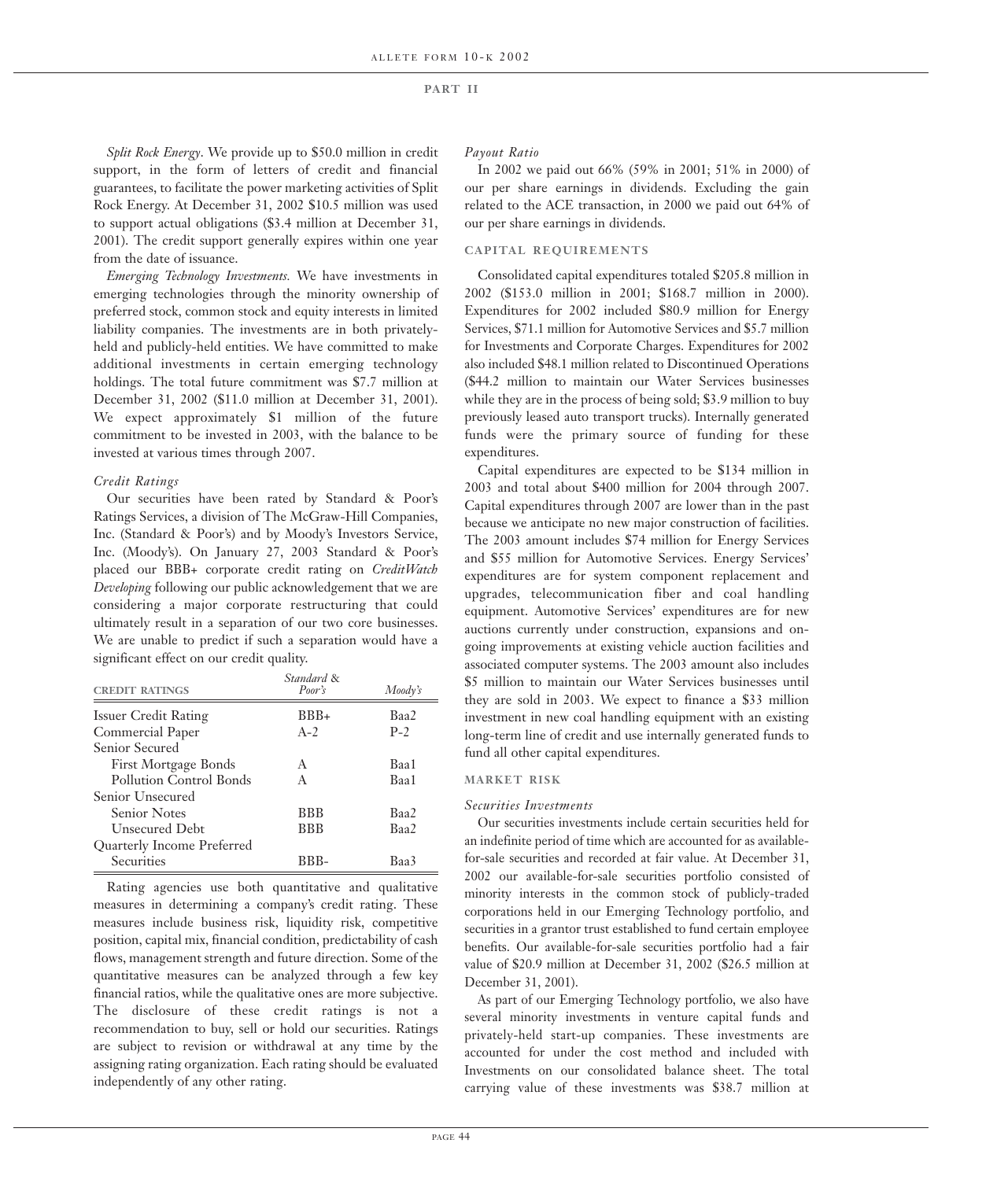*Split Rock Energy*. We provide up to $50.0 million in credit support, in the form of letters of credit and financial guarantees, to facilitate the power marketing activities of Split Rock Energy. At December 31, 2002 $10.5 million was used to support actual obligations ($3.4 million at December 31, 2001). The credit support generally expires within one year from the date of issuance.

*Emerging Technology Investments.* We have investments in emerging technologies through the minority ownership of preferred stock, common stock and equity interests in limited liability companies. The investments are in both privately-held and publicly-held entities. We have committed to make additional investments in certain emerging technology holdings. The total future commitment was $7.7 million at December 31, 2002 ($11.0 million at December 31, 2001). We expect approximately $1 million of the future commitment to be invested in 2003, with the balance to be invested at various times through 2007.

*Credit Ratings*

Our securities have been rated by Standard & Poor's Ratings Services, a division of The McGraw-Hill Companies, Inc. (Standard & Poor's) and by Moody's Investors Service, Inc. (Moody's). On January 27, 2003 Standard & Poor's placed our BBB+ corporate credit rating on *CreditWatch Developing* following our public acknowledgement that we are considering a major corporate restructuring that could ultimately result in a separation of our two core businesses. We are unable to predict if such a separation would have a significant effect on our credit quality.

| CREDIT RATINGS | *Standard & Poor's* | *Moody's* |
|---|---|---|
| Issuer Credit Rating | BBB+ | Baa2 |
| Commercial Paper | A-2 | P-2 |
| Senior Secured | | |
| First Mortgage Bonds | A | Baa1 |
| Pollution Control Bonds | A | Baa1 |
| Senior Unsecured | | |
| Senior Notes | BBB | Baa2 |
| Unsecured Debt | BBB | Baa2 |
| Quarterly Income Preferred Securities | BBB- | Baa3 |

Rating agencies use both quantitative and qualitative measures in determining a company's credit rating. These measures include business risk, liquidity risk, competitive position, capital mix, financial condition, predictability of cash flows, management strength and future direction. Some of the quantitative measures can be analyzed through a few key financial ratios, while the qualitative ones are more subjective. The disclosure of these credit ratings is not a recommendation to buy, sell or hold our securities. Ratings are subject to revision or withdrawal at any time by the assigning rating organization. Each rating should be evaluated independently of any other rating.

*Payout Ratio*

In 2002 we paid out 66% (59% in 2001; 51% in 2000) of our per share earnings in dividends. Excluding the gain related to the ACE transaction, in 2000 we paid out 64% of our per share earnings in dividends.

## CAPITAL REQUIREMENTS

Consolidated capital expenditures totaled $205.8 million in 2002 ($153.0 million in 2001; $168.7 million in 2000). Expenditures for 2002 included $80.9 million for Energy Services, $71.1 million for Automotive Services and $5.7 million for Investments and Corporate Charges. Expenditures for 2002 also included $48.1 million related to Discontinued Operations ($44.2 million to maintain our Water Services businesses while they are in the process of being sold; $3.9 million to buy previously leased auto transport trucks). Internally generated funds were the primary source of funding for these expenditures.

Capital expenditures are expected to be $134 million in 2003 and total about $400 million for 2004 through 2007. Capital expenditures through 2007 are lower than in the past because we anticipate no new major construction of facilities. The 2003 amount includes $74 million for Energy Services and $55 million for Automotive Services. Energy Services' expenditures are for system component replacement and upgrades, telecommunication fiber and coal handling equipment. Automotive Services' expenditures are for new auctions currently under construction, expansions and on-going improvements at existing vehicle auction facilities and associated computer systems. The 2003 amount also includes $5 million to maintain our Water Services businesses until they are sold in 2003. We expect to finance a $33 million investment in new coal handling equipment with an existing long-term line of credit and use internally generated funds to fund all other capital expenditures.

## MARKET RISK

*Securities Investments*

Our securities investments include certain securities held for an indefinite period of time which are accounted for as available-for-sale securities and recorded at fair value. At December 31, 2002 our available-for-sale securities portfolio consisted of minority interests in the common stock of publicly-traded corporations held in our Emerging Technology portfolio, and securities in a grantor trust established to fund certain employee benefits. Our available-for-sale securities portfolio had a fair value of $20.9 million at December 31, 2002 ($26.5 million at December 31, 2001).

As part of our Emerging Technology portfolio, we also have several minority investments in venture capital funds and privately-held start-up companies. These investments are accounted for under the cost method and included with Investments on our consolidated balance sheet. The total carrying value of these investments was $38.7 million at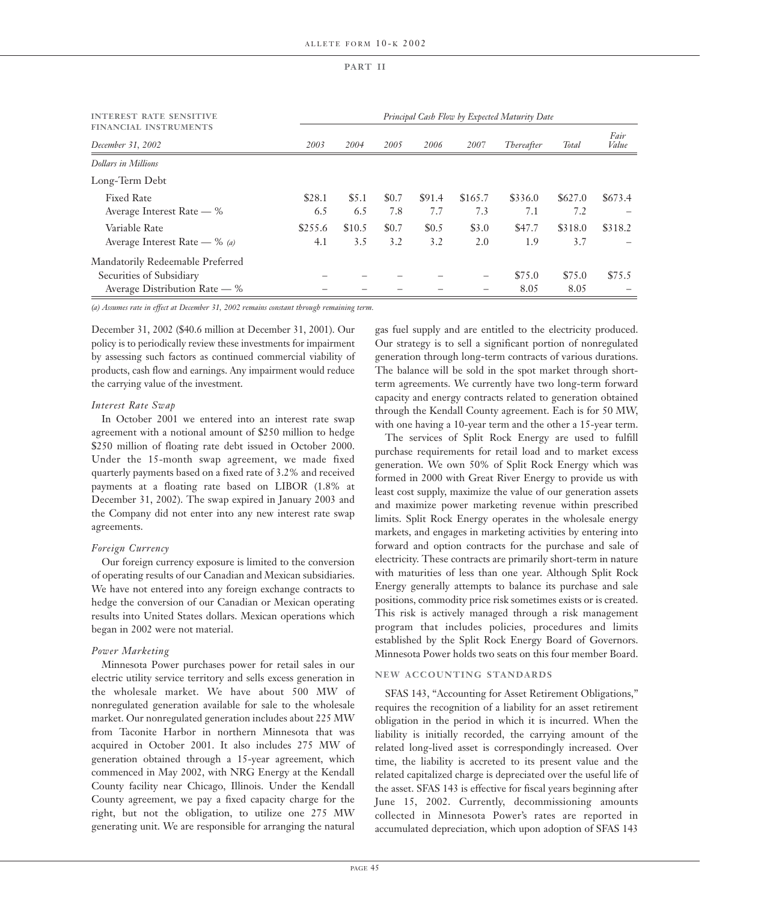| INTEREST RATE SENSITIVE FINANCIAL INSTRUMENTS | Principal Cash Flow by Expected Maturity Date | | | | | | | |
|---|---|---|---|---|---|---|---|---|
| *December 31, 2002* | *2003* | *2004* | *2005* | *2006* | *2007* | *Thereafter* | *Total* | *Fair Value* |
| *Dollars in Millions* | | | | | | | | |
| Long-Term Debt | | | | | | | | |
| Fixed Rate | $28.1 | $5.1 | $0.7 | $91.4 | $165.7 | $336.0 | $627.0 | $673.4 |
| Average Interest Rate — % | 6.5 | 6.5 | 7.8 | 7.7 | 7.3 | 7.1 | 7.2 | – |
| Variable Rate | $255.6 | $10.5 | $0.7 | $0.5 | $3.0 | $47.7 | $318.0 | $318.2 |
| Average Interest Rate — % *(a)* | 4.1 | 3.5 | 3.2 | 3.2 | 2.0 | 1.9 | 3.7 | – |
| Mandatorily Redeemable Preferred Securities of Subsidiary | – | – | – | – | – | $75.0 | $75.0 | $75.5 |
| Average Distribution Rate — % | – | – | – | – | – | 8.05 | 8.05 | – |

*(a) Assumes rate in effect at December 31, 2002 remains constant through remaining term.*

December 31, 2002 ($40.6 million at December 31, 2001). Our policy is to periodically review these investments for impairment by assessing such factors as continued commercial viability of products, cash flow and earnings. Any impairment would reduce the carrying value of the investment.

*Interest Rate Swap*

In October 2001 we entered into an interest rate swap agreement with a notional amount of $250 million to hedge $250 million of floating rate debt issued in October 2000. Under the 15-month swap agreement, we made fixed quarterly payments based on a fixed rate of 3.2% and received payments at a floating rate based on LIBOR (1.8% at December 31, 2002). The swap expired in January 2003 and the Company did not enter into any new interest rate swap agreements.

*Foreign Currency*

Our foreign currency exposure is limited to the conversion of operating results of our Canadian and Mexican subsidiaries. We have not entered into any foreign exchange contracts to hedge the conversion of our Canadian or Mexican operating results into United States dollars. Mexican operations which began in 2002 were not material.

*Power Marketing*

Minnesota Power purchases power for retail sales in our electric utility service territory and sells excess generation in the wholesale market. We have about 500 MW of nonregulated generation available for sale to the wholesale market. Our nonregulated generation includes about 225 MW from Taconite Harbor in northern Minnesota that was acquired in October 2001. It also includes 275 MW of generation obtained through a 15-year agreement, which commenced in May 2002, with NRG Energy at the Kendall County facility near Chicago, Illinois. Under the Kendall County agreement, we pay a fixed capacity charge for the right, but not the obligation, to utilize one 275 MW generating unit. We are responsible for arranging the natural gas fuel supply and are entitled to the electricity produced. Our strategy is to sell a significant portion of nonregulated generation through long-term contracts of various durations. The balance will be sold in the spot market through short-term agreements. We currently have two long-term forward capacity and energy contracts related to generation obtained through the Kendall County agreement. Each is for 50 MW, with one having a 10-year term and the other a 15-year term.

The services of Split Rock Energy are used to fulfill purchase requirements for retail load and to market excess generation. We own 50% of Split Rock Energy which was formed in 2000 with Great River Energy to provide us with least cost supply, maximize the value of our generation assets and maximize power marketing revenue within prescribed limits. Split Rock Energy operates in the wholesale energy markets, and engages in marketing activities by entering into forward and option contracts for the purchase and sale of electricity. These contracts are primarily short-term in nature with maturities of less than one year. Although Split Rock Energy generally attempts to balance its purchase and sale positions, commodity price risk sometimes exists or is created. This risk is actively managed through a risk management program that includes policies, procedures and limits established by the Split Rock Energy Board of Governors. Minnesota Power holds two seats on this four member Board.

## NEW ACCOUNTING STANDARDS

SFAS 143, "Accounting for Asset Retirement Obligations," requires the recognition of a liability for an asset retirement obligation in the period in which it is incurred. When the liability is initially recorded, the carrying amount of the related long-lived asset is correspondingly increased. Over time, the liability is accreted to its present value and the related capitalized charge is depreciated over the useful life of the asset. SFAS 143 is effective for fiscal years beginning after June 15, 2002. Currently, decommissioning amounts collected in Minnesota Power's rates are reported in accumulated depreciation, which upon adoption of SFAS 143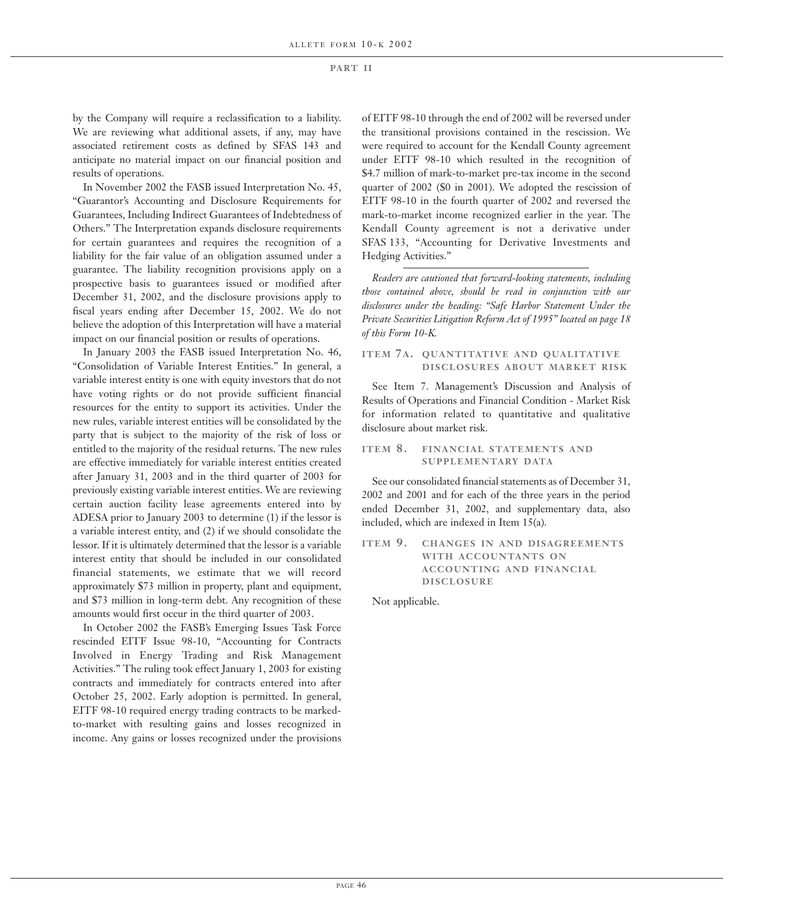by the Company will require a reclassification to a liability. We are reviewing what additional assets, if any, may have associated retirement costs as defined by SFAS 143 and anticipate no material impact on our financial position and results of operations.

In November 2002 the FASB issued Interpretation No. 45, "Guarantor's Accounting and Disclosure Requirements for Guarantees, Including Indirect Guarantees of Indebtedness of Others." The Interpretation expands disclosure requirements for certain guarantees and requires the recognition of a liability for the fair value of an obligation assumed under a guarantee. The liability recognition provisions apply on a prospective basis to guarantees issued or modified after December 31, 2002, and the disclosure provisions apply to fiscal years ending after December 15, 2002. We do not believe the adoption of this Interpretation will have a material impact on our financial position or results of operations.

In January 2003 the FASB issued Interpretation No. 46, "Consolidation of Variable Interest Entities." In general, a variable interest entity is one with equity investors that do not have voting rights or do not provide sufficient financial resources for the entity to support its activities. Under the new rules, variable interest entities will be consolidated by the party that is subject to the majority of the risk of loss or entitled to the majority of the residual returns. The new rules are effective immediately for variable interest entities created after January 31, 2003 and in the third quarter of 2003 for previously existing variable interest entities. We are reviewing certain auction facility lease agreements entered into by ADESA prior to January 2003 to determine (1) if the lessor is a variable interest entity, and (2) if we should consolidate the lessor. If it is ultimately determined that the lessor is a variable interest entity that should be included in our consolidated financial statements, we estimate that we will record approximately $73 million in property, plant and equipment, and $73 million in long-term debt. Any recognition of these amounts would first occur in the third quarter of 2003.

In October 2002 the FASB's Emerging Issues Task Force rescinded EITF Issue 98-10, "Accounting for Contracts Involved in Energy Trading and Risk Management Activities." The ruling took effect January 1, 2003 for existing contracts and immediately for contracts entered into after October 25, 2002. Early adoption is permitted. In general, EITF 98-10 required energy trading contracts to be marked-to-market with resulting gains and losses recognized in income. Any gains or losses recognized under the provisions of EITF 98-10 through the end of 2002 will be reversed under the transitional provisions contained in the rescission. We were required to account for the Kendall County agreement under EITF 98-10 which resulted in the recognition of $4.7 million of mark-to-market pre-tax income in the second quarter of 2002 ($0 in 2001). We adopted the rescission of EITF 98-10 in the fourth quarter of 2002 and reversed the mark-to-market income recognized earlier in the year. The Kendall County agreement is not a derivative under SFAS 133, "Accounting for Derivative Investments and Hedging Activities."

---

*Readers are cautioned that forward-looking statements, including those contained above, should be read in conjunction with our disclosures under the heading: "Safe Harbor Statement Under the Private Securities Litigation Reform Act of 1995" located on page 18 of this Form 10-K.*

## ITEM 7A. QUANTITATIVE AND QUALITATIVE DISCLOSURES ABOUT MARKET RISK

See Item 7. Management's Discussion and Analysis of Results of Operations and Financial Condition - Market Risk for information related to quantitative and qualitative disclosure about market risk.

## ITEM 8. FINANCIAL STATEMENTS AND SUPPLEMENTARY DATA

See our consolidated financial statements as of December 31, 2002 and 2001 and for each of the three years in the period ended December 31, 2002, and supplementary data, also included, which are indexed in Item 15(a).

## ITEM 9. CHANGES IN AND DISAGREEMENTS WITH ACCOUNTANTS ON ACCOUNTING AND FINANCIAL DISCLOSURE

Not applicable.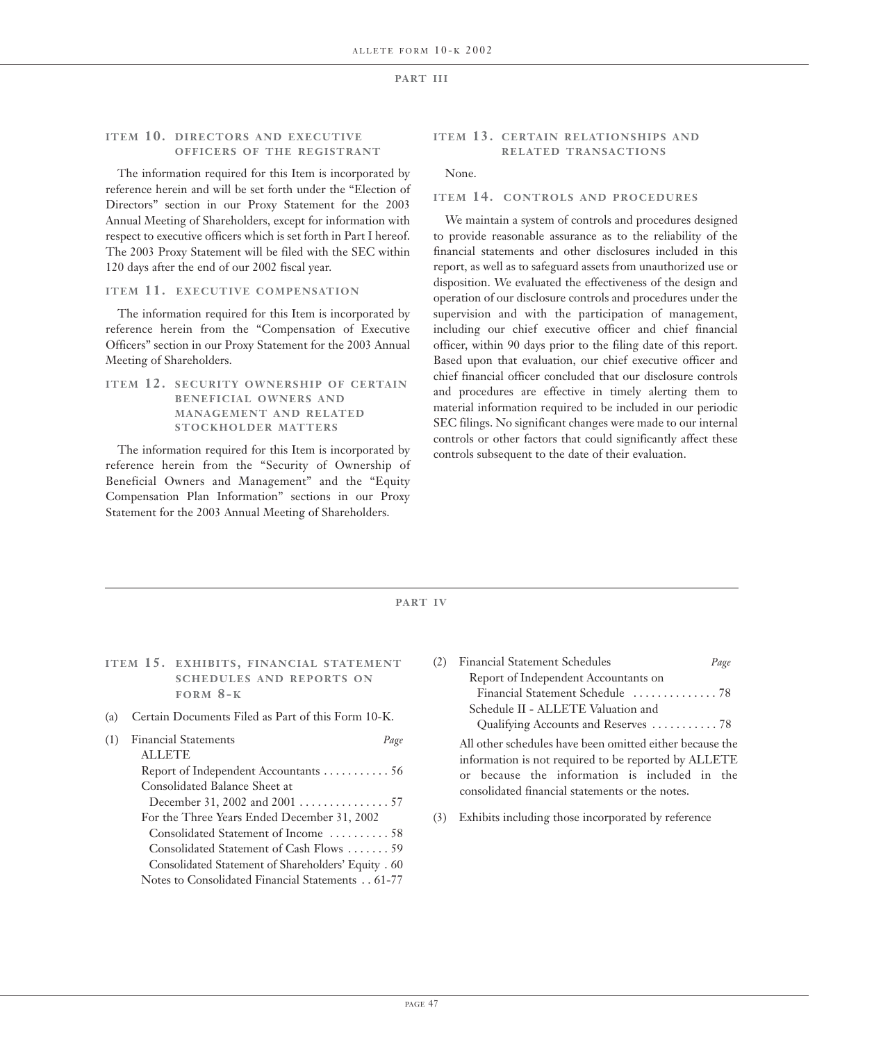# PART III

## ITEM 10. DIRECTORS AND EXECUTIVE OFFICERS OF THE REGISTRANT

The information required for this Item is incorporated by reference herein and will be set forth under the "Election of Directors" section in our Proxy Statement for the 2003 Annual Meeting of Shareholders, except for information with respect to executive officers which is set forth in Part I hereof. The 2003 Proxy Statement will be filed with the SEC within 120 days after the end of our 2002 fiscal year.

## ITEM 11. EXECUTIVE COMPENSATION

The information required for this Item is incorporated by reference herein from the "Compensation of Executive Officers" section in our Proxy Statement for the 2003 Annual Meeting of Shareholders.

## ITEM 12. SECURITY OWNERSHIP OF CERTAIN BENEFICIAL OWNERS AND MANAGEMENT AND RELATED STOCKHOLDER MATTERS

The information required for this Item is incorporated by reference herein from the "Security of Ownership of Beneficial Owners and Management" and the "Equity Compensation Plan Information" sections in our Proxy Statement for the 2003 Annual Meeting of Shareholders.

## ITEM 13. CERTAIN RELATIONSHIPS AND RELATED TRANSACTIONS

None.

## ITEM 14. CONTROLS AND PROCEDURES

We maintain a system of controls and procedures designed to provide reasonable assurance as to the reliability of the financial statements and other disclosures included in this report, as well as to safeguard assets from unauthorized use or disposition. We evaluated the effectiveness of the design and operation of our disclosure controls and procedures under the supervision and with the participation of management, including our chief executive officer and chief financial officer, within 90 days prior to the filing date of this report. Based upon that evaluation, our chief executive officer and chief financial officer concluded that our disclosure controls and procedures are effective in timely alerting them to material information required to be included in our periodic SEC filings. No significant changes were made to our internal controls or other factors that could significantly affect these controls subsequent to the date of their evaluation.

# PART IV

## ITEM 15. EXHIBITS, FINANCIAL STATEMENT SCHEDULES AND REPORTS ON FORM 8-K

(a) Certain Documents Filed as Part of this Form 10-K.

(1) Financial Statements

| | *Page* |
|---|---|
| ALLETE | |
| Report of Independent Accountants | 56 |
| Consolidated Balance Sheet at December 31, 2002 and 2001 | 57 |
| For the Three Years Ended December 31, 2002 | |
| Consolidated Statement of Income | 58 |
| Consolidated Statement of Cash Flows | 59 |
| Consolidated Statement of Shareholders' Equity | 60 |
| Notes to Consolidated Financial Statements | 61-77 |

(2) Financial Statement Schedules

| | *Page* |
|---|---|
| Report of Independent Accountants on Financial Statement Schedule | 78 |
| Schedule II - ALLETE Valuation and Qualifying Accounts and Reserves | 78 |

All other schedules have been omitted either because the information is not required to be reported by ALLETE or because the information is included in the consolidated financial statements or the notes.

(3) Exhibits including those incorporated by reference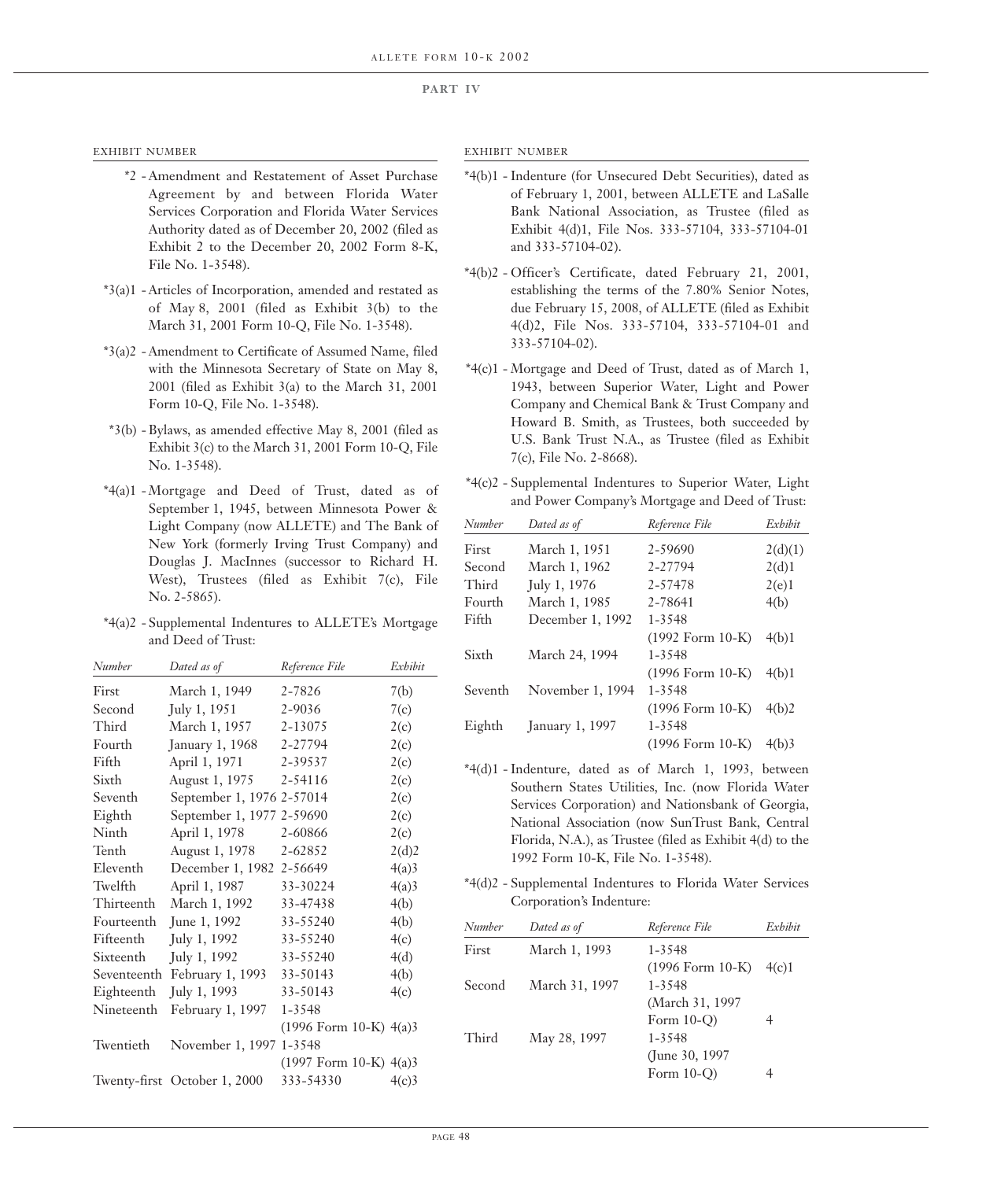**PART IV**

EXHIBIT NUMBER

*2 - Amendment and Restatement of Asset Purchase Agreement by and between Florida Water Services Corporation and Florida Water Services Authority dated as of December 20, 2002 (filed as Exhibit 2 to the December 20, 2002 Form 8-K, File No. 1-3548).

*3(a)1 - Articles of Incorporation, amended and restated as of May 8, 2001 (filed as Exhibit 3(b) to the March 31, 2001 Form 10-Q, File No. 1-3548).

*3(a)2 - Amendment to Certificate of Assumed Name, filed with the Minnesota Secretary of State on May 8, 2001 (filed as Exhibit 3(a) to the March 31, 2001 Form 10-Q, File No. 1-3548).

*3(b) - Bylaws, as amended effective May 8, 2001 (filed as Exhibit 3(c) to the March 31, 2001 Form 10-Q, File No. 1-3548).

*4(a)1 - Mortgage and Deed of Trust, dated as of September 1, 1945, between Minnesota Power & Light Company (now ALLETE) and The Bank of New York (formerly Irving Trust Company) and Douglas J. MacInnes (successor to Richard H. West), Trustees (filed as Exhibit 7(c), File No. 2-5865).

*4(a)2 - Supplemental Indentures to ALLETE's Mortgage and Deed of Trust:

| *Number* | *Dated as of* | *Reference File* | *Exhibit* |
|---|---|---|---|
| First | March 1, 1949 | 2-7826 | 7(b) |
| Second | July 1, 1951 | 2-9036 | 7(c) |
| Third | March 1, 1957 | 2-13075 | 2(c) |
| Fourth | January 1, 1968 | 2-27794 | 2(c) |
| Fifth | April 1, 1971 | 2-39537 | 2(c) |
| Sixth | August 1, 1975 | 2-54116 | 2(c) |
| Seventh | September 1, 1976 | 2-57014 | 2(c) |
| Eighth | September 1, 1977 | 2-59690 | 2(c) |
| Ninth | April 1, 1978 | 2-60866 | 2(c) |
| Tenth | August 1, 1978 | 2-62852 | 2(d)2 |
| Eleventh | December 1, 1982 | 2-56649 | 4(a)3 |
| Twelfth | April 1, 1987 | 33-30224 | 4(a)3 |
| Thirteenth | March 1, 1992 | 33-47438 | 4(b) |
| Fourteenth | June 1, 1992 | 33-55240 | 4(b) |
| Fifteenth | July 1, 1992 | 33-55240 | 4(c) |
| Sixteenth | July 1, 1992 | 33-55240 | 4(d) |
| Seventeenth | February 1, 1993 | 33-50143 | 4(b) |
| Eighteenth | July 1, 1993 | 33-50143 | 4(c) |
| Nineteenth | February 1, 1997 | 1-3548 (1996 Form 10-K) | 4(a)3 |
| Twentieth | November 1, 1997 | 1-3548 (1997 Form 10-K) | 4(a)3 |
| Twenty-first | October 1, 2000 | 333-54330 | 4(c)3 |

*4(b)1 - Indenture (for Unsecured Debt Securities), dated as of February 1, 2001, between ALLETE and LaSalle Bank National Association, as Trustee (filed as Exhibit 4(d)1, File Nos. 333-57104, 333-57104-01 and 333-57104-02).

*4(b)2 - Officer's Certificate, dated February 21, 2001, establishing the terms of the 7.80% Senior Notes, due February 15, 2008, of ALLETE (filed as Exhibit 4(d)2, File Nos. 333-57104, 333-57104-01 and 333-57104-02).

*4(c)1 - Mortgage and Deed of Trust, dated as of March 1, 1943, between Superior Water, Light and Power Company and Chemical Bank & Trust Company and Howard B. Smith, as Trustees, both succeeded by U.S. Bank Trust N.A., as Trustee (filed as Exhibit 7(c), File No. 2-8668).

*4(c)2 - Supplemental Indentures to Superior Water, Light and Power Company's Mortgage and Deed of Trust:

| *Number* | *Dated as of* | *Reference File* | *Exhibit* |
|---|---|---|---|
| First | March 1, 1951 | 2-59690 | 2(d)(1) |
| Second | March 1, 1962 | 2-27794 | 2(d)1 |
| Third | July 1, 1976 | 2-57478 | 2(e)1 |
| Fourth | March 1, 1985 | 2-78641 | 4(b) |
| Fifth | December 1, 1992 | 1-3548 (1992 Form 10-K) | 4(b)1 |
| Sixth | March 24, 1994 | 1-3548 (1996 Form 10-K) | 4(b)1 |
| Seventh | November 1, 1994 | 1-3548 (1996 Form 10-K) | 4(b)2 |
| Eighth | January 1, 1997 | 1-3548 (1996 Form 10-K) | 4(b)3 |

*4(d)1 - Indenture, dated as of March 1, 1993, between Southern States Utilities, Inc. (now Florida Water Services Corporation) and Nationsbank of Georgia, National Association (now SunTrust Bank, Central Florida, N.A.), as Trustee (filed as Exhibit 4(d) to the 1992 Form 10-K, File No. 1-3548).

*4(d)2 - Supplemental Indentures to Florida Water Services Corporation's Indenture:

| *Number* | *Dated as of* | *Reference File* | *Exhibit* |
|---|---|---|---|
| First | March 1, 1993 | 1-3548 (1996 Form 10-K) | 4(c)1 |
| Second | March 31, 1997 | 1-3548 (March 31, 1997 Form 10-Q) | 4 |
| Third | May 28, 1997 | 1-3548 (June 30, 1997 Form 10-Q) | 4 |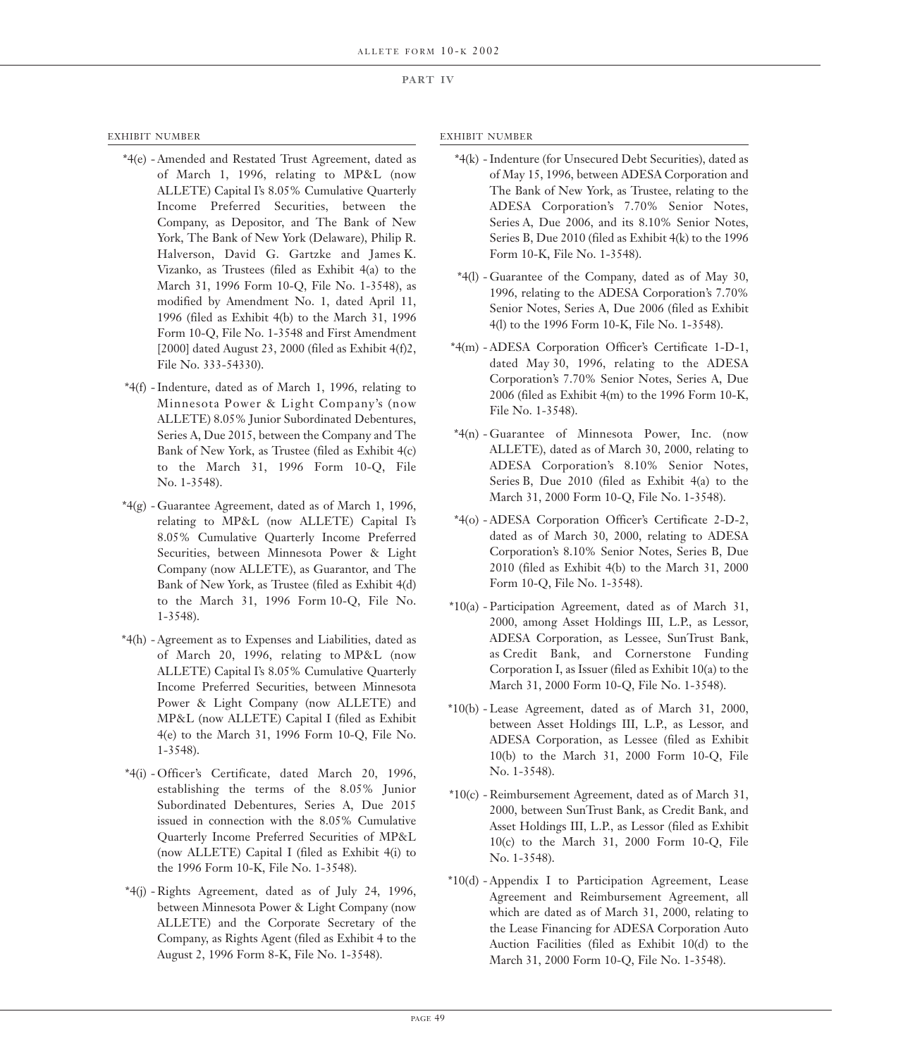## PART IV

EXHIBIT NUMBER

*4(e) - Amended and Restated Trust Agreement, dated as of March 1, 1996, relating to MP&L (now ALLETE) Capital I's 8.05% Cumulative Quarterly Income Preferred Securities, between the Company, as Depositor, and The Bank of New York, The Bank of New York (Delaware), Philip R. Halverson, David G. Gartzke and James K. Vizanko, as Trustees (filed as Exhibit 4(a) to the March 31, 1996 Form 10-Q, File No. 1-3548), as modified by Amendment No. 1, dated April 11, 1996 (filed as Exhibit 4(b) to the March 31, 1996 Form 10-Q, File No. 1-3548 and First Amendment [2000] dated August 23, 2000 (filed as Exhibit 4(f)2, File No. 333-54330).

*4(f) - Indenture, dated as of March 1, 1996, relating to Minnesota Power & Light Company's (now ALLETE) 8.05% Junior Subordinated Debentures, Series A, Due 2015, between the Company and The Bank of New York, as Trustee (filed as Exhibit 4(c) to the March 31, 1996 Form 10-Q, File No. 1-3548).

*4(g) - Guarantee Agreement, dated as of March 1, 1996, relating to MP&L (now ALLETE) Capital I's 8.05% Cumulative Quarterly Income Preferred Securities, between Minnesota Power & Light Company (now ALLETE), as Guarantor, and The Bank of New York, as Trustee (filed as Exhibit 4(d) to the March 31, 1996 Form 10-Q, File No. 1-3548).

*4(h) - Agreement as to Expenses and Liabilities, dated as of March 20, 1996, relating to MP&L (now ALLETE) Capital I's 8.05% Cumulative Quarterly Income Preferred Securities, between Minnesota Power & Light Company (now ALLETE) and MP&L (now ALLETE) Capital I (filed as Exhibit 4(e) to the March 31, 1996 Form 10-Q, File No. 1-3548).

*4(i) - Officer's Certificate, dated March 20, 1996, establishing the terms of the 8.05% Junior Subordinated Debentures, Series A, Due 2015 issued in connection with the 8.05% Cumulative Quarterly Income Preferred Securities of MP&L (now ALLETE) Capital I (filed as Exhibit 4(i) to the 1996 Form 10-K, File No. 1-3548).

*4(j) - Rights Agreement, dated as of July 24, 1996, between Minnesota Power & Light Company (now ALLETE) and the Corporate Secretary of the Company, as Rights Agent (filed as Exhibit 4 to the August 2, 1996 Form 8-K, File No. 1-3548).

*4(k) - Indenture (for Unsecured Debt Securities), dated as of May 15, 1996, between ADESA Corporation and The Bank of New York, as Trustee, relating to the ADESA Corporation's 7.70% Senior Notes, Series A, Due 2006, and its 8.10% Senior Notes, Series B, Due 2010 (filed as Exhibit 4(k) to the 1996 Form 10-K, File No. 1-3548).

*4(l) - Guarantee of the Company, dated as of May 30, 1996, relating to the ADESA Corporation's 7.70% Senior Notes, Series A, Due 2006 (filed as Exhibit 4(l) to the 1996 Form 10-K, File No. 1-3548).

*4(m) - ADESA Corporation Officer's Certificate 1-D-1, dated May 30, 1996, relating to the ADESA Corporation's 7.70% Senior Notes, Series A, Due 2006 (filed as Exhibit 4(m) to the 1996 Form 10-K, File No. 1-3548).

*4(n) - Guarantee of Minnesota Power, Inc. (now ALLETE), dated as of March 30, 2000, relating to ADESA Corporation's 8.10% Senior Notes, Series B, Due 2010 (filed as Exhibit 4(a) to the March 31, 2000 Form 10-Q, File No. 1-3548).

*4(o) - ADESA Corporation Officer's Certificate 2-D-2, dated as of March 30, 2000, relating to ADESA Corporation's 8.10% Senior Notes, Series B, Due 2010 (filed as Exhibit 4(b) to the March 31, 2000 Form 10-Q, File No. 1-3548).

*10(a) - Participation Agreement, dated as of March 31, 2000, among Asset Holdings III, L.P., as Lessor, ADESA Corporation, as Lessee, SunTrust Bank, as Credit Bank, and Cornerstone Funding Corporation I, as Issuer (filed as Exhibit 10(a) to the March 31, 2000 Form 10-Q, File No. 1-3548).

*10(b) - Lease Agreement, dated as of March 31, 2000, between Asset Holdings III, L.P., as Lessor, and ADESA Corporation, as Lessee (filed as Exhibit 10(b) to the March 31, 2000 Form 10-Q, File No. 1-3548).

*10(c) - Reimbursement Agreement, dated as of March 31, 2000, between SunTrust Bank, as Credit Bank, and Asset Holdings III, L.P., as Lessor (filed as Exhibit 10(c) to the March 31, 2000 Form 10-Q, File No. 1-3548).

*10(d) - Appendix I to Participation Agreement, Lease Agreement and Reimbursement Agreement, all which are dated as of March 31, 2000, relating to the Lease Financing for ADESA Corporation Auto Auction Facilities (filed as Exhibit 10(d) to the March 31, 2000 Form 10-Q, File No. 1-3548).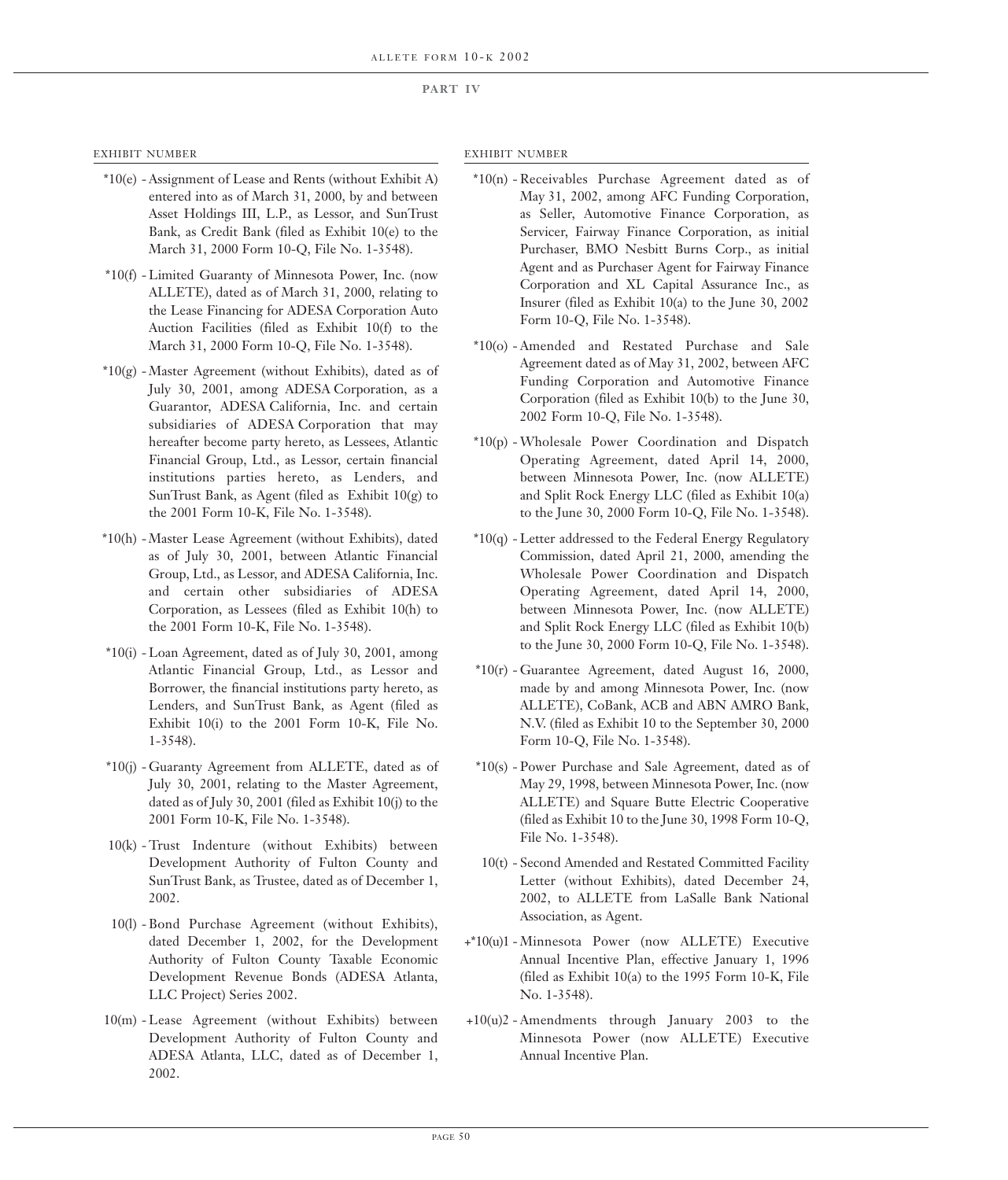## PART IV

EXHIBIT NUMBER

*10(e) - Assignment of Lease and Rents (without Exhibit A) entered into as of March 31, 2000, by and between Asset Holdings III, L.P., as Lessor, and SunTrust Bank, as Credit Bank (filed as Exhibit 10(e) to the March 31, 2000 Form 10-Q, File No. 1-3548).

*10(f) - Limited Guaranty of Minnesota Power, Inc. (now ALLETE), dated as of March 31, 2000, relating to the Lease Financing for ADESA Corporation Auto Auction Facilities (filed as Exhibit 10(f) to the March 31, 2000 Form 10-Q, File No. 1-3548).

*10(g) - Master Agreement (without Exhibits), dated as of July 30, 2001, among ADESA Corporation, as a Guarantor, ADESA California, Inc. and certain subsidiaries of ADESA Corporation that may hereafter become party hereto, as Lessees, Atlantic Financial Group, Ltd., as Lessor, certain financial institutions parties hereto, as Lenders, and SunTrust Bank, as Agent (filed as Exhibit 10(g) to the 2001 Form 10-K, File No. 1-3548).

*10(h) - Master Lease Agreement (without Exhibits), dated as of July 30, 2001, between Atlantic Financial Group, Ltd., as Lessor, and ADESA California, Inc. and certain other subsidiaries of ADESA Corporation, as Lessees (filed as Exhibit 10(h) to the 2001 Form 10-K, File No. 1-3548).

*10(i) - Loan Agreement, dated as of July 30, 2001, among Atlantic Financial Group, Ltd., as Lessor and Borrower, the financial institutions party hereto, as Lenders, and SunTrust Bank, as Agent (filed as Exhibit 10(i) to the 2001 Form 10-K, File No. 1-3548).

*10(j) - Guaranty Agreement from ALLETE, dated as of July 30, 2001, relating to the Master Agreement, dated as of July 30, 2001 (filed as Exhibit 10(j) to the 2001 Form 10-K, File No. 1-3548).

10(k) - Trust Indenture (without Exhibits) between Development Authority of Fulton County and SunTrust Bank, as Trustee, dated as of December 1, 2002.

10(l) - Bond Purchase Agreement (without Exhibits), dated December 1, 2002, for the Development Authority of Fulton County Taxable Economic Development Revenue Bonds (ADESA Atlanta, LLC Project) Series 2002.

10(m) - Lease Agreement (without Exhibits) between Development Authority of Fulton County and ADESA Atlanta, LLC, dated as of December 1, 2002.

*10(n) - Receivables Purchase Agreement dated as of May 31, 2002, among AFC Funding Corporation, as Seller, Automotive Finance Corporation, as Servicer, Fairway Finance Corporation, as initial Purchaser, BMO Nesbitt Burns Corp., as initial Agent and as Purchaser Agent for Fairway Finance Corporation and XL Capital Assurance Inc., as Insurer (filed as Exhibit 10(a) to the June 30, 2002 Form 10-Q, File No. 1-3548).

*10(o) - Amended and Restated Purchase and Sale Agreement dated as of May 31, 2002, between AFC Funding Corporation and Automotive Finance Corporation (filed as Exhibit 10(b) to the June 30, 2002 Form 10-Q, File No. 1-3548).

*10(p) - Wholesale Power Coordination and Dispatch Operating Agreement, dated April 14, 2000, between Minnesota Power, Inc. (now ALLETE) and Split Rock Energy LLC (filed as Exhibit 10(a) to the June 30, 2000 Form 10-Q, File No. 1-3548).

*10(q) - Letter addressed to the Federal Energy Regulatory Commission, dated April 21, 2000, amending the Wholesale Power Coordination and Dispatch Operating Agreement, dated April 14, 2000, between Minnesota Power, Inc. (now ALLETE) and Split Rock Energy LLC (filed as Exhibit 10(b) to the June 30, 2000 Form 10-Q, File No. 1-3548).

*10(r) - Guarantee Agreement, dated August 16, 2000, made by and among Minnesota Power, Inc. (now ALLETE), CoBank, ACB and ABN AMRO Bank, N.V. (filed as Exhibit 10 to the September 30, 2000 Form 10-Q, File No. 1-3548).

*10(s) - Power Purchase and Sale Agreement, dated as of May 29, 1998, between Minnesota Power, Inc. (now ALLETE) and Square Butte Electric Cooperative (filed as Exhibit 10 to the June 30, 1998 Form 10-Q, File No. 1-3548).

10(t) - Second Amended and Restated Committed Facility Letter (without Exhibits), dated December 24, 2002, to ALLETE from LaSalle Bank National Association, as Agent.

+*10(u)1 - Minnesota Power (now ALLETE) Executive Annual Incentive Plan, effective January 1, 1996 (filed as Exhibit 10(a) to the 1995 Form 10-K, File No. 1-3548).

+10(u)2 - Amendments through January 2003 to the Minnesota Power (now ALLETE) Executive Annual Incentive Plan.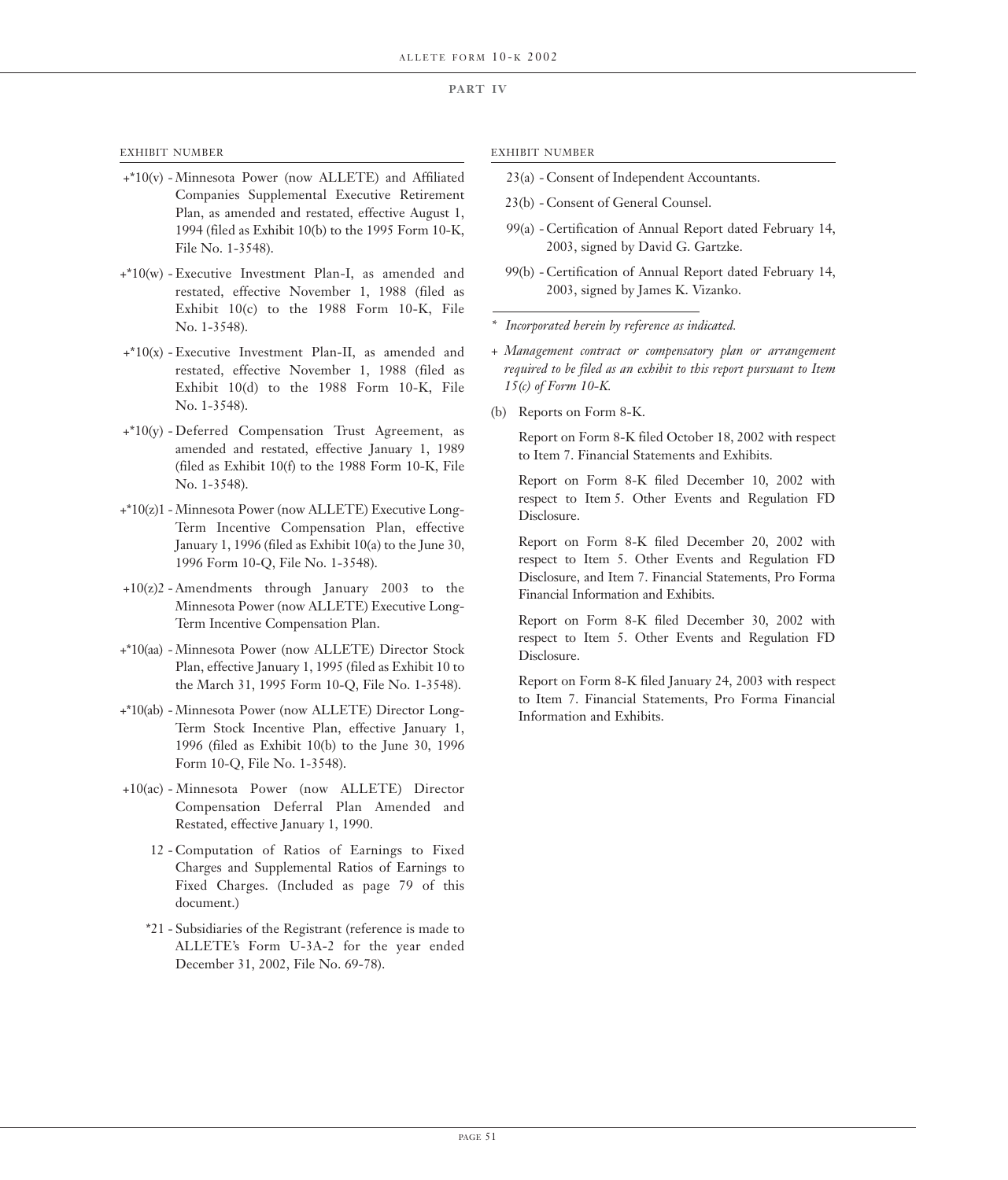## PART IV

EXHIBIT NUMBER

+*10(v) - Minnesota Power (now ALLETE) and Affiliated Companies Supplemental Executive Retirement Plan, as amended and restated, effective August 1, 1994 (filed as Exhibit 10(b) to the 1995 Form 10-K, File No. 1-3548).

+*10(w) - Executive Investment Plan-I, as amended and restated, effective November 1, 1988 (filed as Exhibit 10(c) to the 1988 Form 10-K, File No. 1-3548).

+*10(x) - Executive Investment Plan-II, as amended and restated, effective November 1, 1988 (filed as Exhibit 10(d) to the 1988 Form 10-K, File No. 1-3548).

+*10(y) - Deferred Compensation Trust Agreement, as amended and restated, effective January 1, 1989 (filed as Exhibit 10(f) to the 1988 Form 10-K, File No. 1-3548).

+*10(z)1 - Minnesota Power (now ALLETE) Executive Long-Term Incentive Compensation Plan, effective January 1, 1996 (filed as Exhibit 10(a) to the June 30, 1996 Form 10-Q, File No. 1-3548).

+10(z)2 - Amendments through January 2003 to the Minnesota Power (now ALLETE) Executive Long-Term Incentive Compensation Plan.

+*10(aa) - Minnesota Power (now ALLETE) Director Stock Plan, effective January 1, 1995 (filed as Exhibit 10 to the March 31, 1995 Form 10-Q, File No. 1-3548).

+*10(ab) - Minnesota Power (now ALLETE) Director Long-Term Stock Incentive Plan, effective January 1, 1996 (filed as Exhibit 10(b) to the June 30, 1996 Form 10-Q, File No. 1-3548).

+10(ac) - Minnesota Power (now ALLETE) Director Compensation Deferral Plan Amended and Restated, effective January 1, 1990.

12 - Computation of Ratios of Earnings to Fixed Charges and Supplemental Ratios of Earnings to Fixed Charges. (Included as page 79 of this document.)

*21 - Subsidiaries of the Registrant (reference is made to ALLETE's Form U-3A-2 for the year ended December 31, 2002, File No. 69-78).

EXHIBIT NUMBER

23(a) - Consent of Independent Accountants.

23(b) - Consent of General Counsel.

99(a) - Certification of Annual Report dated February 14, 2003, signed by David G. Gartzke.

99(b) - Certification of Annual Report dated February 14, 2003, signed by James K. Vizanko.

---

\* *Incorporated herein by reference as indicated.*

\+ *Management contract or compensatory plan or arrangement required to be filed as an exhibit to this report pursuant to Item 15(c) of Form 10-K.*

(b) Reports on Form 8-K.

Report on Form 8-K filed October 18, 2002 with respect to Item 7. Financial Statements and Exhibits.

Report on Form 8-K filed December 10, 2002 with respect to Item 5. Other Events and Regulation FD Disclosure.

Report on Form 8-K filed December 20, 2002 with respect to Item 5. Other Events and Regulation FD Disclosure, and Item 7. Financial Statements, Pro Forma Financial Information and Exhibits.

Report on Form 8-K filed December 30, 2002 with respect to Item 5. Other Events and Regulation FD Disclosure.

Report on Form 8-K filed January 24, 2003 with respect to Item 7. Financial Statements, Pro Forma Financial Information and Exhibits.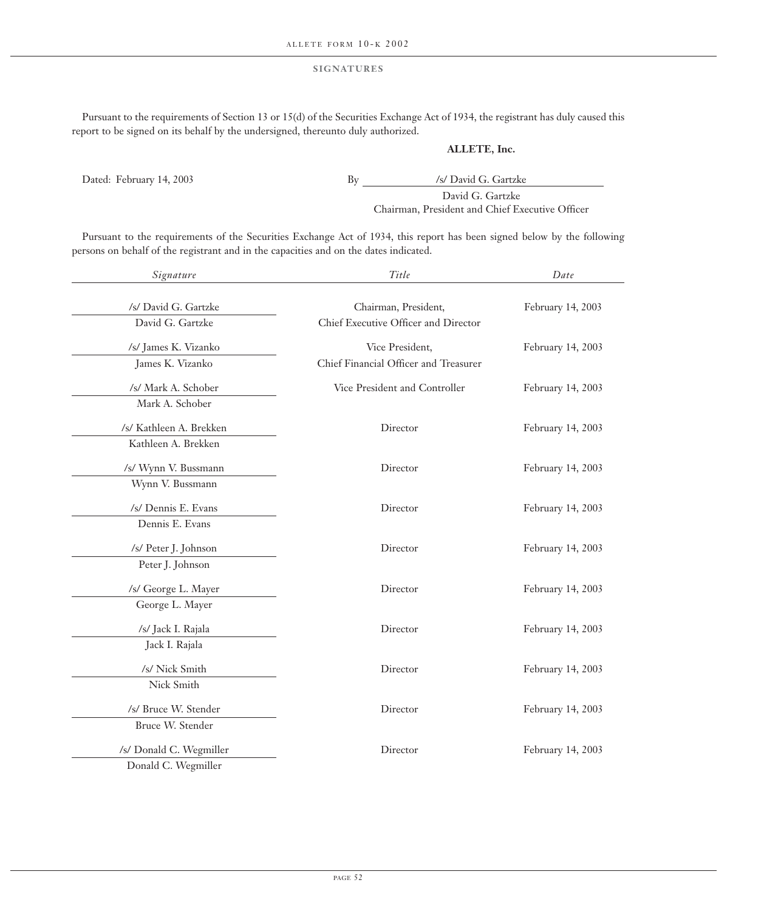## SIGNATURES

Pursuant to the requirements of Section 13 or 15(d) of the Securities Exchange Act of 1934, the registrant has duly caused this report to be signed on its behalf by the undersigned, thereunto duly authorized.

**ALLETE, Inc.**

Dated: February 14, 2003

By /s/ David G. Gartzke
David G. Gartzke
Chairman, President and Chief Executive Officer

Pursuant to the requirements of the Securities Exchange Act of 1934, this report has been signed below by the following persons on behalf of the registrant and in the capacities and on the dates indicated.

| *Signature* | *Title* | *Date* |
|---|---|---|
| /s/ David G. Gartzke<br>David G. Gartzke | Chairman, President, Chief Executive Officer and Director | February 14, 2003 |
| /s/ James K. Vizanko<br>James K. Vizanko | Vice President, Chief Financial Officer and Treasurer | February 14, 2003 |
| /s/ Mark A. Schober<br>Mark A. Schober | Vice President and Controller | February 14, 2003 |
| /s/ Kathleen A. Brekken<br>Kathleen A. Brekken | Director | February 14, 2003 |
| /s/ Wynn V. Bussmann<br>Wynn V. Bussmann | Director | February 14, 2003 |
| /s/ Dennis E. Evans<br>Dennis E. Evans | Director | February 14, 2003 |
| /s/ Peter J. Johnson<br>Peter J. Johnson | Director | February 14, 2003 |
| /s/ George L. Mayer<br>George L. Mayer | Director | February 14, 2003 |
| /s/ Jack I. Rajala<br>Jack I. Rajala | Director | February 14, 2003 |
| /s/ Nick Smith<br>Nick Smith | Director | February 14, 2003 |
| /s/ Bruce W. Stender<br>Bruce W. Stender | Director | February 14, 2003 |
| /s/ Donald C. Wegmiller<br>Donald C. Wegmiller | Director | February 14, 2003 |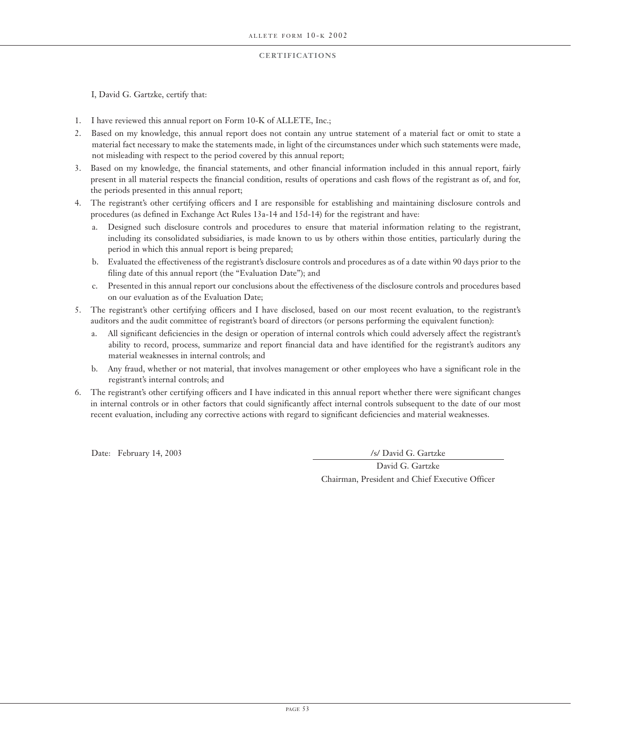## CERTIFICATIONS

I, David G. Gartzke, certify that:

1. I have reviewed this annual report on Form 10-K of ALLETE, Inc.;
2. Based on my knowledge, this annual report does not contain any untrue statement of a material fact or omit to state a material fact necessary to make the statements made, in light of the circumstances under which such statements were made, not misleading with respect to the period covered by this annual report;
3. Based on my knowledge, the financial statements, and other financial information included in this annual report, fairly present in all material respects the financial condition, results of operations and cash flows of the registrant as of, and for, the periods presented in this annual report;
4. The registrant's other certifying officers and I are responsible for establishing and maintaining disclosure controls and procedures (as defined in Exchange Act Rules 13a-14 and 15d-14) for the registrant and have:
   a. Designed such disclosure controls and procedures to ensure that material information relating to the registrant, including its consolidated subsidiaries, is made known to us by others within those entities, particularly during the period in which this annual report is being prepared;
   b. Evaluated the effectiveness of the registrant's disclosure controls and procedures as of a date within 90 days prior to the filing date of this annual report (the "Evaluation Date"); and
   c. Presented in this annual report our conclusions about the effectiveness of the disclosure controls and procedures based on our evaluation as of the Evaluation Date;
5. The registrant's other certifying officers and I have disclosed, based on our most recent evaluation, to the registrant's auditors and the audit committee of registrant's board of directors (or persons performing the equivalent function):
   a. All significant deficiencies in the design or operation of internal controls which could adversely affect the registrant's ability to record, process, summarize and report financial data and have identified for the registrant's auditors any material weaknesses in internal controls; and
   b. Any fraud, whether or not material, that involves management or other employees who have a significant role in the registrant's internal controls; and
6. The registrant's other certifying officers and I have indicated in this annual report whether there were significant changes in internal controls or in other factors that could significantly affect internal controls subsequent to the date of our most recent evaluation, including any corrective actions with regard to significant deficiencies and material weaknesses.

Date: February 14, 2003

/s/ David G. Gartzke
David G. Gartzke
Chairman, President and Chief Executive Officer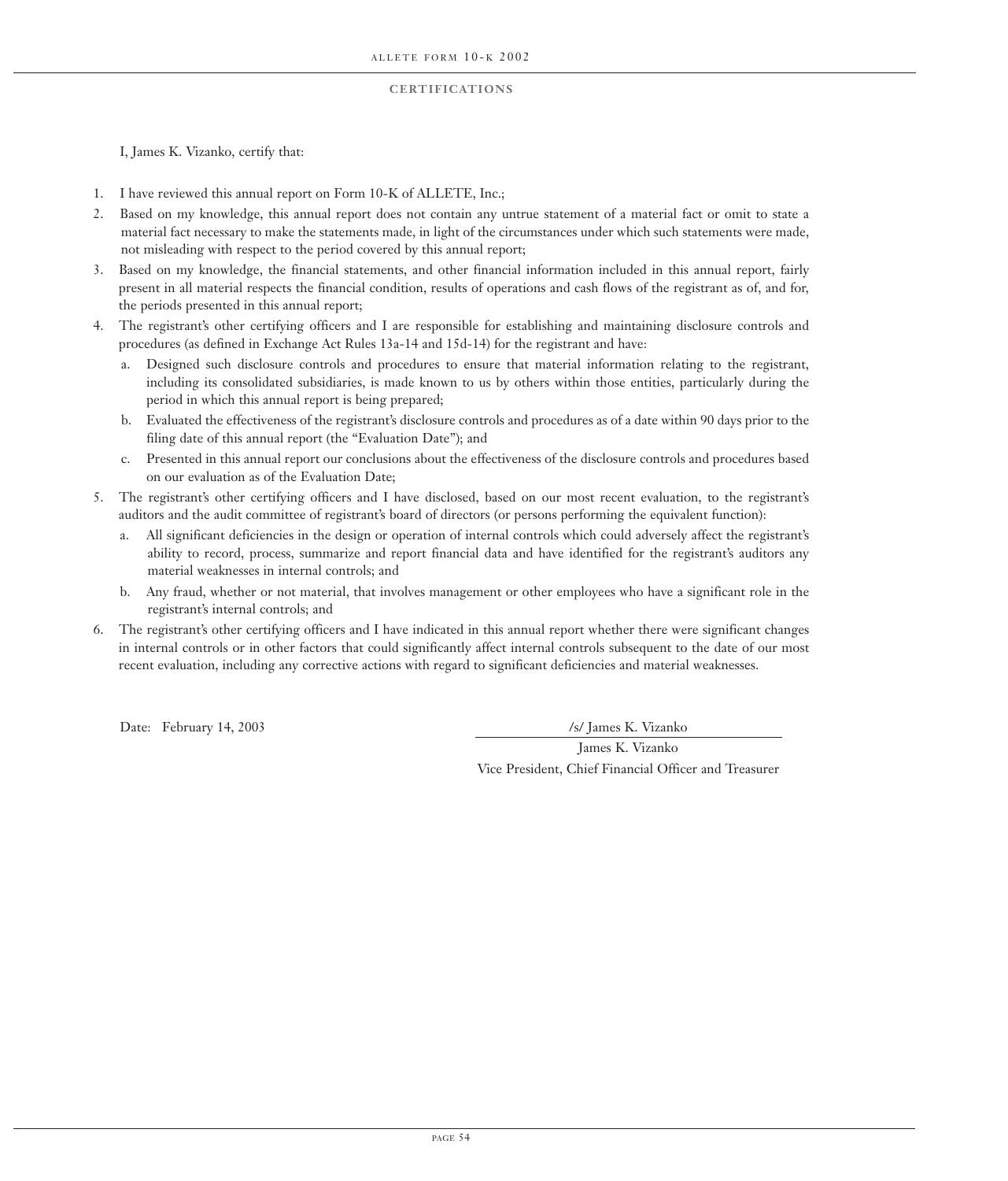## CERTIFICATIONS

I, James K. Vizanko, certify that:

1. I have reviewed this annual report on Form 10-K of ALLETE, Inc.;
2. Based on my knowledge, this annual report does not contain any untrue statement of a material fact or omit to state a material fact necessary to make the statements made, in light of the circumstances under which such statements were made, not misleading with respect to the period covered by this annual report;
3. Based on my knowledge, the financial statements, and other financial information included in this annual report, fairly present in all material respects the financial condition, results of operations and cash flows of the registrant as of, and for, the periods presented in this annual report;
4. The registrant's other certifying officers and I are responsible for establishing and maintaining disclosure controls and procedures (as defined in Exchange Act Rules 13a-14 and 15d-14) for the registrant and have:
   a. Designed such disclosure controls and procedures to ensure that material information relating to the registrant, including its consolidated subsidiaries, is made known to us by others within those entities, particularly during the period in which this annual report is being prepared;
   b. Evaluated the effectiveness of the registrant's disclosure controls and procedures as of a date within 90 days prior to the filing date of this annual report (the "Evaluation Date"); and
   c. Presented in this annual report our conclusions about the effectiveness of the disclosure controls and procedures based on our evaluation as of the Evaluation Date;
5. The registrant's other certifying officers and I have disclosed, based on our most recent evaluation, to the registrant's auditors and the audit committee of registrant's board of directors (or persons performing the equivalent function):
   a. All significant deficiencies in the design or operation of internal controls which could adversely affect the registrant's ability to record, process, summarize and report financial data and have identified for the registrant's auditors any material weaknesses in internal controls; and
   b. Any fraud, whether or not material, that involves management or other employees who have a significant role in the registrant's internal controls; and
6. The registrant's other certifying officers and I have indicated in this annual report whether there were significant changes in internal controls or in other factors that could significantly affect internal controls subsequent to the date of our most recent evaluation, including any corrective actions with regard to significant deficiencies and material weaknesses.

Date: February 14, 2003

/s/ James K. Vizanko

James K. Vizanko
Vice President, Chief Financial Officer and Treasurer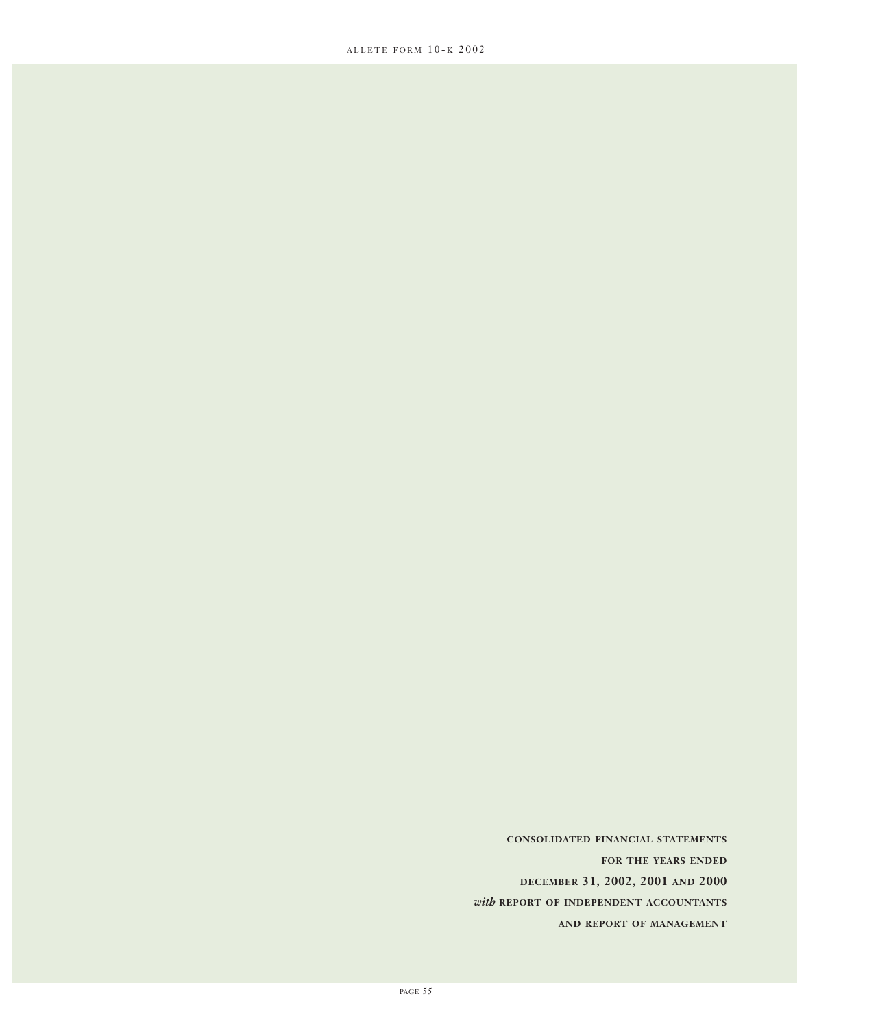**CONSOLIDATED FINANCIAL STATEMENTS**

**FOR THE YEARS ENDED**

**DECEMBER 31, 2002, 2001 AND 2000**

***with*** **REPORT OF INDEPENDENT ACCOUNTANTS**

**AND REPORT OF MANAGEMENT**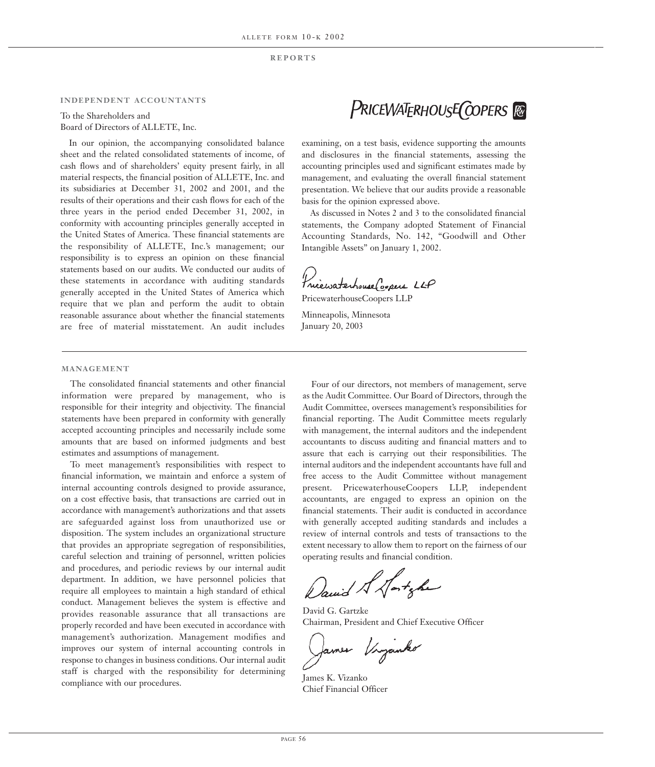## REPORTS

### INDEPENDENT ACCOUNTANTS

PRICEWATERHOUSECOOPERS

To the Shareholders and
Board of Directors of ALLETE, Inc.

In our opinion, the accompanying consolidated balance sheet and the related consolidated statements of income, of cash flows and of shareholders' equity present fairly, in all material respects, the financial position of ALLETE, Inc. and its subsidiaries at December 31, 2002 and 2001, and the results of their operations and their cash flows for each of the three years in the period ended December 31, 2002, in conformity with accounting principles generally accepted in the United States of America. These financial statements are the responsibility of ALLETE, Inc.'s management; our responsibility is to express an opinion on these financial statements based on our audits. We conducted our audits of these statements in accordance with auditing standards generally accepted in the United States of America which require that we plan and perform the audit to obtain reasonable assurance about whether the financial statements are free of material misstatement. An audit includes examining, on a test basis, evidence supporting the amounts and disclosures in the financial statements, assessing the accounting principles used and significant estimates made by management, and evaluating the overall financial statement presentation. We believe that our audits provide a reasonable basis for the opinion expressed above.

As discussed in Notes 2 and 3 to the consolidated financial statements, the Company adopted Statement of Financial Accounting Standards, No. 142, "Goodwill and Other Intangible Assets" on January 1, 2002.

PricewaterhouseCoopers LLP

Minneapolis, Minnesota
January 20, 2003

### MANAGEMENT

The consolidated financial statements and other financial information were prepared by management, who is responsible for their integrity and objectivity. The financial statements have been prepared in conformity with generally accepted accounting principles and necessarily include some amounts that are based on informed judgments and best estimates and assumptions of management.

To meet management's responsibilities with respect to financial information, we maintain and enforce a system of internal accounting controls designed to provide assurance, on a cost effective basis, that transactions are carried out in accordance with management's authorizations and that assets are safeguarded against loss from unauthorized use or disposition. The system includes an organizational structure that provides an appropriate segregation of responsibilities, careful selection and training of personnel, written policies and procedures, and periodic reviews by our internal audit department. In addition, we have personnel policies that require all employees to maintain a high standard of ethical conduct. Management believes the system is effective and provides reasonable assurance that all transactions are properly recorded and have been executed in accordance with management's authorization. Management modifies and improves our system of internal accounting controls in response to changes in business conditions. Our internal audit staff is charged with the responsibility for determining compliance with our procedures.

Four of our directors, not members of management, serve as the Audit Committee. Our Board of Directors, through the Audit Committee, oversees management's responsibilities for financial reporting. The Audit Committee meets regularly with management, the internal auditors and the independent accountants to discuss auditing and financial matters and to assure that each is carrying out their responsibilities. The internal auditors and the independent accountants have full and free access to the Audit Committee without management present. PricewaterhouseCoopers LLP, independent accountants, are engaged to express an opinion on the financial statements. Their audit is conducted in accordance with generally accepted auditing standards and includes a review of internal controls and tests of transactions to the extent necessary to allow them to report on the fairness of our operating results and financial condition.

David G. Gartzke
Chairman, President and Chief Executive Officer

James K. Vizanko
Chief Financial Officer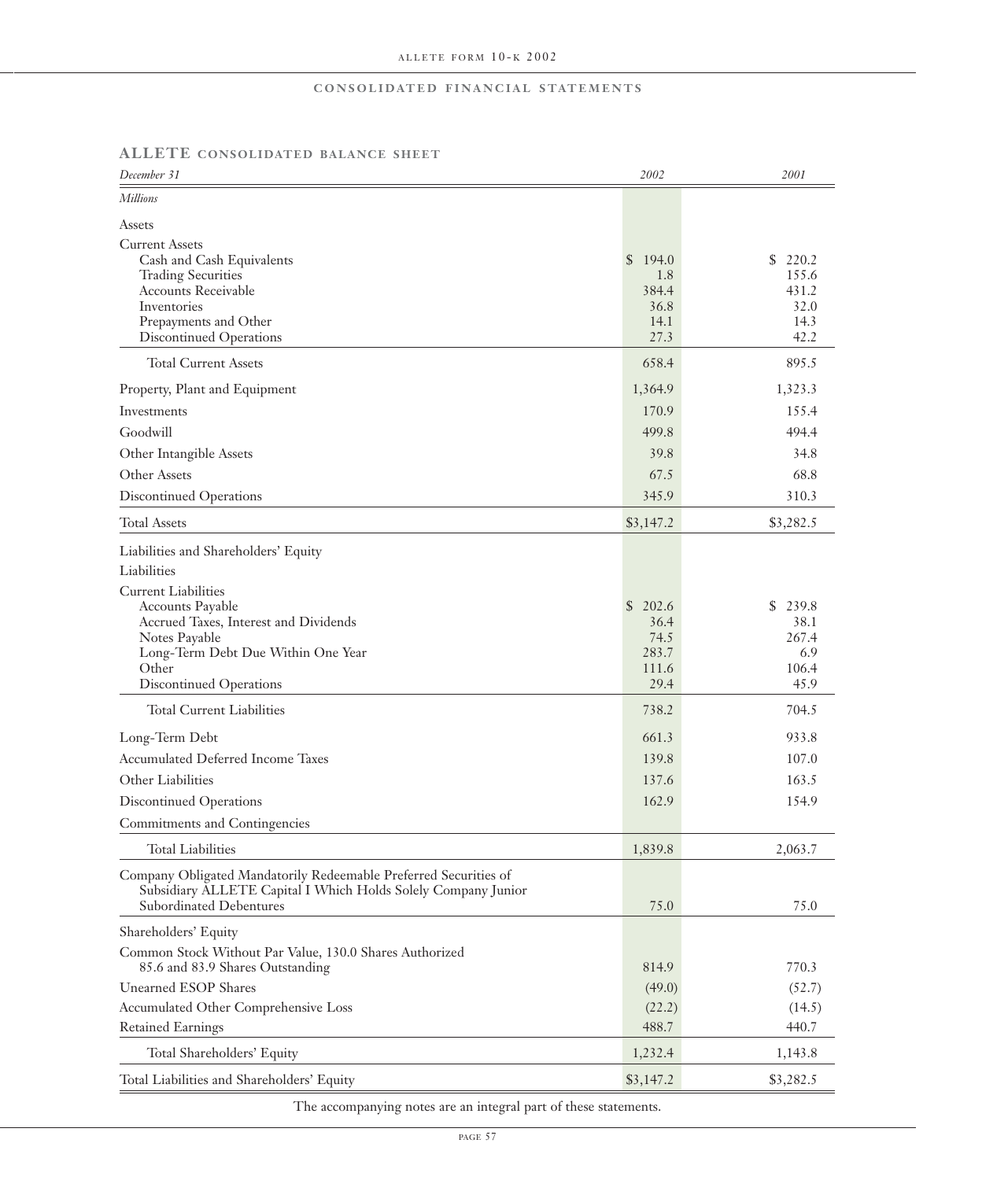## CONSOLIDATED FINANCIAL STATEMENTS

### ALLETE CONSOLIDATED BALANCE SHEET

| *December 31* | *2002* | *2001* |
|---|---|---|
| *Millions* | | |
| Assets | | |
| Current Assets | | |
| Cash and Cash Equivalents | $ 194.0 | $ 220.2 |
| Trading Securities | 1.8 | 155.6 |
| Accounts Receivable | 384.4 | 431.2 |
| Inventories | 36.8 | 32.0 |
| Prepayments and Other | 14.1 | 14.3 |
| Discontinued Operations | 27.3 | 42.2 |
| Total Current Assets | 658.4 | 895.5 |
| Property, Plant and Equipment | 1,364.9 | 1,323.3 |
| Investments | 170.9 | 155.4 |
| Goodwill | 499.8 | 494.4 |
| Other Intangible Assets | 39.8 | 34.8 |
| Other Assets | 67.5 | 68.8 |
| Discontinued Operations | 345.9 | 310.3 |
| Total Assets | $3,147.2 | $3,282.5 |
| Liabilities and Shareholders' Equity | | |
| Liabilities | | |
| Current Liabilities | | |
| Accounts Payable | $ 202.6 | $ 239.8 |
| Accrued Taxes, Interest and Dividends | 36.4 | 38.1 |
| Notes Payable | 74.5 | 267.4 |
| Long-Term Debt Due Within One Year | 283.7 | 6.9 |
| Other | 111.6 | 106.4 |
| Discontinued Operations | 29.4 | 45.9 |
| Total Current Liabilities | 738.2 | 704.5 |
| Long-Term Debt | 661.3 | 933.8 |
| Accumulated Deferred Income Taxes | 139.8 | 107.0 |
| Other Liabilities | 137.6 | 163.5 |
| Discontinued Operations | 162.9 | 154.9 |
| Commitments and Contingencies | | |
| Total Liabilities | 1,839.8 | 2,063.7 |
| Company Obligated Mandatorily Redeemable Preferred Securities of Subsidiary ALLETE Capital I Which Holds Solely Company Junior Subordinated Debentures | 75.0 | 75.0 |
| Shareholders' Equity | | |
| Common Stock Without Par Value, 130.0 Shares Authorized 85.6 and 83.9 Shares Outstanding | 814.9 | 770.3 |
| Unearned ESOP Shares | (49.0) | (52.7) |
| Accumulated Other Comprehensive Loss | (22.2) | (14.5) |
| Retained Earnings | 488.7 | 440.7 |
| Total Shareholders' Equity | 1,232.4 | 1,143.8 |
| Total Liabilities and Shareholders' Equity | $3,147.2 | $3,282.5 |

The accompanying notes are an integral part of these statements.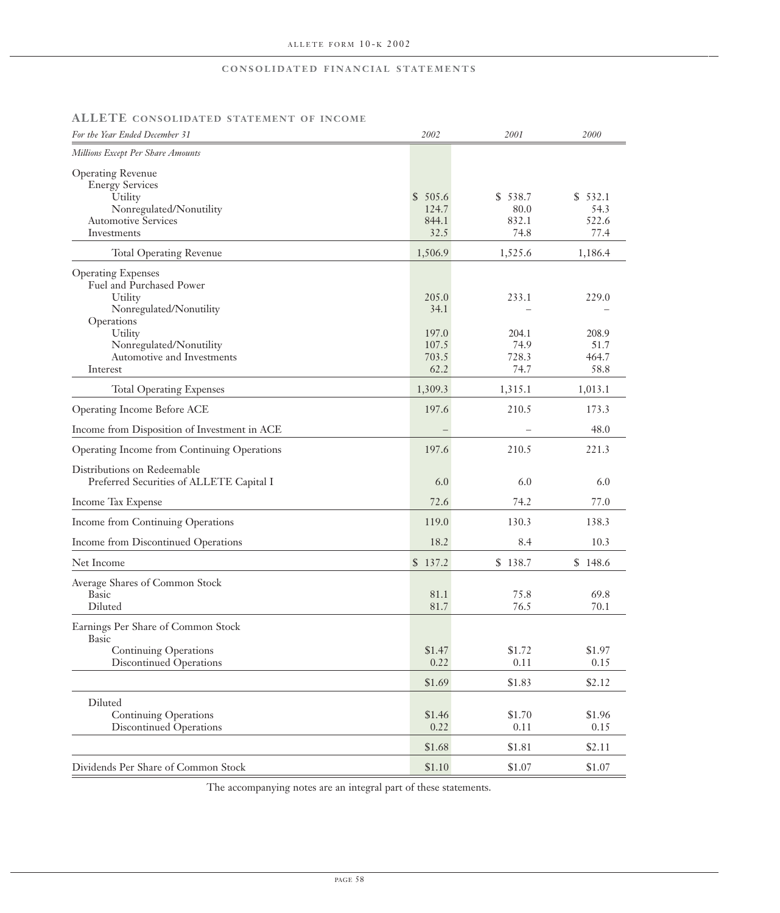## CONSOLIDATED FINANCIAL STATEMENTS

### ALLETE CONSOLIDATED STATEMENT OF INCOME

| *For the Year Ended December 31* | *2002* | *2001* | *2000* |
|---|---|---|---|
| *Millions Except Per Share Amounts* | | | |
| Operating Revenue | | | |
| Energy Services | | | |
| Utility | $ 505.6 | $ 538.7 | $ 532.1 |
| Nonregulated/Nonutility | 124.7 | 80.0 | 54.3 |
| Automotive Services | 844.1 | 832.1 | 522.6 |
| Investments | 32.5 | 74.8 | 77.4 |
| Total Operating Revenue | 1,506.9 | 1,525.6 | 1,186.4 |
| Operating Expenses | | | |
| Fuel and Purchased Power | | | |
| Utility | 205.0 | 233.1 | 229.0 |
| Nonregulated/Nonutility | 34.1 | – | – |
| Operations | | | |
| Utility | 197.0 | 204.1 | 208.9 |
| Nonregulated/Nonutility | 107.5 | 74.9 | 51.7 |
| Automotive and Investments | 703.5 | 728.3 | 464.7 |
| Interest | 62.2 | 74.7 | 58.8 |
| Total Operating Expenses | 1,309.3 | 1,315.1 | 1,013.1 |
| Operating Income Before ACE | 197.6 | 210.5 | 173.3 |
| Income from Disposition of Investment in ACE | – | – | 48.0 |
| Operating Income from Continuing Operations | 197.6 | 210.5 | 221.3 |
| Distributions on Redeemable Preferred Securities of ALLETE Capital I | 6.0 | 6.0 | 6.0 |
| Income Tax Expense | 72.6 | 74.2 | 77.0 |
| Income from Continuing Operations | 119.0 | 130.3 | 138.3 |
| Income from Discontinued Operations | 18.2 | 8.4 | 10.3 |
| Net Income | $ 137.2 | $ 138.7 | $ 148.6 |
| Average Shares of Common Stock | | | |
| Basic | 81.1 | 75.8 | 69.8 |
| Diluted | 81.7 | 76.5 | 70.1 |
| Earnings Per Share of Common Stock | | | |
| Basic | | | |
| Continuing Operations | $1.47 | $1.72 | $1.97 |
| Discontinued Operations | 0.22 | 0.11 | 0.15 |
| | $1.69 | $1.83 | $2.12 |
| Diluted | | | |
| Continuing Operations | $1.46 | $1.70 | $1.96 |
| Discontinued Operations | 0.22 | 0.11 | 0.15 |
| | $1.68 | $1.81 | $2.11 |
| Dividends Per Share of Common Stock | $1.10 | $1.07 | $1.07 |

The accompanying notes are an integral part of these statements.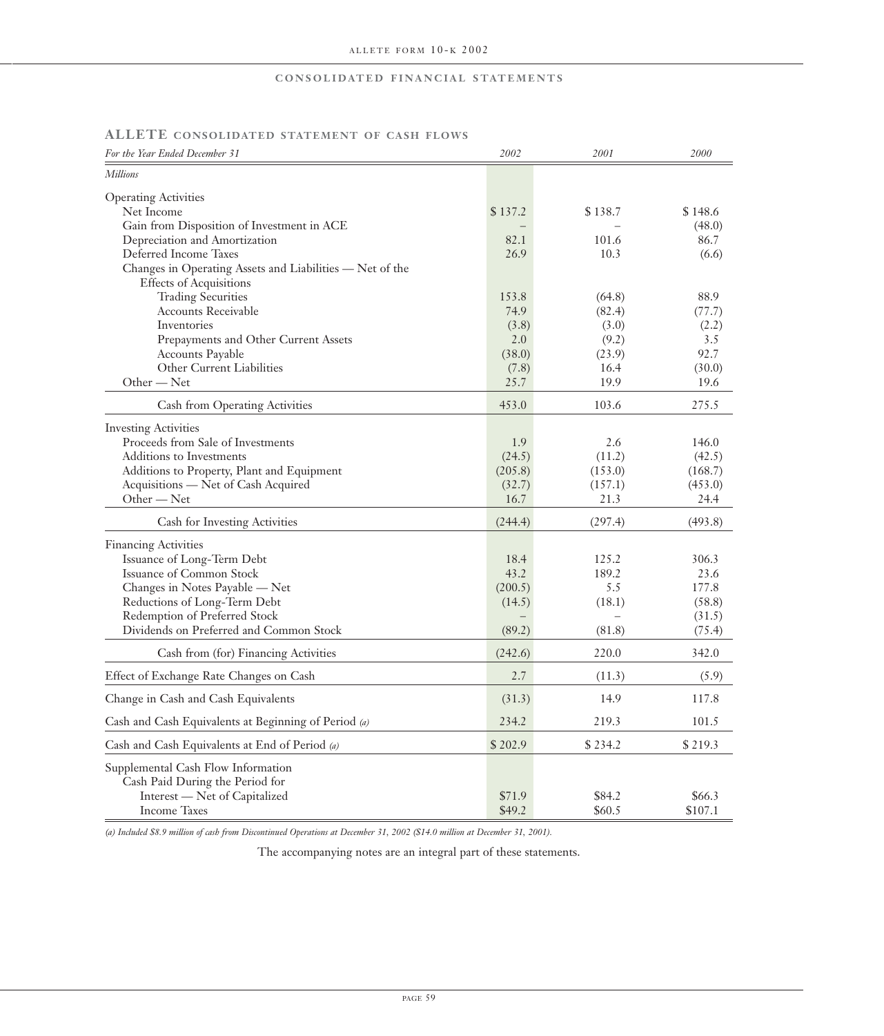## CONSOLIDATED FINANCIAL STATEMENTS

### ALLETE CONSOLIDATED STATEMENT OF CASH FLOWS

| *For the Year Ended December 31* | *2002* | *2001* | *2000* |
|---|---|---|---|
| *Millions* | | | |
| Operating Activities | | | |
| Net Income | $ 137.2 | $ 138.7 | $ 148.6 |
| Gain from Disposition of Investment in ACE | – | – | (48.0) |
| Depreciation and Amortization | 82.1 | 101.6 | 86.7 |
| Deferred Income Taxes | 26.9 | 10.3 | (6.6) |
| Changes in Operating Assets and Liabilities — Net of the Effects of Acquisitions | | | |
| Trading Securities | 153.8 | (64.8) | 88.9 |
| Accounts Receivable | 74.9 | (82.4) | (77.7) |
| Inventories | (3.8) | (3.0) | (2.2) |
| Prepayments and Other Current Assets | 2.0 | (9.2) | 3.5 |
| Accounts Payable | (38.0) | (23.9) | 92.7 |
| Other Current Liabilities | (7.8) | 16.4 | (30.0) |
| Other — Net | 25.7 | 19.9 | 19.6 |
| Cash from Operating Activities | 453.0 | 103.6 | 275.5 |
| Investing Activities | | | |
| Proceeds from Sale of Investments | 1.9 | 2.6 | 146.0 |
| Additions to Investments | (24.5) | (11.2) | (42.5) |
| Additions to Property, Plant and Equipment | (205.8) | (153.0) | (168.7) |
| Acquisitions — Net of Cash Acquired | (32.7) | (157.1) | (453.0) |
| Other — Net | 16.7 | 21.3 | 24.4 |
| Cash for Investing Activities | (244.4) | (297.4) | (493.8) |
| Financing Activities | | | |
| Issuance of Long-Term Debt | 18.4 | 125.2 | 306.3 |
| Issuance of Common Stock | 43.2 | 189.2 | 23.6 |
| Changes in Notes Payable — Net | (200.5) | 5.5 | 177.8 |
| Reductions of Long-Term Debt | (14.5) | (18.1) | (58.8) |
| Redemption of Preferred Stock | – | – | (31.5) |
| Dividends on Preferred and Common Stock | (89.2) | (81.8) | (75.4) |
| Cash from (for) Financing Activities | (242.6) | 220.0 | 342.0 |
| Effect of Exchange Rate Changes on Cash | 2.7 | (11.3) | (5.9) |
| Change in Cash and Cash Equivalents | (31.3) | 14.9 | 117.8 |
| Cash and Cash Equivalents at Beginning of Period *(a)* | 234.2 | 219.3 | 101.5 |
| Cash and Cash Equivalents at End of Period *(a)* | $ 202.9 | $ 234.2 | $ 219.3 |
| Supplemental Cash Flow Information | | | |
| Cash Paid During the Period for | | | |
| Interest — Net of Capitalized | $71.9 | $84.2 | $66.3 |
| Income Taxes | $49.2 | $60.5 | $107.1 |

*(a) Included $8.9 million of cash from Discontinued Operations at December 31, 2002 ($14.0 million at December 31, 2001).*

The accompanying notes are an integral part of these statements.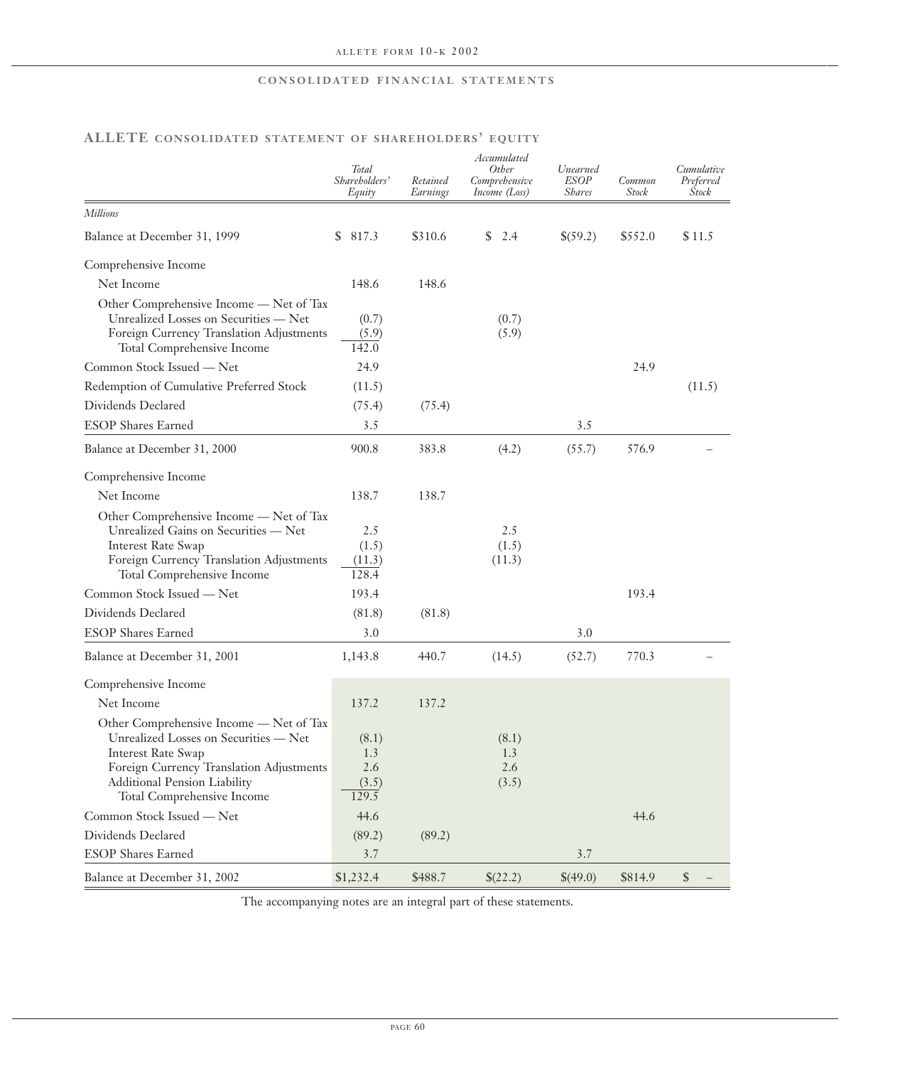## CONSOLIDATED FINANCIAL STATEMENTS

### ALLETE CONSOLIDATED STATEMENT OF SHAREHOLDERS' EQUITY

| *Millions* | *Total Shareholders' Equity* | *Retained Earnings* | *Accumulated Other Comprehensive Income (Loss)* | *Unearned ESOP Shares* | *Common Stock* | *Cumulative Preferred Stock* |
|---|---|---|---|---|---|---|
| Balance at December 31, 1999 | $ 817.3 | $310.6 | $ 2.4 | $(59.2) | $552.0 | $ 11.5 |
| Comprehensive Income | | | | | | |
| Net Income | 148.6 | 148.6 | | | | |
| Other Comprehensive Income — Net of Tax | | | | | | |
| Unrealized Losses on Securities — Net | (0.7) | | (0.7) | | | |
| Foreign Currency Translation Adjustments | (5.9) | | (5.9) | | | |
| Total Comprehensive Income | 142.0 | | | | | |
| Common Stock Issued — Net | 24.9 | | | | 24.9 | |
| Redemption of Cumulative Preferred Stock | (11.5) | | | | | (11.5) |
| Dividends Declared | (75.4) | (75.4) | | | | |
| ESOP Shares Earned | 3.5 | | | 3.5 | | |
| Balance at December 31, 2000 | 900.8 | 383.8 | (4.2) | (55.7) | 576.9 | – |
| Comprehensive Income | | | | | | |
| Net Income | 138.7 | 138.7 | | | | |
| Other Comprehensive Income — Net of Tax | | | | | | |
| Unrealized Gains on Securities — Net | 2.5 | | 2.5 | | | |
| Interest Rate Swap | (1.5) | | (1.5) | | | |
| Foreign Currency Translation Adjustments | (11.3) | | (11.3) | | | |
| Total Comprehensive Income | 128.4 | | | | | |
| Common Stock Issued — Net | 193.4 | | | | 193.4 | |
| Dividends Declared | (81.8) | (81.8) | | | | |
| ESOP Shares Earned | 3.0 | | | 3.0 | | |
| Balance at December 31, 2001 | 1,143.8 | 440.7 | (14.5) | (52.7) | 770.3 | – |
| Comprehensive Income | | | | | | |
| Net Income | 137.2 | 137.2 | | | | |
| Other Comprehensive Income — Net of Tax | | | | | | |
| Unrealized Losses on Securities — Net | (8.1) | | (8.1) | | | |
| Interest Rate Swap | 1.3 | | 1.3 | | | |
| Foreign Currency Translation Adjustments | 2.6 | | 2.6 | | | |
| Additional Pension Liability | (3.5) | | (3.5) | | | |
| Total Comprehensive Income | 129.5 | | | | | |
| Common Stock Issued — Net | 44.6 | | | | 44.6 | |
| Dividends Declared | (89.2) | (89.2) | | | | |
| ESOP Shares Earned | 3.7 | | | 3.7 | | |
| Balance at December 31, 2002 | $1,232.4 | $488.7 | $(22.2) | $(49.0) | $814.9 | $ – |

The accompanying notes are an integral part of these statements.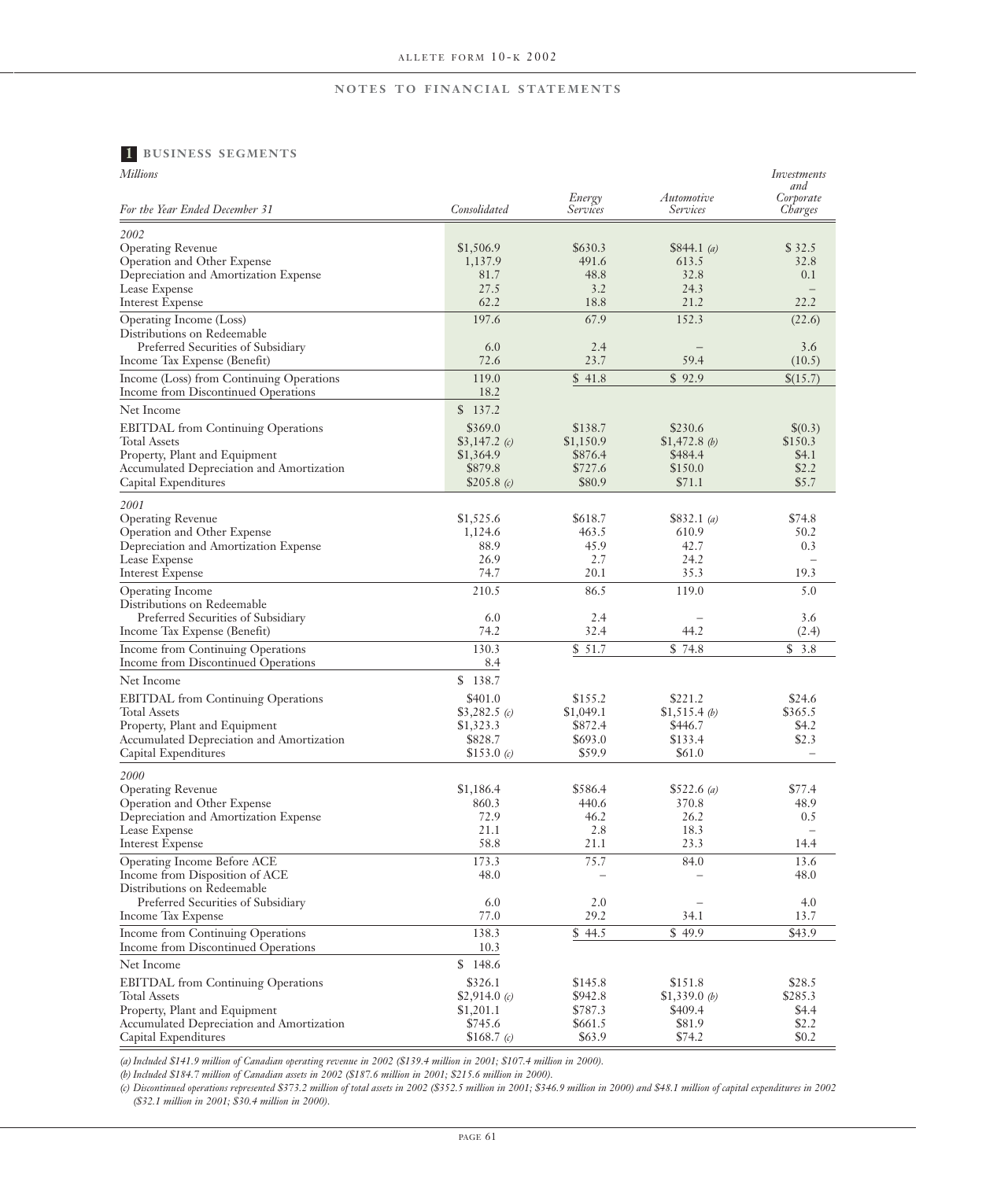## NOTES TO FINANCIAL STATEMENTS

### 1 BUSINESS SEGMENTS

| *Millions*<br>*For the Year Ended December 31* | *Consolidated* | *Energy Services* | *Automotive Services* | *Investments and Corporate Charges* |
|---|---|---|---|---|
| *2002* | | | | |
| Operating Revenue | $1,506.9 | $630.3 | $844.1 *(a)* | $ 32.5 |
| Operation and Other Expense | 1,137.9 | 491.6 | 613.5 | 32.8 |
| Depreciation and Amortization Expense | 81.7 | 48.8 | 32.8 | 0.1 |
| Lease Expense | 27.5 | 3.2 | 24.3 | – |
| Interest Expense | 62.2 | 18.8 | 21.2 | 22.2 |
| Operating Income (Loss) | 197.6 | 67.9 | 152.3 | (22.6) |
| Distributions on Redeemable Preferred Securities of Subsidiary | 6.0 | 2.4 | – | 3.6 |
| Income Tax Expense (Benefit) | 72.6 | 23.7 | 59.4 | (10.5) |
| Income (Loss) from Continuing Operations | 119.0 | $ 41.8 | $ 92.9 | $(15.7) |
| Income from Discontinued Operations | 18.2 | | | |
| Net Income | $ 137.2 | | | |
| EBITDAL from Continuing Operations | $369.0 | $138.7 | $230.6 | $(0.3) |
| Total Assets | $3,147.2 *(c)* | $1,150.9 | $1,472.8 *(b)* | $150.3 |
| Property, Plant and Equipment | $1,364.9 | $876.4 | $484.4 | $4.1 |
| Accumulated Depreciation and Amortization | $879.8 | $727.6 | $150.0 | $2.2 |
| Capital Expenditures | $205.8 *(c)* | $80.9 | $71.1 | $5.7 |
| *2001* | | | | |
| Operating Revenue | $1,525.6 | $618.7 | $832.1 *(a)* | $74.8 |
| Operation and Other Expense | 1,124.6 | 463.5 | 610.9 | 50.2 |
| Depreciation and Amortization Expense | 88.9 | 45.9 | 42.7 | 0.3 |
| Lease Expense | 26.9 | 2.7 | 24.2 | – |
| Interest Expense | 74.7 | 20.1 | 35.3 | 19.3 |
| Operating Income | 210.5 | 86.5 | 119.0 | 5.0 |
| Distributions on Redeemable Preferred Securities of Subsidiary | 6.0 | 2.4 | – | 3.6 |
| Income Tax Expense (Benefit) | 74.2 | 32.4 | 44.2 | (2.4) |
| Income from Continuing Operations | 130.3 | $ 51.7 | $ 74.8 | $ 3.8 |
| Income from Discontinued Operations | 8.4 | | | |
| Net Income | $ 138.7 | | | |
| EBITDAL from Continuing Operations | $401.0 | $155.2 | $221.2 | $24.6 |
| Total Assets | $3,282.5 *(c)* | $1,049.1 | $1,515.4 *(b)* | $365.5 |
| Property, Plant and Equipment | $1,323.3 | $872.4 | $446.7 | $4.2 |
| Accumulated Depreciation and Amortization | $828.7 | $693.0 | $133.4 | $2.3 |
| Capital Expenditures | $153.0 *(c)* | $59.9 | $61.0 | – |
| *2000* | | | | |
| Operating Revenue | $1,186.4 | $586.4 | $522.6 *(a)* | $77.4 |
| Operation and Other Expense | 860.3 | 440.6 | 370.8 | 48.9 |
| Depreciation and Amortization Expense | 72.9 | 46.2 | 26.2 | 0.5 |
| Lease Expense | 21.1 | 2.8 | 18.3 | – |
| Interest Expense | 58.8 | 21.1 | 23.3 | 14.4 |
| Operating Income Before ACE | 173.3 | 75.7 | 84.0 | 13.6 |
| Income from Disposition of ACE | 48.0 | – | – | 48.0 |
| Distributions on Redeemable Preferred Securities of Subsidiary | 6.0 | 2.0 | – | 4.0 |
| Income Tax Expense | 77.0 | 29.2 | 34.1 | 13.7 |
| Income from Continuing Operations | 138.3 | $ 44.5 | $ 49.9 | $43.9 |
| Income from Discontinued Operations | 10.3 | | | |
| Net Income | $ 148.6 | | | |
| EBITDAL from Continuing Operations | $326.1 | $145.8 | $151.8 | $28.5 |
| Total Assets | $2,914.0 *(c)* | $942.8 | $1,339.0 *(b)* | $285.3 |
| Property, Plant and Equipment | $1,201.1 | $787.3 | $409.4 | $4.4 |
| Accumulated Depreciation and Amortization | $745.6 | $661.5 | $81.9 | $2.2 |
| Capital Expenditures | $168.7 *(c)* | $63.9 | $74.2 | $0.2 |

*(a) Included $141.9 million of Canadian operating revenue in 2002 ($139.4 million in 2001; $107.4 million in 2000).*

*(b) Included $184.7 million of Canadian assets in 2002 ($187.6 million in 2001; $215.6 million in 2000).*

*(c) Discontinued operations represented $373.2 million of total assets in 2002 ($352.5 million in 2001; $346.9 million in 2000) and $48.1 million of capital expenditures in 2002 ($32.1 million in 2001; $30.4 million in 2000).*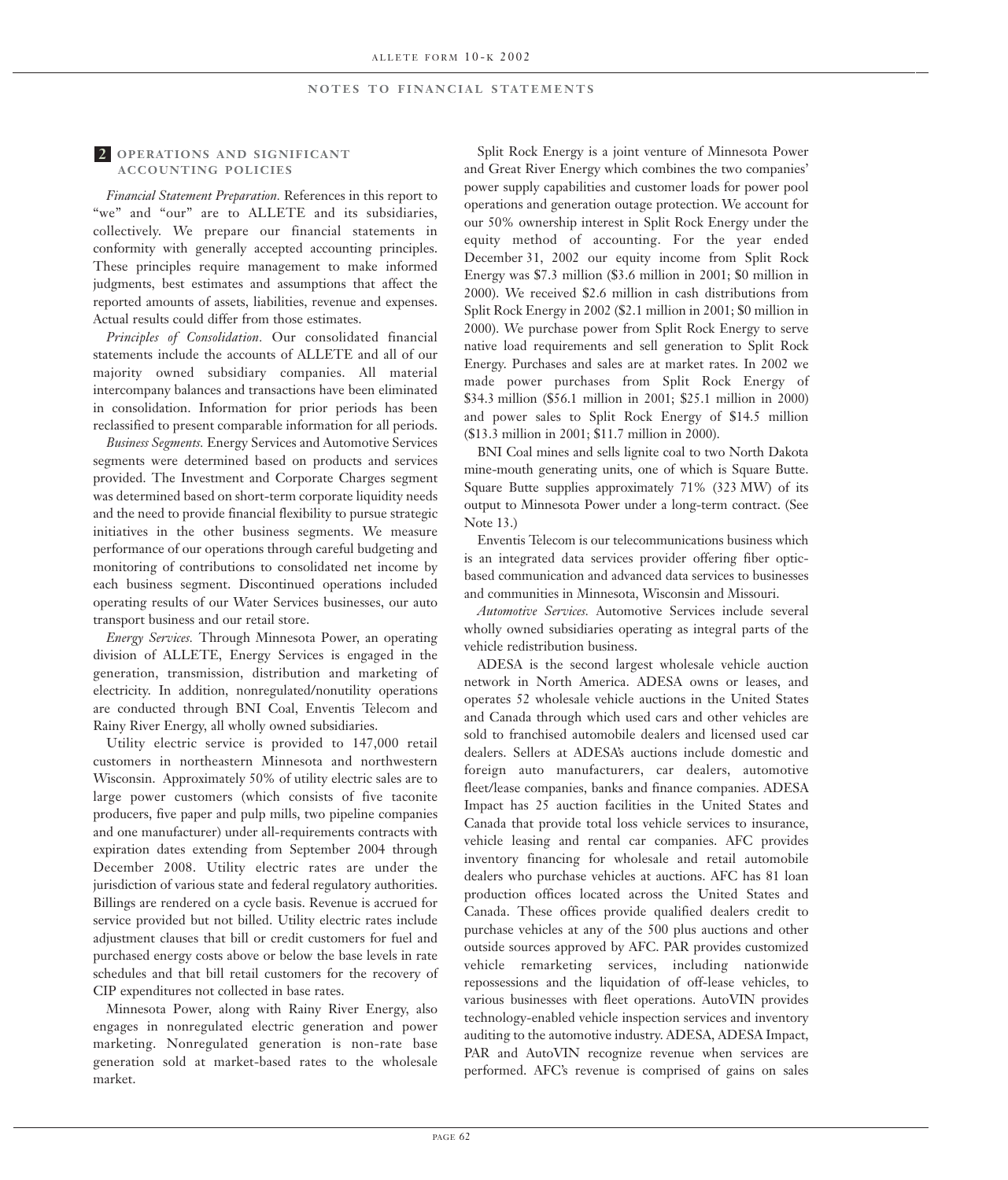## NOTES TO FINANCIAL STATEMENTS

### 2 OPERATIONS AND SIGNIFICANT ACCOUNTING POLICIES

*Financial Statement Preparation.* References in this report to "we" and "our" are to ALLETE and its subsidiaries, collectively. We prepare our financial statements in conformity with generally accepted accounting principles. These principles require management to make informed judgments, best estimates and assumptions that affect the reported amounts of assets, liabilities, revenue and expenses. Actual results could differ from those estimates.

*Principles of Consolidation.* Our consolidated financial statements include the accounts of ALLETE and all of our majority owned subsidiary companies. All material intercompany balances and transactions have been eliminated in consolidation. Information for prior periods has been reclassified to present comparable information for all periods.

*Business Segments.* Energy Services and Automotive Services segments were determined based on products and services provided. The Investment and Corporate Charges segment was determined based on short-term corporate liquidity needs and the need to provide financial flexibility to pursue strategic initiatives in the other business segments. We measure performance of our operations through careful budgeting and monitoring of contributions to consolidated net income by each business segment. Discontinued operations included operating results of our Water Services businesses, our auto transport business and our retail store.

*Energy Services.* Through Minnesota Power, an operating division of ALLETE, Energy Services is engaged in the generation, transmission, distribution and marketing of electricity. In addition, nonregulated/nonutility operations are conducted through BNI Coal, Enventis Telecom and Rainy River Energy, all wholly owned subsidiaries.

Utility electric service is provided to 147,000 retail customers in northeastern Minnesota and northwestern Wisconsin. Approximately 50% of utility electric sales are to large power customers (which consists of five taconite producers, five paper and pulp mills, two pipeline companies and one manufacturer) under all-requirements contracts with expiration dates extending from September 2004 through December 2008. Utility electric rates are under the jurisdiction of various state and federal regulatory authorities. Billings are rendered on a cycle basis. Revenue is accrued for service provided but not billed. Utility electric rates include adjustment clauses that bill or credit customers for fuel and purchased energy costs above or below the base levels in rate schedules and that bill retail customers for the recovery of CIP expenditures not collected in base rates.

Minnesota Power, along with Rainy River Energy, also engages in nonregulated electric generation and power marketing. Nonregulated generation is non-rate base generation sold at market-based rates to the wholesale market.

Split Rock Energy is a joint venture of Minnesota Power and Great River Energy which combines the two companies' power supply capabilities and customer loads for power pool operations and generation outage protection. We account for our 50% ownership interest in Split Rock Energy under the equity method of accounting. For the year ended December 31, 2002 our equity income from Split Rock Energy was $7.3 million ($3.6 million in 2001; $0 million in 2000). We received $2.6 million in cash distributions from Split Rock Energy in 2002 ($2.1 million in 2001; $0 million in 2000). We purchase power from Split Rock Energy to serve native load requirements and sell generation to Split Rock Energy. Purchases and sales are at market rates. In 2002 we made power purchases from Split Rock Energy of $34.3 million ($56.1 million in 2001; $25.1 million in 2000) and power sales to Split Rock Energy of $14.5 million ($13.3 million in 2001; $11.7 million in 2000).

BNI Coal mines and sells lignite coal to two North Dakota mine-mouth generating units, one of which is Square Butte. Square Butte supplies approximately 71% (323 MW) of its output to Minnesota Power under a long-term contract. (See Note 13.)

Enventis Telecom is our telecommunications business which is an integrated data services provider offering fiber optic-based communication and advanced data services to businesses and communities in Minnesota, Wisconsin and Missouri.

*Automotive Services.* Automotive Services include several wholly owned subsidiaries operating as integral parts of the vehicle redistribution business.

ADESA is the second largest wholesale vehicle auction network in North America. ADESA owns or leases, and operates 52 wholesale vehicle auctions in the United States and Canada through which used cars and other vehicles are sold to franchised automobile dealers and licensed used car dealers. Sellers at ADESA's auctions include domestic and foreign auto manufacturers, car dealers, automotive fleet/lease companies, banks and finance companies. ADESA Impact has 25 auction facilities in the United States and Canada that provide total loss vehicle services to insurance, vehicle leasing and rental car companies. AFC provides inventory financing for wholesale and retail automobile dealers who purchase vehicles at auctions. AFC has 81 loan production offices located across the United States and Canada. These offices provide qualified dealers credit to purchase vehicles at any of the 500 plus auctions and other outside sources approved by AFC. PAR provides customized vehicle remarketing services, including nationwide repossessions and the liquidation of off-lease vehicles, to various businesses with fleet operations. AutoVIN provides technology-enabled vehicle inspection services and inventory auditing to the automotive industry. ADESA, ADESA Impact, PAR and AutoVIN recognize revenue when services are performed. AFC's revenue is comprised of gains on sales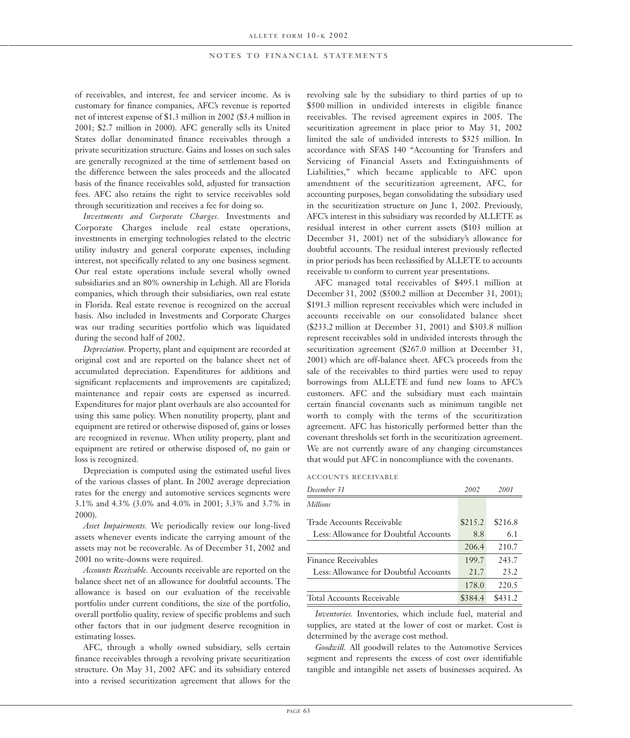of receivables, and interest, fee and servicer income. As is customary for finance companies, AFC's revenue is reported net of interest expense of $1.3 million in 2002 ($3.4 million in 2001; $2.7 million in 2000). AFC generally sells its United States dollar denominated finance receivables through a private securitization structure. Gains and losses on such sales are generally recognized at the time of settlement based on the difference between the sales proceeds and the allocated basis of the finance receivables sold, adjusted for transaction fees. AFC also retains the right to service receivables sold through securitization and receives a fee for doing so.

*Investments and Corporate Charges.* Investments and Corporate Charges include real estate operations, investments in emerging technologies related to the electric utility industry and general corporate expenses, including interest, not specifically related to any one business segment. Our real estate operations include several wholly owned subsidiaries and an 80% ownership in Lehigh. All are Florida companies, which through their subsidiaries, own real estate in Florida. Real estate revenue is recognized on the accrual basis. Also included in Investments and Corporate Charges was our trading securities portfolio which was liquidated during the second half of 2002.

*Depreciation.* Property, plant and equipment are recorded at original cost and are reported on the balance sheet net of accumulated depreciation. Expenditures for additions and significant replacements and improvements are capitalized; maintenance and repair costs are expensed as incurred. Expenditures for major plant overhauls are also accounted for using this same policy. When nonutility property, plant and equipment are retired or otherwise disposed of, gains or losses are recognized in revenue. When utility property, plant and equipment are retired or otherwise disposed of, no gain or loss is recognized.

Depreciation is computed using the estimated useful lives of the various classes of plant. In 2002 average depreciation rates for the energy and automotive services segments were 3.1% and 4.3% (3.0% and 4.0% in 2001; 3.3% and 3.7% in 2000).

*Asset Impairments.* We periodically review our long-lived assets whenever events indicate the carrying amount of the assets may not be recoverable. As of December 31, 2002 and 2001 no write-downs were required.

*Accounts Receivable.* Accounts receivable are reported on the balance sheet net of an allowance for doubtful accounts. The allowance is based on our evaluation of the receivable portfolio under current conditions, the size of the portfolio, overall portfolio quality, review of specific problems and such other factors that in our judgment deserve recognition in estimating losses.

AFC, through a wholly owned subsidiary, sells certain finance receivables through a revolving private securitization structure. On May 31, 2002 AFC and its subsidiary entered into a revised securitization agreement that allows for the revolving sale by the subsidiary to third parties of up to $500 million in undivided interests in eligible finance receivables. The revised agreement expires in 2005. The securitization agreement in place prior to May 31, 2002 limited the sale of undivided interests to $325 million. In accordance with SFAS 140 "Accounting for Transfers and Servicing of Financial Assets and Extinguishments of Liabilities," which became applicable to AFC upon amendment of the securitization agreement, AFC, for accounting purposes, began consolidating the subsidiary used in the securitization structure on June 1, 2002. Previously, AFC's interest in this subsidiary was recorded by ALLETE as residual interest in other current assets ($103 million at December 31, 2001) net of the subsidiary's allowance for doubtful accounts. The residual interest previously reflected in prior periods has been reclassified by ALLETE to accounts receivable to conform to current year presentations.

AFC managed total receivables of $495.1 million at December 31, 2002 ($500.2 million at December 31, 2001); $191.3 million represent receivables which were included in accounts receivable on our consolidated balance sheet ($233.2 million at December 31, 2001) and $303.8 million represent receivables sold in undivided interests through the securitization agreement ($267.0 million at December 31, 2001) which are off-balance sheet. AFC's proceeds from the sale of the receivables to third parties were used to repay borrowings from ALLETE and fund new loans to AFC's customers. AFC and the subsidiary must each maintain certain financial covenants such as minimum tangible net worth to comply with the terms of the securitization agreement. AFC has historically performed better than the covenant thresholds set forth in the securitization agreement. We are not currently aware of any changing circumstances that would put AFC in noncompliance with the covenants.

**ACCOUNTS RECEIVABLE**

| *December 31* | *2002* | *2001* |
|---|---|---|
| *Millions* | | |
| Trade Accounts Receivable | $215.2 | $216.8 |
| Less: Allowance for Doubtful Accounts | 8.8 | 6.1 |
| | 206.4 | 210.7 |
| Finance Receivables | 199.7 | 243.7 |
| Less: Allowance for Doubtful Accounts | 21.7 | 23.2 |
| | 178.0 | 220.5 |
| Total Accounts Receivable | $384.4 | $431.2 |

*Inventories.* Inventories, which include fuel, material and supplies, are stated at the lower of cost or market. Cost is determined by the average cost method.

*Goodwill.* All goodwill relates to the Automotive Services segment and represents the excess of cost over identifiable tangible and intangible net assets of businesses acquired. As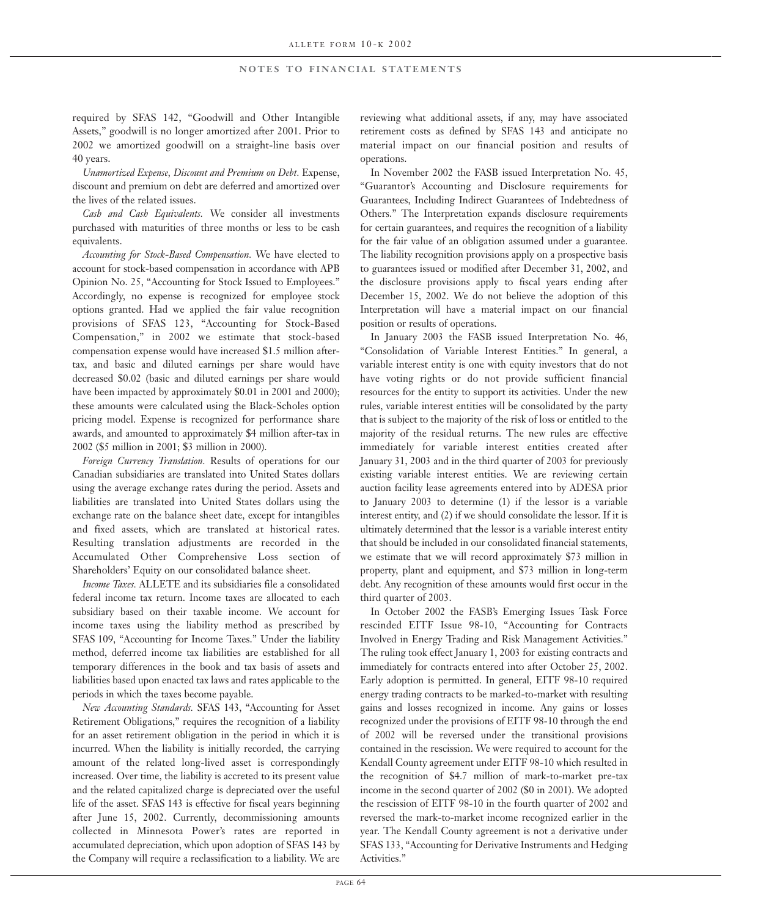required by SFAS 142, "Goodwill and Other Intangible Assets," goodwill is no longer amortized after 2001. Prior to 2002 we amortized goodwill on a straight-line basis over 40 years.

*Unamortized Expense, Discount and Premium on Debt.* Expense, discount and premium on debt are deferred and amortized over the lives of the related issues.

*Cash and Cash Equivalents.* We consider all investments purchased with maturities of three months or less to be cash equivalents.

*Accounting for Stock-Based Compensation.* We have elected to account for stock-based compensation in accordance with APB Opinion No. 25, "Accounting for Stock Issued to Employees." Accordingly, no expense is recognized for employee stock options granted. Had we applied the fair value recognition provisions of SFAS 123, "Accounting for Stock-Based Compensation," in 2002 we estimate that stock-based compensation expense would have increased $1.5 million after-tax, and basic and diluted earnings per share would have decreased $0.02 (basic and diluted earnings per share would have been impacted by approximately $0.01 in 2001 and 2000); these amounts were calculated using the Black-Scholes option pricing model. Expense is recognized for performance share awards, and amounted to approximately $4 million after-tax in 2002 ($5 million in 2001; $3 million in 2000).

*Foreign Currency Translation.* Results of operations for our Canadian subsidiaries are translated into United States dollars using the average exchange rates during the period. Assets and liabilities are translated into United States dollars using the exchange rate on the balance sheet date, except for intangibles and fixed assets, which are translated at historical rates. Resulting translation adjustments are recorded in the Accumulated Other Comprehensive Loss section of Shareholders' Equity on our consolidated balance sheet.

*Income Taxes.* ALLETE and its subsidiaries file a consolidated federal income tax return. Income taxes are allocated to each subsidiary based on their taxable income. We account for income taxes using the liability method as prescribed by SFAS 109, "Accounting for Income Taxes." Under the liability method, deferred income tax liabilities are established for all temporary differences in the book and tax basis of assets and liabilities based upon enacted tax laws and rates applicable to the periods in which the taxes become payable.

*New Accounting Standards.* SFAS 143, "Accounting for Asset Retirement Obligations," requires the recognition of a liability for an asset retirement obligation in the period in which it is incurred. When the liability is initially recorded, the carrying amount of the related long-lived asset is correspondingly increased. Over time, the liability is accreted to its present value and the related capitalized charge is depreciated over the useful life of the asset. SFAS 143 is effective for fiscal years beginning after June 15, 2002. Currently, decommissioning amounts collected in Minnesota Power's rates are reported in accumulated depreciation, which upon adoption of SFAS 143 by the Company will require a reclassification to a liability. We are reviewing what additional assets, if any, may have associated retirement costs as defined by SFAS 143 and anticipate no material impact on our financial position and results of operations.

In November 2002 the FASB issued Interpretation No. 45, "Guarantor's Accounting and Disclosure requirements for Guarantees, Including Indirect Guarantees of Indebtedness of Others." The Interpretation expands disclosure requirements for certain guarantees, and requires the recognition of a liability for the fair value of an obligation assumed under a guarantee. The liability recognition provisions apply on a prospective basis to guarantees issued or modified after December 31, 2002, and the disclosure provisions apply to fiscal years ending after December 15, 2002. We do not believe the adoption of this Interpretation will have a material impact on our financial position or results of operations.

In January 2003 the FASB issued Interpretation No. 46, "Consolidation of Variable Interest Entities." In general, a variable interest entity is one with equity investors that do not have voting rights or do not provide sufficient financial resources for the entity to support its activities. Under the new rules, variable interest entities will be consolidated by the party that is subject to the majority of the risk of loss or entitled to the majority of the residual returns. The new rules are effective immediately for variable interest entities created after January 31, 2003 and in the third quarter of 2003 for previously existing variable interest entities. We are reviewing certain auction facility lease agreements entered into by ADESA prior to January 2003 to determine (1) if the lessor is a variable interest entity, and (2) if we should consolidate the lessor. If it is ultimately determined that the lessor is a variable interest entity that should be included in our consolidated financial statements, we estimate that we will record approximately $73 million in property, plant and equipment, and $73 million in long-term debt. Any recognition of these amounts would first occur in the third quarter of 2003.

In October 2002 the FASB's Emerging Issues Task Force rescinded EITF Issue 98-10, "Accounting for Contracts Involved in Energy Trading and Risk Management Activities." The ruling took effect January 1, 2003 for existing contracts and immediately for contracts entered into after October 25, 2002. Early adoption is permitted. In general, EITF 98-10 required energy trading contracts to be marked-to-market with resulting gains and losses recognized in income. Any gains or losses recognized under the provisions of EITF 98-10 through the end of 2002 will be reversed under the transitional provisions contained in the rescission. We were required to account for the Kendall County agreement under EITF 98-10 which resulted in the recognition of $4.7 million of mark-to-market pre-tax income in the second quarter of 2002 ($0 in 2001). We adopted the rescission of EITF 98-10 in the fourth quarter of 2002 and reversed the mark-to-market income recognized earlier in the year. The Kendall County agreement is not a derivative under SFAS 133, "Accounting for Derivative Instruments and Hedging Activities."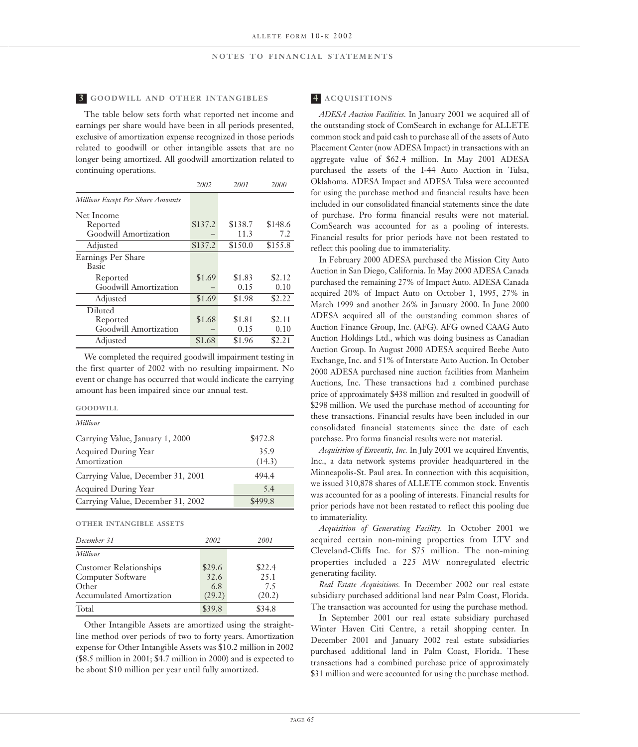## 3 GOODWILL AND OTHER INTANGIBLES

The table below sets forth what reported net income and earnings per share would have been in all periods presented, exclusive of amortization expense recognized in those periods related to goodwill or other intangible assets that are no longer being amortized. All goodwill amortization related to continuing operations.

| | 2002 | 2001 | 2000 |
|---|---|---|---|
| *Millions Except Per Share Amounts* | | | |
| Net Income | | | |
| Reported | $137.2 | $138.7 | $148.6 |
| Goodwill Amortization | – | 11.3 | 7.2 |
| Adjusted | $137.2 | $150.0 | $155.8 |
| Earnings Per Share | | | |
| Basic | | | |
| Reported | $1.69 | $1.83 | $2.12 |
| Goodwill Amortization | – | 0.15 | 0.10 |
| Adjusted | $1.69 | $1.98 | $2.22 |
| Diluted | | | |
| Reported | $1.68 | $1.81 | $2.11 |
| Goodwill Amortization | – | 0.15 | 0.10 |
| Adjusted | $1.68 | $1.96 | $2.21 |

We completed the required goodwill impairment testing in the first quarter of 2002 with no resulting impairment. No event or change has occurred that would indicate the carrying amount has been impaired since our annual test.

**GOODWILL**

| *Millions* | |
|---|---|
| Carrying Value, January 1, 2000 | $472.8 |
| Acquired During Year | 35.9 |
| Amortization | (14.3) |
| Carrying Value, December 31, 2001 | 494.4 |
| Acquired During Year | 5.4 |
| Carrying Value, December 31, 2002 | $499.8 |

**OTHER INTANGIBLE ASSETS**

| *December 31* | 2002 | 2001 |
|---|---|---|
| *Millions* | | |
| Customer Relationships | $29.6 | $22.4 |
| Computer Software | 32.6 | 25.1 |
| Other | 6.8 | 7.5 |
| Accumulated Amortization | (29.2) | (20.2) |
| Total | $39.8 | $34.8 |

Other Intangible Assets are amortized using the straight-line method over periods of two to forty years. Amortization expense for Other Intangible Assets was $10.2 million in 2002 ($8.5 million in 2001; $4.7 million in 2000) and is expected to be about $10 million per year until fully amortized.

## 4 ACQUISITIONS

*ADESA Auction Facilities.* In January 2001 we acquired all of the outstanding stock of ComSearch in exchange for ALLETE common stock and paid cash to purchase all of the assets of Auto Placement Center (now ADESA Impact) in transactions with an aggregate value of $62.4 million. In May 2001 ADESA purchased the assets of the I-44 Auto Auction in Tulsa, Oklahoma. ADESA Impact and ADESA Tulsa were accounted for using the purchase method and financial results have been included in our consolidated financial statements since the date of purchase. Pro forma financial results were not material. ComSearch was accounted for as a pooling of interests. Financial results for prior periods have not been restated to reflect this pooling due to immateriality.

In February 2000 ADESA purchased the Mission City Auto Auction in San Diego, California. In May 2000 ADESA Canada purchased the remaining 27% of Impact Auto. ADESA Canada acquired 20% of Impact Auto on October 1, 1995, 27% in March 1999 and another 26% in January 2000. In June 2000 ADESA acquired all of the outstanding common shares of Auction Finance Group, Inc. (AFG). AFG owned CAAG Auto Auction Holdings Ltd., which was doing business as Canadian Auction Group. In August 2000 ADESA acquired Beebe Auto Exchange, Inc. and 51% of Interstate Auto Auction. In October 2000 ADESA purchased nine auction facilities from Manheim Auctions, Inc. These transactions had a combined purchase price of approximately $438 million and resulted in goodwill of $298 million. We used the purchase method of accounting for these transactions. Financial results have been included in our consolidated financial statements since the date of each purchase. Pro forma financial results were not material.

*Acquisition of Enventis, Inc.* In July 2001 we acquired Enventis, Inc., a data network systems provider headquartered in the Minneapolis-St. Paul area. In connection with this acquisition, we issued 310,878 shares of ALLETE common stock. Enventis was accounted for as a pooling of interests. Financial results for prior periods have not been restated to reflect this pooling due to immateriality.

*Acquisition of Generating Facility.* In October 2001 we acquired certain non-mining properties from LTV and Cleveland-Cliffs Inc. for $75 million. The non-mining properties included a 225 MW nonregulated electric generating facility.

*Real Estate Acquisitions.* In December 2002 our real estate subsidiary purchased additional land near Palm Coast, Florida. The transaction was accounted for using the purchase method.

In September 2001 our real estate subsidiary purchased Winter Haven Citi Centre, a retail shopping center. In December 2001 and January 2002 real estate subsidiaries purchased additional land in Palm Coast, Florida. These transactions had a combined purchase price of approximately $31 million and were accounted for using the purchase method.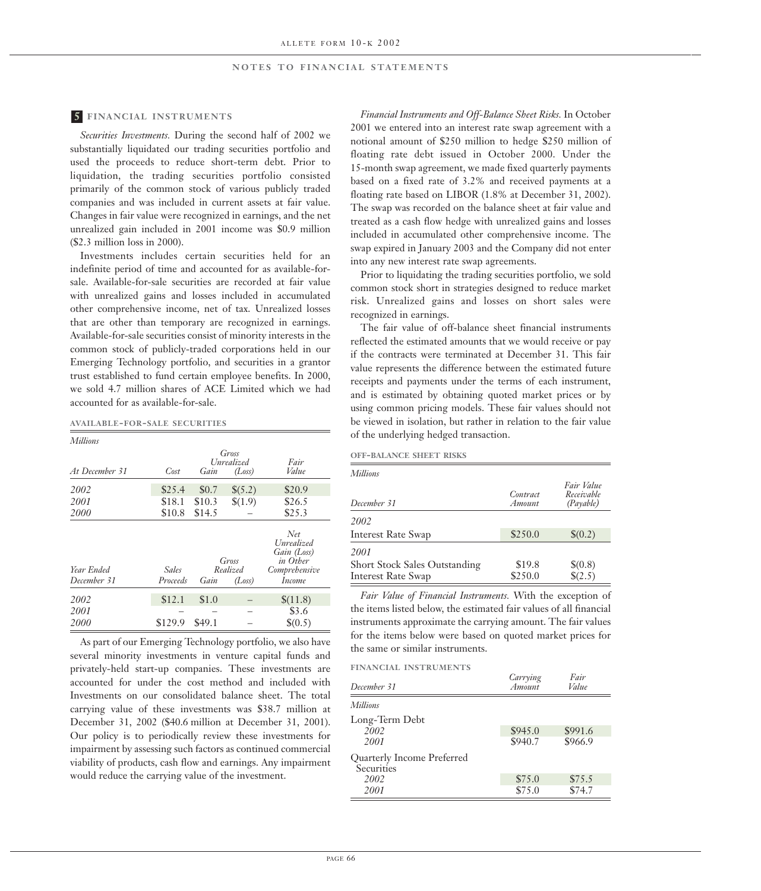## NOTES TO FINANCIAL STATEMENTS

### 5 FINANCIAL INSTRUMENTS

*Securities Investments.* During the second half of 2002 we substantially liquidated our trading securities portfolio and used the proceeds to reduce short-term debt. Prior to liquidation, the trading securities portfolio consisted primarily of the common stock of various publicly traded companies and was included in current assets at fair value. Changes in fair value were recognized in earnings, and the net unrealized gain included in 2001 income was $0.9 million ($2.3 million loss in 2000).

Investments includes certain securities held for an indefinite period of time and accounted for as available-for-sale. Available-for-sale securities are recorded at fair value with unrealized gains and losses included in accumulated other comprehensive income, net of tax. Unrealized losses that are other than temporary are recognized in earnings. Available-for-sale securities consist of minority interests in the common stock of publicly-traded corporations held in our Emerging Technology portfolio, and securities in a grantor trust established to fund certain employee benefits. In 2000, we sold 4.7 million shares of ACE Limited which we had accounted for as available-for-sale.

**AVAILABLE-FOR-SALE SECURITIES**

*Millions*

| At December 31 | Cost | Gross Unrealized Gain | Gross Unrealized (Loss) | Fair Value |
|---|---|---|---|---|
| 2002 | $25.4 | $0.7 | $(5.2) | $20.9 |
| 2001 | $18.1 | $10.3 | $(1.9) | $26.5 |
| 2000 | $10.8 | $14.5 | – | $25.3 |

| Year Ended December 31 | Sales Proceeds | Gross Realized Gain | Gross Realized (Loss) | Net Unrealized Gain (Loss) in Other Comprehensive Income |
|---|---|---|---|---|
| 2002 | $12.1 | $1.0 | – | $(11.8) |
| 2001 | – | – | – | $3.6 |
| 2000 | $129.9 | $49.1 | – | $(0.5) |

As part of our Emerging Technology portfolio, we also have several minority investments in venture capital funds and privately-held start-up companies. These investments are accounted for under the cost method and included with Investments on our consolidated balance sheet. The total carrying value of these investments was $38.7 million at December 31, 2002 ($40.6 million at December 31, 2001). Our policy is to periodically review these investments for impairment by assessing such factors as continued commercial viability of products, cash flow and earnings. Any impairment would reduce the carrying value of the investment.

*Financial Instruments and Off-Balance Sheet Risks.* In October 2001 we entered into an interest rate swap agreement with a notional amount of $250 million to hedge $250 million of floating rate debt issued in October 2000. Under the 15-month swap agreement, we made fixed quarterly payments based on a fixed rate of 3.2% and received payments at a floating rate based on LIBOR (1.8% at December 31, 2002). The swap was recorded on the balance sheet at fair value and treated as a cash flow hedge with unrealized gains and losses included in accumulated other comprehensive income. The swap expired in January 2003 and the Company did not enter into any new interest rate swap agreements.

Prior to liquidating the trading securities portfolio, we sold common stock short in strategies designed to reduce market risk. Unrealized gains and losses on short sales were recognized in earnings.

The fair value of off-balance sheet financial instruments reflected the estimated amounts that we would receive or pay if the contracts were terminated at December 31. This fair value represents the difference between the estimated future receipts and payments under the terms of each instrument, and is estimated by obtaining quoted market prices or by using common pricing models. These fair values should not be viewed in isolation, but rather in relation to the fair value of the underlying hedged transaction.

**OFF-BALANCE SHEET RISKS**

*Millions*

| December 31 | Contract Amount | Fair Value Receivable (Payable) |
|---|---|---|
| *2002* | | |
| Interest Rate Swap | $250.0 | $(0.2) |
| *2001* | | |
| Short Stock Sales Outstanding | $19.8 | $(0.8) |
| Interest Rate Swap | $250.0 | $(2.5) |

*Fair Value of Financial Instruments.* With the exception of the items listed below, the estimated fair values of all financial instruments approximate the carrying amount. The fair values for the items below were based on quoted market prices for the same or similar instruments.

**FINANCIAL INSTRUMENTS**

| December 31 | Carrying Amount | Fair Value |
|---|---|---|
| *Millions* | | |
| Long-Term Debt | | |
| *2002* | $945.0 | $991.6 |
| *2001* | $940.7 | $966.9 |
| Quarterly Income Preferred Securities | | |
| *2002* | $75.0 | $75.5 |
| *2001* | $75.0 | $74.7 |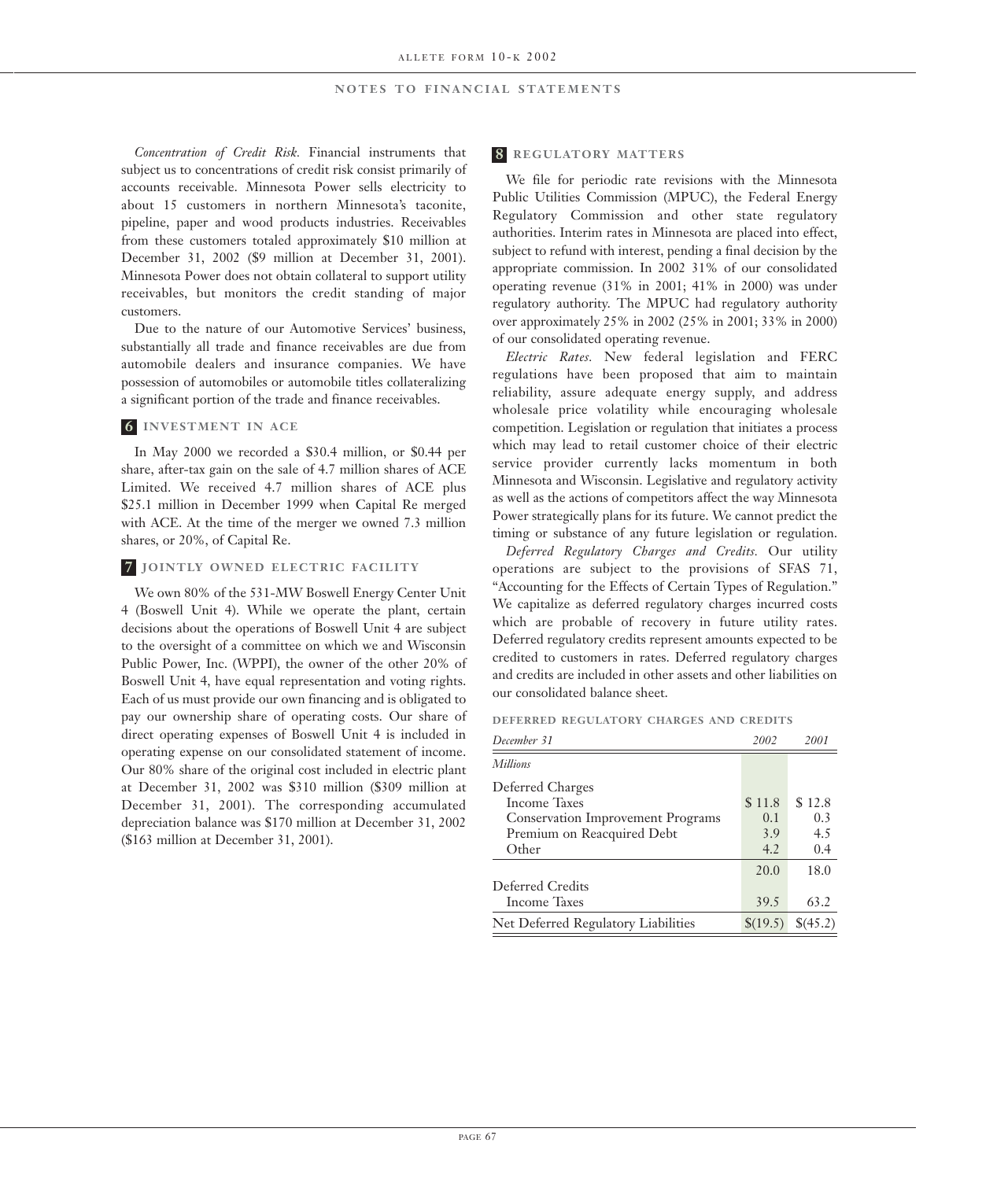*Concentration of Credit Risk.* Financial instruments that subject us to concentrations of credit risk consist primarily of accounts receivable. Minnesota Power sells electricity to about 15 customers in northern Minnesota's taconite, pipeline, paper and wood products industries. Receivables from these customers totaled approximately $10 million at December 31, 2002 ($9 million at December 31, 2001). Minnesota Power does not obtain collateral to support utility receivables, but monitors the credit standing of major customers.

Due to the nature of our Automotive Services' business, substantially all trade and finance receivables are due from automobile dealers and insurance companies. We have possession of automobiles or automobile titles collateralizing a significant portion of the trade and finance receivables.

## 6 INVESTMENT IN ACE

In May 2000 we recorded a $30.4 million, or $0.44 per share, after-tax gain on the sale of 4.7 million shares of ACE Limited. We received 4.7 million shares of ACE plus $25.1 million in December 1999 when Capital Re merged with ACE. At the time of the merger we owned 7.3 million shares, or 20%, of Capital Re.

## 7 JOINTLY OWNED ELECTRIC FACILITY

We own 80% of the 531-MW Boswell Energy Center Unit 4 (Boswell Unit 4). While we operate the plant, certain decisions about the operations of Boswell Unit 4 are subject to the oversight of a committee on which we and Wisconsin Public Power, Inc. (WPPI), the owner of the other 20% of Boswell Unit 4, have equal representation and voting rights. Each of us must provide our own financing and is obligated to pay our ownership share of operating costs. Our share of direct operating expenses of Boswell Unit 4 is included in operating expense on our consolidated statement of income. Our 80% share of the original cost included in electric plant at December 31, 2002 was $310 million ($309 million at December 31, 2001). The corresponding accumulated depreciation balance was $170 million at December 31, 2002 ($163 million at December 31, 2001).

## 8 REGULATORY MATTERS

We file for periodic rate revisions with the Minnesota Public Utilities Commission (MPUC), the Federal Energy Regulatory Commission and other state regulatory authorities. Interim rates in Minnesota are placed into effect, subject to refund with interest, pending a final decision by the appropriate commission. In 2002 31% of our consolidated operating revenue (31% in 2001; 41% in 2000) was under regulatory authority. The MPUC had regulatory authority over approximately 25% in 2002 (25% in 2001; 33% in 2000) of our consolidated operating revenue.

*Electric Rates.* New federal legislation and FERC regulations have been proposed that aim to maintain reliability, assure adequate energy supply, and address wholesale price volatility while encouraging wholesale competition. Legislation or regulation that initiates a process which may lead to retail customer choice of their electric service provider currently lacks momentum in both Minnesota and Wisconsin. Legislative and regulatory activity as well as the actions of competitors affect the way Minnesota Power strategically plans for its future. We cannot predict the timing or substance of any future legislation or regulation.

*Deferred Regulatory Charges and Credits.* Our utility operations are subject to the provisions of SFAS 71, "Accounting for the Effects of Certain Types of Regulation." We capitalize as deferred regulatory charges incurred costs which are probable of recovery in future utility rates. Deferred regulatory credits represent amounts expected to be credited to customers in rates. Deferred regulatory charges and credits are included in other assets and other liabilities on our consolidated balance sheet.

**DEFERRED REGULATORY CHARGES AND CREDITS**

| *December 31* | *2002* | *2001* |
|---|---|---|
| *Millions* | | |
| Deferred Charges | | |
| Income Taxes | $ 11.8 | $ 12.8 |
| Conservation Improvement Programs | 0.1 | 0.3 |
| Premium on Reacquired Debt | 3.9 | 4.5 |
| Other | 4.2 | 0.4 |
| | 20.0 | 18.0 |
| Deferred Credits | | |
| Income Taxes | 39.5 | 63.2 |
| Net Deferred Regulatory Liabilities | $(19.5) | $(45.2) |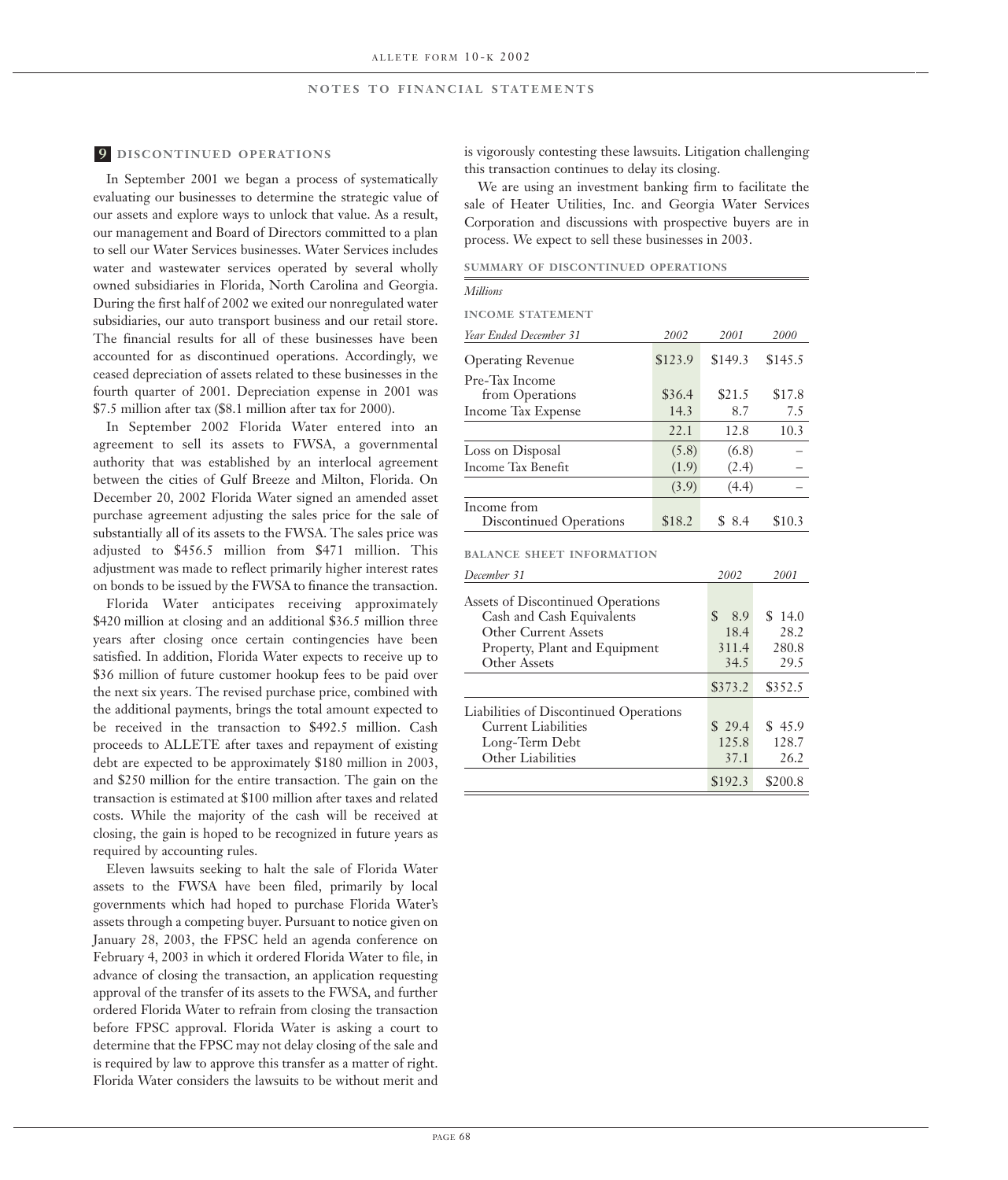## 9 DISCONTINUED OPERATIONS

In September 2001 we began a process of systematically evaluating our businesses to determine the strategic value of our assets and explore ways to unlock that value. As a result, our management and Board of Directors committed to a plan to sell our Water Services businesses. Water Services includes water and wastewater services operated by several wholly owned subsidiaries in Florida, North Carolina and Georgia. During the first half of 2002 we exited our nonregulated water subsidiaries, our auto transport business and our retail store. The financial results for all of these businesses have been accounted for as discontinued operations. Accordingly, we ceased depreciation of assets related to these businesses in the fourth quarter of 2001. Depreciation expense in 2001 was $7.5 million after tax ($8.1 million after tax for 2000).

In September 2002 Florida Water entered into an agreement to sell its assets to FWSA, a governmental authority that was established by an interlocal agreement between the cities of Gulf Breeze and Milton, Florida. On December 20, 2002 Florida Water signed an amended asset purchase agreement adjusting the sales price for the sale of substantially all of its assets to the FWSA. The sales price was adjusted to $456.5 million from $471 million. This adjustment was made to reflect primarily higher interest rates on bonds to be issued by the FWSA to finance the transaction.

Florida Water anticipates receiving approximately $420 million at closing and an additional $36.5 million three years after closing once certain contingencies have been satisfied. In addition, Florida Water expects to receive up to $36 million of future customer hookup fees to be paid over the next six years. The revised purchase price, combined with the additional payments, brings the total amount expected to be received in the transaction to $492.5 million. Cash proceeds to ALLETE after taxes and repayment of existing debt are expected to be approximately $180 million in 2003, and $250 million for the entire transaction. The gain on the transaction is estimated at $100 million after taxes and related costs. While the majority of the cash will be received at closing, the gain is hoped to be recognized in future years as required by accounting rules.

Eleven lawsuits seeking to halt the sale of Florida Water assets to the FWSA have been filed, primarily by local governments which had hoped to purchase Florida Water's assets through a competing buyer. Pursuant to notice given on January 28, 2003, the FPSC held an agenda conference on February 4, 2003 in which it ordered Florida Water to file, in advance of closing the transaction, an application requesting approval of the transfer of its assets to the FWSA, and further ordered Florida Water to refrain from closing the transaction before FPSC approval. Florida Water is asking a court to determine that the FPSC may not delay closing of the sale and is required by law to approve this transfer as a matter of right. Florida Water considers the lawsuits to be without merit and is vigorously contesting these lawsuits. Litigation challenging this transaction continues to delay its closing.

We are using an investment banking firm to facilitate the sale of Heater Utilities, Inc. and Georgia Water Services Corporation and discussions with prospective buyers are in process. We expect to sell these businesses in 2003.

### SUMMARY OF DISCONTINUED OPERATIONS

*Millions*

**INCOME STATEMENT**

| *Year Ended December 31* | *2002* | *2001* | *2000* |
|---|---|---|---|
| Operating Revenue | $123.9 | $149.3 | $145.5 |
| Pre-Tax Income from Operations | $36.4 | $21.5 | $17.8 |
| Income Tax Expense | 14.3 | 8.7 | 7.5 |
| | 22.1 | 12.8 | 10.3 |
| Loss on Disposal | (5.8) | (6.8) | – |
| Income Tax Benefit | (1.9) | (2.4) | – |
| | (3.9) | (4.4) | – |
| Income from Discontinued Operations | $18.2 | $ 8.4 | $10.3 |

**BALANCE SHEET INFORMATION**

| *December 31* | *2002* | *2001* |
|---|---|---|
| Assets of Discontinued Operations | | |
| Cash and Cash Equivalents | $ 8.9 | $ 14.0 |
| Other Current Assets | 18.4 | 28.2 |
| Property, Plant and Equipment | 311.4 | 280.8 |
| Other Assets | 34.5 | 29.5 |
| | $373.2 | $352.5 |
| Liabilities of Discontinued Operations | | |
| Current Liabilities | $ 29.4 | $ 45.9 |
| Long-Term Debt | 125.8 | 128.7 |
| Other Liabilities | 37.1 | 26.2 |
| | $192.3 | $200.8 |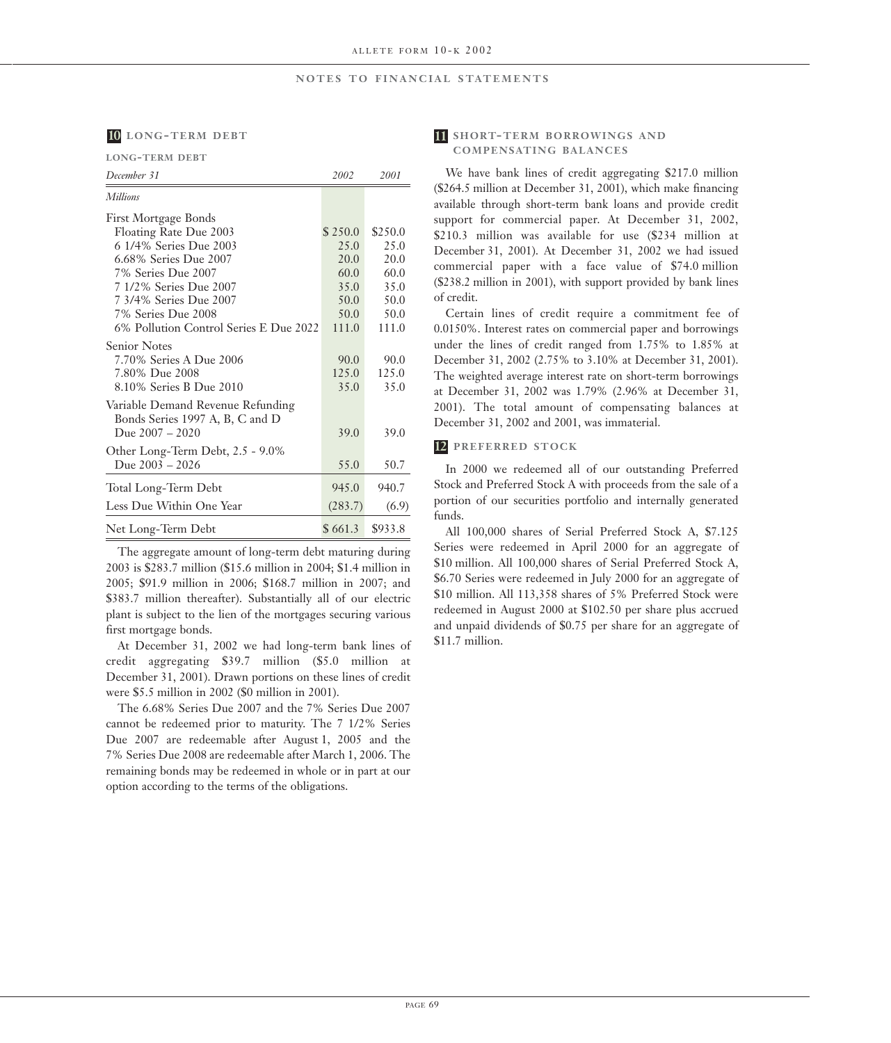## 10 LONG-TERM DEBT

**LONG-TERM DEBT**

| *December 31* | *2002* | *2001* |
|---|---|---|
| *Millions* | | |
| First Mortgage Bonds | | |
| Floating Rate Due 2003 | $ 250.0 | $250.0 |
| 6 1/4% Series Due 2003 | 25.0 | 25.0 |
| 6.68% Series Due 2007 | 20.0 | 20.0 |
| 7% Series Due 2007 | 60.0 | 60.0 |
| 7 1/2% Series Due 2007 | 35.0 | 35.0 |
| 7 3/4% Series Due 2007 | 50.0 | 50.0 |
| 7% Series Due 2008 | 50.0 | 50.0 |
| 6% Pollution Control Series E Due 2022 | 111.0 | 111.0 |
| Senior Notes | | |
| 7.70% Series A Due 2006 | 90.0 | 90.0 |
| 7.80% Due 2008 | 125.0 | 125.0 |
| 8.10% Series B Due 2010 | 35.0 | 35.0 |
| Variable Demand Revenue Refunding Bonds Series 1997 A, B, C and D Due 2007 – 2020 | 39.0 | 39.0 |
| Other Long-Term Debt, 2.5 - 9.0% Due 2003 – 2026 | 55.0 | 50.7 |
| Total Long-Term Debt | 945.0 | 940.7 |
| Less Due Within One Year | (283.7) | (6.9) |
| Net Long-Term Debt | $ 661.3 | $933.8 |

The aggregate amount of long-term debt maturing during 2003 is $283.7 million ($15.6 million in 2004; $1.4 million in 2005; $91.9 million in 2006; $168.7 million in 2007; and $383.7 million thereafter). Substantially all of our electric plant is subject to the lien of the mortgages securing various first mortgage bonds.

At December 31, 2002 we had long-term bank lines of credit aggregating $39.7 million ($5.0 million at December 31, 2001). Drawn portions on these lines of credit were $5.5 million in 2002 ($0 million in 2001).

The 6.68% Series Due 2007 and the 7% Series Due 2007 cannot be redeemed prior to maturity. The 7 1/2% Series Due 2007 are redeemable after August 1, 2005 and the 7% Series Due 2008 are redeemable after March 1, 2006. The remaining bonds may be redeemed in whole or in part at our option according to the terms of the obligations.

## 11 SHORT-TERM BORROWINGS AND COMPENSATING BALANCES

We have bank lines of credit aggregating $217.0 million ($264.5 million at December 31, 2001), which make financing available through short-term bank loans and provide credit support for commercial paper. At December 31, 2002, $210.3 million was available for use ($234 million at December 31, 2001). At December 31, 2002 we had issued commercial paper with a face value of $74.0 million ($238.2 million in 2001), with support provided by bank lines of credit.

Certain lines of credit require a commitment fee of 0.0150%. Interest rates on commercial paper and borrowings under the lines of credit ranged from 1.75% to 1.85% at December 31, 2002 (2.75% to 3.10% at December 31, 2001). The weighted average interest rate on short-term borrowings at December 31, 2002 was 1.79% (2.96% at December 31, 2001). The total amount of compensating balances at December 31, 2002 and 2001, was immaterial.

## 12 PREFERRED STOCK

In 2000 we redeemed all of our outstanding Preferred Stock and Preferred Stock A with proceeds from the sale of a portion of our securities portfolio and internally generated funds.

All 100,000 shares of Serial Preferred Stock A, $7.125 Series were redeemed in April 2000 for an aggregate of $10 million. All 100,000 shares of Serial Preferred Stock A, $6.70 Series were redeemed in July 2000 for an aggregate of $10 million. All 113,358 shares of 5% Preferred Stock were redeemed in August 2000 at $102.50 per share plus accrued and unpaid dividends of $0.75 per share for an aggregate of $11.7 million.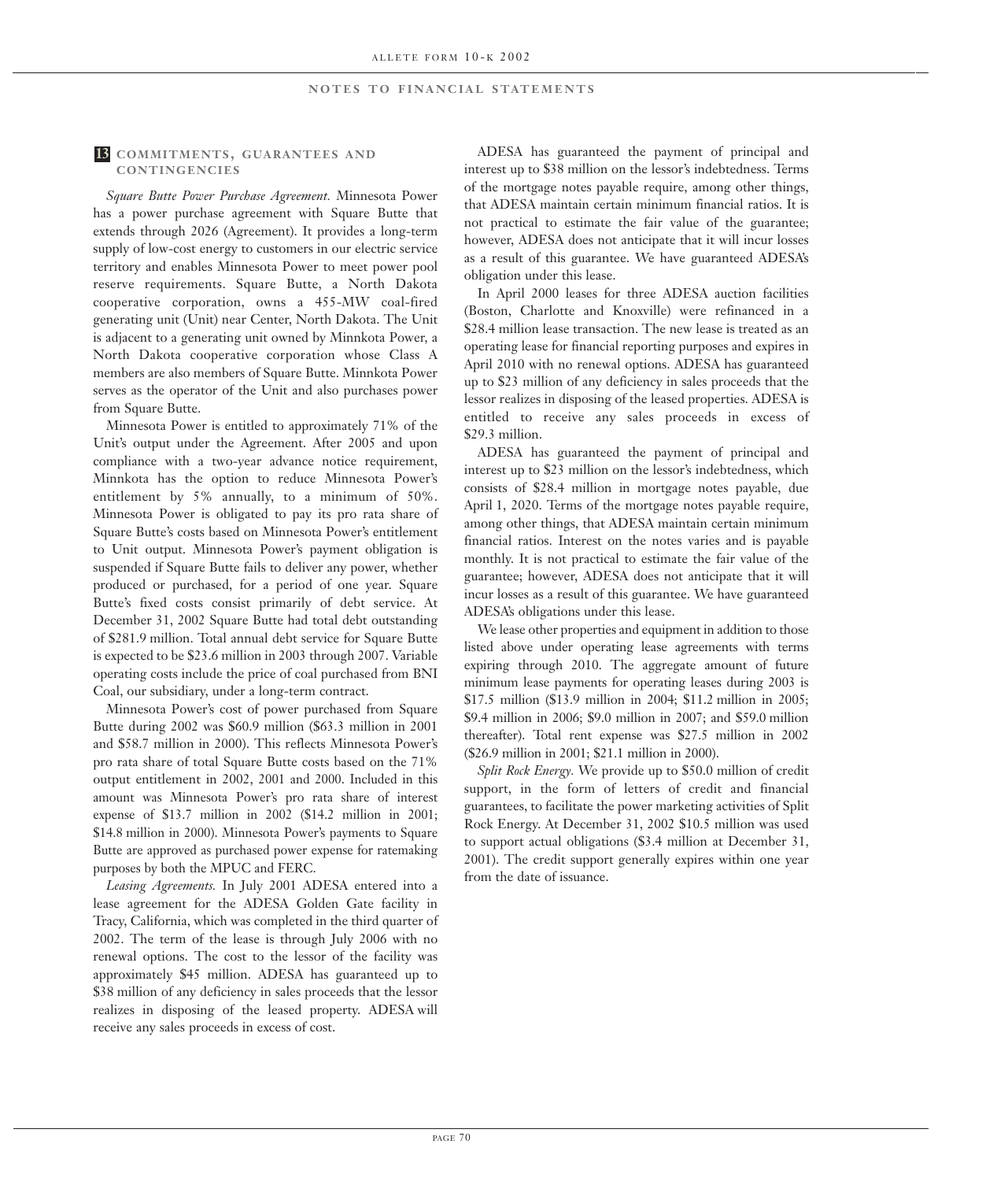## 13 COMMITMENTS, GUARANTEES AND CONTINGENCIES

*Square Butte Power Purchase Agreement.* Minnesota Power has a power purchase agreement with Square Butte that extends through 2026 (Agreement). It provides a long-term supply of low-cost energy to customers in our electric service territory and enables Minnesota Power to meet power pool reserve requirements. Square Butte, a North Dakota cooperative corporation, owns a 455-MW coal-fired generating unit (Unit) near Center, North Dakota. The Unit is adjacent to a generating unit owned by Minnkota Power, a North Dakota cooperative corporation whose Class A members are also members of Square Butte. Minnkota Power serves as the operator of the Unit and also purchases power from Square Butte.

Minnesota Power is entitled to approximately 71% of the Unit's output under the Agreement. After 2005 and upon compliance with a two-year advance notice requirement, Minnkota has the option to reduce Minnesota Power's entitlement by 5% annually, to a minimum of 50%. Minnesota Power is obligated to pay its pro rata share of Square Butte's costs based on Minnesota Power's entitlement to Unit output. Minnesota Power's payment obligation is suspended if Square Butte fails to deliver any power, whether produced or purchased, for a period of one year. Square Butte's fixed costs consist primarily of debt service. At December 31, 2002 Square Butte had total debt outstanding of $281.9 million. Total annual debt service for Square Butte is expected to be $23.6 million in 2003 through 2007. Variable operating costs include the price of coal purchased from BNI Coal, our subsidiary, under a long-term contract.

Minnesota Power's cost of power purchased from Square Butte during 2002 was $60.9 million ($63.3 million in 2001 and $58.7 million in 2000). This reflects Minnesota Power's pro rata share of total Square Butte costs based on the 71% output entitlement in 2002, 2001 and 2000. Included in this amount was Minnesota Power's pro rata share of interest expense of $13.7 million in 2002 ($14.2 million in 2001; $14.8 million in 2000). Minnesota Power's payments to Square Butte are approved as purchased power expense for ratemaking purposes by both the MPUC and FERC.

*Leasing Agreements.* In July 2001 ADESA entered into a lease agreement for the ADESA Golden Gate facility in Tracy, California, which was completed in the third quarter of 2002. The term of the lease is through July 2006 with no renewal options. The cost to the lessor of the facility was approximately $45 million. ADESA has guaranteed up to $38 million of any deficiency in sales proceeds that the lessor realizes in disposing of the leased property. ADESA will receive any sales proceeds in excess of cost.

ADESA has guaranteed the payment of principal and interest up to $38 million on the lessor's indebtedness. Terms of the mortgage notes payable require, among other things, that ADESA maintain certain minimum financial ratios. It is not practical to estimate the fair value of the guarantee; however, ADESA does not anticipate that it will incur losses as a result of this guarantee. We have guaranteed ADESA's obligation under this lease.

In April 2000 leases for three ADESA auction facilities (Boston, Charlotte and Knoxville) were refinanced in a $28.4 million lease transaction. The new lease is treated as an operating lease for financial reporting purposes and expires in April 2010 with no renewal options. ADESA has guaranteed up to $23 million of any deficiency in sales proceeds that the lessor realizes in disposing of the leased properties. ADESA is entitled to receive any sales proceeds in excess of $29.3 million.

ADESA has guaranteed the payment of principal and interest up to $23 million on the lessor's indebtedness, which consists of $28.4 million in mortgage notes payable, due April 1, 2020. Terms of the mortgage notes payable require, among other things, that ADESA maintain certain minimum financial ratios. Interest on the notes varies and is payable monthly. It is not practical to estimate the fair value of the guarantee; however, ADESA does not anticipate that it will incur losses as a result of this guarantee. We have guaranteed ADESA's obligations under this lease.

We lease other properties and equipment in addition to those listed above under operating lease agreements with terms expiring through 2010. The aggregate amount of future minimum lease payments for operating leases during 2003 is $17.5 million ($13.9 million in 2004; $11.2 million in 2005; $9.4 million in 2006; $9.0 million in 2007; and $59.0 million thereafter). Total rent expense was $27.5 million in 2002 ($26.9 million in 2001; $21.1 million in 2000).

*Split Rock Energy.* We provide up to $50.0 million of credit support, in the form of letters of credit and financial guarantees, to facilitate the power marketing activities of Split Rock Energy. At December 31, 2002 $10.5 million was used to support actual obligations ($3.4 million at December 31, 2001). The credit support generally expires within one year from the date of issuance.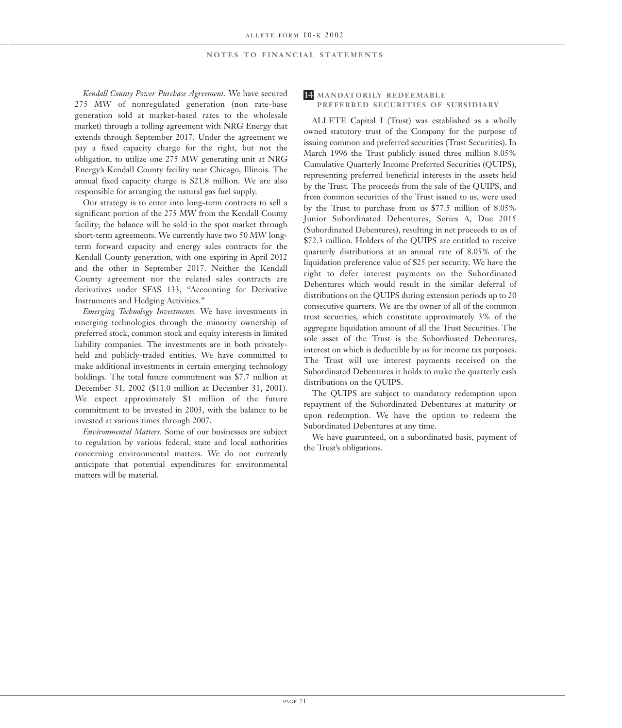*Kendall County Power Purchase Agreement.* We have secured 275 MW of nonregulated generation (non rate-base generation sold at market-based rates to the wholesale market) through a tolling agreement with NRG Energy that extends through September 2017. Under the agreement we pay a fixed capacity charge for the right, but not the obligation, to utilize one 275 MW generating unit at NRG Energy's Kendall County facility near Chicago, Illinois. The annual fixed capacity charge is $21.8 million. We are also responsible for arranging the natural gas fuel supply.

Our strategy is to enter into long-term contracts to sell a significant portion of the 275 MW from the Kendall County facility; the balance will be sold in the spot market through short-term agreements. We currently have two 50 MW long-term forward capacity and energy sales contracts for the Kendall County generation, with one expiring in April 2012 and the other in September 2017. Neither the Kendall County agreement nor the related sales contracts are derivatives under SFAS 133, "Accounting for Derivative Instruments and Hedging Activities."

*Emerging Technology Investments.* We have investments in emerging technologies through the minority ownership of preferred stock, common stock and equity interests in limited liability companies. The investments are in both privately-held and publicly-traded entities. We have committed to make additional investments in certain emerging technology holdings. The total future commitment was $7.7 million at December 31, 2002 ($11.0 million at December 31, 2001). We expect approximately $1 million of the future commitment to be invested in 2003, with the balance to be invested at various times through 2007.

*Environmental Matters.* Some of our businesses are subject to regulation by various federal, state and local authorities concerning environmental matters. We do not currently anticipate that potential expenditures for environmental matters will be material.

## 14 MANDATORILY REDEEMABLE PREFERRED SECURITIES OF SUBSIDIARY

ALLETE Capital I (Trust) was established as a wholly owned statutory trust of the Company for the purpose of issuing common and preferred securities (Trust Securities). In March 1996 the Trust publicly issued three million 8.05% Cumulative Quarterly Income Preferred Securities (QUIPS), representing preferred beneficial interests in the assets held by the Trust. The proceeds from the sale of the QUIPS, and from common securities of the Trust issued to us, were used by the Trust to purchase from us $77.5 million of 8.05% Junior Subordinated Debentures, Series A, Due 2015 (Subordinated Debentures), resulting in net proceeds to us of $72.3 million. Holders of the QUIPS are entitled to receive quarterly distributions at an annual rate of 8.05% of the liquidation preference value of $25 per security. We have the right to defer interest payments on the Subordinated Debentures which would result in the similar deferral of distributions on the QUIPS during extension periods up to 20 consecutive quarters. We are the owner of all of the common trust securities, which constitute approximately 3% of the aggregate liquidation amount of all the Trust Securities. The sole asset of the Trust is the Subordinated Debentures, interest on which is deductible by us for income tax purposes. The Trust will use interest payments received on the Subordinated Debentures it holds to make the quarterly cash distributions on the QUIPS.

The QUIPS are subject to mandatory redemption upon repayment of the Subordinated Debentures at maturity or upon redemption. We have the option to redeem the Subordinated Debentures at any time.

We have guaranteed, on a subordinated basis, payment of the Trust's obligations.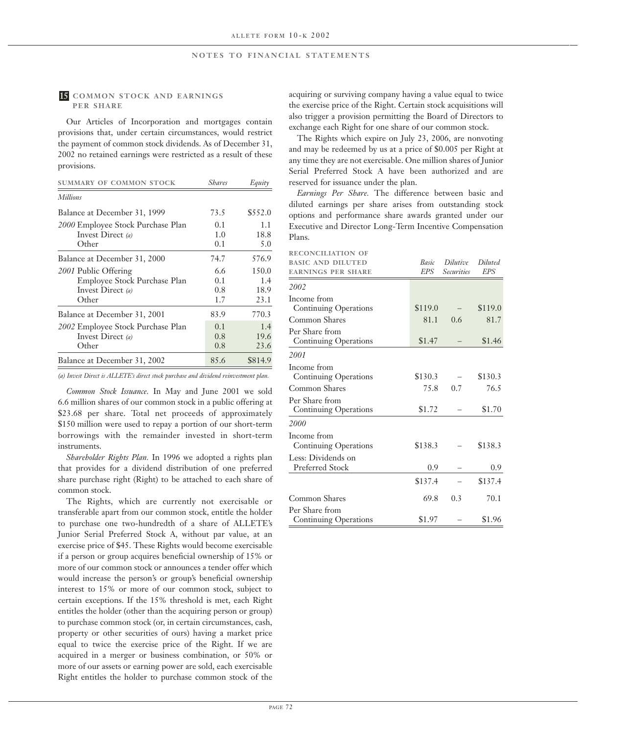## NOTES TO FINANCIAL STATEMENTS

### 15 COMMON STOCK AND EARNINGS PER SHARE

Our Articles of Incorporation and mortgages contain provisions that, under certain circumstances, would restrict the payment of common stock dividends. As of December 31, 2002 no retained earnings were restricted as a result of these provisions.

| SUMMARY OF COMMON STOCK | *Shares* | *Equity* |
|---|---|---|
| *Millions* | | |
| Balance at December 31, 1999 | 73.5 | $552.0 |
| *2000* Employee Stock Purchase Plan | 0.1 | 1.1 |
| Invest Direct *(a)* | 1.0 | 18.8 |
| Other | 0.1 | 5.0 |
| Balance at December 31, 2000 | 74.7 | 576.9 |
| *2001* Public Offering | 6.6 | 150.0 |
| Employee Stock Purchase Plan | 0.1 | 1.4 |
| Invest Direct *(a)* | 0.8 | 18.9 |
| Other | 1.7 | 23.1 |
| Balance at December 31, 2001 | 83.9 | 770.3 |
| *2002* Employee Stock Purchase Plan | 0.1 | 1.4 |
| Invest Direct *(a)* | 0.8 | 19.6 |
| Other | 0.8 | 23.6 |
| Balance at December 31, 2002 | 85.6 | $814.9 |

*(a) Invest Direct is ALLETE's direct stock purchase and dividend reinvestment plan.*

*Common Stock Issuance.* In May and June 2001 we sold 6.6 million shares of our common stock in a public offering at $23.68 per share. Total net proceeds of approximately $150 million were used to repay a portion of our short-term borrowings with the remainder invested in short-term instruments.

*Shareholder Rights Plan.* In 1996 we adopted a rights plan that provides for a dividend distribution of one preferred share purchase right (Right) to be attached to each share of common stock.

The Rights, which are currently not exercisable or transferable apart from our common stock, entitle the holder to purchase one two-hundredth of a share of ALLETE's Junior Serial Preferred Stock A, without par value, at an exercise price of $45. These Rights would become exercisable if a person or group acquires beneficial ownership of 15% or more of our common stock or announces a tender offer which would increase the person's or group's beneficial ownership interest to 15% or more of our common stock, subject to certain exceptions. If the 15% threshold is met, each Right entitles the holder (other than the acquiring person or group) to purchase common stock (or, in certain circumstances, cash, property or other securities of ours) having a market price equal to twice the exercise price of the Right. If we are acquired in a merger or business combination, or 50% or more of our assets or earning power are sold, each exercisable Right entitles the holder to purchase common stock of the acquiring or surviving company having a value equal to twice the exercise price of the Right. Certain stock acquisitions will also trigger a provision permitting the Board of Directors to exchange each Right for one share of our common stock.

The Rights which expire on July 23, 2006, are nonvoting and may be redeemed by us at a price of $0.005 per Right at any time they are not exercisable. One million shares of Junior Serial Preferred Stock A have been authorized and are reserved for issuance under the plan.

*Earnings Per Share.* The difference between basic and diluted earnings per share arises from outstanding stock options and performance share awards granted under our Executive and Director Long-Term Incentive Compensation Plans.

| RECONCILIATION OF BASIC AND DILUTED EARNINGS PER SHARE | *Basic EPS* | *Dilutive Securities* | *Diluted EPS* |
|---|---|---|---|
| *2002* | | | |
| Income from Continuing Operations | $119.0 | – | $119.0 |
| Common Shares | 81.1 | 0.6 | 81.7 |
| Per Share from Continuing Operations | $1.47 | – | $1.46 |
| *2001* | | | |
| Income from Continuing Operations | $130.3 | – | $130.3 |
| Common Shares | 75.8 | 0.7 | 76.5 |
| Per Share from Continuing Operations | $1.72 | – | $1.70 |
| *2000* | | | |
| Income from Continuing Operations | $138.3 | – | $138.3 |
| Less: Dividends on Preferred Stock | 0.9 | – | 0.9 |
| | $137.4 | – | $137.4 |
| Common Shares | 69.8 | 0.3 | 70.1 |
| Per Share from Continuing Operations | $1.97 | – | $1.96 |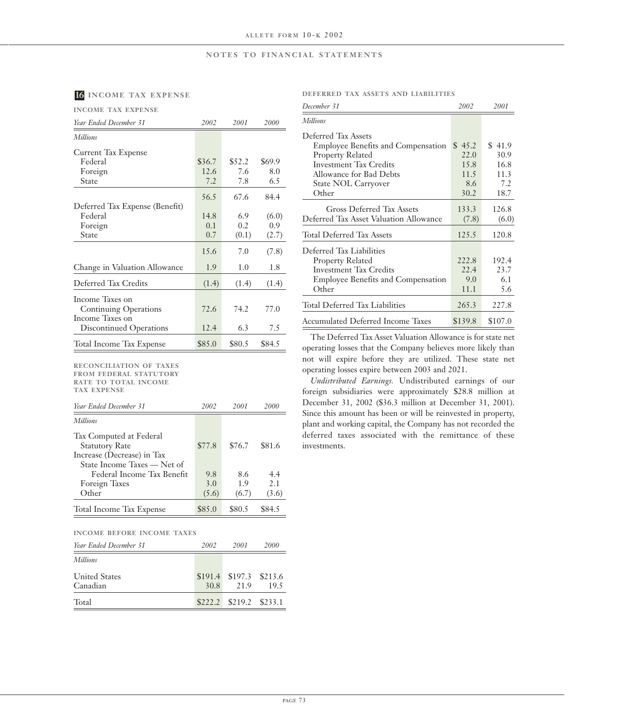## NOTES TO FINANCIAL STATEMENTS

### 16 INCOME TAX EXPENSE

**INCOME TAX EXPENSE**

| *Year Ended December 31* | *2002* | *2001* | *2000* |
|---|---|---|---|
| *Millions* | | | |
| Current Tax Expense | | | |
| Federal | $36.7 | $52.2 | $69.9 |
| Foreign | 12.6 | 7.6 | 8.0 |
| State | 7.2 | 7.8 | 6.5 |
| | 56.5 | 67.6 | 84.4 |
| Deferred Tax Expense (Benefit) | | | |
| Federal | 14.8 | 6.9 | (6.0) |
| Foreign | 0.1 | 0.2 | 0.9 |
| State | 0.7 | (0.1) | (2.7) |
| | 15.6 | 7.0 | (7.8) |
| Change in Valuation Allowance | 1.9 | 1.0 | 1.8 |
| Deferred Tax Credits | (1.4) | (1.4) | (1.4) |
| Income Taxes on Continuing Operations | 72.6 | 74.2 | 77.0 |
| Income Taxes on Discontinued Operations | 12.4 | 6.3 | 7.5 |
| Total Income Tax Expense | $85.0 | $80.5 | $84.5 |

**RECONCILIATION OF TAXES FROM FEDERAL STATUTORY RATE TO TOTAL INCOME TAX EXPENSE**

| *Year Ended December 31* | *2002* | *2001* | *2000* |
|---|---|---|---|
| *Millions* | | | |
| Tax Computed at Federal Statutory Rate | $77.8 | $76.7 | $81.6 |
| Increase (Decrease) in Tax | | | |
| State Income Taxes — Net of Federal Income Tax Benefit | 9.8 | 8.6 | 4.4 |
| Foreign Taxes | 3.0 | 1.9 | 2.1 |
| Other | (5.6) | (6.7) | (3.6) |
| Total Income Tax Expense | $85.0 | $80.5 | $84.5 |

**INCOME BEFORE INCOME TAXES**

| *Year Ended December 31* | *2002* | *2001* | *2000* |
|---|---|---|---|
| *Millions* | | | |
| United States | $191.4 | $197.3 | $213.6 |
| Canadian | 30.8 | 21.9 | 19.5 |
| Total | $222.2 | $219.2 | $233.1 |

**DEFERRED TAX ASSETS AND LIABILITIES**

| *December 31* | *2002* | *2001* |
|---|---|---|
| *Millions* | | |
| Deferred Tax Assets | | |
| Employee Benefits and Compensation | $ 45.2 | $ 41.9 |
| Property Related | 22.0 | 30.9 |
| Investment Tax Credits | 15.8 | 16.8 |
| Allowance for Bad Debts | 11.5 | 11.3 |
| State NOL Carryover | 8.6 | 7.2 |
| Other | 30.2 | 18.7 |
| Gross Deferred Tax Assets | 133.3 | 126.8 |
| Deferred Tax Asset Valuation Allowance | (7.8) | (6.0) |
| Total Deferred Tax Assets | 125.5 | 120.8 |
| Deferred Tax Liabilities | | |
| Property Related | 222.8 | 192.4 |
| Investment Tax Credits | 22.4 | 23.7 |
| Employee Benefits and Compensation | 9.0 | 6.1 |
| Other | 11.1 | 5.6 |
| Total Deferred Tax Liabilities | 265.3 | 227.8 |
| Accumulated Deferred Income Taxes | $139.8 | $107.0 |

The Deferred Tax Asset Valuation Allowance is for state net operating losses that the Company believes more likely than not will expire before they are utilized. These state net operating losses expire between 2003 and 2021.

*Undistributed Earnings.* Undistributed earnings of our foreign subsidiaries were approximately $28.8 million at December 31, 2002 ($36.3 million at December 31, 2001). Since this amount has been or will be reinvested in property, plant and working capital, the Company has not recorded the deferred taxes associated with the remittance of these investments.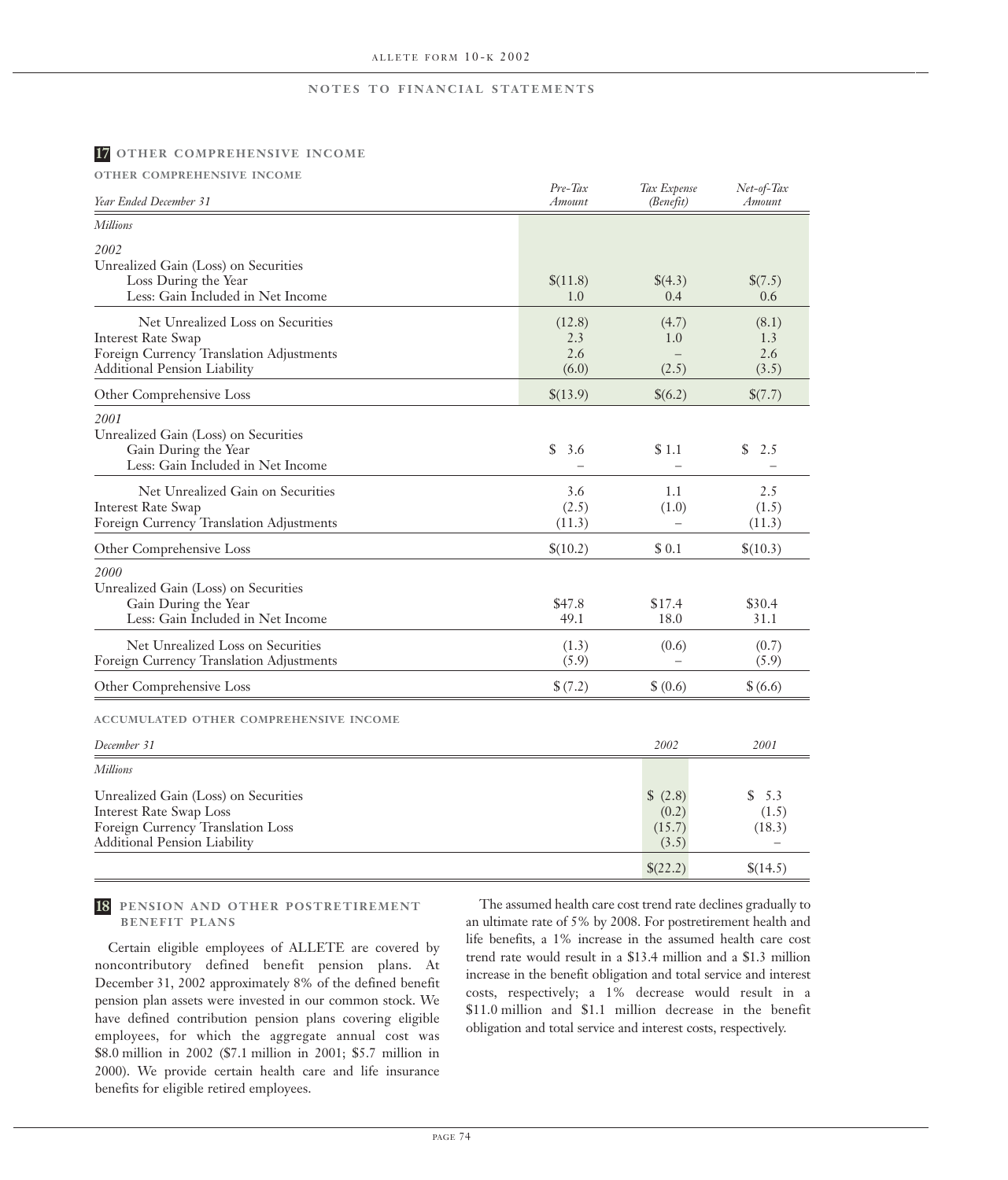NOTES TO FINANCIAL STATEMENTS

## 17 OTHER COMPREHENSIVE INCOME

### OTHER COMPREHENSIVE INCOME

| *Year Ended December 31* | *Pre-Tax Amount* | *Tax Expense (Benefit)* | *Net-of-Tax Amount* |
|---|---|---|---|
| *Millions* | | | |
| *2002* | | | |
| Unrealized Gain (Loss) on Securities | | | |
| Loss During the Year | $(11.8) | $(4.3) | $(7.5) |
| Less: Gain Included in Net Income | 1.0 | 0.4 | 0.6 |
| Net Unrealized Loss on Securities | (12.8) | (4.7) | (8.1) |
| Interest Rate Swap | 2.3 | 1.0 | 1.3 |
| Foreign Currency Translation Adjustments | 2.6 | – | 2.6 |
| Additional Pension Liability | (6.0) | (2.5) | (3.5) |
| Other Comprehensive Loss | $(13.9) | $(6.2) | $(7.7) |
| *2001* | | | |
| Unrealized Gain (Loss) on Securities | | | |
| Gain During the Year | $ 3.6 | $ 1.1 | $ 2.5 |
| Less: Gain Included in Net Income | – | – | – |
| Net Unrealized Gain on Securities | 3.6 | 1.1 | 2.5 |
| Interest Rate Swap | (2.5) | (1.0) | (1.5) |
| Foreign Currency Translation Adjustments | (11.3) | – | (11.3) |
| Other Comprehensive Loss | $(10.2) | $ 0.1 | $(10.3) |
| *2000* | | | |
| Unrealized Gain (Loss) on Securities | | | |
| Gain During the Year | $47.8 | $17.4 | $30.4 |
| Less: Gain Included in Net Income | 49.1 | 18.0 | 31.1 |
| Net Unrealized Loss on Securities | (1.3) | (0.6) | (0.7) |
| Foreign Currency Translation Adjustments | (5.9) | – | (5.9) |
| Other Comprehensive Loss | $ (7.2) | $ (0.6) | $ (6.6) |

### ACCUMULATED OTHER COMPREHENSIVE INCOME

| *December 31* | *2002* | *2001* |
|---|---|---|
| *Millions* | | |
| Unrealized Gain (Loss) on Securities | $ (2.8) | $ 5.3 |
| Interest Rate Swap Loss | (0.2) | (1.5) |
| Foreign Currency Translation Loss | (15.7) | (18.3) |
| Additional Pension Liability | (3.5) | – |
| | $(22.2) | $(14.5) |

## 18 PENSION AND OTHER POSTRETIREMENT BENEFIT PLANS

Certain eligible employees of ALLETE are covered by noncontributory defined benefit pension plans. At December 31, 2002 approximately 8% of the defined benefit pension plan assets were invested in our common stock. We have defined contribution pension plans covering eligible employees, for which the aggregate annual cost was $8.0 million in 2002 ($7.1 million in 2001; $5.7 million in 2000). We provide certain health care and life insurance benefits for eligible retired employees.

The assumed health care cost trend rate declines gradually to an ultimate rate of 5% by 2008. For postretirement health and life benefits, a 1% increase in the assumed health care cost trend rate would result in a $13.4 million and a $1.3 million increase in the benefit obligation and total service and interest costs, respectively; a 1% decrease would result in a $11.0 million and $1.1 million decrease in the benefit obligation and total service and interest costs, respectively.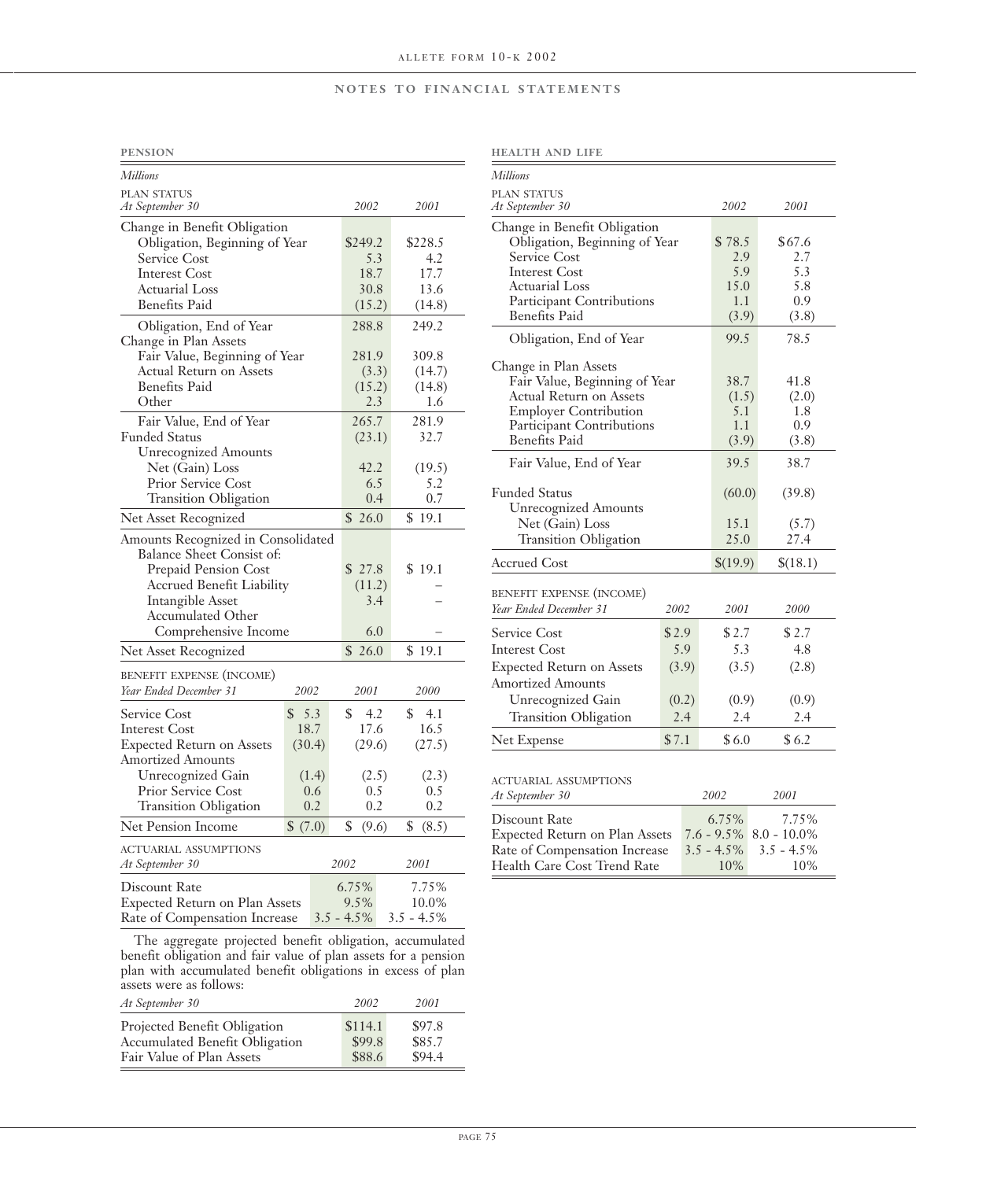## NOTES TO FINANCIAL STATEMENTS

### PENSION

| Millions | | |
|---|---|---|
| **PLAN STATUS** *At September 30* | *2002* | *2001* |
| Change in Benefit Obligation | | |
| Obligation, Beginning of Year | $249.2 | $228.5 |
| Service Cost | 5.3 | 4.2 |
| Interest Cost | 18.7 | 17.7 |
| Actuarial Loss | 30.8 | 13.6 |
| Benefits Paid | (15.2) | (14.8) |
| Obligation, End of Year | 288.8 | 249.2 |
| Change in Plan Assets | | |
| Fair Value, Beginning of Year | 281.9 | 309.8 |
| Actual Return on Assets | (3.3) | (14.7) |
| Benefits Paid | (15.2) | (14.8) |
| Other | 2.3 | 1.6 |
| Fair Value, End of Year | 265.7 | 281.9 |
| Funded Status | (23.1) | 32.7 |
| Unrecognized Amounts | | |
| Net (Gain) Loss | 42.2 | (19.5) |
| Prior Service Cost | 6.5 | 5.2 |
| Transition Obligation | 0.4 | 0.7 |
| Net Asset Recognized | $ 26.0 | $ 19.1 |
| Amounts Recognized in Consolidated Balance Sheet Consist of: | | |
| Prepaid Pension Cost | $ 27.8 | $ 19.1 |
| Accrued Benefit Liability | (11.2) | – |
| Intangible Asset | 3.4 | – |
| Accumulated Other Comprehensive Income | 6.0 | – |
| Net Asset Recognized | $ 26.0 | $ 19.1 |

| **BENEFIT EXPENSE (INCOME)** *Year Ended December 31* | *2002* | *2001* | *2000* |
|---|---|---|---|
| Service Cost | $ 5.3 | $ 4.2 | $ 4.1 |
| Interest Cost | 18.7 | 17.6 | 16.5 |
| Expected Return on Assets | (30.4) | (29.6) | (27.5) |
| Amortized Amounts | | | |
| Unrecognized Gain | (1.4) | (2.5) | (2.3) |
| Prior Service Cost | 0.6 | 0.5 | 0.5 |
| Transition Obligation | 0.2 | 0.2 | 0.2 |
| Net Pension Income | $ (7.0) | $ (9.6) | $ (8.5) |

| **ACTUARIAL ASSUMPTIONS** *At September 30* | *2002* | *2001* |
|---|---|---|
| Discount Rate | 6.75% | 7.75% |
| Expected Return on Plan Assets | 9.5% | 10.0% |
| Rate of Compensation Increase | 3.5 - 4.5% | 3.5 - 4.5% |

The aggregate projected benefit obligation, accumulated benefit obligation and fair value of plan assets for a pension plan with accumulated benefit obligations in excess of plan assets were as follows:

| *At September 30* | *2002* | *2001* |
|---|---|---|
| Projected Benefit Obligation | $114.1 | $97.8 |
| Accumulated Benefit Obligation | $99.8 | $85.7 |
| Fair Value of Plan Assets | $88.6 | $94.4 |

### HEALTH AND LIFE

| Millions | | |
|---|---|---|
| **PLAN STATUS** *At September 30* | *2002* | *2001* |
| Change in Benefit Obligation | | |
| Obligation, Beginning of Year | $ 78.5 | $67.6 |
| Service Cost | 2.9 | 2.7 |
| Interest Cost | 5.9 | 5.3 |
| Actuarial Loss | 15.0 | 5.8 |
| Participant Contributions | 1.1 | 0.9 |
| Benefits Paid | (3.9) | (3.8) |
| Obligation, End of Year | 99.5 | 78.5 |
| Change in Plan Assets | | |
| Fair Value, Beginning of Year | 38.7 | 41.8 |
| Actual Return on Assets | (1.5) | (2.0) |
| Employer Contribution | 5.1 | 1.8 |
| Participant Contributions | 1.1 | 0.9 |
| Benefits Paid | (3.9) | (3.8) |
| Fair Value, End of Year | 39.5 | 38.7 |
| Funded Status | (60.0) | (39.8) |
| Unrecognized Amounts | | |
| Net (Gain) Loss | 15.1 | (5.7) |
| Transition Obligation | 25.0 | 27.4 |
| Accrued Cost | $(19.9) | $(18.1) |

| **BENEFIT EXPENSE (INCOME)** *Year Ended December 31* | *2002* | *2001* | *2000* |
|---|---|---|---|
| Service Cost | $2.9 | $2.7 | $2.7 |
| Interest Cost | 5.9 | 5.3 | 4.8 |
| Expected Return on Assets | (3.9) | (3.5) | (2.8) |
| Amortized Amounts | | | |
| Unrecognized Gain | (0.2) | (0.9) | (0.9) |
| Transition Obligation | 2.4 | 2.4 | 2.4 |
| Net Expense | $7.1 | $6.0 | $6.2 |

| **ACTUARIAL ASSUMPTIONS** *At September 30* | *2002* | *2001* |
|---|---|---|
| Discount Rate | 6.75% | 7.75% |
| Expected Return on Plan Assets | 7.6 - 9.5% | 8.0 - 10.0% |
| Rate of Compensation Increase | 3.5 - 4.5% | 3.5 - 4.5% |
| Health Care Cost Trend Rate | 10% | 10% |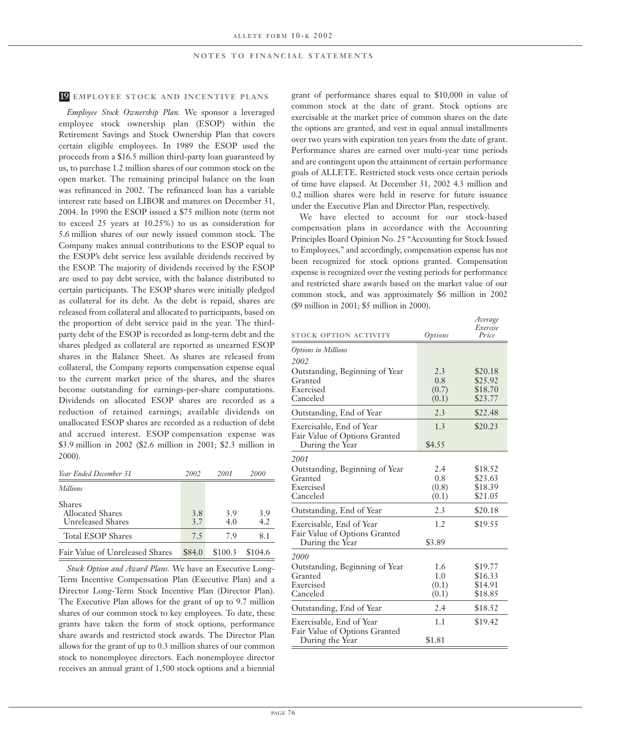## 19 EMPLOYEE STOCK AND INCENTIVE PLANS

*Employee Stock Ownership Plan.* We sponsor a leveraged employee stock ownership plan (ESOP) within the Retirement Savings and Stock Ownership Plan that covers certain eligible employees. In 1989 the ESOP used the proceeds from a $16.5 million third-party loan guaranteed by us, to purchase 1.2 million shares of our common stock on the open market. The remaining principal balance on the loan was refinanced in 2002. The refinanced loan has a variable interest rate based on LIBOR and matures on December 31, 2004. In 1990 the ESOP issued a $75 million note (term not to exceed 25 years at 10.25%) to us as consideration for 5.6 million shares of our newly issued common stock. The Company makes annual contributions to the ESOP equal to the ESOP's debt service less available dividends received by the ESOP. The majority of dividends received by the ESOP are used to pay debt service, with the balance distributed to certain participants. The ESOP shares were initially pledged as collateral for its debt. As the debt is repaid, shares are released from collateral and allocated to participants, based on the proportion of debt service paid in the year. The third-party debt of the ESOP is recorded as long-term debt and the shares pledged as collateral are reported as unearned ESOP shares in the Balance Sheet. As shares are released from collateral, the Company reports compensation expense equal to the current market price of the shares, and the shares become outstanding for earnings-per-share computations. Dividends on allocated ESOP shares are recorded as a reduction of retained earnings; available dividends on unallocated ESOP shares are recorded as a reduction of debt and accrued interest. ESOP compensation expense was $3.9 million in 2002 ($2.6 million in 2001; $2.3 million in 2000).

| *Year Ended December 31* | *2002* | *2001* | *2000* |
|---|---|---|---|
| *Millions* | | | |
| Shares | | | |
| Allocated Shares | 3.8 | 3.9 | 3.9 |
| Unreleased Shares | 3.7 | 4.0 | 4.2 |
| Total ESOP Shares | 7.5 | 7.9 | 8.1 |
| Fair Value of Unreleased Shares | $84.0 | $100.3 | $104.6 |

*Stock Option and Award Plans.* We have an Executive Long-Term Incentive Compensation Plan (Executive Plan) and a Director Long-Term Stock Incentive Plan (Director Plan). The Executive Plan allows for the grant of up to 9.7 million shares of our common stock to key employees. To date, these grants have taken the form of stock options, performance share awards and restricted stock awards. The Director Plan allows for the grant of up to 0.3 million shares of our common stock to nonemployee directors. Each nonemployee director receives an annual grant of 1,500 stock options and a biennial grant of performance shares equal to $10,000 in value of common stock at the date of grant. Stock options are exercisable at the market price of common shares on the date the options are granted, and vest in equal annual installments over two years with expiration ten years from the date of grant. Performance shares are earned over multi-year time periods and are contingent upon the attainment of certain performance goals of ALLETE. Restricted stock vests once certain periods of time have elapsed. At December 31, 2002 4.3 million and 0.2 million shares were held in reserve for future issuance under the Executive Plan and Director Plan, respectively.

We have elected to account for our stock-based compensation plans in accordance with the Accounting Principles Board Opinion No. 25 "Accounting for Stock Issued to Employees," and accordingly, compensation expense has not been recognized for stock options granted. Compensation expense is recognized over the vesting periods for performance and restricted share awards based on the market value of our common stock, and was approximately $6 million in 2002 ($9 million in 2001; $5 million in 2000).

| STOCK OPTION ACTIVITY | *Options* | *Average Exercise Price* |
|---|---|---|
| *Options in Millions* | | |
| *2002* | | |
| Outstanding, Beginning of Year | 2.3 | $20.18 |
| Granted | 0.8 | $25.92 |
| Exercised | (0.7) | $18.70 |
| Canceled | (0.1) | $23.77 |
| Outstanding, End of Year | 2.3 | $22.48 |
| Exercisable, End of Year | 1.3 | $20.23 |
| Fair Value of Options Granted During the Year | $4.55 | |
| *2001* | | |
| Outstanding, Beginning of Year | 2.4 | $18.52 |
| Granted | 0.8 | $23.63 |
| Exercised | (0.8) | $18.39 |
| Canceled | (0.1) | $21.05 |
| Outstanding, End of Year | 2.3 | $20.18 |
| Exercisable, End of Year | 1.2 | $19.55 |
| Fair Value of Options Granted During the Year | $3.89 | |
| *2000* | | |
| Outstanding, Beginning of Year | 1.6 | $19.77 |
| Granted | 1.0 | $16.33 |
| Exercised | (0.1) | $14.91 |
| Canceled | (0.1) | $18.85 |
| Outstanding, End of Year | 2.4 | $18.52 |
| Exercisable, End of Year | 1.1 | $19.42 |
| Fair Value of Options Granted During the Year | $1.81 | |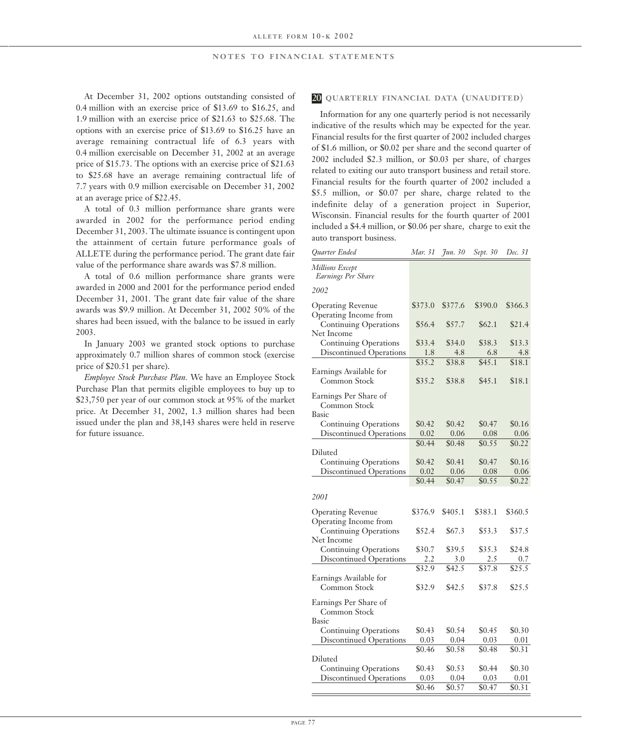At December 31, 2002 options outstanding consisted of 0.4 million with an exercise price of $13.69 to $16.25, and 1.9 million with an exercise price of $21.63 to $25.68. The options with an exercise price of $13.69 to $16.25 have an average remaining contractual life of 6.3 years with 0.4 million exercisable on December 31, 2002 at an average price of $15.73. The options with an exercise price of $21.63 to $25.68 have an average remaining contractual life of 7.7 years with 0.9 million exercisable on December 31, 2002 at an average price of $22.45.

A total of 0.3 million performance share grants were awarded in 2002 for the performance period ending December 31, 2003. The ultimate issuance is contingent upon the attainment of certain future performance goals of ALLETE during the performance period. The grant date fair value of the performance share awards was $7.8 million.

A total of 0.6 million performance share grants were awarded in 2000 and 2001 for the performance period ended December 31, 2001. The grant date fair value of the share awards was $9.9 million. At December 31, 2002 50% of the shares had been issued, with the balance to be issued in early 2003.

In January 2003 we granted stock options to purchase approximately 0.7 million shares of common stock (exercise price of $20.51 per share).

*Employee Stock Purchase Plan.* We have an Employee Stock Purchase Plan that permits eligible employees to buy up to $23,750 per year of our common stock at 95% of the market price. At December 31, 2002, 1.3 million shares had been issued under the plan and 38,143 shares were held in reserve for future issuance.

## 20 QUARTERLY FINANCIAL DATA (UNAUDITED)

Information for any one quarterly period is not necessarily indicative of the results which may be expected for the year. Financial results for the first quarter of 2002 included charges of $1.6 million, or $0.02 per share and the second quarter of 2002 included $2.3 million, or $0.03 per share, of charges related to exiting our auto transport business and retail store. Financial results for the fourth quarter of 2002 included a $5.5 million, or $0.07 per share, charge related to the indefinite delay of a generation project in Superior, Wisconsin. Financial results for the fourth quarter of 2001 included a $4.4 million, or $0.06 per share, charge to exit the auto transport business.

| *Quarter Ended* | *Mar. 31* | *Jun. 30* | *Sept. 30* | *Dec. 31* |
|---|---|---|---|---|
| *Millions Except Earnings Per Share* | | | | |
| *2002* | | | | |
| Operating Revenue | $373.0 | $377.6 | $390.0 | $366.3 |
| Operating Income from Continuing Operations | $56.4 | $57.7 | $62.1 | $21.4 |
| Net Income | | | | |
| Continuing Operations | $33.4 | $34.0 | $38.3 | $13.3 |
| Discontinued Operations | 1.8 | 4.8 | 6.8 | 4.8 |
| | $35.2 | $38.8 | $45.1 | $18.1 |
| Earnings Available for Common Stock | $35.2 | $38.8 | $45.1 | $18.1 |
| Earnings Per Share of Common Stock | | | | |
| Basic | | | | |
| Continuing Operations | $0.42 | $0.42 | $0.47 | $0.16 |
| Discontinued Operations | 0.02 | 0.06 | 0.08 | 0.06 |
| | $0.44 | $0.48 | $0.55 | $0.22 |
| Diluted | | | | |
| Continuing Operations | $0.42 | $0.41 | $0.47 | $0.16 |
| Discontinued Operations | 0.02 | 0.06 | 0.08 | 0.06 |
| | $0.44 | $0.47 | $0.55 | $0.22 |
| *2001* | | | | |
| Operating Revenue | $376.9 | $405.1 | $383.1 | $360.5 |
| Operating Income from Continuing Operations | $52.4 | $67.3 | $53.3 | $37.5 |
| Net Income | | | | |
| Continuing Operations | $30.7 | $39.5 | $35.3 | $24.8 |
| Discontinued Operations | 2.2 | 3.0 | 2.5 | 0.7 |
| | $32.9 | $42.5 | $37.8 | $25.5 |
| Earnings Available for Common Stock | $32.9 | $42.5 | $37.8 | $25.5 |
| Earnings Per Share of Common Stock | | | | |
| Basic | | | | |
| Continuing Operations | $0.43 | $0.54 | $0.45 | $0.30 |
| Discontinued Operations | 0.03 | 0.04 | 0.03 | 0.01 |
| | $0.46 | $0.58 | $0.48 | $0.31 |
| Diluted | | | | |
| Continuing Operations | $0.43 | $0.53 | $0.44 | $0.30 |
| Discontinued Operations | 0.03 | 0.04 | 0.03 | 0.01 |
| | $0.46 | $0.57 | $0.47 | $0.31 |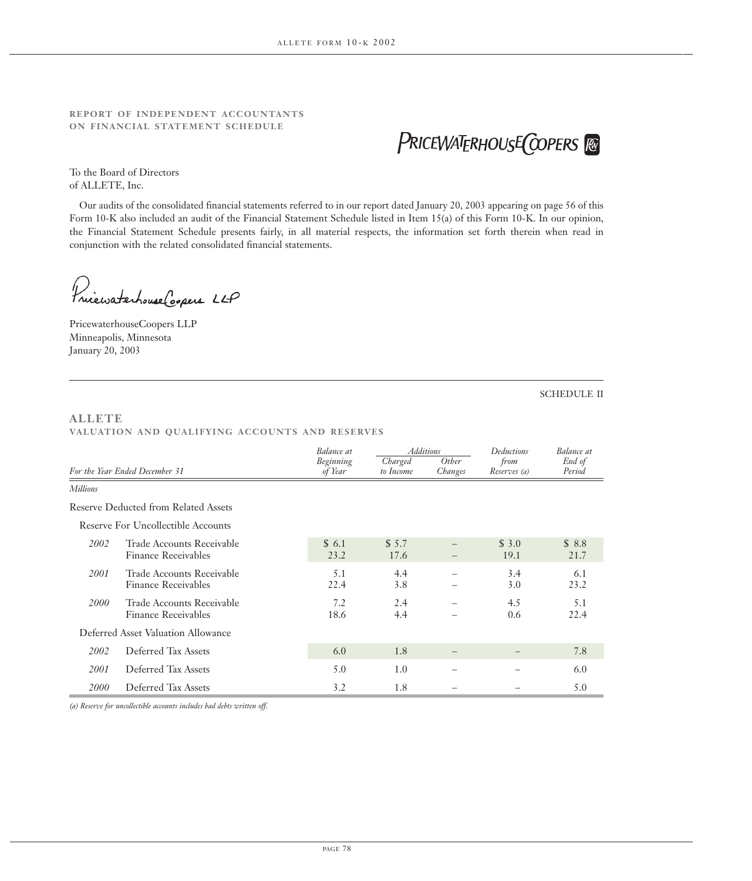## REPORT OF INDEPENDENT ACCOUNTANTS ON FINANCIAL STATEMENT SCHEDULE

PRICEWATERHOUSECOOPERS

To the Board of Directors
of ALLETE, Inc.

Our audits of the consolidated financial statements referred to in our report dated January 20, 2003 appearing on page 56 of this Form 10-K also included an audit of the Financial Statement Schedule listed in Item 15(a) of this Form 10-K. In our opinion, the Financial Statement Schedule presents fairly, in all material respects, the information set forth therein when read in conjunction with the related consolidated financial statements.

PricewaterhouseCoopers LLP

PricewaterhouseCoopers LLP
Minneapolis, Minnesota
January 20, 2003

SCHEDULE II

## ALLETE
### VALUATION AND QUALIFYING ACCOUNTS AND RESERVES

| For the Year Ended December 31 | | Balance at Beginning of Year | Additions | | Deductions from Reserves (a) | Balance at End of Period |
|---|---|---|---|---|---|---|
| | | | Charged to Income | Other Changes | | |
| *Millions* | | | | | | |
| Reserve Deducted from Related Assets | | | | | | |
| Reserve For Uncollectible Accounts | | | | | | |
| *2002* | Trade Accounts Receivable | $ 6.1 | $ 5.7 | – | $ 3.0 | $ 8.8 |
| | Finance Receivables | 23.2 | 17.6 | – | 19.1 | 21.7 |
| *2001* | Trade Accounts Receivable | 5.1 | 4.4 | – | 3.4 | 6.1 |
| | Finance Receivables | 22.4 | 3.8 | – | 3.0 | 23.2 |
| *2000* | Trade Accounts Receivable | 7.2 | 2.4 | – | 4.5 | 5.1 |
| | Finance Receivables | 18.6 | 4.4 | – | 0.6 | 22.4 |
| Deferred Asset Valuation Allowance | | | | | | |
| *2002* | Deferred Tax Assets | 6.0 | 1.8 | – | – | 7.8 |
| *2001* | Deferred Tax Assets | 5.0 | 1.0 | – | – | 6.0 |
| *2000* | Deferred Tax Assets | 3.2 | 1.8 | – | – | 5.0 |

*(a) Reserve for uncollectible accounts includes bad debts written off.*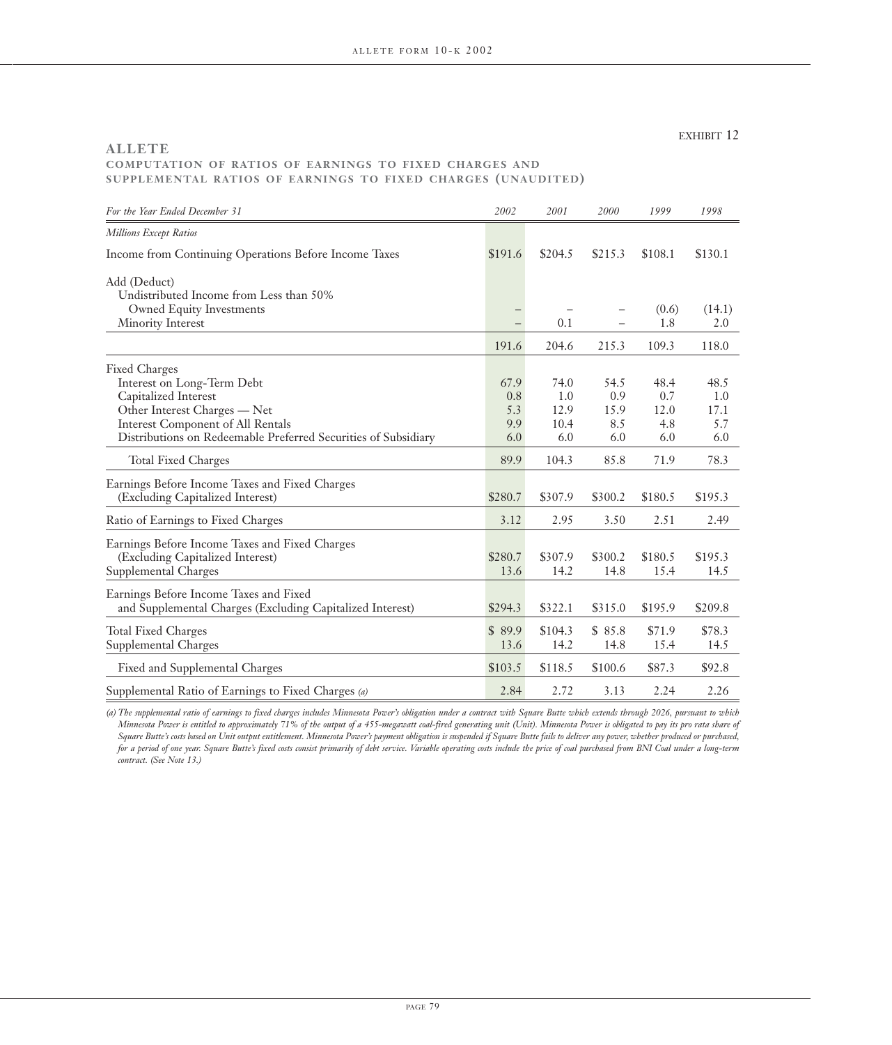EXHIBIT 12

## ALLETE

### COMPUTATION OF RATIOS OF EARNINGS TO FIXED CHARGES AND SUPPLEMENTAL RATIOS OF EARNINGS TO FIXED CHARGES (UNAUDITED)

| *For the Year Ended December 31* | *2002* | *2001* | *2000* | *1999* | *1998* |
|---|---|---|---|---|---|
| *Millions Except Ratios* | | | | | |
| Income from Continuing Operations Before Income Taxes | $191.6 | $204.5 | $215.3 | $108.1 | $130.1 |
| Add (Deduct) | | | | | |
| Undistributed Income from Less than 50% Owned Equity Investments | – | – | – | (0.6) | (14.1) |
| Minority Interest | – | 0.1 | – | 1.8 | 2.0 |
| | 191.6 | 204.6 | 215.3 | 109.3 | 118.0 |
| Fixed Charges | | | | | |
| Interest on Long-Term Debt | 67.9 | 74.0 | 54.5 | 48.4 | 48.5 |
| Capitalized Interest | 0.8 | 1.0 | 0.9 | 0.7 | 1.0 |
| Other Interest Charges — Net | 5.3 | 12.9 | 15.9 | 12.0 | 17.1 |
| Interest Component of All Rentals | 9.9 | 10.4 | 8.5 | 4.8 | 5.7 |
| Distributions on Redeemable Preferred Securities of Subsidiary | 6.0 | 6.0 | 6.0 | 6.0 | 6.0 |
| Total Fixed Charges | 89.9 | 104.3 | 85.8 | 71.9 | 78.3 |
| Earnings Before Income Taxes and Fixed Charges (Excluding Capitalized Interest) | $280.7 | $307.9 | $300.2 | $180.5 | $195.3 |
| Ratio of Earnings to Fixed Charges | 3.12 | 2.95 | 3.50 | 2.51 | 2.49 |
| Earnings Before Income Taxes and Fixed Charges (Excluding Capitalized Interest) | $280.7 | $307.9 | $300.2 | $180.5 | $195.3 |
| Supplemental Charges | 13.6 | 14.2 | 14.8 | 15.4 | 14.5 |
| Earnings Before Income Taxes and Fixed and Supplemental Charges (Excluding Capitalized Interest) | $294.3 | $322.1 | $315.0 | $195.9 | $209.8 |
| Total Fixed Charges | $ 89.9 | $104.3 | $ 85.8 | $71.9 | $78.3 |
| Supplemental Charges | 13.6 | 14.2 | 14.8 | 15.4 | 14.5 |
| Fixed and Supplemental Charges | $103.5 | $118.5 | $100.6 | $87.3 | $92.8 |
| Supplemental Ratio of Earnings to Fixed Charges *(a)* | 2.84 | 2.72 | 3.13 | 2.24 | 2.26 |

*(a) The supplemental ratio of earnings to fixed charges includes Minnesota Power's obligation under a contract with Square Butte which extends through 2026, pursuant to which Minnesota Power is entitled to approximately 71% of the output of a 455-megawatt coal-fired generating unit (Unit). Minnesota Power is obligated to pay its pro rata share of Square Butte's costs based on Unit output entitlement. Minnesota Power's payment obligation is suspended if Square Butte fails to deliver any power, whether produced or purchased, for a period of one year. Square Butte's fixed costs consist primarily of debt service. Variable operating costs include the price of coal purchased from BNI Coal under a long-term contract. (See Note 13.)*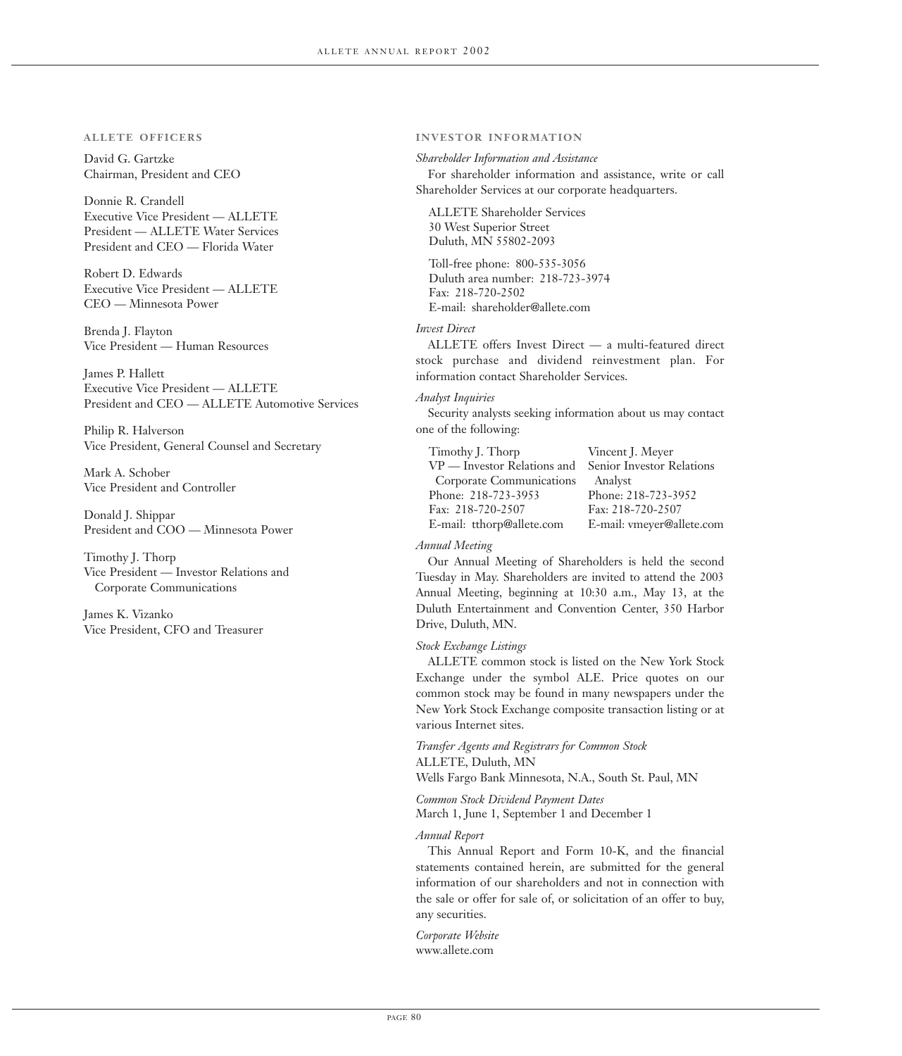## ALLETE OFFICERS

David G. Gartzke
Chairman, President and CEO

Donnie R. Crandell
Executive Vice President — ALLETE
President — ALLETE Water Services
President and CEO — Florida Water

Robert D. Edwards
Executive Vice President — ALLETE
CEO — Minnesota Power

Brenda J. Flayton
Vice President — Human Resources

James P. Hallett
Executive Vice President — ALLETE
President and CEO — ALLETE Automotive Services

Philip R. Halverson
Vice President, General Counsel and Secretary

Mark A. Schober
Vice President and Controller

Donald J. Shippar
President and COO — Minnesota Power

Timothy J. Thorp
Vice President — Investor Relations and Corporate Communications

James K. Vizanko
Vice President, CFO and Treasurer

## INVESTOR INFORMATION

*Shareholder Information and Assistance*

For shareholder information and assistance, write or call Shareholder Services at our corporate headquarters.

ALLETE Shareholder Services
30 West Superior Street
Duluth, MN 55802-2093

Toll-free phone: 800-535-3056
Duluth area number: 218-723-3974
Fax: 218-720-2502
E-mail: shareholder@allete.com

*Invest Direct*

ALLETE offers Invest Direct — a multi-featured direct stock purchase and dividend reinvestment plan. For information contact Shareholder Services.

*Analyst Inquiries*

Security analysts seeking information about us may contact one of the following:

Timothy J. Thorp
VP — Investor Relations and Corporate Communications
Phone: 218-723-3953
Fax: 218-720-2507
E-mail: tthorp@allete.com

Vincent J. Meyer
Senior Investor Relations Analyst
Phone: 218-723-3952
Fax: 218-720-2507
E-mail: vmeyer@allete.com

*Annual Meeting*

Our Annual Meeting of Shareholders is held the second Tuesday in May. Shareholders are invited to attend the 2003 Annual Meeting, beginning at 10:30 a.m., May 13, at the Duluth Entertainment and Convention Center, 350 Harbor Drive, Duluth, MN.

*Stock Exchange Listings*

ALLETE common stock is listed on the New York Stock Exchange under the symbol ALE. Price quotes on our common stock may be found in many newspapers under the New York Stock Exchange composite transaction listing or at various Internet sites.

*Transfer Agents and Registrars for Common Stock*

ALLETE, Duluth, MN
Wells Fargo Bank Minnesota, N.A., South St. Paul, MN

*Common Stock Dividend Payment Dates*

March 1, June 1, September 1 and December 1

*Annual Report*

This Annual Report and Form 10-K, and the financial statements contained herein, are submitted for the general information of our shareholders and not in connection with the sale or offer for sale of, or solicitation of an offer to buy, any securities.

*Corporate Website*

www.allete.com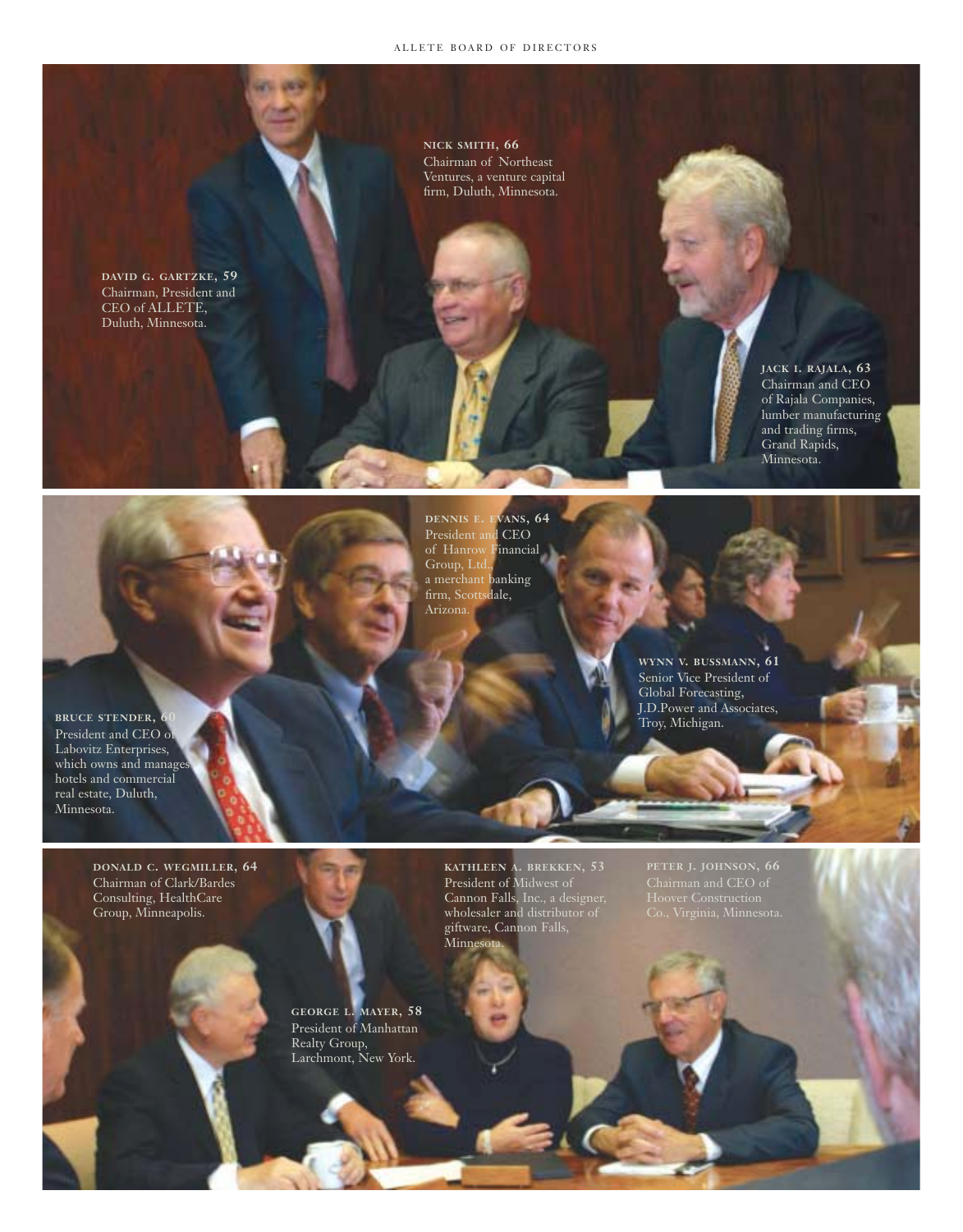ALLETE BOARD OF DIRECTORS

**NICK SMITH, 66**
Chairman of Northeast Ventures, a venture capital firm, Duluth, Minnesota.

**DAVID G. GARTZKE, 59**
Chairman, President and CEO of ALLETE, Duluth, Minnesota.

**JACK I. RAJALA, 63**
Chairman and CEO of Rajala Companies, lumber manufacturing and trading firms, Grand Rapids, Minnesota.

**DENNIS E. EVANS, 64**
President and CEO of Hanrow Financial Group, Ltd., a merchant banking firm, Scottsdale, Arizona.

**WYNN V. BUSSMANN, 61**
Senior Vice President of Global Forecasting, J.D.Power and Associates, Troy, Michigan.

**BRUCE STENDER, 60**
President and CEO of Labovitz Enterprises, which owns and manages hotels and commercial real estate, Duluth, Minnesota.

**DONALD C. WEGMILLER, 64**
Chairman of Clark/Bardes Consulting, HealthCare Group, Minneapolis.

**KATHLEEN A. BREKKEN, 53**
President of Midwest of Cannon Falls, Inc., a designer, wholesaler and distributor of giftware, Cannon Falls, Minnesota.

**PETER J. JOHNSON, 66**
Chairman and CEO of Hoover Construction Co., Virginia, Minnesota.

**GEORGE L. MAYER, 58**
President of Manhattan Realty Group, Larchmont, New York.